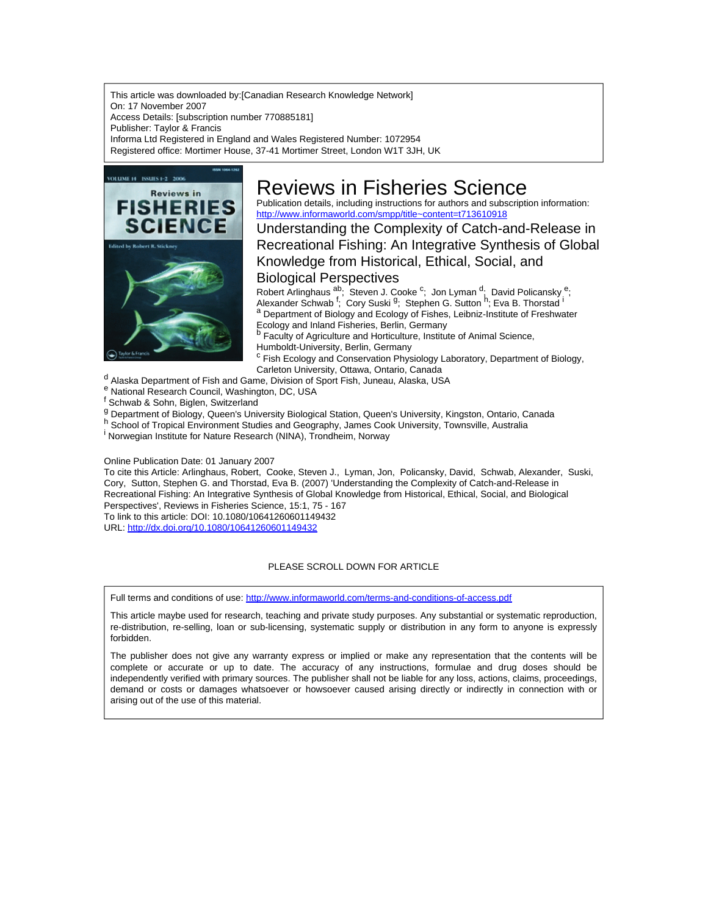This article was downloaded by:[Canadian Research Knowledge Network]
On: 17 November 2007
Access Details: [subscription number 770885181]
Publisher: Taylor & Francis
Informa Ltd Registered in England and Wales Registered Number: 1072954
Registered office: Mortimer House, 37-41 Mortimer Street, London W1T 3JH, UK

# Reviews in Fisheries Science

Publication details, including instructions for authors and subscription information:
http://www.informaworld.com/smpp/title~content=t713610918

## Understanding the Complexity of Catch-and-Release in Recreational Fishing: An Integrative Synthesis of Global Knowledge from Historical, Ethical, Social, and Biological Perspectives

Robert Arlinghaus [ab]; Steven J. Cooke [c]; Jon Lyman [d]; David Policansky [e]; Alexander Schwab [f]; Cory Suski [g]; Stephen G. Sutton [h]; Eva B. Thorstad [i]

[a] Department of Biology and Ecology of Fishes, Leibniz-Institute of Freshwater Ecology and Inland Fisheries, Berlin, Germany
[b] Faculty of Agriculture and Horticulture, Institute of Animal Science, Humboldt-University, Berlin, Germany
[c] Fish Ecology and Conservation Physiology Laboratory, Department of Biology, Carleton University, Ottawa, Ontario, Canada
[d] Alaska Department of Fish and Game, Division of Sport Fish, Juneau, Alaska, USA
[e] National Research Council, Washington, DC, USA
[f] Schwab & Sohn, Biglen, Switzerland
[g] Department of Biology, Queen's University Biological Station, Queen's University, Kingston, Ontario, Canada
[h] School of Tropical Environment Studies and Geography, James Cook University, Townsville, Australia
[i] Norwegian Institute for Nature Research (NINA), Trondheim, Norway

Online Publication Date: 01 January 2007
To cite this Article: Arlinghaus, Robert, Cooke, Steven J., Lyman, Jon, Policansky, David, Schwab, Alexander, Suski, Cory, Sutton, Stephen G. and Thorstad, Eva B. (2007) 'Understanding the Complexity of Catch-and-Release in Recreational Fishing: An Integrative Synthesis of Global Knowledge from Historical, Ethical, Social, and Biological Perspectives', Reviews in Fisheries Science, 15:1, 75 - 167
To link to this article: DOI: 10.1080/10641260601149432
URL: http://dx.doi.org/10.1080/10641260601149432

PLEASE SCROLL DOWN FOR ARTICLE

Full terms and conditions of use: http://www.informaworld.com/terms-and-conditions-of-access.pdf

This article maybe used for research, teaching and private study purposes. Any substantial or systematic reproduction, re-distribution, re-selling, loan or sub-licensing, systematic supply or distribution in any form to anyone is expressly forbidden.

The publisher does not give any warranty express or implied or make any representation that the contents will be complete or accurate or up to date. The accuracy of any instructions, formulae and drug doses should be independently verified with primary sources. The publisher shall not be liable for any loss, actions, claims, proceedings, demand or costs or damages whatsoever or howsoever caused arising directly or indirectly in connection with or arising out of the use of this material.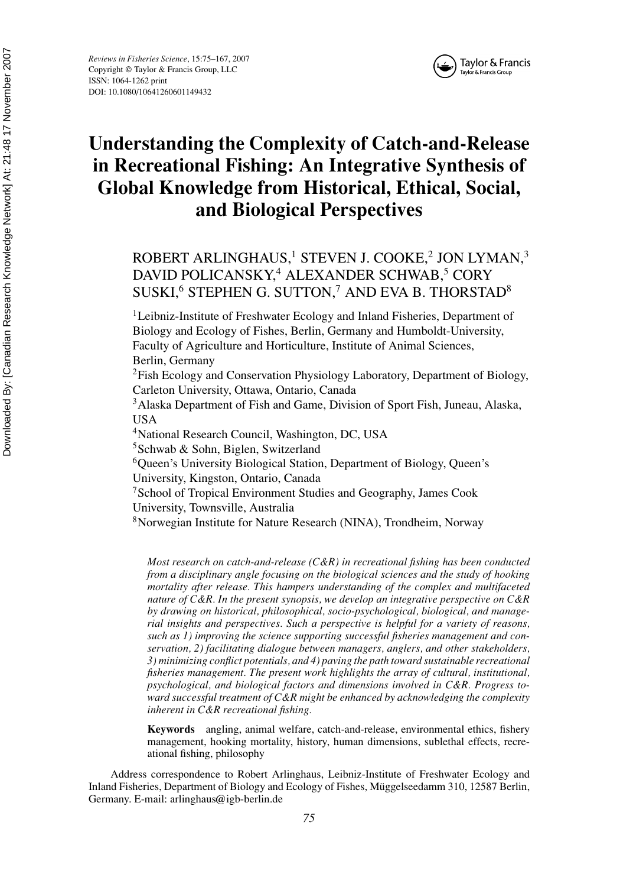# Understanding the Complexity of Catch-and-Release in Recreational Fishing: An Integrative Synthesis of Global Knowledge from Historical, Ethical, Social, and Biological Perspectives

ROBERT ARLINGHAUS,[1] STEVEN J. COOKE,[2] JON LYMAN,[3] DAVID POLICANSKY,[4] ALEXANDER SCHWAB,[5] CORY SUSKI,[6] STEPHEN G. SUTTON,[7] AND EVA B. THORSTAD[8]

[1]Leibniz-Institute of Freshwater Ecology and Inland Fisheries, Department of Biology and Ecology of Fishes, Berlin, Germany and Humboldt-University, Faculty of Agriculture and Horticulture, Institute of Animal Sciences, Berlin, Germany

[2]Fish Ecology and Conservation Physiology Laboratory, Department of Biology, Carleton University, Ottawa, Ontario, Canada

[3]Alaska Department of Fish and Game, Division of Sport Fish, Juneau, Alaska, USA

[4]National Research Council, Washington, DC, USA

[5]Schwab & Sohn, Biglen, Switzerland

[6]Queen's University Biological Station, Department of Biology, Queen's University, Kingston, Ontario, Canada

[7]School of Tropical Environment Studies and Geography, James Cook University, Townsville, Australia

[8]Norwegian Institute for Nature Research (NINA), Trondheim, Norway

*Most research on catch-and-release (C&R) in recreational fishing has been conducted from a disciplinary angle focusing on the biological sciences and the study of hooking mortality after release. This hampers understanding of the complex and multifaceted nature of C&R. In the present synopsis, we develop an integrative perspective on C&R by drawing on historical, philosophical, socio-psychological, biological, and managerial insights and perspectives. Such a perspective is helpful for a variety of reasons, such as 1) improving the science supporting successful fisheries management and conservation, 2) facilitating dialogue between managers, anglers, and other stakeholders, 3) minimizing conflict potentials, and 4) paving the path toward sustainable recreational fisheries management. The present work highlights the array of cultural, institutional, psychological, and biological factors and dimensions involved in C&R. Progress toward successful treatment of C&R might be enhanced by acknowledging the complexity inherent in C&R recreational fishing.*

**Keywords** angling, animal welfare, catch-and-release, environmental ethics, fishery management, hooking mortality, history, human dimensions, sublethal effects, recreational fishing, philosophy

Address correspondence to Robert Arlinghaus, Leibniz-Institute of Freshwater Ecology and Inland Fisheries, Department of Biology and Ecology of Fishes, Müggelseedamm 310, 12587 Berlin, Germany. E-mail: arlinghaus@igb-berlin.de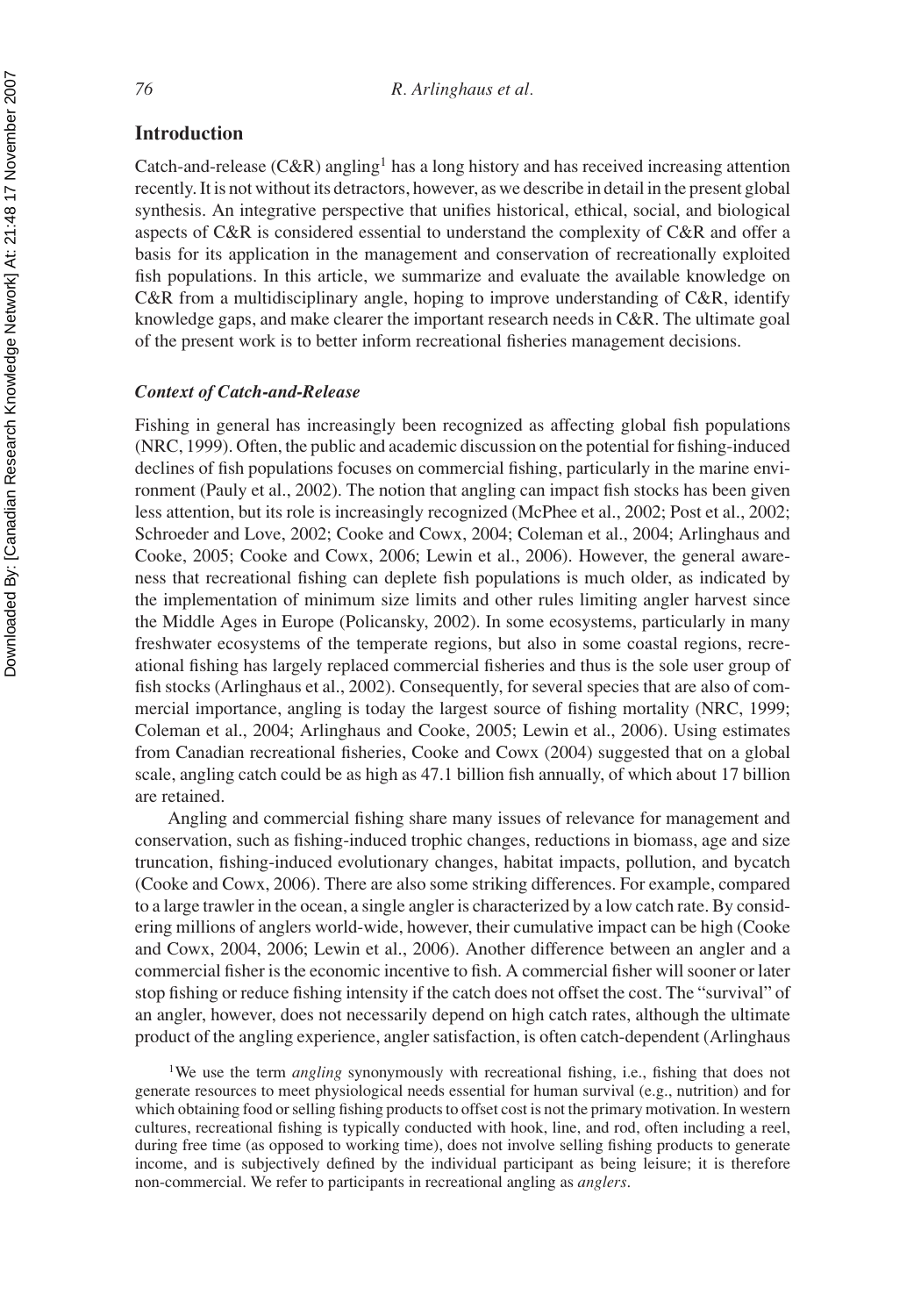## Introduction

Catch-and-release (C&R) angling[1] has a long history and has received increasing attention recently. It is not without its detractors, however, as we describe in detail in the present global synthesis. An integrative perspective that unifies historical, ethical, social, and biological aspects of C&R is considered essential to understand the complexity of C&R and offer a basis for its application in the management and conservation of recreationally exploited fish populations. In this article, we summarize and evaluate the available knowledge on C&R from a multidisciplinary angle, hoping to improve understanding of C&R, identify knowledge gaps, and make clearer the important research needs in C&R. The ultimate goal of the present work is to better inform recreational fisheries management decisions.

### *Context of Catch-and-Release*

Fishing in general has increasingly been recognized as affecting global fish populations (NRC, 1999). Often, the public and academic discussion on the potential for fishing-induced declines of fish populations focuses on commercial fishing, particularly in the marine environment (Pauly et al., 2002). The notion that angling can impact fish stocks has been given less attention, but its role is increasingly recognized (McPhee et al., 2002; Post et al., 2002; Schroeder and Love, 2002; Cooke and Cowx, 2004; Coleman et al., 2004; Arlinghaus and Cooke, 2005; Cooke and Cowx, 2006; Lewin et al., 2006). However, the general awareness that recreational fishing can deplete fish populations is much older, as indicated by the implementation of minimum size limits and other rules limiting angler harvest since the Middle Ages in Europe (Policansky, 2002). In some ecosystems, particularly in many freshwater ecosystems of the temperate regions, but also in some coastal regions, recreational fishing has largely replaced commercial fisheries and thus is the sole user group of fish stocks (Arlinghaus et al., 2002). Consequently, for several species that are also of commercial importance, angling is today the largest source of fishing mortality (NRC, 1999; Coleman et al., 2004; Arlinghaus and Cooke, 2005; Lewin et al., 2006). Using estimates from Canadian recreational fisheries, Cooke and Cowx (2004) suggested that on a global scale, angling catch could be as high as 47.1 billion fish annually, of which about 17 billion are retained.

Angling and commercial fishing share many issues of relevance for management and conservation, such as fishing-induced trophic changes, reductions in biomass, age and size truncation, fishing-induced evolutionary changes, habitat impacts, pollution, and bycatch (Cooke and Cowx, 2006). There are also some striking differences. For example, compared to a large trawler in the ocean, a single angler is characterized by a low catch rate. By considering millions of anglers world-wide, however, their cumulative impact can be high (Cooke and Cowx, 2004, 2006; Lewin et al., 2006). Another difference between an angler and a commercial fisher is the economic incentive to fish. A commercial fisher will sooner or later stop fishing or reduce fishing intensity if the catch does not offset the cost. The "survival" of an angler, however, does not necessarily depend on high catch rates, although the ultimate product of the angling experience, angler satisfaction, is often catch-dependent (Arlinghaus

[1] We use the term *angling* synonymously with recreational fishing, i.e., fishing that does not generate resources to meet physiological needs essential for human survival (e.g., nutrition) and for which obtaining food or selling fishing products to offset cost is not the primary motivation. In western cultures, recreational fishing is typically conducted with hook, line, and rod, often including a reel, during free time (as opposed to working time), does not involve selling fishing products to generate income, and is subjectively defined by the individual participant as being leisure; it is therefore non-commercial. We refer to participants in recreational angling as *anglers*.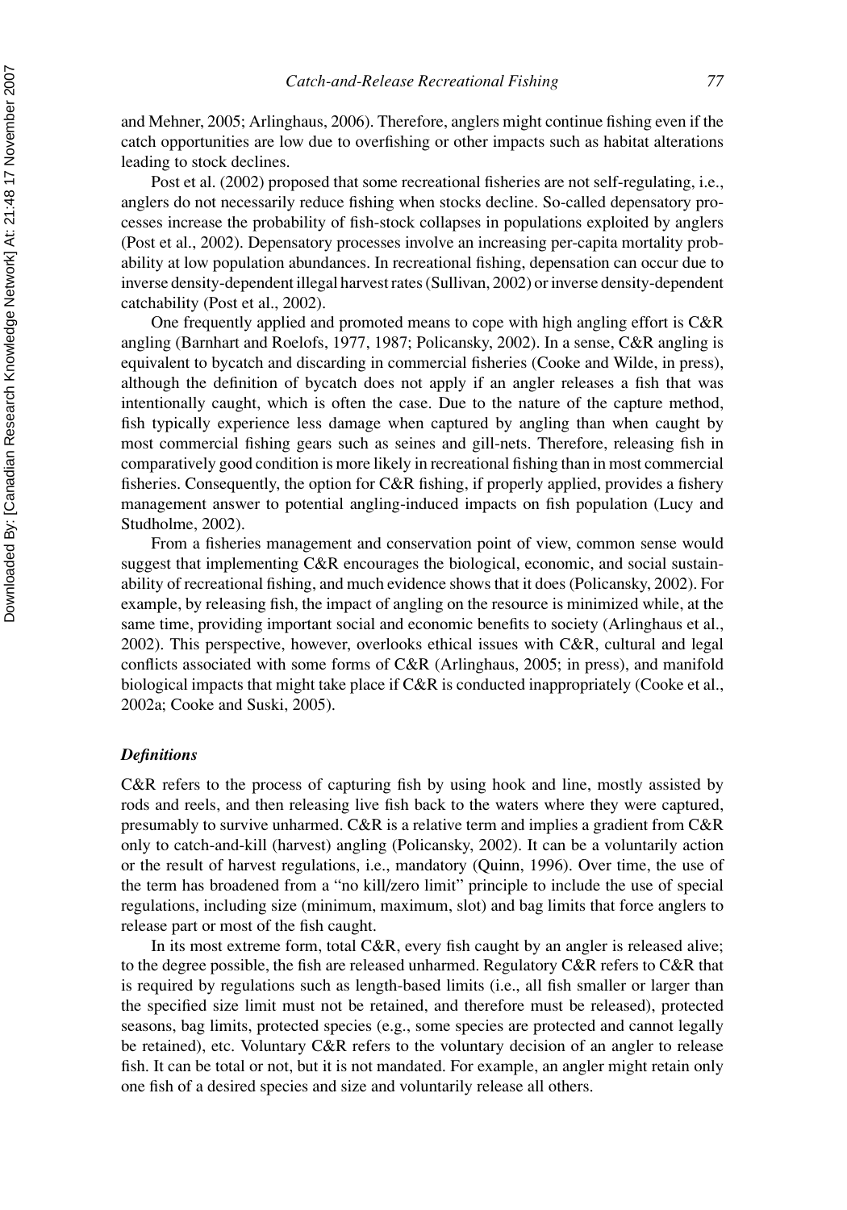and Mehner, 2005; Arlinghaus, 2006). Therefore, anglers might continue fishing even if the catch opportunities are low due to overfishing or other impacts such as habitat alterations leading to stock declines.

Post et al. (2002) proposed that some recreational fisheries are not self-regulating, i.e., anglers do not necessarily reduce fishing when stocks decline. So-called depensatory processes increase the probability of fish-stock collapses in populations exploited by anglers (Post et al., 2002). Depensatory processes involve an increasing per-capita mortality probability at low population abundances. In recreational fishing, depensation can occur due to inverse density-dependent illegal harvest rates (Sullivan, 2002) or inverse density-dependent catchability (Post et al., 2002).

One frequently applied and promoted means to cope with high angling effort is C&R angling (Barnhart and Roelofs, 1977, 1987; Policansky, 2002). In a sense, C&R angling is equivalent to bycatch and discarding in commercial fisheries (Cooke and Wilde, in press), although the definition of bycatch does not apply if an angler releases a fish that was intentionally caught, which is often the case. Due to the nature of the capture method, fish typically experience less damage when captured by angling than when caught by most commercial fishing gears such as seines and gill-nets. Therefore, releasing fish in comparatively good condition is more likely in recreational fishing than in most commercial fisheries. Consequently, the option for C&R fishing, if properly applied, provides a fishery management answer to potential angling-induced impacts on fish population (Lucy and Studholme, 2002).

From a fisheries management and conservation point of view, common sense would suggest that implementing C&R encourages the biological, economic, and social sustainability of recreational fishing, and much evidence shows that it does (Policansky, 2002). For example, by releasing fish, the impact of angling on the resource is minimized while, at the same time, providing important social and economic benefits to society (Arlinghaus et al., 2002). This perspective, however, overlooks ethical issues with C&R, cultural and legal conflicts associated with some forms of C&R (Arlinghaus, 2005; in press), and manifold biological impacts that might take place if C&R is conducted inappropriately (Cooke et al., 2002a; Cooke and Suski, 2005).

### *Definitions*

C&R refers to the process of capturing fish by using hook and line, mostly assisted by rods and reels, and then releasing live fish back to the waters where they were captured, presumably to survive unharmed. C&R is a relative term and implies a gradient from C&R only to catch-and-kill (harvest) angling (Policansky, 2002). It can be a voluntarily action or the result of harvest regulations, i.e., mandatory (Quinn, 1996). Over time, the use of the term has broadened from a "no kill/zero limit" principle to include the use of special regulations, including size (minimum, maximum, slot) and bag limits that force anglers to release part or most of the fish caught.

In its most extreme form, total C&R, every fish caught by an angler is released alive; to the degree possible, the fish are released unharmed. Regulatory C&R refers to C&R that is required by regulations such as length-based limits (i.e., all fish smaller or larger than the specified size limit must not be retained, and therefore must be released), protected seasons, bag limits, protected species (e.g., some species are protected and cannot legally be retained), etc. Voluntary C&R refers to the voluntary decision of an angler to release fish. It can be total or not, but it is not mandated. For example, an angler might retain only one fish of a desired species and size and voluntarily release all others.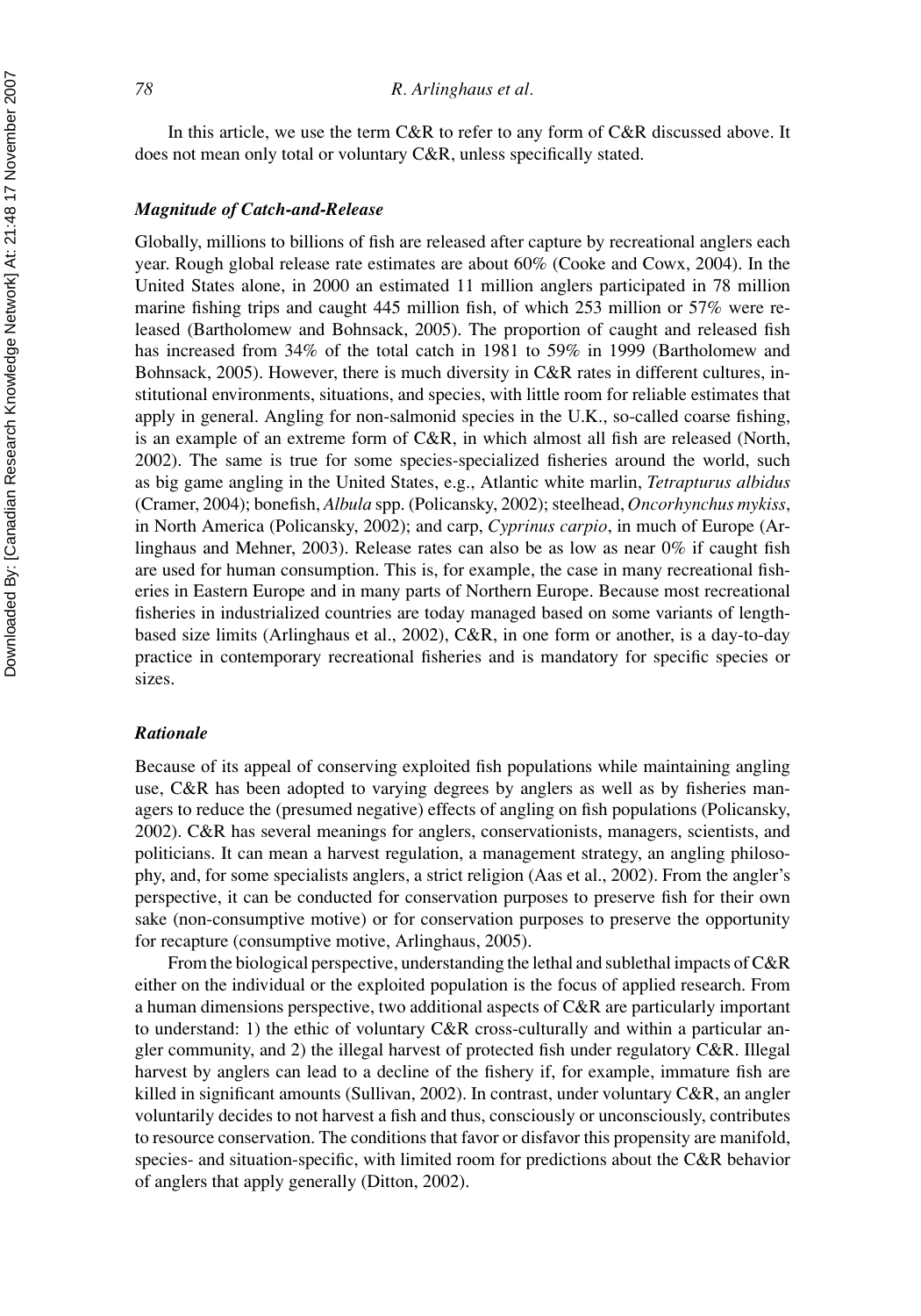In this article, we use the term C&R to refer to any form of C&R discussed above. It does not mean only total or voluntary C&R, unless specifically stated.

### *Magnitude of Catch-and-Release*

Globally, millions to billions of fish are released after capture by recreational anglers each year. Rough global release rate estimates are about 60% (Cooke and Cowx, 2004). In the United States alone, in 2000 an estimated 11 million anglers participated in 78 million marine fishing trips and caught 445 million fish, of which 253 million or 57% were released (Bartholomew and Bohnsack, 2005). The proportion of caught and released fish has increased from 34% of the total catch in 1981 to 59% in 1999 (Bartholomew and Bohnsack, 2005). However, there is much diversity in C&R rates in different cultures, institutional environments, situations, and species, with little room for reliable estimates that apply in general. Angling for non-salmonid species in the U.K., so-called coarse fishing, is an example of an extreme form of C&R, in which almost all fish are released (North, 2002). The same is true for some species-specialized fisheries around the world, such as big game angling in the United States, e.g., Atlantic white marlin, *Tetrapturus albidus* (Cramer, 2004); bonefish, *Albula* spp. (Policansky, 2002); steelhead, *Oncorhynchus mykiss*, in North America (Policansky, 2002); and carp, *Cyprinus carpio*, in much of Europe (Arlinghaus and Mehner, 2003). Release rates can also be as low as near 0% if caught fish are used for human consumption. This is, for example, the case in many recreational fisheries in Eastern Europe and in many parts of Northern Europe. Because most recreational fisheries in industrialized countries are today managed based on some variants of length-based size limits (Arlinghaus et al., 2002), C&R, in one form or another, is a day-to-day practice in contemporary recreational fisheries and is mandatory for specific species or sizes.

### *Rationale*

Because of its appeal of conserving exploited fish populations while maintaining angling use, C&R has been adopted to varying degrees by anglers as well as by fisheries managers to reduce the (presumed negative) effects of angling on fish populations (Policansky, 2002). C&R has several meanings for anglers, conservationists, managers, scientists, and politicians. It can mean a harvest regulation, a management strategy, an angling philosophy, and, for some specialists anglers, a strict religion (Aas et al., 2002). From the angler's perspective, it can be conducted for conservation purposes to preserve fish for their own sake (non-consumptive motive) or for conservation purposes to preserve the opportunity for recapture (consumptive motive, Arlinghaus, 2005).

From the biological perspective, understanding the lethal and sublethal impacts of C&R either on the individual or the exploited population is the focus of applied research. From a human dimensions perspective, two additional aspects of C&R are particularly important to understand: 1) the ethic of voluntary C&R cross-culturally and within a particular angler community, and 2) the illegal harvest of protected fish under regulatory C&R. Illegal harvest by anglers can lead to a decline of the fishery if, for example, immature fish are killed in significant amounts (Sullivan, 2002). In contrast, under voluntary C&R, an angler voluntarily decides to not harvest a fish and thus, consciously or unconsciously, contributes to resource conservation. The conditions that favor or disfavor this propensity are manifold, species- and situation-specific, with limited room for predictions about the C&R behavior of anglers that apply generally (Ditton, 2002).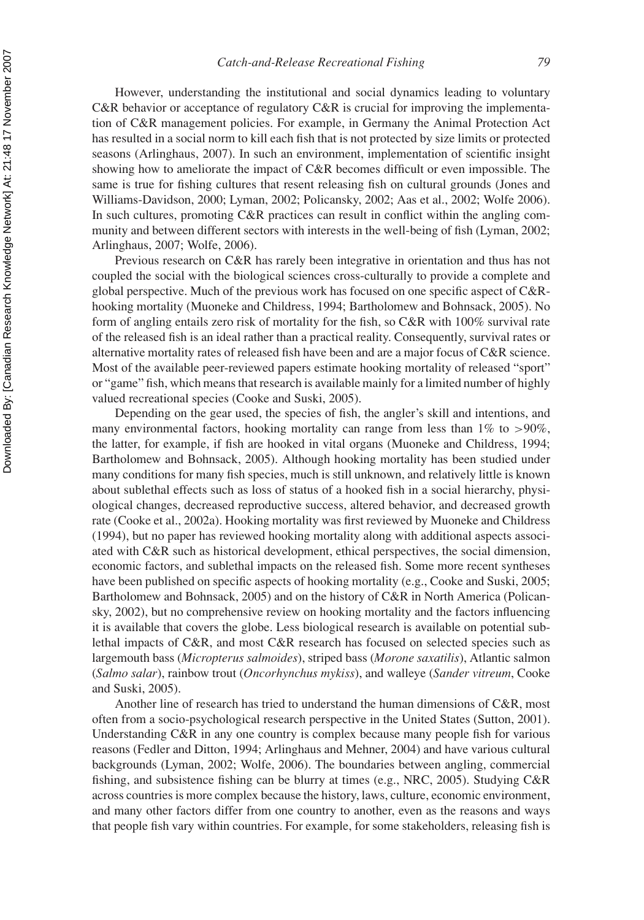However, understanding the institutional and social dynamics leading to voluntary C&R behavior or acceptance of regulatory C&R is crucial for improving the implementation of C&R management policies. For example, in Germany the Animal Protection Act has resulted in a social norm to kill each fish that is not protected by size limits or protected seasons (Arlinghaus, 2007). In such an environment, implementation of scientific insight showing how to ameliorate the impact of C&R becomes difficult or even impossible. The same is true for fishing cultures that resent releasing fish on cultural grounds (Jones and Williams-Davidson, 2000; Lyman, 2002; Policansky, 2002; Aas et al., 2002; Wolfe 2006). In such cultures, promoting C&R practices can result in conflict within the angling community and between different sectors with interests in the well-being of fish (Lyman, 2002; Arlinghaus, 2007; Wolfe, 2006).

Previous research on C&R has rarely been integrative in orientation and thus has not coupled the social with the biological sciences cross-culturally to provide a complete and global perspective. Much of the previous work has focused on one specific aspect of C&R-hooking mortality (Muoneke and Childress, 1994; Bartholomew and Bohnsack, 2005). No form of angling entails zero risk of mortality for the fish, so C&R with 100% survival rate of the released fish is an ideal rather than a practical reality. Consequently, survival rates or alternative mortality rates of released fish have been and are a major focus of C&R science. Most of the available peer-reviewed papers estimate hooking mortality of released "sport" or "game" fish, which means that research is available mainly for a limited number of highly valued recreational species (Cooke and Suski, 2005).

Depending on the gear used, the species of fish, the angler's skill and intentions, and many environmental factors, hooking mortality can range from less than 1% to >90%, the latter, for example, if fish are hooked in vital organs (Muoneke and Childress, 1994; Bartholomew and Bohnsack, 2005). Although hooking mortality has been studied under many conditions for many fish species, much is still unknown, and relatively little is known about sublethal effects such as loss of status of a hooked fish in a social hierarchy, physiological changes, decreased reproductive success, altered behavior, and decreased growth rate (Cooke et al., 2002a). Hooking mortality was first reviewed by Muoneke and Childress (1994), but no paper has reviewed hooking mortality along with additional aspects associated with C&R such as historical development, ethical perspectives, the social dimension, economic factors, and sublethal impacts on the released fish. Some more recent syntheses have been published on specific aspects of hooking mortality (e.g., Cooke and Suski, 2005; Bartholomew and Bohnsack, 2005) and on the history of C&R in North America (Policansky, 2002), but no comprehensive review on hooking mortality and the factors influencing it is available that covers the globe. Less biological research is available on potential sublethal impacts of C&R, and most C&R research has focused on selected species such as largemouth bass (*Micropterus salmoides*), striped bass (*Morone saxatilis*), Atlantic salmon (*Salmo salar*), rainbow trout (*Oncorhynchus mykiss*), and walleye (*Sander vitreum*, Cooke and Suski, 2005).

Another line of research has tried to understand the human dimensions of C&R, most often from a socio-psychological research perspective in the United States (Sutton, 2001). Understanding C&R in any one country is complex because many people fish for various reasons (Fedler and Ditton, 1994; Arlinghaus and Mehner, 2004) and have various cultural backgrounds (Lyman, 2002; Wolfe, 2006). The boundaries between angling, commercial fishing, and subsistence fishing can be blurry at times (e.g., NRC, 2005). Studying C&R across countries is more complex because the history, laws, culture, economic environment, and many other factors differ from one country to another, even as the reasons and ways that people fish vary within countries. For example, for some stakeholders, releasing fish is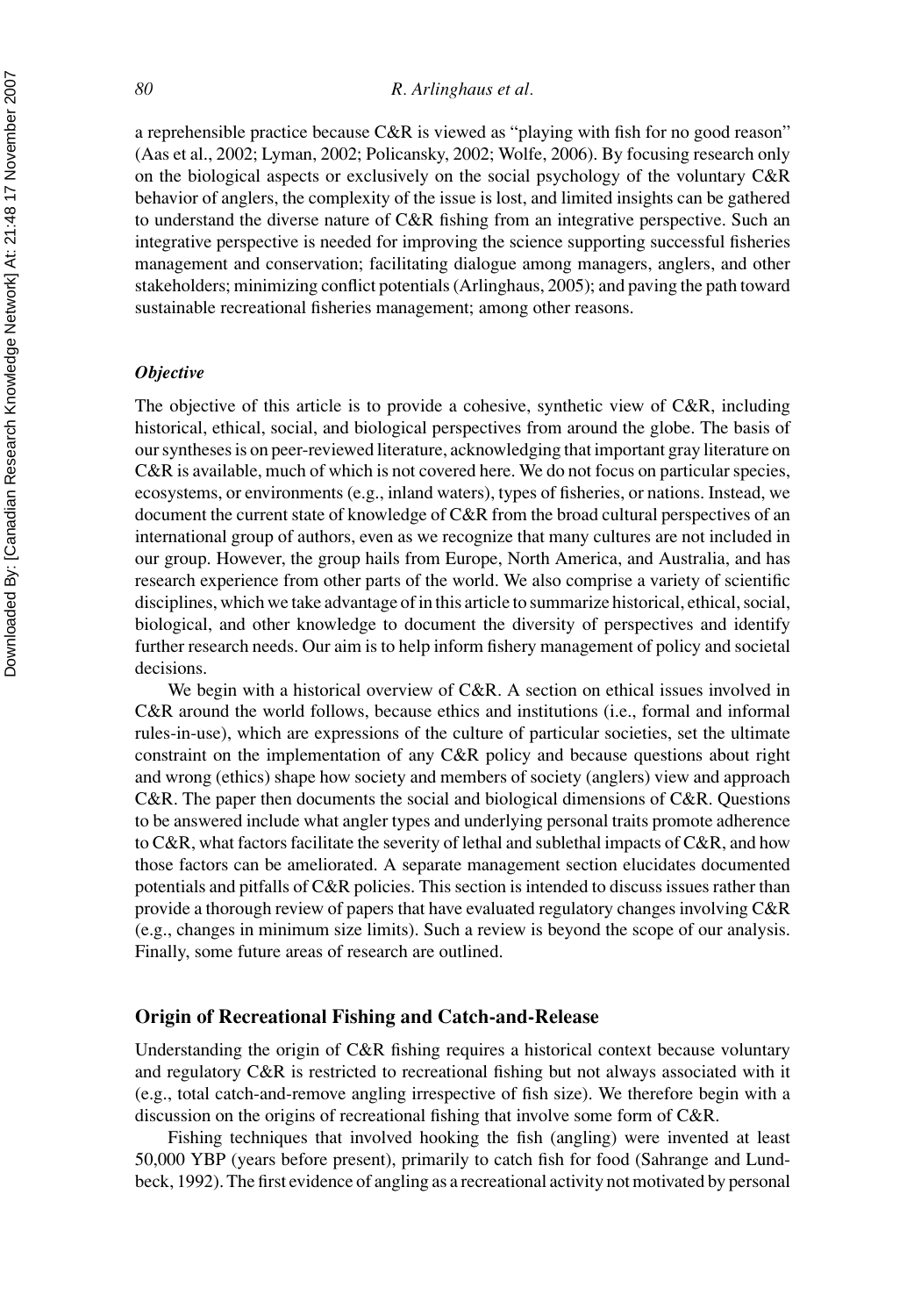a reprehensible practice because C&R is viewed as "playing with fish for no good reason" (Aas et al., 2002; Lyman, 2002; Policansky, 2002; Wolfe, 2006). By focusing research only on the biological aspects or exclusively on the social psychology of the voluntary C&R behavior of anglers, the complexity of the issue is lost, and limited insights can be gathered to understand the diverse nature of C&R fishing from an integrative perspective. Such an integrative perspective is needed for improving the science supporting successful fisheries management and conservation; facilitating dialogue among managers, anglers, and other stakeholders; minimizing conflict potentials (Arlinghaus, 2005); and paving the path toward sustainable recreational fisheries management; among other reasons.

### *Objective*

The objective of this article is to provide a cohesive, synthetic view of C&R, including historical, ethical, social, and biological perspectives from around the globe. The basis of our syntheses is on peer-reviewed literature, acknowledging that important gray literature on C&R is available, much of which is not covered here. We do not focus on particular species, ecosystems, or environments (e.g., inland waters), types of fisheries, or nations. Instead, we document the current state of knowledge of C&R from the broad cultural perspectives of an international group of authors, even as we recognize that many cultures are not included in our group. However, the group hails from Europe, North America, and Australia, and has research experience from other parts of the world. We also comprise a variety of scientific disciplines, which we take advantage of in this article to summarize historical, ethical, social, biological, and other knowledge to document the diversity of perspectives and identify further research needs. Our aim is to help inform fishery management of policy and societal decisions.

We begin with a historical overview of C&R. A section on ethical issues involved in C&R around the world follows, because ethics and institutions (i.e., formal and informal rules-in-use), which are expressions of the culture of particular societies, set the ultimate constraint on the implementation of any C&R policy and because questions about right and wrong (ethics) shape how society and members of society (anglers) view and approach C&R. The paper then documents the social and biological dimensions of C&R. Questions to be answered include what angler types and underlying personal traits promote adherence to C&R, what factors facilitate the severity of lethal and sublethal impacts of C&R, and how those factors can be ameliorated. A separate management section elucidates documented potentials and pitfalls of C&R policies. This section is intended to discuss issues rather than provide a thorough review of papers that have evaluated regulatory changes involving C&R (e.g., changes in minimum size limits). Such a review is beyond the scope of our analysis. Finally, some future areas of research are outlined.

## Origin of Recreational Fishing and Catch-and-Release

Understanding the origin of C&R fishing requires a historical context because voluntary and regulatory C&R is restricted to recreational fishing but not always associated with it (e.g., total catch-and-remove angling irrespective of fish size). We therefore begin with a discussion on the origins of recreational fishing that involve some form of C&R.

Fishing techniques that involved hooking the fish (angling) were invented at least 50,000 YBP (years before present), primarily to catch fish for food (Sahrange and Lundbeck, 1992). The first evidence of angling as a recreational activity not motivated by personal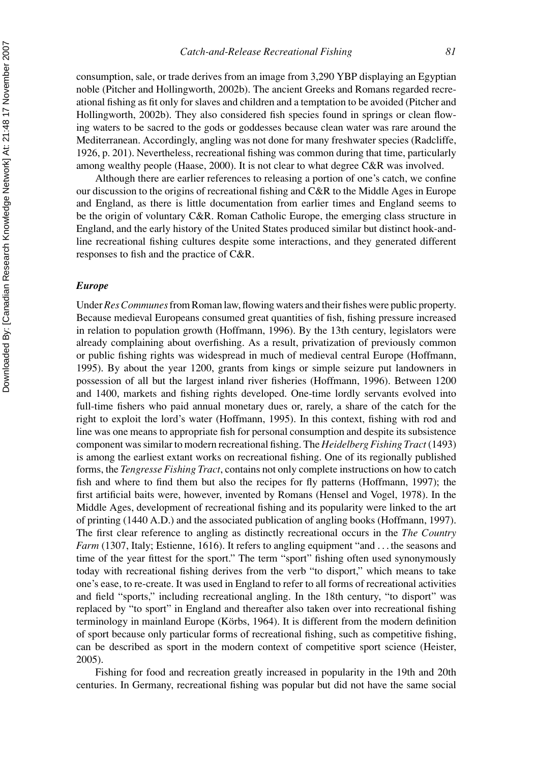consumption, sale, or trade derives from an image from 3,290 YBP displaying an Egyptian noble (Pitcher and Hollingworth, 2002b). The ancient Greeks and Romans regarded recreational fishing as fit only for slaves and children and a temptation to be avoided (Pitcher and Hollingworth, 2002b). They also considered fish species found in springs or clean flowing waters to be sacred to the gods or goddesses because clean water was rare around the Mediterranean. Accordingly, angling was not done for many freshwater species (Radcliffe, 1926, p. 201). Nevertheless, recreational fishing was common during that time, particularly among wealthy people (Haase, 2000). It is not clear to what degree C&R was involved.

Although there are earlier references to releasing a portion of one's catch, we confine our discussion to the origins of recreational fishing and C&R to the Middle Ages in Europe and England, as there is little documentation from earlier times and England seems to be the origin of voluntary C&R. Roman Catholic Europe, the emerging class structure in England, and the early history of the United States produced similar but distinct hook-and-line recreational fishing cultures despite some interactions, and they generated different responses to fish and the practice of C&R.

### *Europe*

Under *Res Communes* from Roman law, flowing waters and their fishes were public property. Because medieval Europeans consumed great quantities of fish, fishing pressure increased in relation to population growth (Hoffmann, 1996). By the 13th century, legislators were already complaining about overfishing. As a result, privatization of previously common or public fishing rights was widespread in much of medieval central Europe (Hoffmann, 1995). By about the year 1200, grants from kings or simple seizure put landowners in possession of all but the largest inland river fisheries (Hoffmann, 1996). Between 1200 and 1400, markets and fishing rights developed. One-time lordly servants evolved into full-time fishers who paid annual monetary dues or, rarely, a share of the catch for the right to exploit the lord's water (Hoffmann, 1995). In this context, fishing with rod and line was one means to appropriate fish for personal consumption and despite its subsistence component was similar to modern recreational fishing. The *Heidelberg Fishing Tract* (1493) is among the earliest extant works on recreational fishing. One of its regionally published forms, the *Tengresse Fishing Tract*, contains not only complete instructions on how to catch fish and where to find them but also the recipes for fly patterns (Hoffmann, 1997); the first artificial baits were, however, invented by Romans (Hensel and Vogel, 1978). In the Middle Ages, development of recreational fishing and its popularity were linked to the art of printing (1440 A.D.) and the associated publication of angling books (Hoffmann, 1997). The first clear reference to angling as distinctly recreational occurs in the *The Country Farm* (1307, Italy; Estienne, 1616). It refers to angling equipment "and . . . the seasons and time of the year fittest for the sport." The term "sport" fishing often used synonymously today with recreational fishing derives from the verb "to disport," which means to take one's ease, to re-create. It was used in England to refer to all forms of recreational activities and field "sports," including recreational angling. In the 18th century, "to disport" was replaced by "to sport" in England and thereafter also taken over into recreational fishing terminology in mainland Europe (Körbs, 1964). It is different from the modern definition of sport because only particular forms of recreational fishing, such as competitive fishing, can be described as sport in the modern context of competitive sport science (Heister, 2005).

Fishing for food and recreation greatly increased in popularity in the 19th and 20th centuries. In Germany, recreational fishing was popular but did not have the same social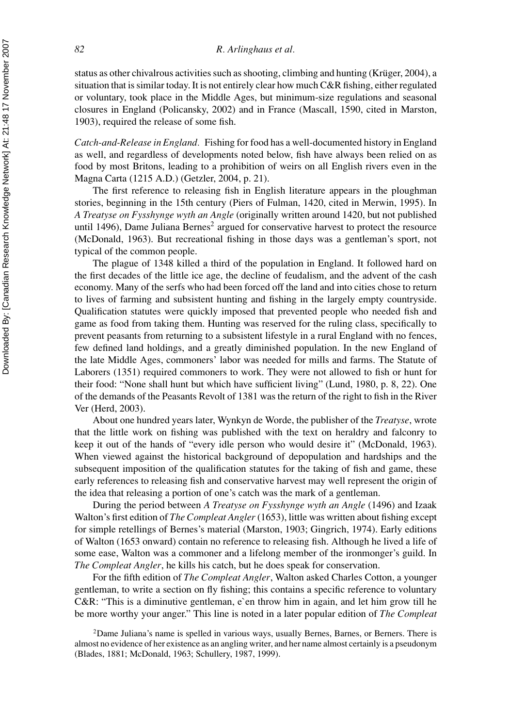status as other chivalrous activities such as shooting, climbing and hunting (Krüger, 2004), a situation that is similar today. It is not entirely clear how much C&R fishing, either regulated or voluntary, took place in the Middle Ages, but minimum-size regulations and seasonal closures in England (Policansky, 2002) and in France (Mascall, 1590, cited in Marston, 1903), required the release of some fish.

*Catch-and-Release in England.* Fishing for food has a well-documented history in England as well, and regardless of developments noted below, fish have always been relied on as food by most Britons, leading to a prohibition of weirs on all English rivers even in the Magna Carta (1215 A.D.) (Getzler, 2004, p. 21).

The first reference to releasing fish in English literature appears in the ploughman stories, beginning in the 15th century (Piers of Fulman, 1420, cited in Merwin, 1995). In *A Treatyse on Fysshynge wyth an Angle* (originally written around 1420, but not published until 1496), Dame Juliana Bernes[2] argued for conservative harvest to protect the resource (McDonald, 1963). But recreational fishing in those days was a gentleman's sport, not typical of the common people.

The plague of 1348 killed a third of the population in England. It followed hard on the first decades of the little ice age, the decline of feudalism, and the advent of the cash economy. Many of the serfs who had been forced off the land and into cities chose to return to lives of farming and subsistent hunting and fishing in the largely empty countryside. Qualification statutes were quickly imposed that prevented people who needed fish and game as food from taking them. Hunting was reserved for the ruling class, specifically to prevent peasants from returning to a subsistent lifestyle in a rural England with no fences, few defined land holdings, and a greatly diminished population. In the new England of the late Middle Ages, commoners' labor was needed for mills and farms. The Statute of Laborers (1351) required commoners to work. They were not allowed to fish or hunt for their food: "None shall hunt but which have sufficient living" (Lund, 1980, p. 8, 22). One of the demands of the Peasants Revolt of 1381 was the return of the right to fish in the River Ver (Herd, 2003).

About one hundred years later, Wynkyn de Worde, the publisher of the *Treatyse*, wrote that the little work on fishing was published with the text on heraldry and falconry to keep it out of the hands of "every idle person who would desire it" (McDonald, 1963). When viewed against the historical background of depopulation and hardships and the subsequent imposition of the qualification statutes for the taking of fish and game, these early references to releasing fish and conservative harvest may well represent the origin of the idea that releasing a portion of one's catch was the mark of a gentleman.

During the period between *A Treatyse on Fysshynge wyth an Angle* (1496) and Izaak Walton's first edition of *The Compleat Angler* (1653), little was written about fishing except for simple retellings of Bernes's material (Marston, 1903; Gingrich, 1974). Early editions of Walton (1653 onward) contain no reference to releasing fish. Although he lived a life of some ease, Walton was a commoner and a lifelong member of the ironmonger's guild. In *The Compleat Angler*, he kills his catch, but he does speak for conservation.

For the fifth edition of *The Compleat Angler*, Walton asked Charles Cotton, a younger gentleman, to write a section on fly fishing; this contains a specific reference to voluntary C&R: "This is a diminutive gentleman, e`en throw him in again, and let him grow till he be more worthy your anger." This line is noted in a later popular edition of *The Compleat*

[2]Dame Juliana's name is spelled in various ways, usually Bernes, Barnes, or Berners. There is almost no evidence of her existence as an angling writer, and her name almost certainly is a pseudonym (Blades, 1881; McDonald, 1963; Schullery, 1987, 1999).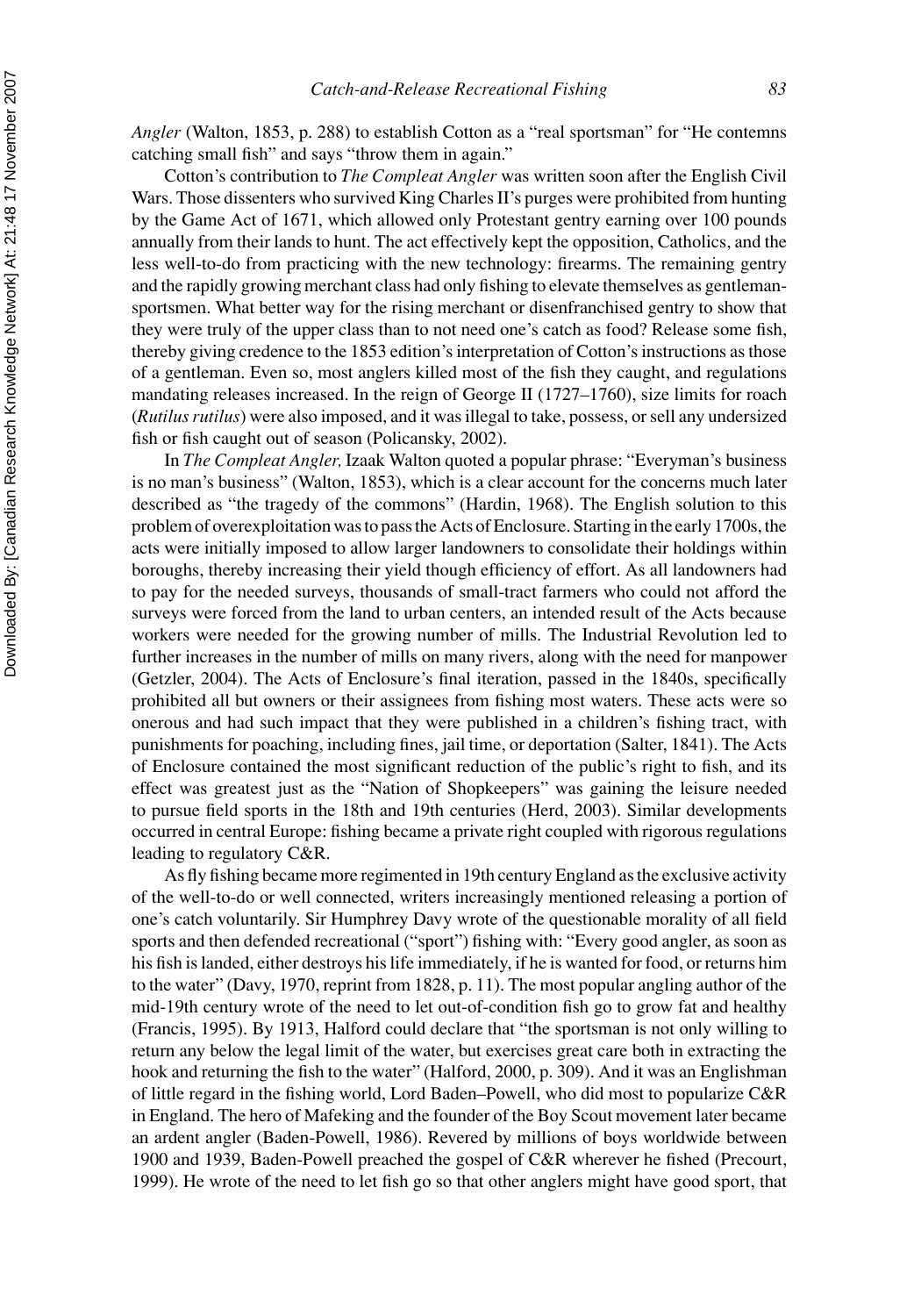*Angler* (Walton, 1853, p. 288) to establish Cotton as a "real sportsman" for "He contemns catching small fish" and says "throw them in again."

Cotton's contribution to *The Compleat Angler* was written soon after the English Civil Wars. Those dissenters who survived King Charles II's purges were prohibited from hunting by the Game Act of 1671, which allowed only Protestant gentry earning over 100 pounds annually from their lands to hunt. The act effectively kept the opposition, Catholics, and the less well-to-do from practicing with the new technology: firearms. The remaining gentry and the rapidly growing merchant class had only fishing to elevate themselves as gentleman-sportsmen. What better way for the rising merchant or disenfranchised gentry to show that they were truly of the upper class than to not need one's catch as food? Release some fish, thereby giving credence to the 1853 edition's interpretation of Cotton's instructions as those of a gentleman. Even so, most anglers killed most of the fish they caught, and regulations mandating releases increased. In the reign of George II (1727–1760), size limits for roach (*Rutilus rutilus*) were also imposed, and it was illegal to take, possess, or sell any undersized fish or fish caught out of season (Policansky, 2002).

In *The Compleat Angler,* Izaak Walton quoted a popular phrase: "Everyman's business is no man's business" (Walton, 1853), which is a clear account for the concerns much later described as "the tragedy of the commons" (Hardin, 1968). The English solution to this problem of overexploitation was to pass the Acts of Enclosure. Starting in the early 1700s, the acts were initially imposed to allow larger landowners to consolidate their holdings within boroughs, thereby increasing their yield though efficiency of effort. As all landowners had to pay for the needed surveys, thousands of small-tract farmers who could not afford the surveys were forced from the land to urban centers, an intended result of the Acts because workers were needed for the growing number of mills. The Industrial Revolution led to further increases in the number of mills on many rivers, along with the need for manpower (Getzler, 2004). The Acts of Enclosure's final iteration, passed in the 1840s, specifically prohibited all but owners or their assignees from fishing most waters. These acts were so onerous and had such impact that they were published in a children's fishing tract, with punishments for poaching, including fines, jail time, or deportation (Salter, 1841). The Acts of Enclosure contained the most significant reduction of the public's right to fish, and its effect was greatest just as the "Nation of Shopkeepers" was gaining the leisure needed to pursue field sports in the 18th and 19th centuries (Herd, 2003). Similar developments occurred in central Europe: fishing became a private right coupled with rigorous regulations leading to regulatory C&R.

As fly fishing became more regimented in 19th century England as the exclusive activity of the well-to-do or well connected, writers increasingly mentioned releasing a portion of one's catch voluntarily. Sir Humphrey Davy wrote of the questionable morality of all field sports and then defended recreational ("sport") fishing with: "Every good angler, as soon as his fish is landed, either destroys his life immediately, if he is wanted for food, or returns him to the water" (Davy, 1970, reprint from 1828, p. 11). The most popular angling author of the mid-19th century wrote of the need to let out-of-condition fish go to grow fat and healthy (Francis, 1995). By 1913, Halford could declare that "the sportsman is not only willing to return any below the legal limit of the water, but exercises great care both in extracting the hook and returning the fish to the water" (Halford, 2000, p. 309). And it was an Englishman of little regard in the fishing world, Lord Baden–Powell, who did most to popularize C&R in England. The hero of Mafeking and the founder of the Boy Scout movement later became an ardent angler (Baden-Powell, 1986). Revered by millions of boys worldwide between 1900 and 1939, Baden-Powell preached the gospel of C&R wherever he fished (Precourt, 1999). He wrote of the need to let fish go so that other anglers might have good sport, that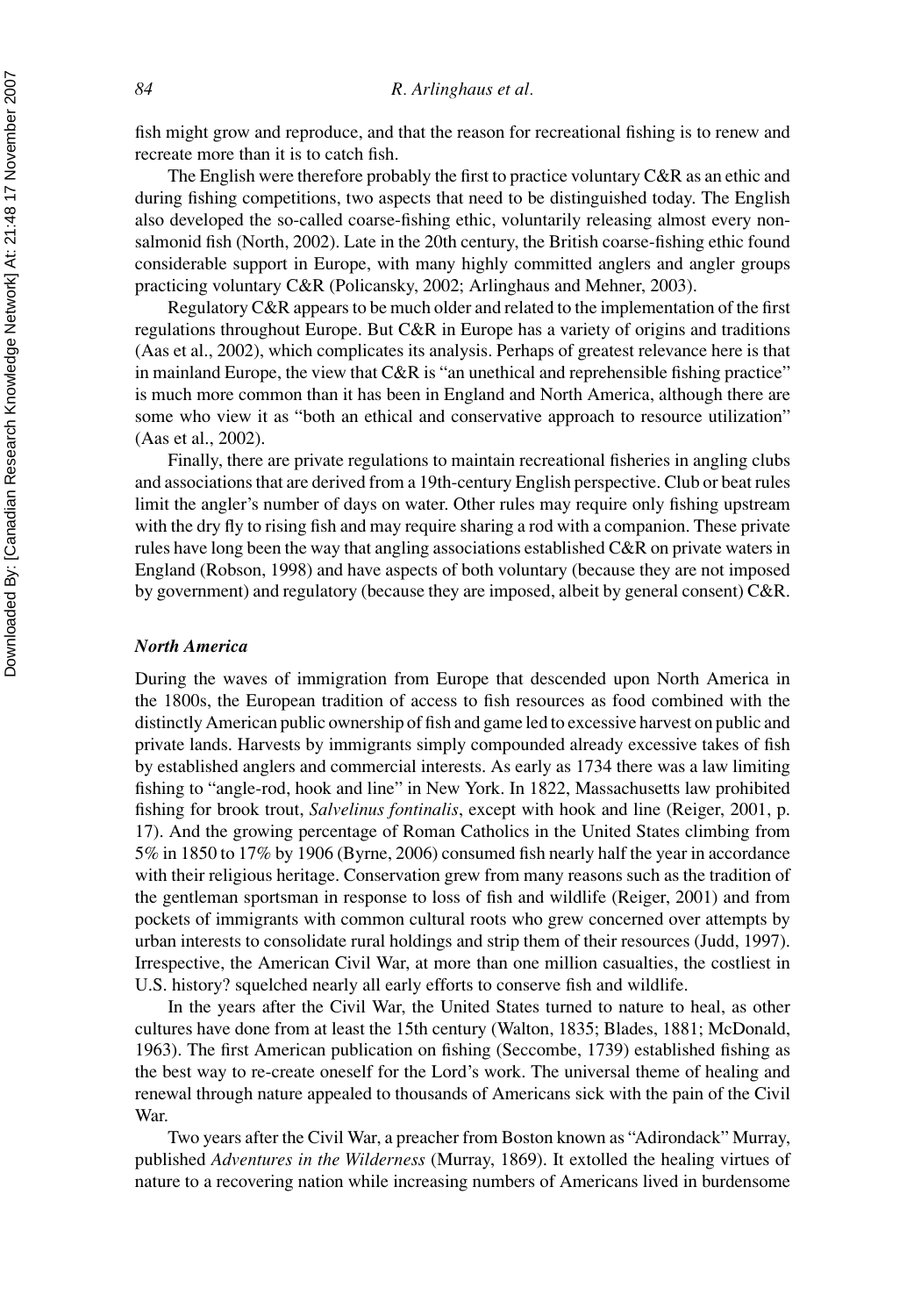fish might grow and reproduce, and that the reason for recreational fishing is to renew and recreate more than it is to catch fish.

The English were therefore probably the first to practice voluntary C&R as an ethic and during fishing competitions, two aspects that need to be distinguished today. The English also developed the so-called coarse-fishing ethic, voluntarily releasing almost every non-salmonid fish (North, 2002). Late in the 20th century, the British coarse-fishing ethic found considerable support in Europe, with many highly committed anglers and angler groups practicing voluntary C&R (Policansky, 2002; Arlinghaus and Mehner, 2003).

Regulatory C&R appears to be much older and related to the implementation of the first regulations throughout Europe. But C&R in Europe has a variety of origins and traditions (Aas et al., 2002), which complicates its analysis. Perhaps of greatest relevance here is that in mainland Europe, the view that C&R is "an unethical and reprehensible fishing practice" is much more common than it has been in England and North America, although there are some who view it as "both an ethical and conservative approach to resource utilization" (Aas et al., 2002).

Finally, there are private regulations to maintain recreational fisheries in angling clubs and associations that are derived from a 19th-century English perspective. Club or beat rules limit the angler's number of days on water. Other rules may require only fishing upstream with the dry fly to rising fish and may require sharing a rod with a companion. These private rules have long been the way that angling associations established C&R on private waters in England (Robson, 1998) and have aspects of both voluntary (because they are not imposed by government) and regulatory (because they are imposed, albeit by general consent) C&R.

### *North America*

During the waves of immigration from Europe that descended upon North America in the 1800s, the European tradition of access to fish resources as food combined with the distinctly American public ownership of fish and game led to excessive harvest on public and private lands. Harvests by immigrants simply compounded already excessive takes of fish by established anglers and commercial interests. As early as 1734 there was a law limiting fishing to "angle-rod, hook and line" in New York. In 1822, Massachusetts law prohibited fishing for brook trout, *Salvelinus fontinalis*, except with hook and line (Reiger, 2001, p. 17). And the growing percentage of Roman Catholics in the United States climbing from 5% in 1850 to 17% by 1906 (Byrne, 2006) consumed fish nearly half the year in accordance with their religious heritage. Conservation grew from many reasons such as the tradition of the gentleman sportsman in response to loss of fish and wildlife (Reiger, 2001) and from pockets of immigrants with common cultural roots who grew concerned over attempts by urban interests to consolidate rural holdings and strip them of their resources (Judd, 1997). Irrespective, the American Civil War, at more than one million casualties, the costliest in U.S. history? squelched nearly all early efforts to conserve fish and wildlife.

In the years after the Civil War, the United States turned to nature to heal, as other cultures have done from at least the 15th century (Walton, 1835; Blades, 1881; McDonald, 1963). The first American publication on fishing (Seccombe, 1739) established fishing as the best way to re-create oneself for the Lord's work. The universal theme of healing and renewal through nature appealed to thousands of Americans sick with the pain of the Civil War.

Two years after the Civil War, a preacher from Boston known as "Adirondack" Murray, published *Adventures in the Wilderness* (Murray, 1869). It extolled the healing virtues of nature to a recovering nation while increasing numbers of Americans lived in burdensome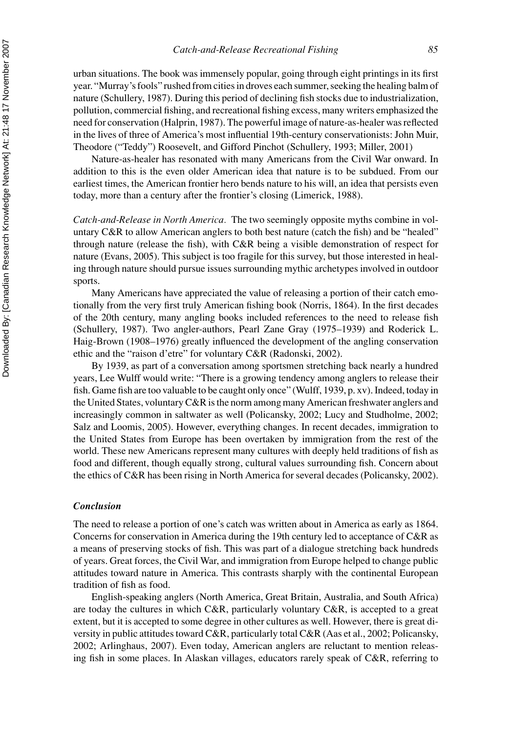urban situations. The book was immensely popular, going through eight printings in its first year. "Murray's fools" rushed from cities in droves each summer, seeking the healing balm of nature (Schullery, 1987). During this period of declining fish stocks due to industrialization, pollution, commercial fishing, and recreational fishing excess, many writers emphasized the need for conservation (Halprin, 1987). The powerful image of nature-as-healer was reflected in the lives of three of America's most influential 19th-century conservationists: John Muir, Theodore ("Teddy") Roosevelt, and Gifford Pinchot (Schullery, 1993; Miller, 2001)

Nature-as-healer has resonated with many Americans from the Civil War onward. In addition to this is the even older American idea that nature is to be subdued. From our earliest times, the American frontier hero bends nature to his will, an idea that persists even today, more than a century after the frontier's closing (Limerick, 1988).

*Catch-and-Release in North America.* The two seemingly opposite myths combine in voluntary C&R to allow American anglers to both best nature (catch the fish) and be "healed" through nature (release the fish), with C&R being a visible demonstration of respect for nature (Evans, 2005). This subject is too fragile for this survey, but those interested in healing through nature should pursue issues surrounding mythic archetypes involved in outdoor sports.

Many Americans have appreciated the value of releasing a portion of their catch emotionally from the very first truly American fishing book (Norris, 1864). In the first decades of the 20th century, many angling books included references to the need to release fish (Schullery, 1987). Two angler-authors, Pearl Zane Gray (1975–1939) and Roderick L. Haig-Brown (1908–1976) greatly influenced the development of the angling conservation ethic and the "raison d'etre" for voluntary C&R (Radonski, 2002).

By 1939, as part of a conversation among sportsmen stretching back nearly a hundred years, Lee Wulff would write: "There is a growing tendency among anglers to release their fish. Game fish are too valuable to be caught only once" (Wulff, 1939, p. xv). Indeed, today in the United States, voluntary C&R is the norm among many American freshwater anglers and increasingly common in saltwater as well (Policansky, 2002; Lucy and Studholme, 2002; Salz and Loomis, 2005). However, everything changes. In recent decades, immigration to the United States from Europe has been overtaken by immigration from the rest of the world. These new Americans represent many cultures with deeply held traditions of fish as food and different, though equally strong, cultural values surrounding fish. Concern about the ethics of C&R has been rising in North America for several decades (Policansky, 2002).

### *Conclusion*

The need to release a portion of one's catch was written about in America as early as 1864. Concerns for conservation in America during the 19th century led to acceptance of C&R as a means of preserving stocks of fish. This was part of a dialogue stretching back hundreds of years. Great forces, the Civil War, and immigration from Europe helped to change public attitudes toward nature in America. This contrasts sharply with the continental European tradition of fish as food.

English-speaking anglers (North America, Great Britain, Australia, and South Africa) are today the cultures in which C&R, particularly voluntary C&R, is accepted to a great extent, but it is accepted to some degree in other cultures as well. However, there is great diversity in public attitudes toward C&R, particularly total C&R (Aas et al., 2002; Policansky, 2002; Arlinghaus, 2007). Even today, American anglers are reluctant to mention releasing fish in some places. In Alaskan villages, educators rarely speak of C&R, referring to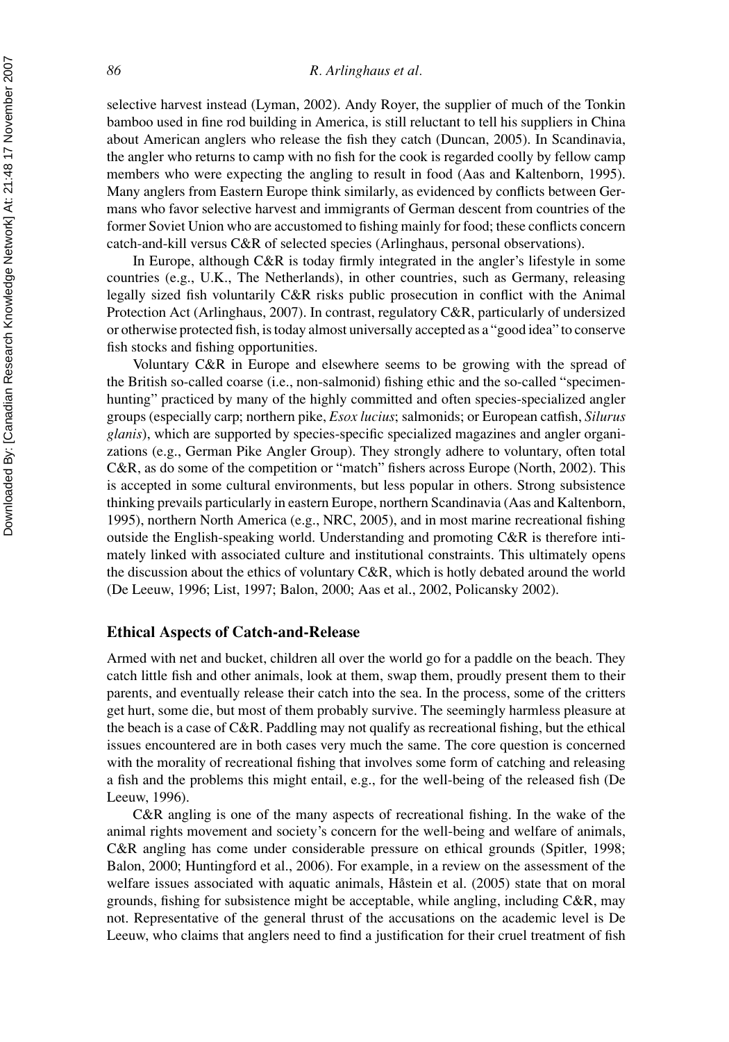selective harvest instead (Lyman, 2002). Andy Royer, the supplier of much of the Tonkin bamboo used in fine rod building in America, is still reluctant to tell his suppliers in China about American anglers who release the fish they catch (Duncan, 2005). In Scandinavia, the angler who returns to camp with no fish for the cook is regarded coolly by fellow camp members who were expecting the angling to result in food (Aas and Kaltenborn, 1995). Many anglers from Eastern Europe think similarly, as evidenced by conflicts between Germans who favor selective harvest and immigrants of German descent from countries of the former Soviet Union who are accustomed to fishing mainly for food; these conflicts concern catch-and-kill versus C&R of selected species (Arlinghaus, personal observations).

In Europe, although C&R is today firmly integrated in the angler's lifestyle in some countries (e.g., U.K., The Netherlands), in other countries, such as Germany, releasing legally sized fish voluntarily C&R risks public prosecution in conflict with the Animal Protection Act (Arlinghaus, 2007). In contrast, regulatory C&R, particularly of undersized or otherwise protected fish, is today almost universally accepted as a "good idea" to conserve fish stocks and fishing opportunities.

Voluntary C&R in Europe and elsewhere seems to be growing with the spread of the British so-called coarse (i.e., non-salmonid) fishing ethic and the so-called "specimen-hunting" practiced by many of the highly committed and often species-specialized angler groups (especially carp; northern pike, *Esox lucius*; salmonids; or European catfish, *Silurus glanis*), which are supported by species-specific specialized magazines and angler organizations (e.g., German Pike Angler Group). They strongly adhere to voluntary, often total C&R, as do some of the competition or "match" fishers across Europe (North, 2002). This is accepted in some cultural environments, but less popular in others. Strong subsistence thinking prevails particularly in eastern Europe, northern Scandinavia (Aas and Kaltenborn, 1995), northern North America (e.g., NRC, 2005), and in most marine recreational fishing outside the English-speaking world. Understanding and promoting C&R is therefore intimately linked with associated culture and institutional constraints. This ultimately opens the discussion about the ethics of voluntary C&R, which is hotly debated around the world (De Leeuw, 1996; List, 1997; Balon, 2000; Aas et al., 2002, Policansky 2002).

## Ethical Aspects of Catch-and-Release

Armed with net and bucket, children all over the world go for a paddle on the beach. They catch little fish and other animals, look at them, swap them, proudly present them to their parents, and eventually release their catch into the sea. In the process, some of the critters get hurt, some die, but most of them probably survive. The seemingly harmless pleasure at the beach is a case of C&R. Paddling may not qualify as recreational fishing, but the ethical issues encountered are in both cases very much the same. The core question is concerned with the morality of recreational fishing that involves some form of catching and releasing a fish and the problems this might entail, e.g., for the well-being of the released fish (De Leeuw, 1996).

C&R angling is one of the many aspects of recreational fishing. In the wake of the animal rights movement and society's concern for the well-being and welfare of animals, C&R angling has come under considerable pressure on ethical grounds (Spitler, 1998; Balon, 2000; Huntingford et al., 2006). For example, in a review on the assessment of the welfare issues associated with aquatic animals, Håstein et al. (2005) state that on moral grounds, fishing for subsistence might be acceptable, while angling, including C&R, may not. Representative of the general thrust of the accusations on the academic level is De Leeuw, who claims that anglers need to find a justification for their cruel treatment of fish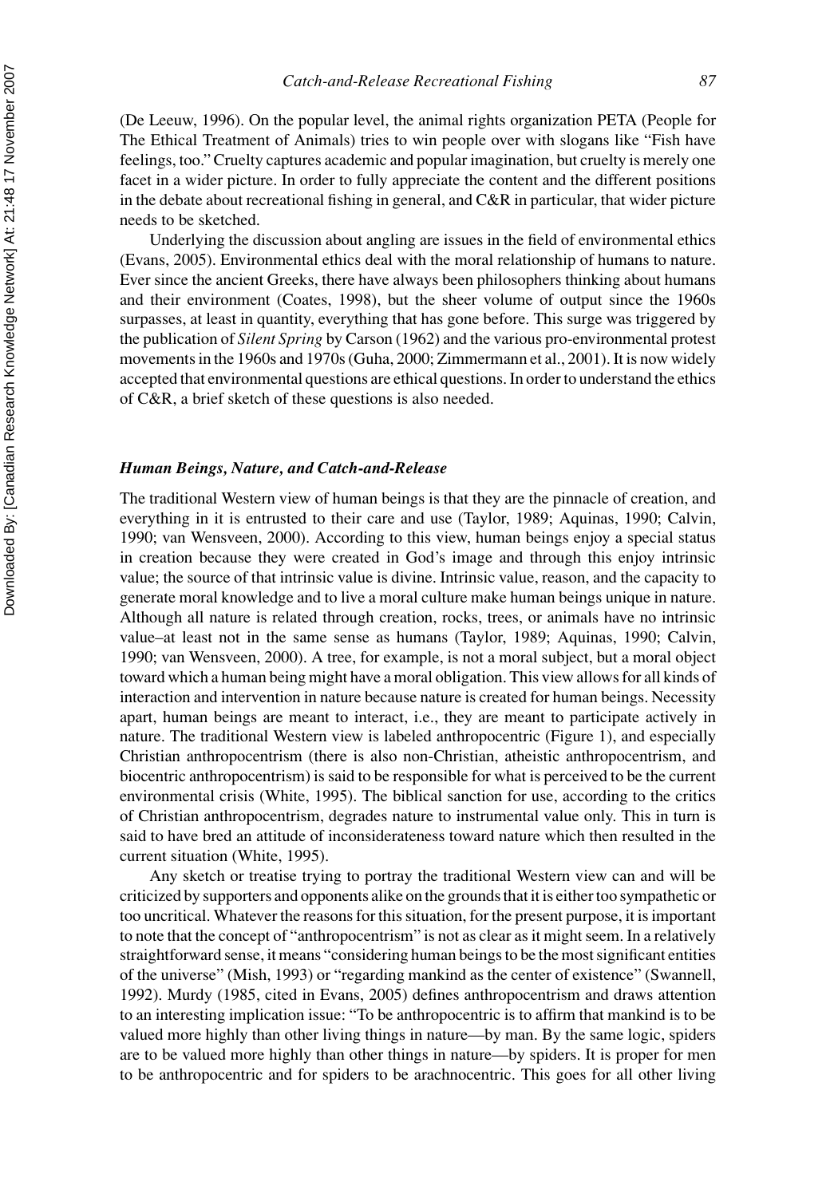(De Leeuw, 1996). On the popular level, the animal rights organization PETA (People for The Ethical Treatment of Animals) tries to win people over with slogans like "Fish have feelings, too." Cruelty captures academic and popular imagination, but cruelty is merely one facet in a wider picture. In order to fully appreciate the content and the different positions in the debate about recreational fishing in general, and C&R in particular, that wider picture needs to be sketched.

Underlying the discussion about angling are issues in the field of environmental ethics (Evans, 2005). Environmental ethics deal with the moral relationship of humans to nature. Ever since the ancient Greeks, there have always been philosophers thinking about humans and their environment (Coates, 1998), but the sheer volume of output since the 1960s surpasses, at least in quantity, everything that has gone before. This surge was triggered by the publication of *Silent Spring* by Carson (1962) and the various pro-environmental protest movements in the 1960s and 1970s (Guha, 2000; Zimmermann et al., 2001). It is now widely accepted that environmental questions are ethical questions. In order to understand the ethics of C&R, a brief sketch of these questions is also needed.

### *Human Beings, Nature, and Catch-and-Release*

The traditional Western view of human beings is that they are the pinnacle of creation, and everything in it is entrusted to their care and use (Taylor, 1989; Aquinas, 1990; Calvin, 1990; van Wensveen, 2000). According to this view, human beings enjoy a special status in creation because they were created in God's image and through this enjoy intrinsic value; the source of that intrinsic value is divine. Intrinsic value, reason, and the capacity to generate moral knowledge and to live a moral culture make human beings unique in nature. Although all nature is related through creation, rocks, trees, or animals have no intrinsic value–at least not in the same sense as humans (Taylor, 1989; Aquinas, 1990; Calvin, 1990; van Wensveen, 2000). A tree, for example, is not a moral subject, but a moral object toward which a human being might have a moral obligation. This view allows for all kinds of interaction and intervention in nature because nature is created for human beings. Necessity apart, human beings are meant to interact, i.e., they are meant to participate actively in nature. The traditional Western view is labeled anthropocentric (Figure 1), and especially Christian anthropocentrism (there is also non-Christian, atheistic anthropocentrism, and biocentric anthropocentrism) is said to be responsible for what is perceived to be the current environmental crisis (White, 1995). The biblical sanction for use, according to the critics of Christian anthropocentrism, degrades nature to instrumental value only. This in turn is said to have bred an attitude of inconsiderateness toward nature which then resulted in the current situation (White, 1995).

Any sketch or treatise trying to portray the traditional Western view can and will be criticized by supporters and opponents alike on the grounds that it is either too sympathetic or too uncritical. Whatever the reasons for this situation, for the present purpose, it is important to note that the concept of "anthropocentrism" is not as clear as it might seem. In a relatively straightforward sense, it means "considering human beings to be the most significant entities of the universe" (Mish, 1993) or "regarding mankind as the center of existence" (Swannell, 1992). Murdy (1985, cited in Evans, 2005) defines anthropocentrism and draws attention to an interesting implication issue: "To be anthropocentric is to affirm that mankind is to be valued more highly than other living things in nature—by man. By the same logic, spiders are to be valued more highly than other things in nature—by spiders. It is proper for men to be anthropocentric and for spiders to be arachnocentric. This goes for all other living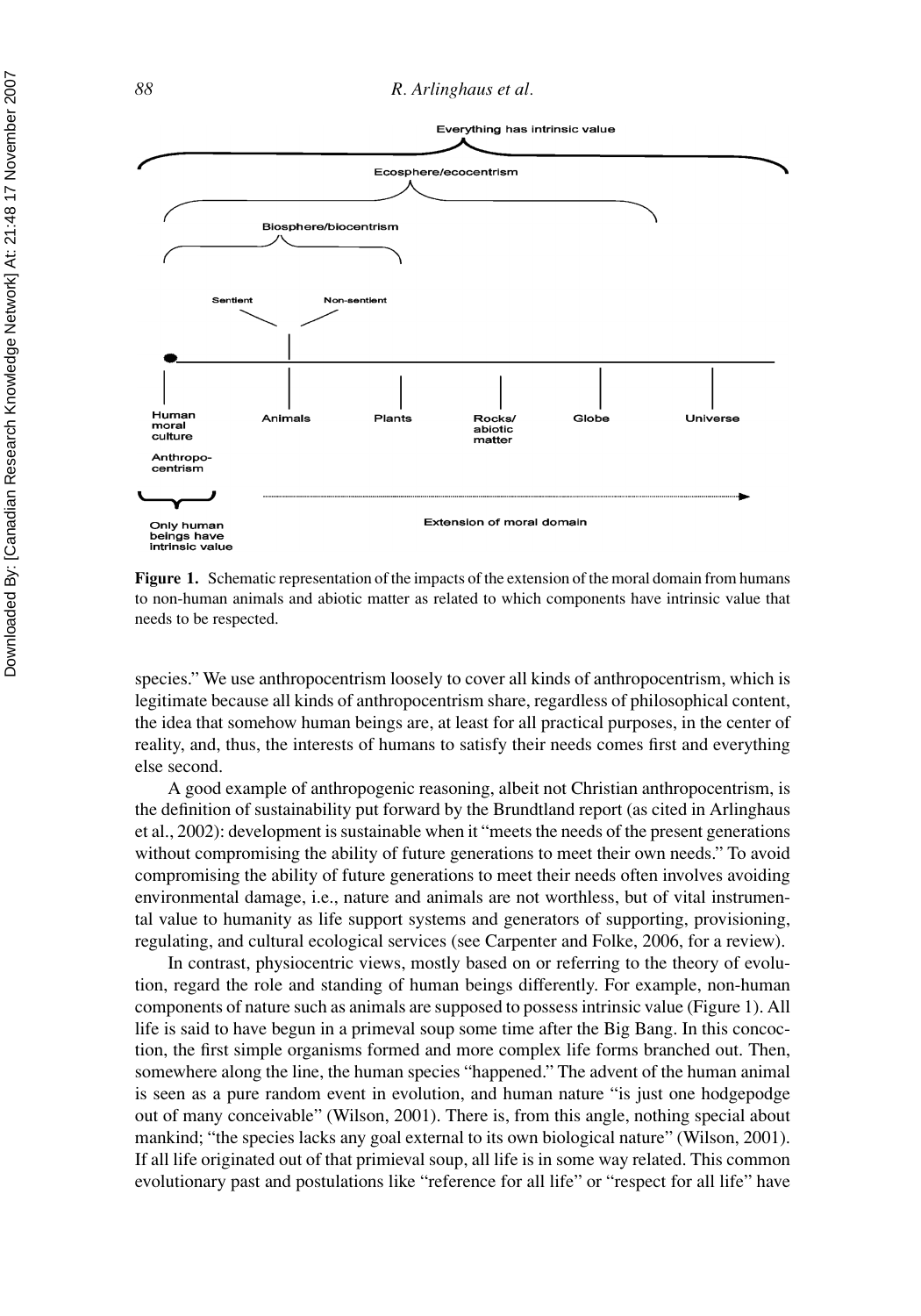Figure 1. Schematic representation of the impacts of the extension of the moral domain from humans to non-human animals and abiotic matter as related to which components have intrinsic value that needs to be respected.

species." We use anthropocentrism loosely to cover all kinds of anthropocentrism, which is legitimate because all kinds of anthropocentrism share, regardless of philosophical content, the idea that somehow human beings are, at least for all practical purposes, in the center of reality, and, thus, the interests of humans to satisfy their needs comes first and everything else second.

A good example of anthropogenic reasoning, albeit not Christian anthropocentrism, is the definition of sustainability put forward by the Brundtland report (as cited in Arlinghaus et al., 2002): development is sustainable when it "meets the needs of the present generations without compromising the ability of future generations to meet their own needs." To avoid compromising the ability of future generations to meet their needs often involves avoiding environmental damage, i.e., nature and animals are not worthless, but of vital instrumental value to humanity as life support systems and generators of supporting, provisioning, regulating, and cultural ecological services (see Carpenter and Folke, 2006, for a review).

In contrast, physiocentric views, mostly based on or referring to the theory of evolution, regard the role and standing of human beings differently. For example, non-human components of nature such as animals are supposed to possess intrinsic value (Figure 1). All life is said to have begun in a primeval soup some time after the Big Bang. In this concoction, the first simple organisms formed and more complex life forms branched out. Then, somewhere along the line, the human species "happened." The advent of the human animal is seen as a pure random event in evolution, and human nature "is just one hodgepodge out of many conceivable" (Wilson, 2001). There is, from this angle, nothing special about mankind; "the species lacks any goal external to its own biological nature" (Wilson, 2001). If all life originated out of that primieval soup, all life is in some way related. This common evolutionary past and postulations like "reference for all life" or "respect for all life" have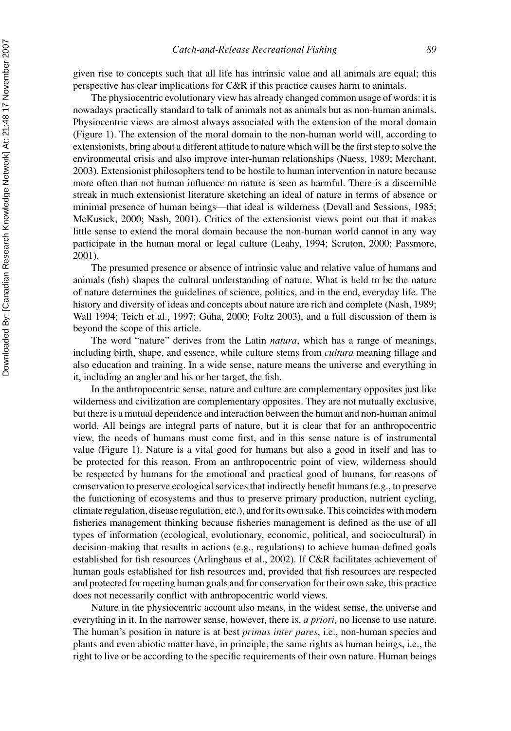given rise to concepts such that all life has intrinsic value and all animals are equal; this perspective has clear implications for C&R if this practice causes harm to animals.

The physiocentric evolutionary view has already changed common usage of words: it is nowadays practically standard to talk of animals not as animals but as non-human animals. Physiocentric views are almost always associated with the extension of the moral domain (Figure 1). The extension of the moral domain to the non-human world will, according to extensionists, bring about a different attitude to nature which will be the first step to solve the environmental crisis and also improve inter-human relationships (Naess, 1989; Merchant, 2003). Extensionist philosophers tend to be hostile to human intervention in nature because more often than not human influence on nature is seen as harmful. There is a discernible streak in much extensionist literature sketching an ideal of nature in terms of absence or minimal presence of human beings—that ideal is wilderness (Devall and Sessions, 1985; McKusick, 2000; Nash, 2001). Critics of the extensionist views point out that it makes little sense to extend the moral domain because the non-human world cannot in any way participate in the human moral or legal culture (Leahy, 1994; Scruton, 2000; Passmore, 2001).

The presumed presence or absence of intrinsic value and relative value of humans and animals (fish) shapes the cultural understanding of nature. What is held to be the nature of nature determines the guidelines of science, politics, and in the end, everyday life. The history and diversity of ideas and concepts about nature are rich and complete (Nash, 1989; Wall 1994; Teich et al., 1997; Guha, 2000; Foltz 2003), and a full discussion of them is beyond the scope of this article.

The word "nature" derives from the Latin *natura*, which has a range of meanings, including birth, shape, and essence, while culture stems from *cultura* meaning tillage and also education and training. In a wide sense, nature means the universe and everything in it, including an angler and his or her target, the fish.

In the anthropocentric sense, nature and culture are complementary opposites just like wilderness and civilization are complementary opposites. They are not mutually exclusive, but there is a mutual dependence and interaction between the human and non-human animal world. All beings are integral parts of nature, but it is clear that for an anthropocentric view, the needs of humans must come first, and in this sense nature is of instrumental value (Figure 1). Nature is a vital good for humans but also a good in itself and has to be protected for this reason. From an anthropocentric point of view, wilderness should be respected by humans for the emotional and practical good of humans, for reasons of conservation to preserve ecological services that indirectly benefit humans (e.g., to preserve the functioning of ecosystems and thus to preserve primary production, nutrient cycling, climate regulation, disease regulation, etc.), and for its own sake. This coincides with modern fisheries management thinking because fisheries management is defined as the use of all types of information (ecological, evolutionary, economic, political, and sociocultural) in decision-making that results in actions (e.g., regulations) to achieve human-defined goals established for fish resources (Arlinghaus et al., 2002). If C&R facilitates achievement of human goals established for fish resources and, provided that fish resources are respected and protected for meeting human goals and for conservation for their own sake, this practice does not necessarily conflict with anthropocentric world views.

Nature in the physiocentric account also means, in the widest sense, the universe and everything in it. In the narrower sense, however, there is, *a priori,* no license to use nature. The human's position in nature is at best *primus inter pares*, i.e., non-human species and plants and even abiotic matter have, in principle, the same rights as human beings, i.e., the right to live or be according to the specific requirements of their own nature. Human beings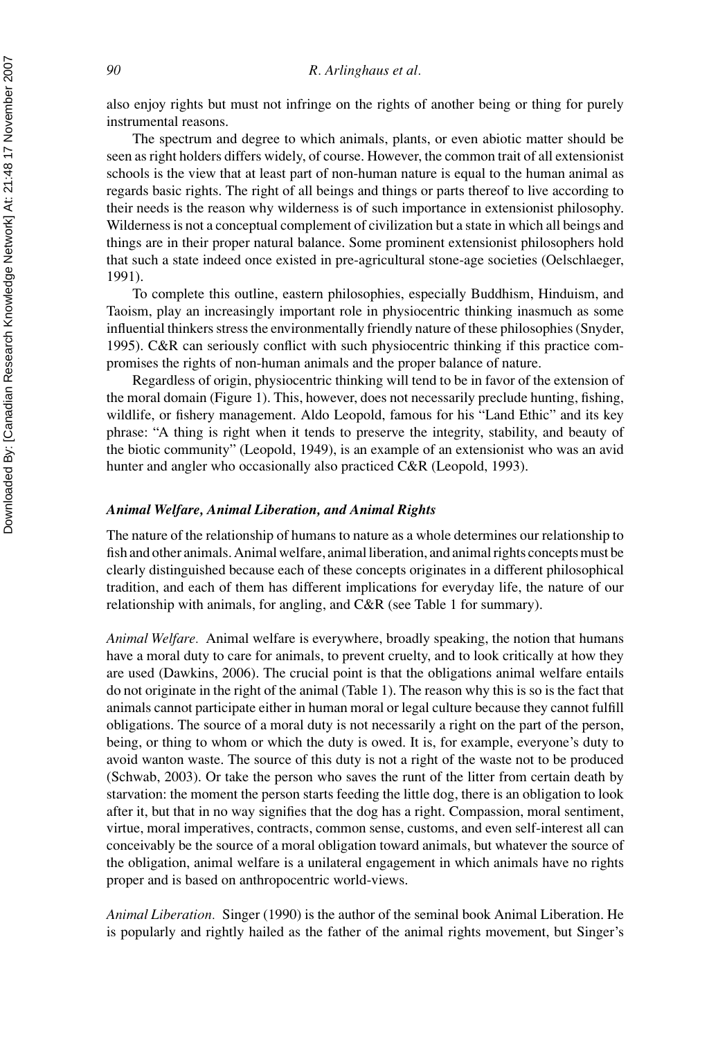also enjoy rights but must not infringe on the rights of another being or thing for purely instrumental reasons.

The spectrum and degree to which animals, plants, or even abiotic matter should be seen as right holders differs widely, of course. However, the common trait of all extensionist schools is the view that at least part of non-human nature is equal to the human animal as regards basic rights. The right of all beings and things or parts thereof to live according to their needs is the reason why wilderness is of such importance in extensionist philosophy. Wilderness is not a conceptual complement of civilization but a state in which all beings and things are in their proper natural balance. Some prominent extensionist philosophers hold that such a state indeed once existed in pre-agricultural stone-age societies (Oelschlaeger, 1991).

To complete this outline, eastern philosophies, especially Buddhism, Hinduism, and Taoism, play an increasingly important role in physiocentric thinking inasmuch as some influential thinkers stress the environmentally friendly nature of these philosophies (Snyder, 1995). C&R can seriously conflict with such physiocentric thinking if this practice compromises the rights of non-human animals and the proper balance of nature.

Regardless of origin, physiocentric thinking will tend to be in favor of the extension of the moral domain (Figure 1). This, however, does not necessarily preclude hunting, fishing, wildlife, or fishery management. Aldo Leopold, famous for his "Land Ethic" and its key phrase: "A thing is right when it tends to preserve the integrity, stability, and beauty of the biotic community" (Leopold, 1949), is an example of an extensionist who was an avid hunter and angler who occasionally also practiced C&R (Leopold, 1993).

### *Animal Welfare, Animal Liberation, and Animal Rights*

The nature of the relationship of humans to nature as a whole determines our relationship to fish and other animals. Animal welfare, animal liberation, and animal rights concepts must be clearly distinguished because each of these concepts originates in a different philosophical tradition, and each of them has different implications for everyday life, the nature of our relationship with animals, for angling, and C&R (see Table 1 for summary).

*Animal Welfare.* Animal welfare is everywhere, broadly speaking, the notion that humans have a moral duty to care for animals, to prevent cruelty, and to look critically at how they are used (Dawkins, 2006). The crucial point is that the obligations animal welfare entails do not originate in the right of the animal (Table 1). The reason why this is so is the fact that animals cannot participate either in human moral or legal culture because they cannot fulfill obligations. The source of a moral duty is not necessarily a right on the part of the person, being, or thing to whom or which the duty is owed. It is, for example, everyone's duty to avoid wanton waste. The source of this duty is not a right of the waste not to be produced (Schwab, 2003). Or take the person who saves the runt of the litter from certain death by starvation: the moment the person starts feeding the little dog, there is an obligation to look after it, but that in no way signifies that the dog has a right. Compassion, moral sentiment, virtue, moral imperatives, contracts, common sense, customs, and even self-interest all can conceivably be the source of a moral obligation toward animals, but whatever the source of the obligation, animal welfare is a unilateral engagement in which animals have no rights proper and is based on anthropocentric world-views.

*Animal Liberation.* Singer (1990) is the author of the seminal book Animal Liberation. He is popularly and rightly hailed as the father of the animal rights movement, but Singer's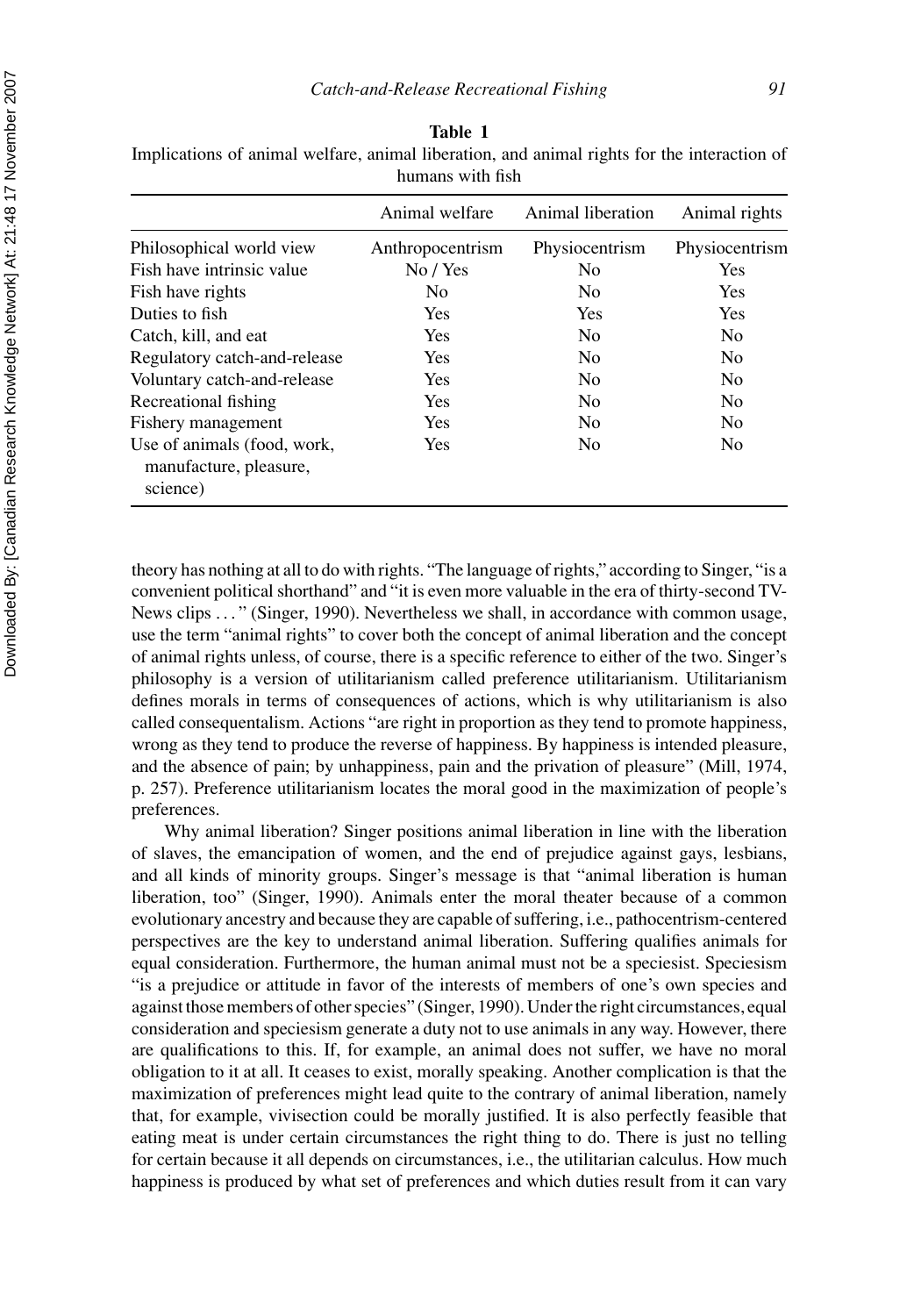**Table 1**
Implications of animal welfare, animal liberation, and animal rights for the interaction of humans with fish

| | Animal welfare | Animal liberation | Animal rights |
|---|---|---|---|
| Philosophical world view | Anthropocentrism | Physiocentrism | Physiocentrism |
| Fish have intrinsic value | No / Yes | No | Yes |
| Fish have rights | No | No | Yes |
| Duties to fish | Yes | Yes | Yes |
| Catch, kill, and eat | Yes | No | No |
| Regulatory catch-and-release | Yes | No | No |
| Voluntary catch-and-release | Yes | No | No |
| Recreational fishing | Yes | No | No |
| Fishery management | Yes | No | No |
| Use of animals (food, work, manufacture, pleasure, science) | Yes | No | No |

theory has nothing at all to do with rights. "The language of rights," according to Singer, "is a convenient political shorthand" and "it is even more valuable in the era of thirty-second TV-News clips . . . " (Singer, 1990). Nevertheless we shall, in accordance with common usage, use the term "animal rights" to cover both the concept of animal liberation and the concept of animal rights unless, of course, there is a specific reference to either of the two. Singer's philosophy is a version of utilitarianism called preference utilitarianism. Utilitarianism defines morals in terms of consequences of actions, which is why utilitarianism is also called consequentalism. Actions "are right in proportion as they tend to promote happiness, wrong as they tend to produce the reverse of happiness. By happiness is intended pleasure, and the absence of pain; by unhappiness, pain and the privation of pleasure" (Mill, 1974, p. 257). Preference utilitarianism locates the moral good in the maximization of people's preferences.

Why animal liberation? Singer positions animal liberation in line with the liberation of slaves, the emancipation of women, and the end of prejudice against gays, lesbians, and all kinds of minority groups. Singer's message is that "animal liberation is human liberation, too" (Singer, 1990). Animals enter the moral theater because of a common evolutionary ancestry and because they are capable of suffering, i.e., pathocentrism-centered perspectives are the key to understand animal liberation. Suffering qualifies animals for equal consideration. Furthermore, the human animal must not be a speciesist. Speciesism "is a prejudice or attitude in favor of the interests of members of one's own species and against those members of other species" (Singer, 1990). Under the right circumstances, equal consideration and speciesism generate a duty not to use animals in any way. However, there are qualifications to this. If, for example, an animal does not suffer, we have no moral obligation to it at all. It ceases to exist, morally speaking. Another complication is that the maximization of preferences might lead quite to the contrary of animal liberation, namely that, for example, vivisection could be morally justified. It is also perfectly feasible that eating meat is under certain circumstances the right thing to do. There is just no telling for certain because it all depends on circumstances, i.e., the utilitarian calculus. How much happiness is produced by what set of preferences and which duties result from it can vary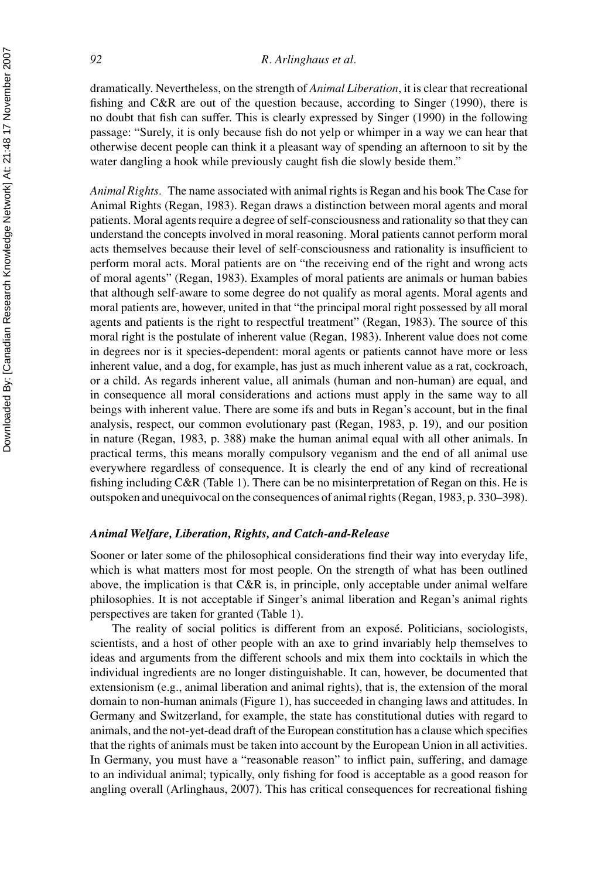dramatically. Nevertheless, on the strength of *Animal Liberation*, it is clear that recreational fishing and C&R are out of the question because, according to Singer (1990), there is no doubt that fish can suffer. This is clearly expressed by Singer (1990) in the following passage: "Surely, it is only because fish do not yelp or whimper in a way we can hear that otherwise decent people can think it a pleasant way of spending an afternoon to sit by the water dangling a hook while previously caught fish die slowly beside them."

*Animal Rights.* The name associated with animal rights is Regan and his book The Case for Animal Rights (Regan, 1983). Regan draws a distinction between moral agents and moral patients. Moral agents require a degree of self-consciousness and rationality so that they can understand the concepts involved in moral reasoning. Moral patients cannot perform moral acts themselves because their level of self-consciousness and rationality is insufficient to perform moral acts. Moral patients are on "the receiving end of the right and wrong acts of moral agents" (Regan, 1983). Examples of moral patients are animals or human babies that although self-aware to some degree do not qualify as moral agents. Moral agents and moral patients are, however, united in that "the principal moral right possessed by all moral agents and patients is the right to respectful treatment" (Regan, 1983). The source of this moral right is the postulate of inherent value (Regan, 1983). Inherent value does not come in degrees nor is it species-dependent: moral agents or patients cannot have more or less inherent value, and a dog, for example, has just as much inherent value as a rat, cockroach, or a child. As regards inherent value, all animals (human and non-human) are equal, and in consequence all moral considerations and actions must apply in the same way to all beings with inherent value. There are some ifs and buts in Regan's account, but in the final analysis, respect, our common evolutionary past (Regan, 1983, p. 19), and our position in nature (Regan, 1983, p. 388) make the human animal equal with all other animals. In practical terms, this means morally compulsory veganism and the end of all animal use everywhere regardless of consequence. It is clearly the end of any kind of recreational fishing including C&R (Table 1). There can be no misinterpretation of Regan on this. He is outspoken and unequivocal on the consequences of animal rights (Regan, 1983, p. 330–398).

### *Animal Welfare, Liberation, Rights, and Catch-and-Release*

Sooner or later some of the philosophical considerations find their way into everyday life, which is what matters most for most people. On the strength of what has been outlined above, the implication is that C&R is, in principle, only acceptable under animal welfare philosophies. It is not acceptable if Singer's animal liberation and Regan's animal rights perspectives are taken for granted (Table 1).

The reality of social politics is different from an exposé. Politicians, sociologists, scientists, and a host of other people with an axe to grind invariably help themselves to ideas and arguments from the different schools and mix them into cocktails in which the individual ingredients are no longer distinguishable. It can, however, be documented that extensionism (e.g., animal liberation and animal rights), that is, the extension of the moral domain to non-human animals (Figure 1), has succeeded in changing laws and attitudes. In Germany and Switzerland, for example, the state has constitutional duties with regard to animals, and the not-yet-dead draft of the European constitution has a clause which specifies that the rights of animals must be taken into account by the European Union in all activities. In Germany, you must have a "reasonable reason" to inflict pain, suffering, and damage to an individual animal; typically, only fishing for food is acceptable as a good reason for angling overall (Arlinghaus, 2007). This has critical consequences for recreational fishing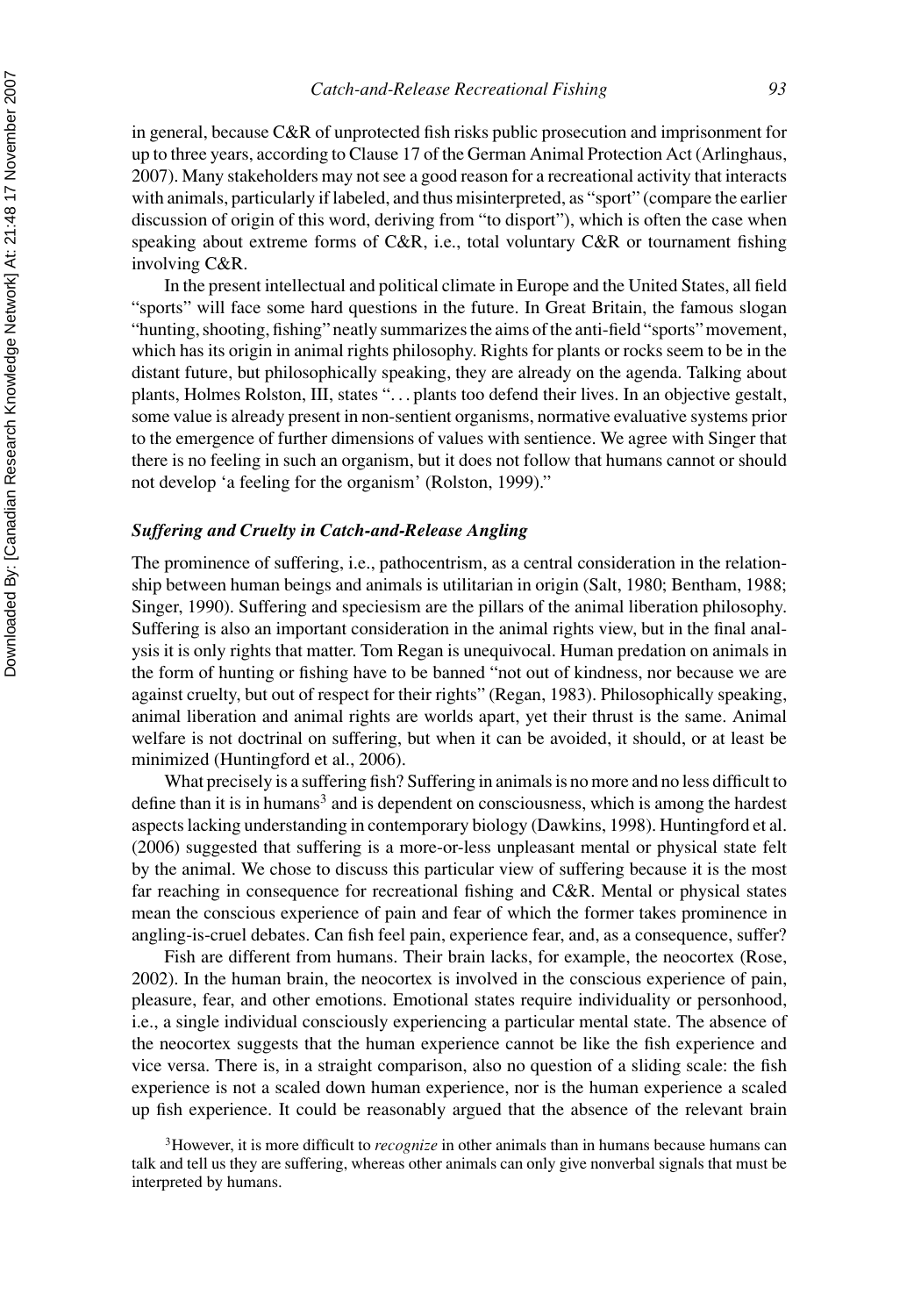in general, because C&R of unprotected fish risks public prosecution and imprisonment for up to three years, according to Clause 17 of the German Animal Protection Act (Arlinghaus, 2007). Many stakeholders may not see a good reason for a recreational activity that interacts with animals, particularly if labeled, and thus misinterpreted, as "sport" (compare the earlier discussion of origin of this word, deriving from "to disport"), which is often the case when speaking about extreme forms of C&R, i.e., total voluntary C&R or tournament fishing involving C&R.

In the present intellectual and political climate in Europe and the United States, all field "sports" will face some hard questions in the future. In Great Britain, the famous slogan "hunting, shooting, fishing" neatly summarizes the aims of the anti-field "sports" movement, which has its origin in animal rights philosophy. Rights for plants or rocks seem to be in the distant future, but philosophically speaking, they are already on the agenda. Talking about plants, Holmes Rolston, III, states ". . . plants too defend their lives. In an objective gestalt, some value is already present in non-sentient organisms, normative evaluative systems prior to the emergence of further dimensions of values with sentience. We agree with Singer that there is no feeling in such an organism, but it does not follow that humans cannot or should not develop 'a feeling for the organism' (Rolston, 1999)."

### *Suffering and Cruelty in Catch-and-Release Angling*

The prominence of suffering, i.e., pathocentrism, as a central consideration in the relationship between human beings and animals is utilitarian in origin (Salt, 1980; Bentham, 1988; Singer, 1990). Suffering and speciesism are the pillars of the animal liberation philosophy. Suffering is also an important consideration in the animal rights view, but in the final analysis it is only rights that matter. Tom Regan is unequivocal. Human predation on animals in the form of hunting or fishing have to be banned "not out of kindness, nor because we are against cruelty, but out of respect for their rights" (Regan, 1983). Philosophically speaking, animal liberation and animal rights are worlds apart, yet their thrust is the same. Animal welfare is not doctrinal on suffering, but when it can be avoided, it should, or at least be minimized (Huntingford et al., 2006).

What precisely is a suffering fish? Suffering in animals is no more and no less difficult to define than it is in humans[3] and is dependent on consciousness, which is among the hardest aspects lacking understanding in contemporary biology (Dawkins, 1998). Huntingford et al. (2006) suggested that suffering is a more-or-less unpleasant mental or physical state felt by the animal. We chose to discuss this particular view of suffering because it is the most far reaching in consequence for recreational fishing and C&R. Mental or physical states mean the conscious experience of pain and fear of which the former takes prominence in angling-is-cruel debates. Can fish feel pain, experience fear, and, as a consequence, suffer?

Fish are different from humans. Their brain lacks, for example, the neocortex (Rose, 2002). In the human brain, the neocortex is involved in the conscious experience of pain, pleasure, fear, and other emotions. Emotional states require individuality or personhood, i.e., a single individual consciously experiencing a particular mental state. The absence of the neocortex suggests that the human experience cannot be like the fish experience and vice versa. There is, in a straight comparison, also no question of a sliding scale: the fish experience is not a scaled down human experience, nor is the human experience a scaled up fish experience. It could be reasonably argued that the absence of the relevant brain

[3]However, it is more difficult to *recognize* in other animals than in humans because humans can talk and tell us they are suffering, whereas other animals can only give nonverbal signals that must be interpreted by humans.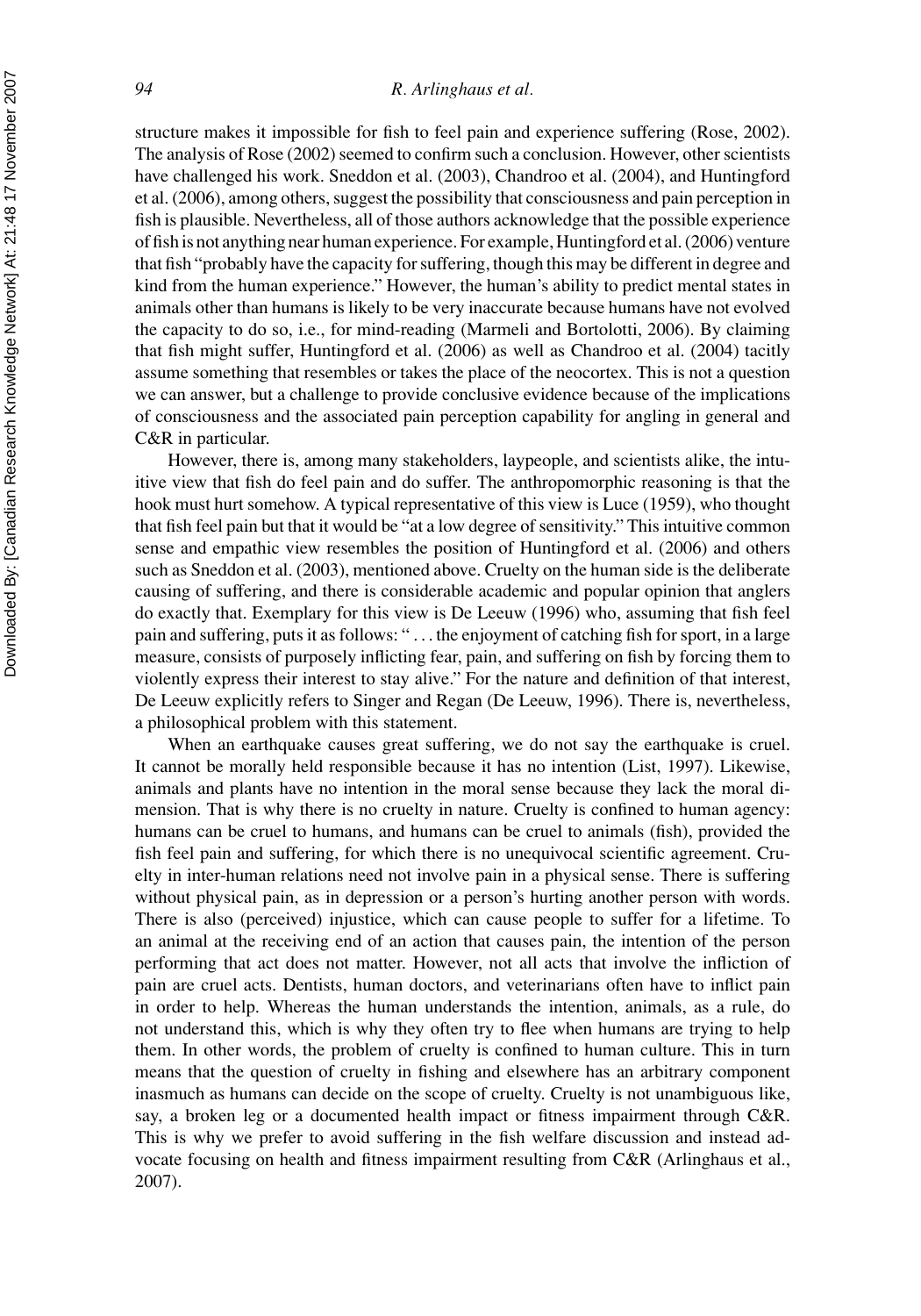structure makes it impossible for fish to feel pain and experience suffering (Rose, 2002). The analysis of Rose (2002) seemed to confirm such a conclusion. However, other scientists have challenged his work. Sneddon et al. (2003), Chandroo et al. (2004), and Huntingford et al. (2006), among others, suggest the possibility that consciousness and pain perception in fish is plausible. Nevertheless, all of those authors acknowledge that the possible experience of fish is not anything near human experience. For example, Huntingford et al. (2006) venture that fish "probably have the capacity for suffering, though this may be different in degree and kind from the human experience." However, the human's ability to predict mental states in animals other than humans is likely to be very inaccurate because humans have not evolved the capacity to do so, i.e., for mind-reading (Marmeli and Bortolotti, 2006). By claiming that fish might suffer, Huntingford et al. (2006) as well as Chandroo et al. (2004) tacitly assume something that resembles or takes the place of the neocortex. This is not a question we can answer, but a challenge to provide conclusive evidence because of the implications of consciousness and the associated pain perception capability for angling in general and C&R in particular.

However, there is, among many stakeholders, laypeople, and scientists alike, the intuitive view that fish do feel pain and do suffer. The anthropomorphic reasoning is that the hook must hurt somehow. A typical representative of this view is Luce (1959), who thought that fish feel pain but that it would be "at a low degree of sensitivity." This intuitive common sense and empathic view resembles the position of Huntingford et al. (2006) and others such as Sneddon et al. (2003), mentioned above. Cruelty on the human side is the deliberate causing of suffering, and there is considerable academic and popular opinion that anglers do exactly that. Exemplary for this view is De Leeuw (1996) who, assuming that fish feel pain and suffering, puts it as follows: " . . . the enjoyment of catching fish for sport, in a large measure, consists of purposely inflicting fear, pain, and suffering on fish by forcing them to violently express their interest to stay alive." For the nature and definition of that interest, De Leeuw explicitly refers to Singer and Regan (De Leeuw, 1996). There is, nevertheless, a philosophical problem with this statement.

When an earthquake causes great suffering, we do not say the earthquake is cruel. It cannot be morally held responsible because it has no intention (List, 1997). Likewise, animals and plants have no intention in the moral sense because they lack the moral dimension. That is why there is no cruelty in nature. Cruelty is confined to human agency: humans can be cruel to humans, and humans can be cruel to animals (fish), provided the fish feel pain and suffering, for which there is no unequivocal scientific agreement. Cruelty in inter-human relations need not involve pain in a physical sense. There is suffering without physical pain, as in depression or a person's hurting another person with words. There is also (perceived) injustice, which can cause people to suffer for a lifetime. To an animal at the receiving end of an action that causes pain, the intention of the person performing that act does not matter. However, not all acts that involve the infliction of pain are cruel acts. Dentists, human doctors, and veterinarians often have to inflict pain in order to help. Whereas the human understands the intention, animals, as a rule, do not understand this, which is why they often try to flee when humans are trying to help them. In other words, the problem of cruelty is confined to human culture. This in turn means that the question of cruelty in fishing and elsewhere has an arbitrary component inasmuch as humans can decide on the scope of cruelty. Cruelty is not unambiguous like, say, a broken leg or a documented health impact or fitness impairment through C&R. This is why we prefer to avoid suffering in the fish welfare discussion and instead advocate focusing on health and fitness impairment resulting from C&R (Arlinghaus et al., 2007).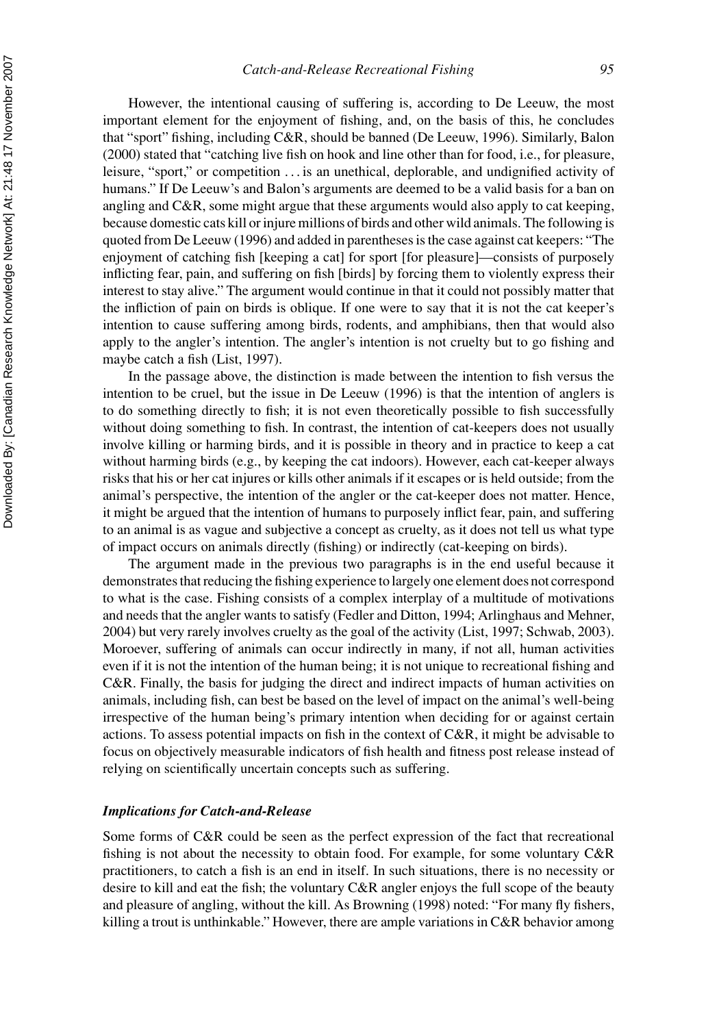However, the intentional causing of suffering is, according to De Leeuw, the most important element for the enjoyment of fishing, and, on the basis of this, he concludes that "sport" fishing, including C&R, should be banned (De Leeuw, 1996). Similarly, Balon (2000) stated that "catching live fish on hook and line other than for food, i.e., for pleasure, leisure, "sport," or competition . . . is an unethical, deplorable, and undignified activity of humans." If De Leeuw's and Balon's arguments are deemed to be a valid basis for a ban on angling and C&R, some might argue that these arguments would also apply to cat keeping, because domestic cats kill or injure millions of birds and other wild animals. The following is quoted from De Leeuw (1996) and added in parentheses is the case against cat keepers: "The enjoyment of catching fish [keeping a cat] for sport [for pleasure]—consists of purposely inflicting fear, pain, and suffering on fish [birds] by forcing them to violently express their interest to stay alive." The argument would continue in that it could not possibly matter that the infliction of pain on birds is oblique. If one were to say that it is not the cat keeper's intention to cause suffering among birds, rodents, and amphibians, then that would also apply to the angler's intention. The angler's intention is not cruelty but to go fishing and maybe catch a fish (List, 1997).

In the passage above, the distinction is made between the intention to fish versus the intention to be cruel, but the issue in De Leeuw (1996) is that the intention of anglers is to do something directly to fish; it is not even theoretically possible to fish successfully without doing something to fish. In contrast, the intention of cat-keepers does not usually involve killing or harming birds, and it is possible in theory and in practice to keep a cat without harming birds (e.g., by keeping the cat indoors). However, each cat-keeper always risks that his or her cat injures or kills other animals if it escapes or is held outside; from the animal's perspective, the intention of the angler or the cat-keeper does not matter. Hence, it might be argued that the intention of humans to purposely inflict fear, pain, and suffering to an animal is as vague and subjective a concept as cruelty, as it does not tell us what type of impact occurs on animals directly (fishing) or indirectly (cat-keeping on birds).

The argument made in the previous two paragraphs is in the end useful because it demonstrates that reducing the fishing experience to largely one element does not correspond to what is the case. Fishing consists of a complex interplay of a multitude of motivations and needs that the angler wants to satisfy (Fedler and Ditton, 1994; Arlinghaus and Mehner, 2004) but very rarely involves cruelty as the goal of the activity (List, 1997; Schwab, 2003). Moroever, suffering of animals can occur indirectly in many, if not all, human activities even if it is not the intention of the human being; it is not unique to recreational fishing and C&R. Finally, the basis for judging the direct and indirect impacts of human activities on animals, including fish, can best be based on the level of impact on the animal's well-being irrespective of the human being's primary intention when deciding for or against certain actions. To assess potential impacts on fish in the context of C&R, it might be advisable to focus on objectively measurable indicators of fish health and fitness post release instead of relying on scientifically uncertain concepts such as suffering.

### *Implications for Catch-and-Release*

Some forms of C&R could be seen as the perfect expression of the fact that recreational fishing is not about the necessity to obtain food. For example, for some voluntary C&R practitioners, to catch a fish is an end in itself. In such situations, there is no necessity or desire to kill and eat the fish; the voluntary C&R angler enjoys the full scope of the beauty and pleasure of angling, without the kill. As Browning (1998) noted: "For many fly fishers, killing a trout is unthinkable." However, there are ample variations in C&R behavior among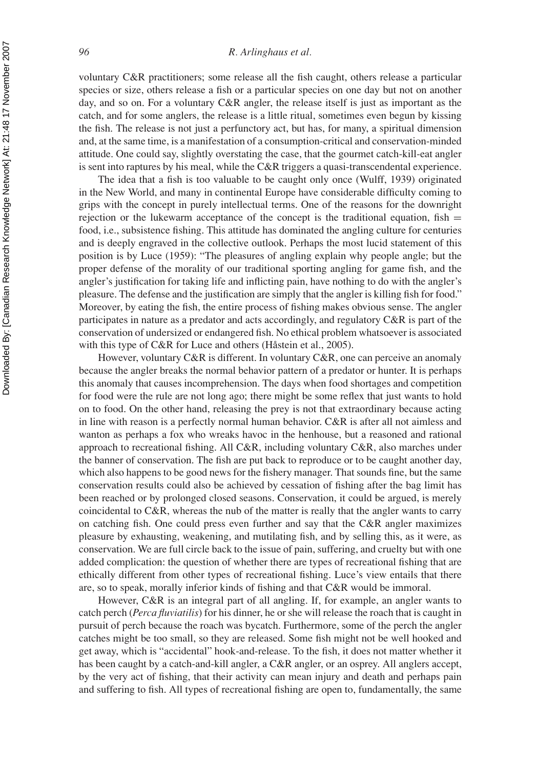voluntary C&R practitioners; some release all the fish caught, others release a particular species or size, others release a fish or a particular species on one day but not on another day, and so on. For a voluntary C&R angler, the release itself is just as important as the catch, and for some anglers, the release is a little ritual, sometimes even begun by kissing the fish. The release is not just a perfunctory act, but has, for many, a spiritual dimension and, at the same time, is a manifestation of a consumption-critical and conservation-minded attitude. One could say, slightly overstating the case, that the gourmet catch-kill-eat angler is sent into raptures by his meal, while the C&R triggers a quasi-transcendental experience.

The idea that a fish is too valuable to be caught only once (Wulff, 1939) originated in the New World, and many in continental Europe have considerable difficulty coming to grips with the concept in purely intellectual terms. One of the reasons for the downright rejection or the lukewarm acceptance of the concept is the traditional equation, fish = food, i.e., subsistence fishing. This attitude has dominated the angling culture for centuries and is deeply engraved in the collective outlook. Perhaps the most lucid statement of this position is by Luce (1959): "The pleasures of angling explain why people angle; but the proper defense of the morality of our traditional sporting angling for game fish, and the angler's justification for taking life and inflicting pain, have nothing to do with the angler's pleasure. The defense and the justification are simply that the angler is killing fish for food." Moreover, by eating the fish, the entire process of fishing makes obvious sense. The angler participates in nature as a predator and acts accordingly, and regulatory C&R is part of the conservation of undersized or endangered fish. No ethical problem whatsoever is associated with this type of C&R for Luce and others (Håstein et al., 2005).

However, voluntary C&R is different. In voluntary C&R, one can perceive an anomaly because the angler breaks the normal behavior pattern of a predator or hunter. It is perhaps this anomaly that causes incomprehension. The days when food shortages and competition for food were the rule are not long ago; there might be some reflex that just wants to hold on to food. On the other hand, releasing the prey is not that extraordinary because acting in line with reason is a perfectly normal human behavior. C&R is after all not aimless and wanton as perhaps a fox who wreaks havoc in the henhouse, but a reasoned and rational approach to recreational fishing. All C&R, including voluntary C&R, also marches under the banner of conservation. The fish are put back to reproduce or to be caught another day, which also happens to be good news for the fishery manager. That sounds fine, but the same conservation results could also be achieved by cessation of fishing after the bag limit has been reached or by prolonged closed seasons. Conservation, it could be argued, is merely coincidental to C&R, whereas the nub of the matter is really that the angler wants to carry on catching fish. One could press even further and say that the C&R angler maximizes pleasure by exhausting, weakening, and mutilating fish, and by selling this, as it were, as conservation. We are full circle back to the issue of pain, suffering, and cruelty but with one added complication: the question of whether there are types of recreational fishing that are ethically different from other types of recreational fishing. Luce's view entails that there are, so to speak, morally inferior kinds of fishing and that C&R would be immoral.

However, C&R is an integral part of all angling. If, for example, an angler wants to catch perch (*Perca fluviatilis*) for his dinner, he or she will release the roach that is caught in pursuit of perch because the roach was bycatch. Furthermore, some of the perch the angler catches might be too small, so they are released. Some fish might not be well hooked and get away, which is "accidental" hook-and-release. To the fish, it does not matter whether it has been caught by a catch-and-kill angler, a C&R angler, or an osprey. All anglers accept, by the very act of fishing, that their activity can mean injury and death and perhaps pain and suffering to fish. All types of recreational fishing are open to, fundamentally, the same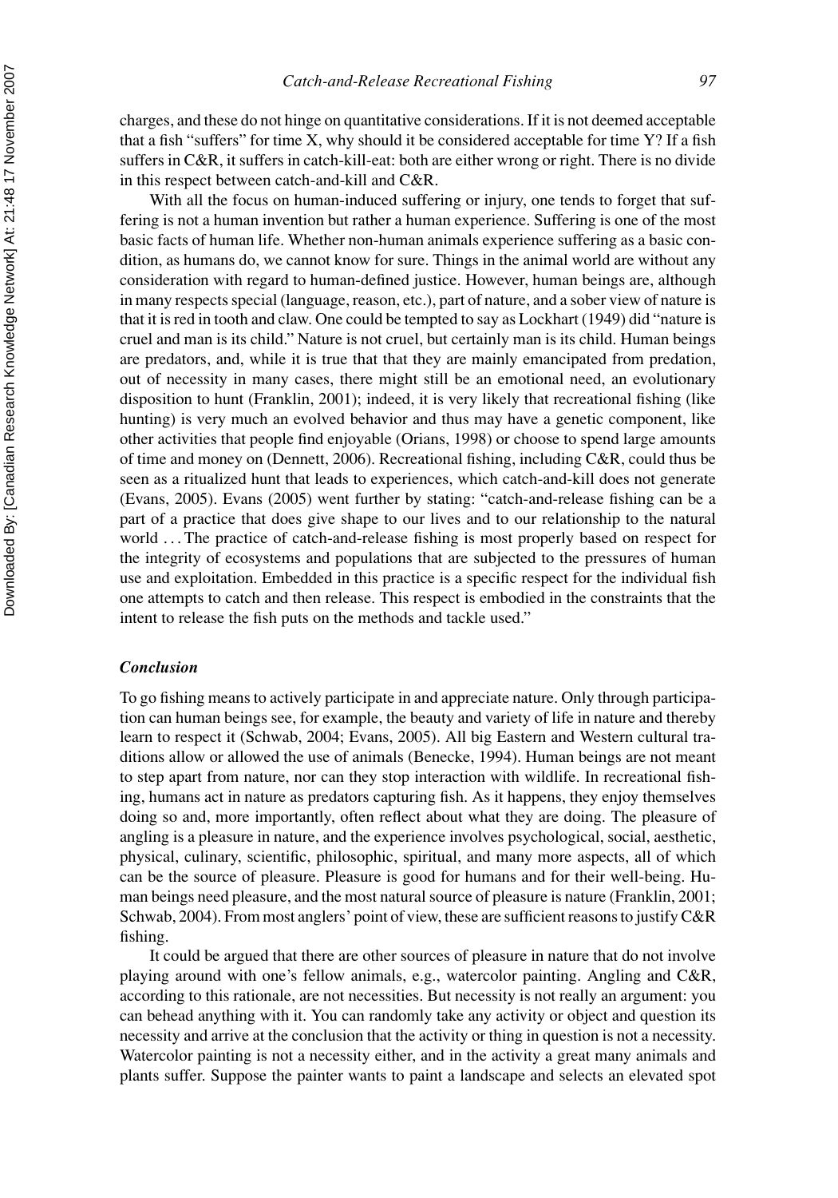charges, and these do not hinge on quantitative considerations. If it is not deemed acceptable that a fish "suffers" for time X, why should it be considered acceptable for time Y? If a fish suffers in C&R, it suffers in catch-kill-eat: both are either wrong or right. There is no divide in this respect between catch-and-kill and C&R.

With all the focus on human-induced suffering or injury, one tends to forget that suffering is not a human invention but rather a human experience. Suffering is one of the most basic facts of human life. Whether non-human animals experience suffering as a basic condition, as humans do, we cannot know for sure. Things in the animal world are without any consideration with regard to human-defined justice. However, human beings are, although in many respects special (language, reason, etc.), part of nature, and a sober view of nature is that it is red in tooth and claw. One could be tempted to say as Lockhart (1949) did "nature is cruel and man is its child." Nature is not cruel, but certainly man is its child. Human beings are predators, and, while it is true that that they are mainly emancipated from predation, out of necessity in many cases, there might still be an emotional need, an evolutionary disposition to hunt (Franklin, 2001); indeed, it is very likely that recreational fishing (like hunting) is very much an evolved behavior and thus may have a genetic component, like other activities that people find enjoyable (Orians, 1998) or choose to spend large amounts of time and money on (Dennett, 2006). Recreational fishing, including C&R, could thus be seen as a ritualized hunt that leads to experiences, which catch-and-kill does not generate (Evans, 2005). Evans (2005) went further by stating: "catch-and-release fishing can be a part of a practice that does give shape to our lives and to our relationship to the natural world ... The practice of catch-and-release fishing is most properly based on respect for the integrity of ecosystems and populations that are subjected to the pressures of human use and exploitation. Embedded in this practice is a specific respect for the individual fish one attempts to catch and then release. This respect is embodied in the constraints that the intent to release the fish puts on the methods and tackle used."

### *Conclusion*

To go fishing means to actively participate in and appreciate nature. Only through participation can human beings see, for example, the beauty and variety of life in nature and thereby learn to respect it (Schwab, 2004; Evans, 2005). All big Eastern and Western cultural traditions allow or allowed the use of animals (Benecke, 1994). Human beings are not meant to step apart from nature, nor can they stop interaction with wildlife. In recreational fishing, humans act in nature as predators capturing fish. As it happens, they enjoy themselves doing so and, more importantly, often reflect about what they are doing. The pleasure of angling is a pleasure in nature, and the experience involves psychological, social, aesthetic, physical, culinary, scientific, philosophic, spiritual, and many more aspects, all of which can be the source of pleasure. Pleasure is good for humans and for their well-being. Human beings need pleasure, and the most natural source of pleasure is nature (Franklin, 2001; Schwab, 2004). From most anglers' point of view, these are sufficient reasons to justify C&R fishing.

It could be argued that there are other sources of pleasure in nature that do not involve playing around with one's fellow animals, e.g., watercolor painting. Angling and C&R, according to this rationale, are not necessities. But necessity is not really an argument: you can behead anything with it. You can randomly take any activity or object and question its necessity and arrive at the conclusion that the activity or thing in question is not a necessity. Watercolor painting is not a necessity either, and in the activity a great many animals and plants suffer. Suppose the painter wants to paint a landscape and selects an elevated spot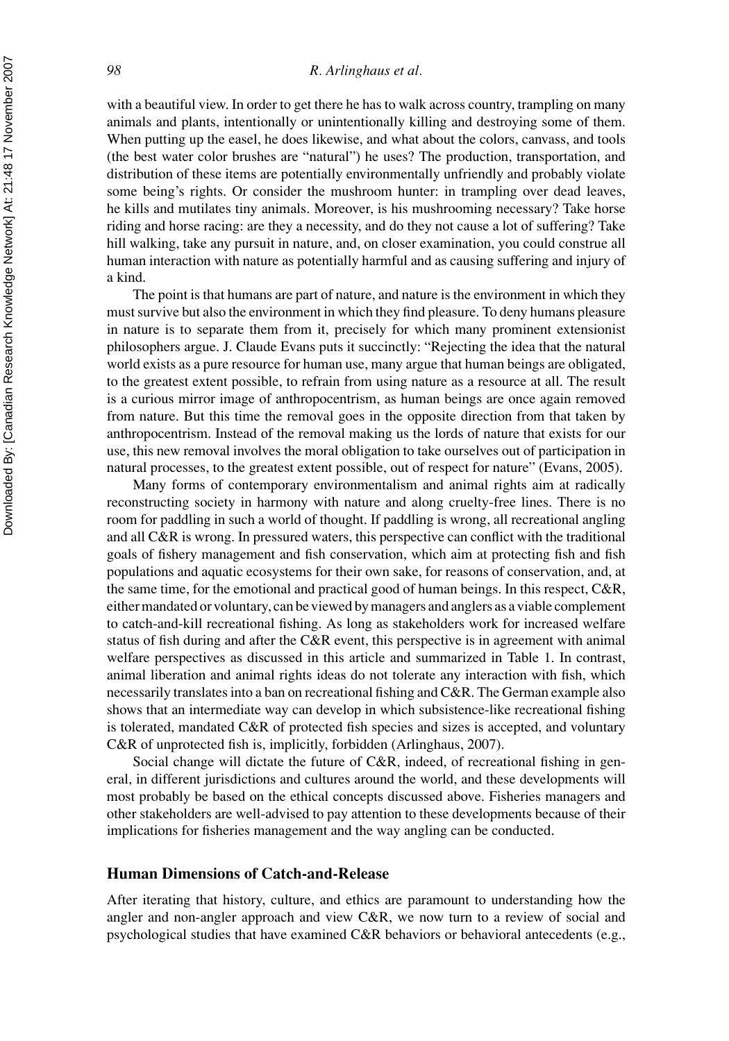with a beautiful view. In order to get there he has to walk across country, trampling on many animals and plants, intentionally or unintentionally killing and destroying some of them. When putting up the easel, he does likewise, and what about the colors, canvass, and tools (the best water color brushes are "natural") he uses? The production, transportation, and distribution of these items are potentially environmentally unfriendly and probably violate some being's rights. Or consider the mushroom hunter: in trampling over dead leaves, he kills and mutilates tiny animals. Moreover, is his mushrooming necessary? Take horse riding and horse racing: are they a necessity, and do they not cause a lot of suffering? Take hill walking, take any pursuit in nature, and, on closer examination, you could construe all human interaction with nature as potentially harmful and as causing suffering and injury of a kind.

The point is that humans are part of nature, and nature is the environment in which they must survive but also the environment in which they find pleasure. To deny humans pleasure in nature is to separate them from it, precisely for which many prominent extensionist philosophers argue. J. Claude Evans puts it succinctly: "Rejecting the idea that the natural world exists as a pure resource for human use, many argue that human beings are obligated, to the greatest extent possible, to refrain from using nature as a resource at all. The result is a curious mirror image of anthropocentrism, as human beings are once again removed from nature. But this time the removal goes in the opposite direction from that taken by anthropocentrism. Instead of the removal making us the lords of nature that exists for our use, this new removal involves the moral obligation to take ourselves out of participation in natural processes, to the greatest extent possible, out of respect for nature" (Evans, 2005).

Many forms of contemporary environmentalism and animal rights aim at radically reconstructing society in harmony with nature and along cruelty-free lines. There is no room for paddling in such a world of thought. If paddling is wrong, all recreational angling and all C&R is wrong. In pressured waters, this perspective can conflict with the traditional goals of fishery management and fish conservation, which aim at protecting fish and fish populations and aquatic ecosystems for their own sake, for reasons of conservation, and, at the same time, for the emotional and practical good of human beings. In this respect, C&R, either mandated or voluntary, can be viewed by managers and anglers as a viable complement to catch-and-kill recreational fishing. As long as stakeholders work for increased welfare status of fish during and after the C&R event, this perspective is in agreement with animal welfare perspectives as discussed in this article and summarized in Table 1. In contrast, animal liberation and animal rights ideas do not tolerate any interaction with fish, which necessarily translates into a ban on recreational fishing and C&R. The German example also shows that an intermediate way can develop in which subsistence-like recreational fishing is tolerated, mandated C&R of protected fish species and sizes is accepted, and voluntary C&R of unprotected fish is, implicitly, forbidden (Arlinghaus, 2007).

Social change will dictate the future of C&R, indeed, of recreational fishing in general, in different jurisdictions and cultures around the world, and these developments will most probably be based on the ethical concepts discussed above. Fisheries managers and other stakeholders are well-advised to pay attention to these developments because of their implications for fisheries management and the way angling can be conducted.

## Human Dimensions of Catch-and-Release

After iterating that history, culture, and ethics are paramount to understanding how the angler and non-angler approach and view C&R, we now turn to a review of social and psychological studies that have examined C&R behaviors or behavioral antecedents (e.g.,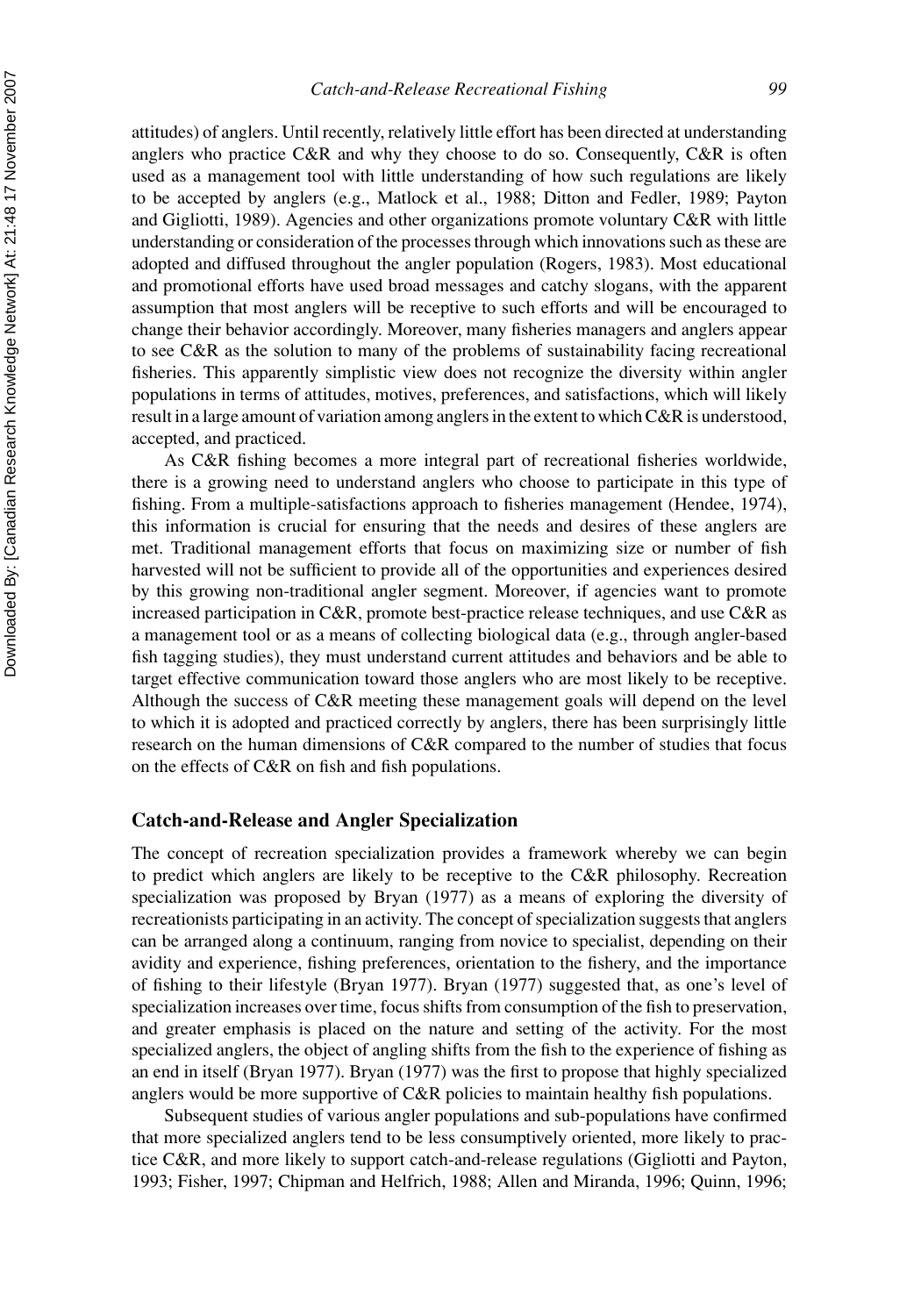attitudes) of anglers. Until recently, relatively little effort has been directed at understanding anglers who practice C&R and why they choose to do so. Consequently, C&R is often used as a management tool with little understanding of how such regulations are likely to be accepted by anglers (e.g., Matlock et al., 1988; Ditton and Fedler, 1989; Payton and Gigliotti, 1989). Agencies and other organizations promote voluntary C&R with little understanding or consideration of the processes through which innovations such as these are adopted and diffused throughout the angler population (Rogers, 1983). Most educational and promotional efforts have used broad messages and catchy slogans, with the apparent assumption that most anglers will be receptive to such efforts and will be encouraged to change their behavior accordingly. Moreover, many fisheries managers and anglers appear to see C&R as the solution to many of the problems of sustainability facing recreational fisheries. This apparently simplistic view does not recognize the diversity within angler populations in terms of attitudes, motives, preferences, and satisfactions, which will likely result in a large amount of variation among anglers in the extent to which C&R is understood, accepted, and practiced.

As C&R fishing becomes a more integral part of recreational fisheries worldwide, there is a growing need to understand anglers who choose to participate in this type of fishing. From a multiple-satisfactions approach to fisheries management (Hendee, 1974), this information is crucial for ensuring that the needs and desires of these anglers are met. Traditional management efforts that focus on maximizing size or number of fish harvested will not be sufficient to provide all of the opportunities and experiences desired by this growing non-traditional angler segment. Moreover, if agencies want to promote increased participation in C&R, promote best-practice release techniques, and use C&R as a management tool or as a means of collecting biological data (e.g., through angler-based fish tagging studies), they must understand current attitudes and behaviors and be able to target effective communication toward those anglers who are most likely to be receptive. Although the success of C&R meeting these management goals will depend on the level to which it is adopted and practiced correctly by anglers, there has been surprisingly little research on the human dimensions of C&R compared to the number of studies that focus on the effects of C&R on fish and fish populations.

## Catch-and-Release and Angler Specialization

The concept of recreation specialization provides a framework whereby we can begin to predict which anglers are likely to be receptive to the C&R philosophy. Recreation specialization was proposed by Bryan (1977) as a means of exploring the diversity of recreationists participating in an activity. The concept of specialization suggests that anglers can be arranged along a continuum, ranging from novice to specialist, depending on their avidity and experience, fishing preferences, orientation to the fishery, and the importance of fishing to their lifestyle (Bryan 1977). Bryan (1977) suggested that, as one's level of specialization increases over time, focus shifts from consumption of the fish to preservation, and greater emphasis is placed on the nature and setting of the activity. For the most specialized anglers, the object of angling shifts from the fish to the experience of fishing as an end in itself (Bryan 1977). Bryan (1977) was the first to propose that highly specialized anglers would be more supportive of C&R policies to maintain healthy fish populations.

Subsequent studies of various angler populations and sub-populations have confirmed that more specialized anglers tend to be less consumptively oriented, more likely to practice C&R, and more likely to support catch-and-release regulations (Gigliotti and Payton, 1993; Fisher, 1997; Chipman and Helfrich, 1988; Allen and Miranda, 1996; Quinn, 1996;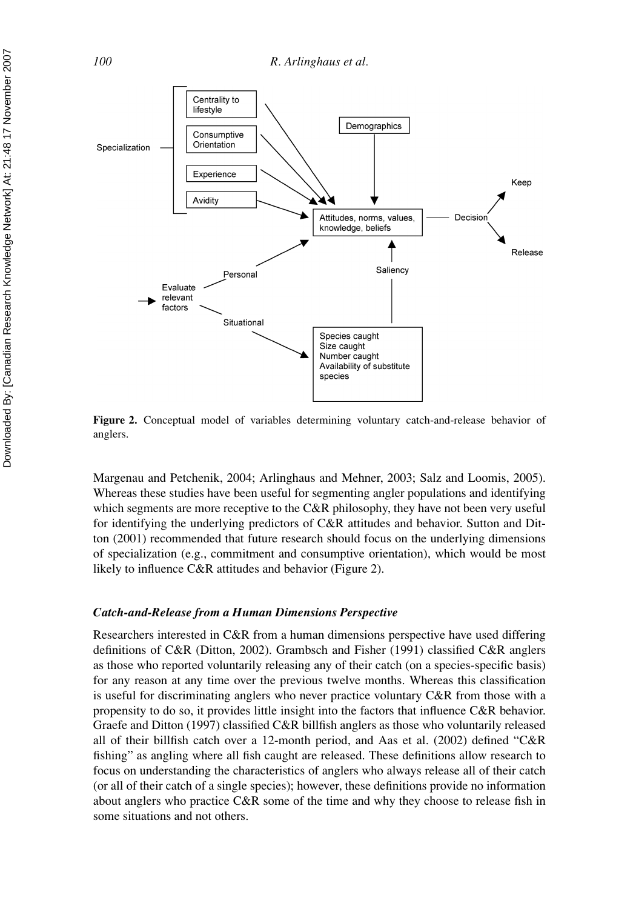Figure 2. Conceptual model of variables determining voluntary catch-and-release behavior of anglers.

Margenau and Petchenik, 2004; Arlinghaus and Mehner, 2003; Salz and Loomis, 2005). Whereas these studies have been useful for segmenting angler populations and identifying which segments are more receptive to the C&R philosophy, they have not been very useful for identifying the underlying predictors of C&R attitudes and behavior. Sutton and Ditton (2001) recommended that future research should focus on the underlying dimensions of specialization (e.g., commitment and consumptive orientation), which would be most likely to influence C&R attitudes and behavior (Figure 2).

### *Catch-and-Release from a Human Dimensions Perspective*

Researchers interested in C&R from a human dimensions perspective have used differing definitions of C&R (Ditton, 2002). Grambsch and Fisher (1991) classified C&R anglers as those who reported voluntarily releasing any of their catch (on a species-specific basis) for any reason at any time over the previous twelve months. Whereas this classification is useful for discriminating anglers who never practice voluntary C&R from those with a propensity to do so, it provides little insight into the factors that influence C&R behavior. Graefe and Ditton (1997) classified C&R billfish anglers as those who voluntarily released all of their billfish catch over a 12-month period, and Aas et al. (2002) defined "C&R fishing" as angling where all fish caught are released. These definitions allow research to focus on understanding the characteristics of anglers who always release all of their catch (or all of their catch of a single species); however, these definitions provide no information about anglers who practice C&R some of the time and why they choose to release fish in some situations and not others.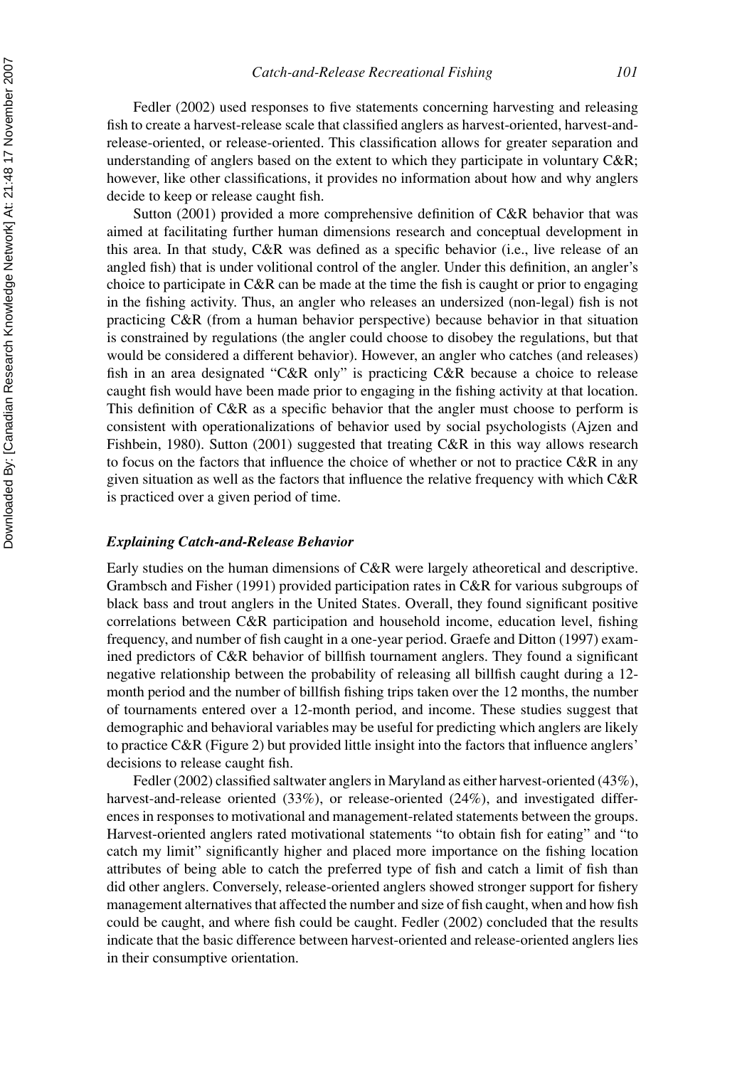Fedler (2002) used responses to five statements concerning harvesting and releasing fish to create a harvest-release scale that classified anglers as harvest-oriented, harvest-and-release-oriented, or release-oriented. This classification allows for greater separation and understanding of anglers based on the extent to which they participate in voluntary C&R; however, like other classifications, it provides no information about how and why anglers decide to keep or release caught fish.

Sutton (2001) provided a more comprehensive definition of C&R behavior that was aimed at facilitating further human dimensions research and conceptual development in this area. In that study, C&R was defined as a specific behavior (i.e., live release of an angled fish) that is under volitional control of the angler. Under this definition, an angler's choice to participate in C&R can be made at the time the fish is caught or prior to engaging in the fishing activity. Thus, an angler who releases an undersized (non-legal) fish is not practicing C&R (from a human behavior perspective) because behavior in that situation is constrained by regulations (the angler could choose to disobey the regulations, but that would be considered a different behavior). However, an angler who catches (and releases) fish in an area designated "C&R only" is practicing C&R because a choice to release caught fish would have been made prior to engaging in the fishing activity at that location. This definition of C&R as a specific behavior that the angler must choose to perform is consistent with operationalizations of behavior used by social psychologists (Ajzen and Fishbein, 1980). Sutton (2001) suggested that treating C&R in this way allows research to focus on the factors that influence the choice of whether or not to practice C&R in any given situation as well as the factors that influence the relative frequency with which C&R is practiced over a given period of time.

### *Explaining Catch-and-Release Behavior*

Early studies on the human dimensions of C&R were largely atheoretical and descriptive. Grambsch and Fisher (1991) provided participation rates in C&R for various subgroups of black bass and trout anglers in the United States. Overall, they found significant positive correlations between C&R participation and household income, education level, fishing frequency, and number of fish caught in a one-year period. Graefe and Ditton (1997) examined predictors of C&R behavior of billfish tournament anglers. They found a significant negative relationship between the probability of releasing all billfish caught during a 12-month period and the number of billfish fishing trips taken over the 12 months, the number of tournaments entered over a 12-month period, and income. These studies suggest that demographic and behavioral variables may be useful for predicting which anglers are likely to practice C&R (Figure 2) but provided little insight into the factors that influence anglers' decisions to release caught fish.

Fedler (2002) classified saltwater anglers in Maryland as either harvest-oriented (43%), harvest-and-release oriented (33%), or release-oriented (24%), and investigated differences in responses to motivational and management-related statements between the groups. Harvest-oriented anglers rated motivational statements "to obtain fish for eating" and "to catch my limit" significantly higher and placed more importance on the fishing location attributes of being able to catch the preferred type of fish and catch a limit of fish than did other anglers. Conversely, release-oriented anglers showed stronger support for fishery management alternatives that affected the number and size of fish caught, when and how fish could be caught, and where fish could be caught. Fedler (2002) concluded that the results indicate that the basic difference between harvest-oriented and release-oriented anglers lies in their consumptive orientation.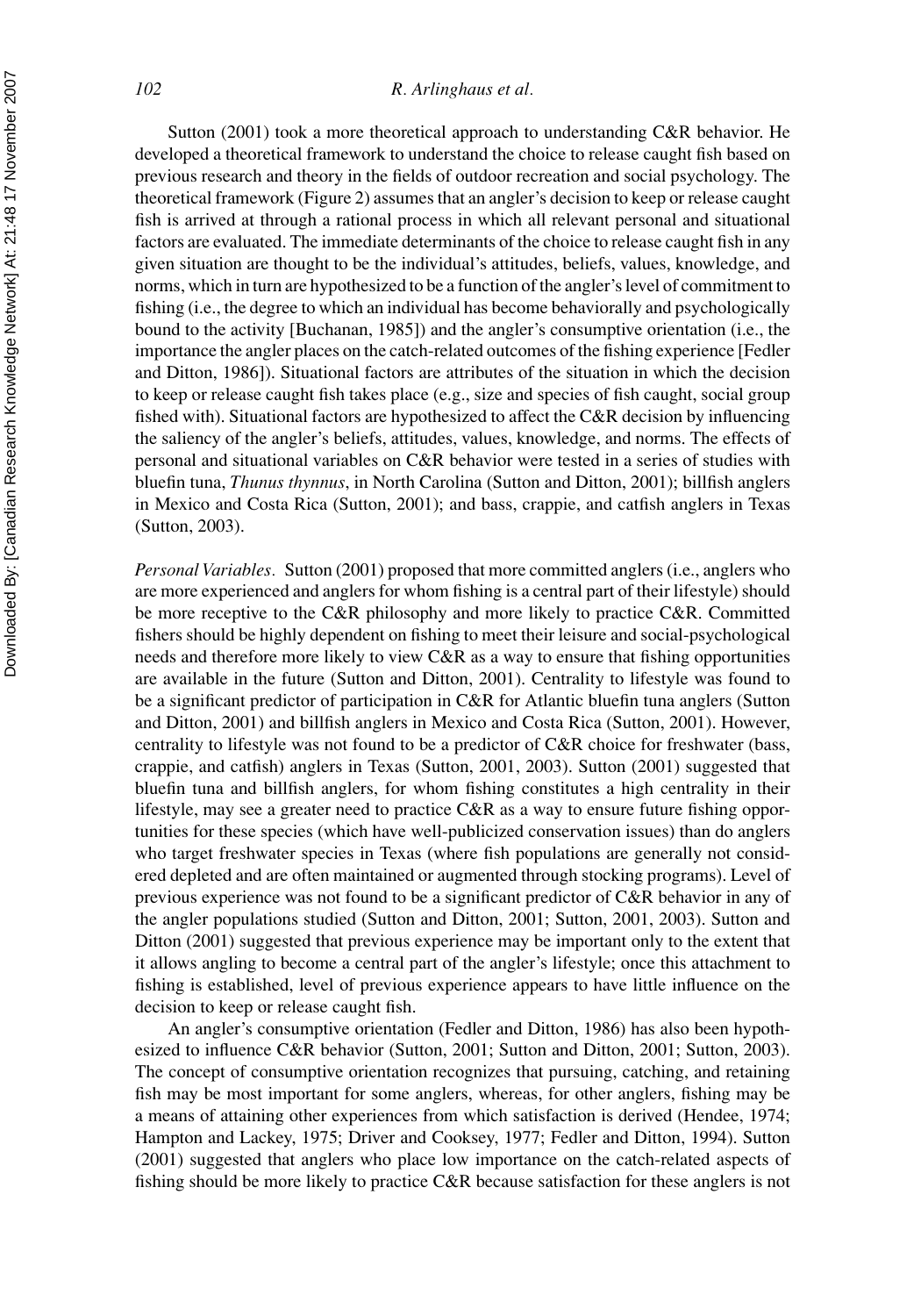Sutton (2001) took a more theoretical approach to understanding C&R behavior. He developed a theoretical framework to understand the choice to release caught fish based on previous research and theory in the fields of outdoor recreation and social psychology. The theoretical framework (Figure 2) assumes that an angler's decision to keep or release caught fish is arrived at through a rational process in which all relevant personal and situational factors are evaluated. The immediate determinants of the choice to release caught fish in any given situation are thought to be the individual's attitudes, beliefs, values, knowledge, and norms, which in turn are hypothesized to be a function of the angler's level of commitment to fishing (i.e., the degree to which an individual has become behaviorally and psychologically bound to the activity [Buchanan, 1985]) and the angler's consumptive orientation (i.e., the importance the angler places on the catch-related outcomes of the fishing experience [Fedler and Ditton, 1986]). Situational factors are attributes of the situation in which the decision to keep or release caught fish takes place (e.g., size and species of fish caught, social group fished with). Situational factors are hypothesized to affect the C&R decision by influencing the saliency of the angler's beliefs, attitudes, values, knowledge, and norms. The effects of personal and situational variables on C&R behavior were tested in a series of studies with bluefin tuna, *Thunus thynnus*, in North Carolina (Sutton and Ditton, 2001); billfish anglers in Mexico and Costa Rica (Sutton, 2001); and bass, crappie, and catfish anglers in Texas (Sutton, 2003).

*Personal Variables.* Sutton (2001) proposed that more committed anglers (i.e., anglers who are more experienced and anglers for whom fishing is a central part of their lifestyle) should be more receptive to the C&R philosophy and more likely to practice C&R. Committed fishers should be highly dependent on fishing to meet their leisure and social-psychological needs and therefore more likely to view C&R as a way to ensure that fishing opportunities are available in the future (Sutton and Ditton, 2001). Centrality to lifestyle was found to be a significant predictor of participation in C&R for Atlantic bluefin tuna anglers (Sutton and Ditton, 2001) and billfish anglers in Mexico and Costa Rica (Sutton, 2001). However, centrality to lifestyle was not found to be a predictor of C&R choice for freshwater (bass, crappie, and catfish) anglers in Texas (Sutton, 2001, 2003). Sutton (2001) suggested that bluefin tuna and billfish anglers, for whom fishing constitutes a high centrality in their lifestyle, may see a greater need to practice C&R as a way to ensure future fishing opportunities for these species (which have well-publicized conservation issues) than do anglers who target freshwater species in Texas (where fish populations are generally not considered depleted and are often maintained or augmented through stocking programs). Level of previous experience was not found to be a significant predictor of C&R behavior in any of the angler populations studied (Sutton and Ditton, 2001; Sutton, 2001, 2003). Sutton and Ditton (2001) suggested that previous experience may be important only to the extent that it allows angling to become a central part of the angler's lifestyle; once this attachment to fishing is established, level of previous experience appears to have little influence on the decision to keep or release caught fish.

An angler's consumptive orientation (Fedler and Ditton, 1986) has also been hypothesized to influence C&R behavior (Sutton, 2001; Sutton and Ditton, 2001; Sutton, 2003). The concept of consumptive orientation recognizes that pursuing, catching, and retaining fish may be most important for some anglers, whereas, for other anglers, fishing may be a means of attaining other experiences from which satisfaction is derived (Hendee, 1974; Hampton and Lackey, 1975; Driver and Cooksey, 1977; Fedler and Ditton, 1994). Sutton (2001) suggested that anglers who place low importance on the catch-related aspects of fishing should be more likely to practice C&R because satisfaction for these anglers is not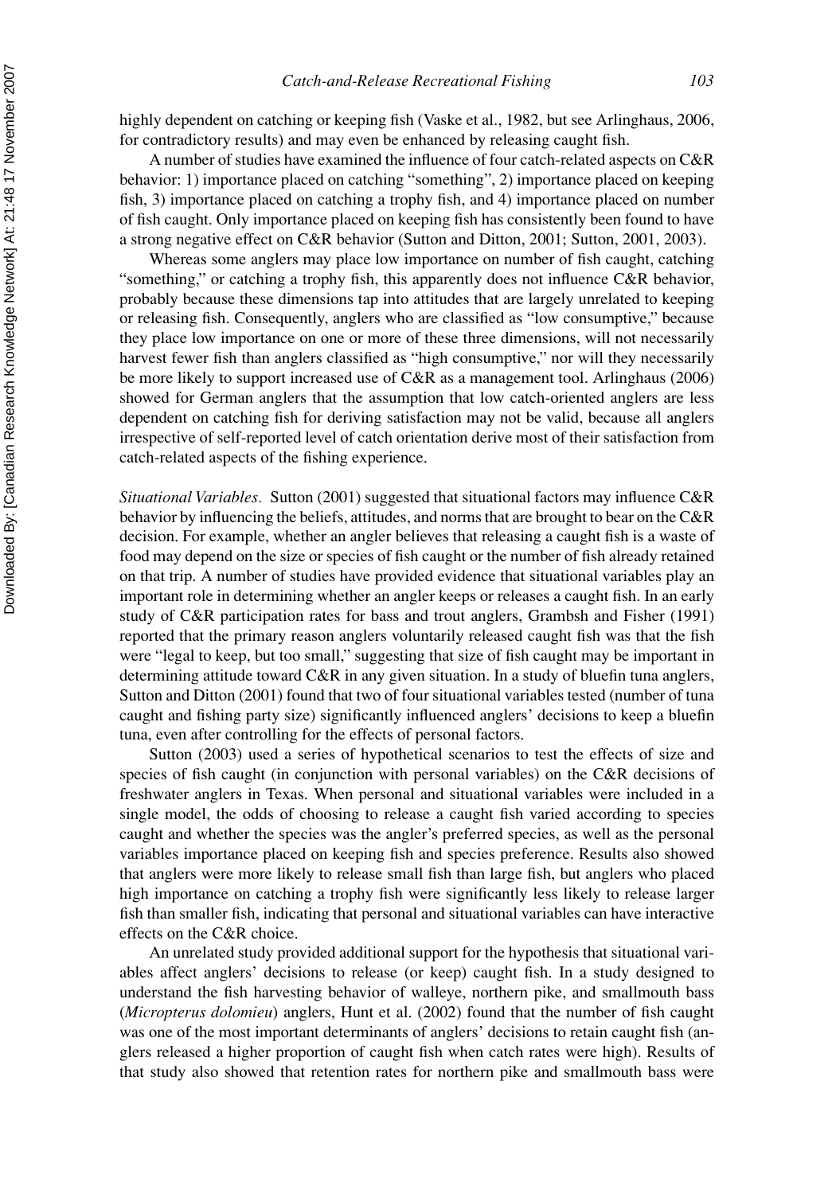highly dependent on catching or keeping fish (Vaske et al., 1982, but see Arlinghaus, 2006, for contradictory results) and may even be enhanced by releasing caught fish.

A number of studies have examined the influence of four catch-related aspects on C&R behavior: 1) importance placed on catching "something", 2) importance placed on keeping fish, 3) importance placed on catching a trophy fish, and 4) importance placed on number of fish caught. Only importance placed on keeping fish has consistently been found to have a strong negative effect on C&R behavior (Sutton and Ditton, 2001; Sutton, 2001, 2003).

Whereas some anglers may place low importance on number of fish caught, catching "something," or catching a trophy fish, this apparently does not influence C&R behavior, probably because these dimensions tap into attitudes that are largely unrelated to keeping or releasing fish. Consequently, anglers who are classified as "low consumptive," because they place low importance on one or more of these three dimensions, will not necessarily harvest fewer fish than anglers classified as "high consumptive," nor will they necessarily be more likely to support increased use of C&R as a management tool. Arlinghaus (2006) showed for German anglers that the assumption that low catch-oriented anglers are less dependent on catching fish for deriving satisfaction may not be valid, because all anglers irrespective of self-reported level of catch orientation derive most of their satisfaction from catch-related aspects of the fishing experience.

*Situational Variables.* Sutton (2001) suggested that situational factors may influence C&R behavior by influencing the beliefs, attitudes, and norms that are brought to bear on the C&R decision. For example, whether an angler believes that releasing a caught fish is a waste of food may depend on the size or species of fish caught or the number of fish already retained on that trip. A number of studies have provided evidence that situational variables play an important role in determining whether an angler keeps or releases a caught fish. In an early study of C&R participation rates for bass and trout anglers, Grambsh and Fisher (1991) reported that the primary reason anglers voluntarily released caught fish was that the fish were "legal to keep, but too small," suggesting that size of fish caught may be important in determining attitude toward C&R in any given situation. In a study of bluefin tuna anglers, Sutton and Ditton (2001) found that two of four situational variables tested (number of tuna caught and fishing party size) significantly influenced anglers' decisions to keep a bluefin tuna, even after controlling for the effects of personal factors.

Sutton (2003) used a series of hypothetical scenarios to test the effects of size and species of fish caught (in conjunction with personal variables) on the C&R decisions of freshwater anglers in Texas. When personal and situational variables were included in a single model, the odds of choosing to release a caught fish varied according to species caught and whether the species was the angler's preferred species, as well as the personal variables importance placed on keeping fish and species preference. Results also showed that anglers were more likely to release small fish than large fish, but anglers who placed high importance on catching a trophy fish were significantly less likely to release larger fish than smaller fish, indicating that personal and situational variables can have interactive effects on the C&R choice.

An unrelated study provided additional support for the hypothesis that situational variables affect anglers' decisions to release (or keep) caught fish. In a study designed to understand the fish harvesting behavior of walleye, northern pike, and smallmouth bass (*Micropterus dolomieu*) anglers, Hunt et al. (2002) found that the number of fish caught was one of the most important determinants of anglers' decisions to retain caught fish (anglers released a higher proportion of caught fish when catch rates were high). Results of that study also showed that retention rates for northern pike and smallmouth bass were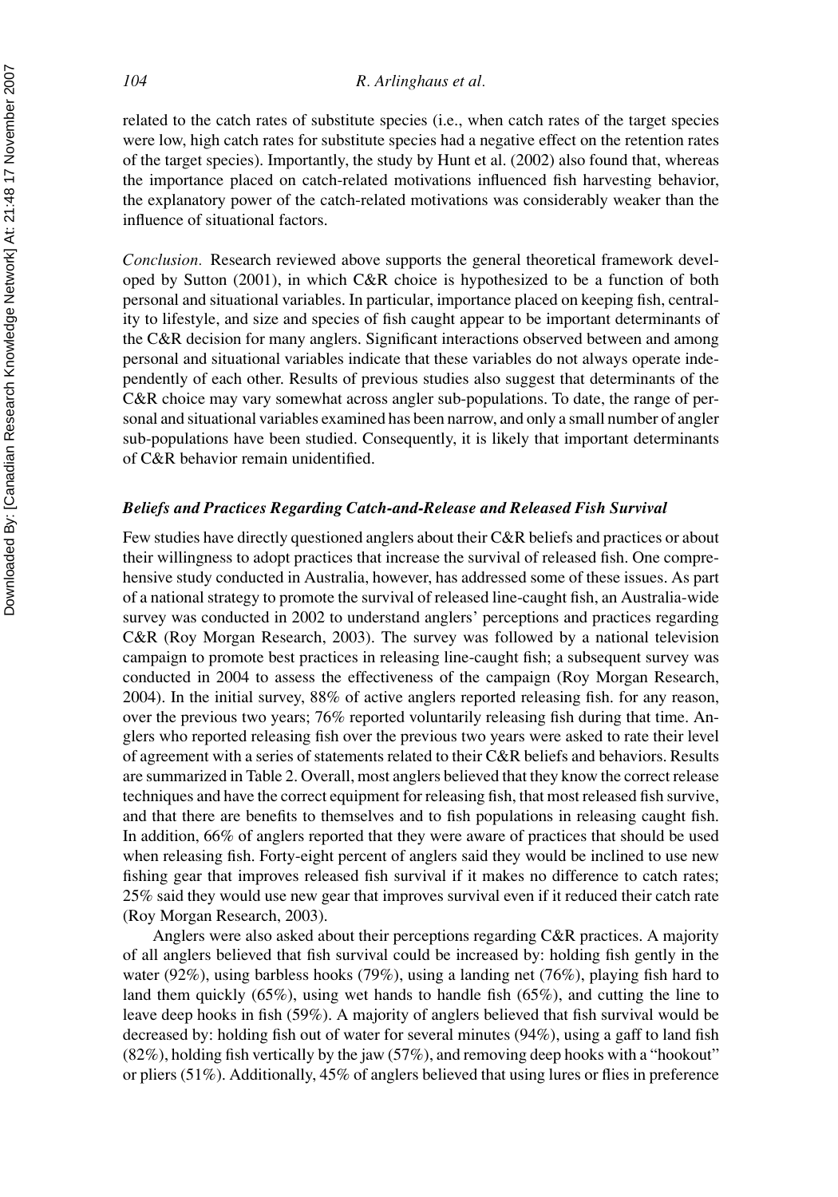related to the catch rates of substitute species (i.e., when catch rates of the target species were low, high catch rates for substitute species had a negative effect on the retention rates of the target species). Importantly, the study by Hunt et al. (2002) also found that, whereas the importance placed on catch-related motivations influenced fish harvesting behavior, the explanatory power of the catch-related motivations was considerably weaker than the influence of situational factors.

*Conclusion.* Research reviewed above supports the general theoretical framework developed by Sutton (2001), in which C&R choice is hypothesized to be a function of both personal and situational variables. In particular, importance placed on keeping fish, centrality to lifestyle, and size and species of fish caught appear to be important determinants of the C&R decision for many anglers. Significant interactions observed between and among personal and situational variables indicate that these variables do not always operate independently of each other. Results of previous studies also suggest that determinants of the C&R choice may vary somewhat across angler sub-populations. To date, the range of personal and situational variables examined has been narrow, and only a small number of angler sub-populations have been studied. Consequently, it is likely that important determinants of C&R behavior remain unidentified.

### *Beliefs and Practices Regarding Catch-and-Release and Released Fish Survival*

Few studies have directly questioned anglers about their C&R beliefs and practices or about their willingness to adopt practices that increase the survival of released fish. One comprehensive study conducted in Australia, however, has addressed some of these issues. As part of a national strategy to promote the survival of released line-caught fish, an Australia-wide survey was conducted in 2002 to understand anglers' perceptions and practices regarding C&R (Roy Morgan Research, 2003). The survey was followed by a national television campaign to promote best practices in releasing line-caught fish; a subsequent survey was conducted in 2004 to assess the effectiveness of the campaign (Roy Morgan Research, 2004). In the initial survey, 88% of active anglers reported releasing fish. for any reason, over the previous two years; 76% reported voluntarily releasing fish during that time. Anglers who reported releasing fish over the previous two years were asked to rate their level of agreement with a series of statements related to their C&R beliefs and behaviors. Results are summarized in Table 2. Overall, most anglers believed that they know the correct release techniques and have the correct equipment for releasing fish, that most released fish survive, and that there are benefits to themselves and to fish populations in releasing caught fish. In addition, 66% of anglers reported that they were aware of practices that should be used when releasing fish. Forty-eight percent of anglers said they would be inclined to use new fishing gear that improves released fish survival if it makes no difference to catch rates; 25% said they would use new gear that improves survival even if it reduced their catch rate (Roy Morgan Research, 2003).

Anglers were also asked about their perceptions regarding C&R practices. A majority of all anglers believed that fish survival could be increased by: holding fish gently in the water (92%), using barbless hooks (79%), using a landing net (76%), playing fish hard to land them quickly (65%), using wet hands to handle fish (65%), and cutting the line to leave deep hooks in fish (59%). A majority of anglers believed that fish survival would be decreased by: holding fish out of water for several minutes (94%), using a gaff to land fish (82%), holding fish vertically by the jaw (57%), and removing deep hooks with a "hookout" or pliers (51%). Additionally, 45% of anglers believed that using lures or flies in preference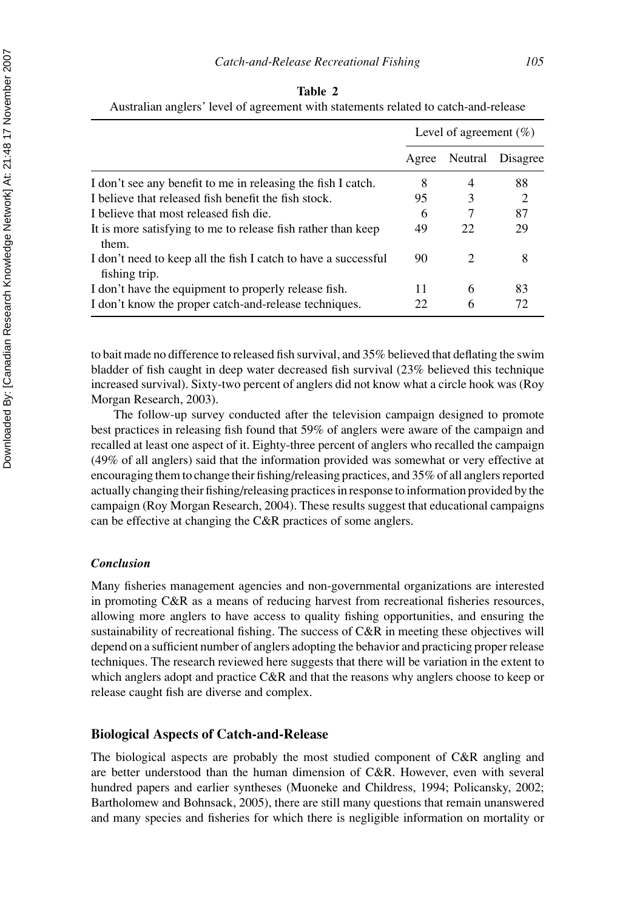**Table 2**
Australian anglers' level of agreement with statements related to catch-and-release

| | Level of agreement (%) | | |
|---|---|---|---|
| | Agree | Neutral | Disagree |
| I don't see any benefit to me in releasing the fish I catch. | 8 | 4 | 88 |
| I believe that released fish benefit the fish stock. | 95 | 3 | 2 |
| I believe that most released fish die. | 6 | 7 | 87 |
| It is more satisfying to me to release fish rather than keep them. | 49 | 22 | 29 |
| I don't need to keep all the fish I catch to have a successful fishing trip. | 90 | 2 | 8 |
| I don't have the equipment to properly release fish. | 11 | 6 | 83 |
| I don't know the proper catch-and-release techniques. | 22 | 6 | 72 |

to bait made no difference to released fish survival, and 35% believed that deflating the swim bladder of fish caught in deep water decreased fish survival (23% believed this technique increased survival). Sixty-two percent of anglers did not know what a circle hook was (Roy Morgan Research, 2003).

The follow-up survey conducted after the television campaign designed to promote best practices in releasing fish found that 59% of anglers were aware of the campaign and recalled at least one aspect of it. Eighty-three percent of anglers who recalled the campaign (49% of all anglers) said that the information provided was somewhat or very effective at encouraging them to change their fishing/releasing practices, and 35% of all anglers reported actually changing their fishing/releasing practices in response to information provided by the campaign (Roy Morgan Research, 2004). These results suggest that educational campaigns can be effective at changing the C&R practices of some anglers.

### *Conclusion*

Many fisheries management agencies and non-governmental organizations are interested in promoting C&R as a means of reducing harvest from recreational fisheries resources, allowing more anglers to have access to quality fishing opportunities, and ensuring the sustainability of recreational fishing. The success of C&R in meeting these objectives will depend on a sufficient number of anglers adopting the behavior and practicing proper release techniques. The research reviewed here suggests that there will be variation in the extent to which anglers adopt and practice C&R and that the reasons why anglers choose to keep or release caught fish are diverse and complex.

## Biological Aspects of Catch-and-Release

The biological aspects are probably the most studied component of C&R angling and are better understood than the human dimension of C&R. However, even with several hundred papers and earlier syntheses (Muoneke and Childress, 1994; Policansky, 2002; Bartholomew and Bohnsack, 2005), there are still many questions that remain unanswered and many species and fisheries for which there is negligible information on mortality or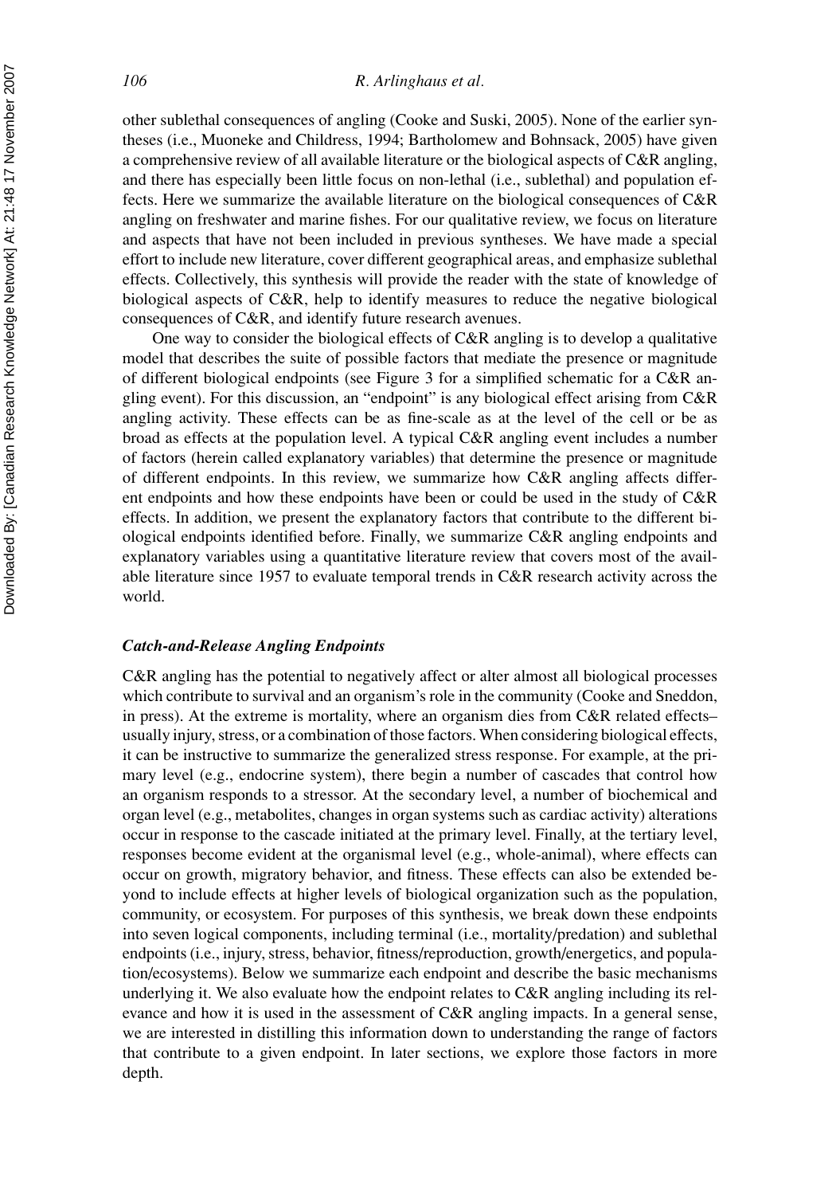other sublethal consequences of angling (Cooke and Suski, 2005). None of the earlier syntheses (i.e., Muoneke and Childress, 1994; Bartholomew and Bohnsack, 2005) have given a comprehensive review of all available literature or the biological aspects of C&R angling, and there has especially been little focus on non-lethal (i.e., sublethal) and population effects. Here we summarize the available literature on the biological consequences of C&R angling on freshwater and marine fishes. For our qualitative review, we focus on literature and aspects that have not been included in previous syntheses. We have made a special effort to include new literature, cover different geographical areas, and emphasize sublethal effects. Collectively, this synthesis will provide the reader with the state of knowledge of biological aspects of C&R, help to identify measures to reduce the negative biological consequences of C&R, and identify future research avenues.

One way to consider the biological effects of C&R angling is to develop a qualitative model that describes the suite of possible factors that mediate the presence or magnitude of different biological endpoints (see Figure 3 for a simplified schematic for a C&R angling event). For this discussion, an "endpoint" is any biological effect arising from C&R angling activity. These effects can be as fine-scale as at the level of the cell or be as broad as effects at the population level. A typical C&R angling event includes a number of factors (herein called explanatory variables) that determine the presence or magnitude of different endpoints. In this review, we summarize how C&R angling affects different endpoints and how these endpoints have been or could be used in the study of C&R effects. In addition, we present the explanatory factors that contribute to the different biological endpoints identified before. Finally, we summarize C&R angling endpoints and explanatory variables using a quantitative literature review that covers most of the available literature since 1957 to evaluate temporal trends in C&R research activity across the world.

### *Catch-and-Release Angling Endpoints*

C&R angling has the potential to negatively affect or alter almost all biological processes which contribute to survival and an organism's role in the community (Cooke and Sneddon, in press). At the extreme is mortality, where an organism dies from C&R related effects–usually injury, stress, or a combination of those factors. When considering biological effects, it can be instructive to summarize the generalized stress response. For example, at the primary level (e.g., endocrine system), there begin a number of cascades that control how an organism responds to a stressor. At the secondary level, a number of biochemical and organ level (e.g., metabolites, changes in organ systems such as cardiac activity) alterations occur in response to the cascade initiated at the primary level. Finally, at the tertiary level, responses become evident at the organismal level (e.g., whole-animal), where effects can occur on growth, migratory behavior, and fitness. These effects can also be extended beyond to include effects at higher levels of biological organization such as the population, community, or ecosystem. For purposes of this synthesis, we break down these endpoints into seven logical components, including terminal (i.e., mortality/predation) and sublethal endpoints (i.e., injury, stress, behavior, fitness/reproduction, growth/energetics, and population/ecosystems). Below we summarize each endpoint and describe the basic mechanisms underlying it. We also evaluate how the endpoint relates to C&R angling including its relevance and how it is used in the assessment of C&R angling impacts. In a general sense, we are interested in distilling this information down to understanding the range of factors that contribute to a given endpoint. In later sections, we explore those factors in more depth.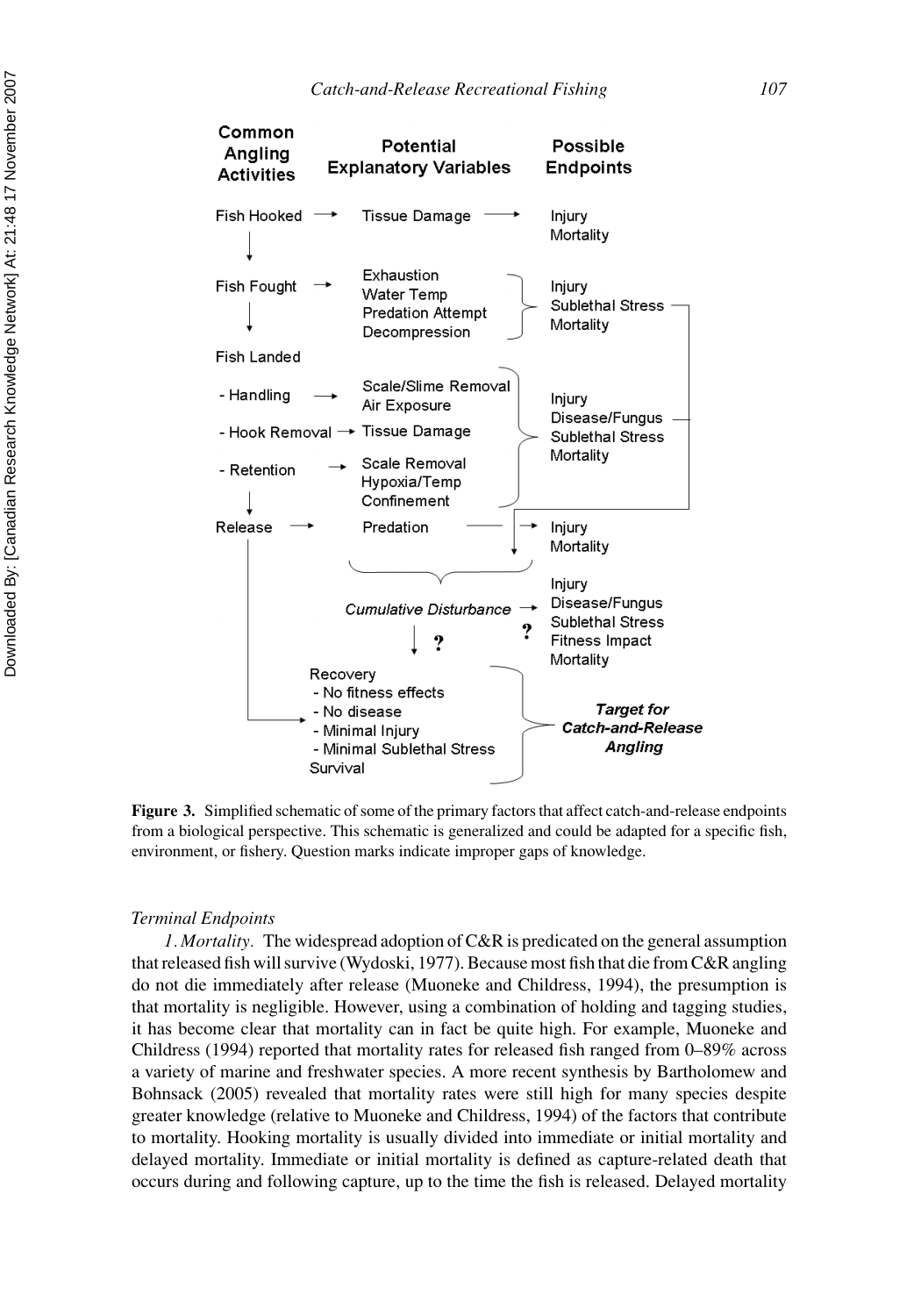| Common Angling Activities | Potential Explanatory Variables | Possible Endpoints |
|---|---|---|
| Fish Hooked | Tissue Damage | Injury, Mortality |
| Fish Fought | Exhaustion, Water Temp, Predation Attempt, Decompression | Injury, Sublethal Stress, Mortality |
| Fish Landed | | |
| - Handling | Scale/Slime Removal, Air Exposure | Injury, Disease/Fungus, Sublethal Stress, Mortality |
| - Hook Removal | Tissue Damage | |
| - Retention | Scale Removal, Hypoxia/Temp, Confinement | |
| Release | Predation | Injury, Mortality |
| | *Cumulative Disturbance* | ? Injury, Disease/Fungus, Sublethal Stress, Fitness Impact, Mortality |
| | ? Recovery - No fitness effects - No disease - Minimal Injury - Minimal Sublethal Stress Survival | ***Target for Catch-and-Release Angling*** |

**Figure 3.** Simplified schematic of some of the primary factors that affect catch-and-release endpoints from a biological perspective. This schematic is generalized and could be adapted for a specific fish, environment, or fishery. Question marks indicate improper gaps of knowledge.

### *Terminal Endpoints*

*1. Mortality.* The widespread adoption of C&R is predicated on the general assumption that released fish will survive (Wydoski, 1977). Because most fish that die from C&R angling do not die immediately after release (Muoneke and Childress, 1994), the presumption is that mortality is negligible. However, using a combination of holding and tagging studies, it has become clear that mortality can in fact be quite high. For example, Muoneke and Childress (1994) reported that mortality rates for released fish ranged from 0–89% across a variety of marine and freshwater species. A more recent synthesis by Bartholomew and Bohnsack (2005) revealed that mortality rates were still high for many species despite greater knowledge (relative to Muoneke and Childress, 1994) of the factors that contribute to mortality. Hooking mortality is usually divided into immediate or initial mortality and delayed mortality. Immediate or initial mortality is defined as capture-related death that occurs during and following capture, up to the time the fish is released. Delayed mortality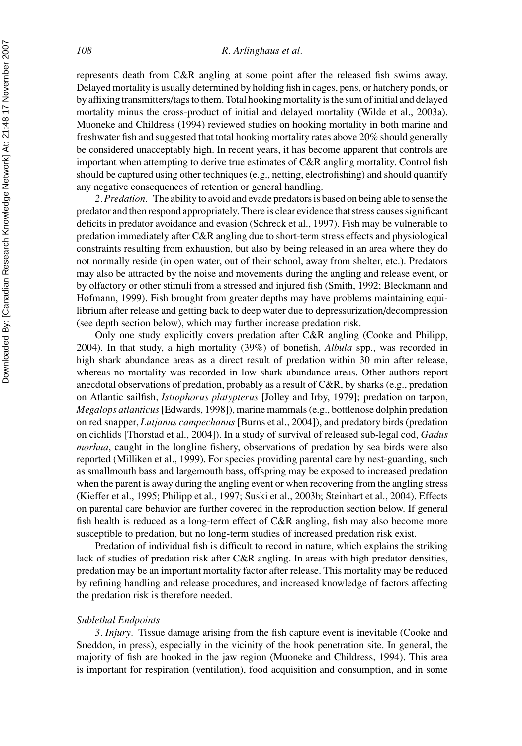represents death from C&R angling at some point after the released fish swims away. Delayed mortality is usually determined by holding fish in cages, pens, or hatchery ponds, or by affixing transmitters/tags to them. Total hooking mortality is the sum of initial and delayed mortality minus the cross-product of initial and delayed mortality (Wilde et al., 2003a). Muoneke and Childress (1994) reviewed studies on hooking mortality in both marine and freshwater fish and suggested that total hooking mortality rates above 20% should generally be considered unacceptably high. In recent years, it has become apparent that controls are important when attempting to derive true estimates of C&R angling mortality. Control fish should be captured using other techniques (e.g., netting, electrofishing) and should quantify any negative consequences of retention or general handling.

*2. Predation.* The ability to avoid and evade predators is based on being able to sense the predator and then respond appropriately. There is clear evidence that stress causes significant deficits in predator avoidance and evasion (Schreck et al., 1997). Fish may be vulnerable to predation immediately after C&R angling due to short-term stress effects and physiological constraints resulting from exhaustion, but also by being released in an area where they do not normally reside (in open water, out of their school, away from shelter, etc.). Predators may also be attracted by the noise and movements during the angling and release event, or by olfactory or other stimuli from a stressed and injured fish (Smith, 1992; Bleckmann and Hofmann, 1999). Fish brought from greater depths may have problems maintaining equilibrium after release and getting back to deep water due to depressurization/decompression (see depth section below), which may further increase predation risk.

Only one study explicitly covers predation after C&R angling (Cooke and Philipp, 2004). In that study, a high mortality (39%) of bonefish, *Albula* spp., was recorded in high shark abundance areas as a direct result of predation within 30 min after release, whereas no mortality was recorded in low shark abundance areas. Other authors report anecdotal observations of predation, probably as a result of C&R, by sharks (e.g., predation on Atlantic sailfish, *Istiophorus platypterus* [Jolley and Irby, 1979]; predation on tarpon, *Megalops atlanticus* [Edwards, 1998]), marine mammals (e.g., bottlenose dolphin predation on red snapper, *Lutjanus campechanus* [Burns et al., 2004]), and predatory birds (predation on cichlids [Thorstad et al., 2004]). In a study of survival of released sub-legal cod, *Gadus morhua*, caught in the longline fishery, observations of predation by sea birds were also reported (Milliken et al., 1999). For species providing parental care by nest-guarding, such as smallmouth bass and largemouth bass, offspring may be exposed to increased predation when the parent is away during the angling event or when recovering from the angling stress (Kieffer et al., 1995; Philipp et al., 1997; Suski et al., 2003b; Steinhart et al., 2004). Effects on parental care behavior are further covered in the reproduction section below. If general fish health is reduced as a long-term effect of C&R angling, fish may also become more susceptible to predation, but no long-term studies of increased predation risk exist.

Predation of individual fish is difficult to record in nature, which explains the striking lack of studies of predation risk after C&R angling. In areas with high predator densities, predation may be an important mortality factor after release. This mortality may be reduced by refining handling and release procedures, and increased knowledge of factors affecting the predation risk is therefore needed.

### *Sublethal Endpoints*

*3. Injury.* Tissue damage arising from the fish capture event is inevitable (Cooke and Sneddon, in press), especially in the vicinity of the hook penetration site. In general, the majority of fish are hooked in the jaw region (Muoneke and Childress, 1994). This area is important for respiration (ventilation), food acquisition and consumption, and in some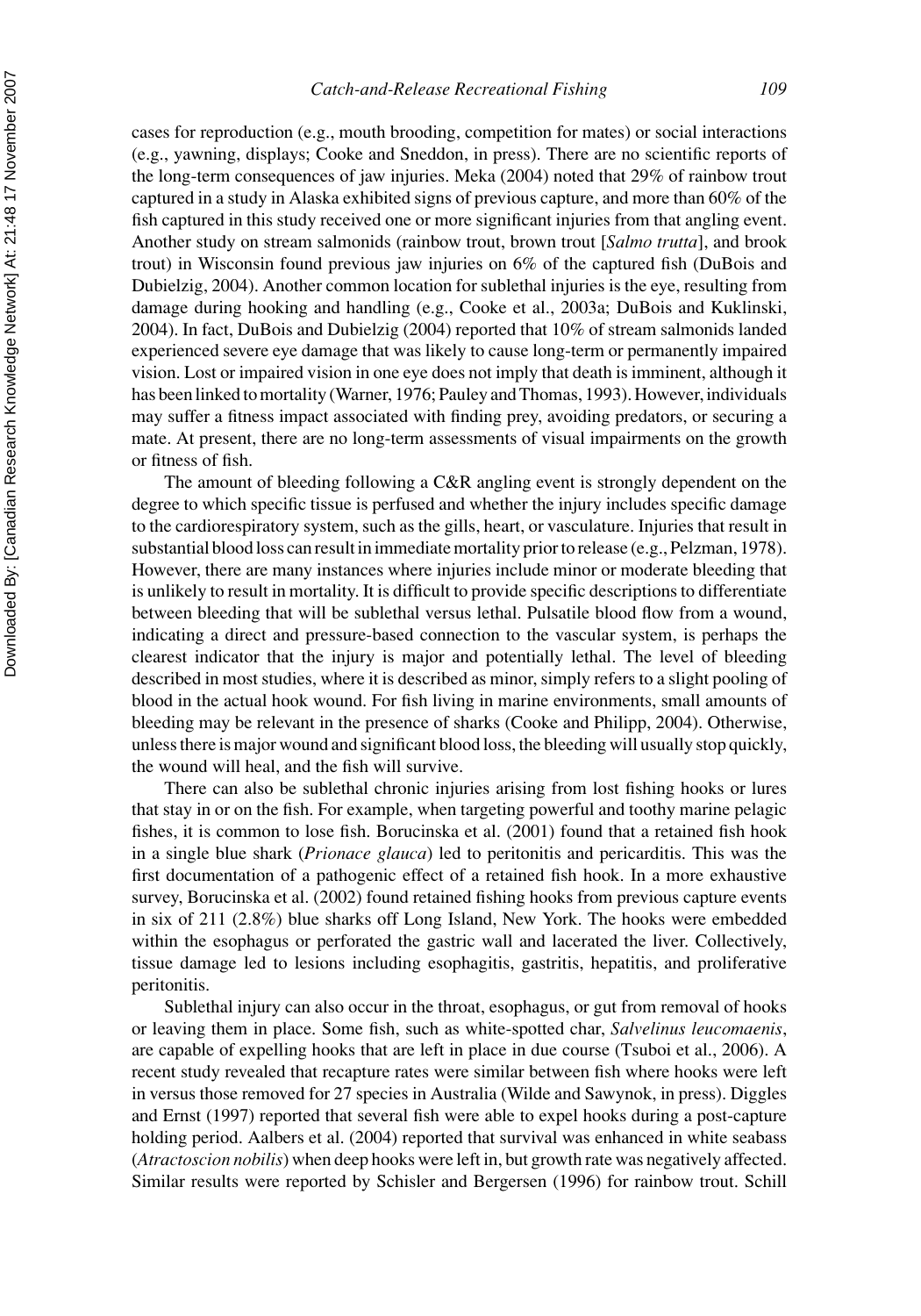cases for reproduction (e.g., mouth brooding, competition for mates) or social interactions (e.g., yawning, displays; Cooke and Sneddon, in press). There are no scientific reports of the long-term consequences of jaw injuries. Meka (2004) noted that 29% of rainbow trout captured in a study in Alaska exhibited signs of previous capture, and more than 60% of the fish captured in this study received one or more significant injuries from that angling event. Another study on stream salmonids (rainbow trout, brown trout [*Salmo trutta*], and brook trout) in Wisconsin found previous jaw injuries on 6% of the captured fish (DuBois and Dubielzig, 2004). Another common location for sublethal injuries is the eye, resulting from damage during hooking and handling (e.g., Cooke et al., 2003a; DuBois and Kuklinski, 2004). In fact, DuBois and Dubielzig (2004) reported that 10% of stream salmonids landed experienced severe eye damage that was likely to cause long-term or permanently impaired vision. Lost or impaired vision in one eye does not imply that death is imminent, although it has been linked to mortality (Warner, 1976; Pauley and Thomas, 1993). However, individuals may suffer a fitness impact associated with finding prey, avoiding predators, or securing a mate. At present, there are no long-term assessments of visual impairments on the growth or fitness of fish.

The amount of bleeding following a C&R angling event is strongly dependent on the degree to which specific tissue is perfused and whether the injury includes specific damage to the cardiorespiratory system, such as the gills, heart, or vasculature. Injuries that result in substantial blood loss can result in immediate mortality prior to release (e.g., Pelzman, 1978). However, there are many instances where injuries include minor or moderate bleeding that is unlikely to result in mortality. It is difficult to provide specific descriptions to differentiate between bleeding that will be sublethal versus lethal. Pulsatile blood flow from a wound, indicating a direct and pressure-based connection to the vascular system, is perhaps the clearest indicator that the injury is major and potentially lethal. The level of bleeding described in most studies, where it is described as minor, simply refers to a slight pooling of blood in the actual hook wound. For fish living in marine environments, small amounts of bleeding may be relevant in the presence of sharks (Cooke and Philipp, 2004). Otherwise, unless there is major wound and significant blood loss, the bleeding will usually stop quickly, the wound will heal, and the fish will survive.

There can also be sublethal chronic injuries arising from lost fishing hooks or lures that stay in or on the fish. For example, when targeting powerful and toothy marine pelagic fishes, it is common to lose fish. Borucinska et al. (2001) found that a retained fish hook in a single blue shark (*Prionace glauca*) led to peritonitis and pericarditis. This was the first documentation of a pathogenic effect of a retained fish hook. In a more exhaustive survey, Borucinska et al. (2002) found retained fishing hooks from previous capture events in six of 211 (2.8%) blue sharks off Long Island, New York. The hooks were embedded within the esophagus or perforated the gastric wall and lacerated the liver. Collectively, tissue damage led to lesions including esophagitis, gastritis, hepatitis, and proliferative peritonitis.

Sublethal injury can also occur in the throat, esophagus, or gut from removal of hooks or leaving them in place. Some fish, such as white-spotted char, *Salvelinus leucomaenis*, are capable of expelling hooks that are left in place in due course (Tsuboi et al., 2006). A recent study revealed that recapture rates were similar between fish where hooks were left in versus those removed for 27 species in Australia (Wilde and Sawynok, in press). Diggles and Ernst (1997) reported that several fish were able to expel hooks during a post-capture holding period. Aalbers et al. (2004) reported that survival was enhanced in white seabass (*Atractoscion nobilis*) when deep hooks were left in, but growth rate was negatively affected. Similar results were reported by Schisler and Bergersen (1996) for rainbow trout. Schill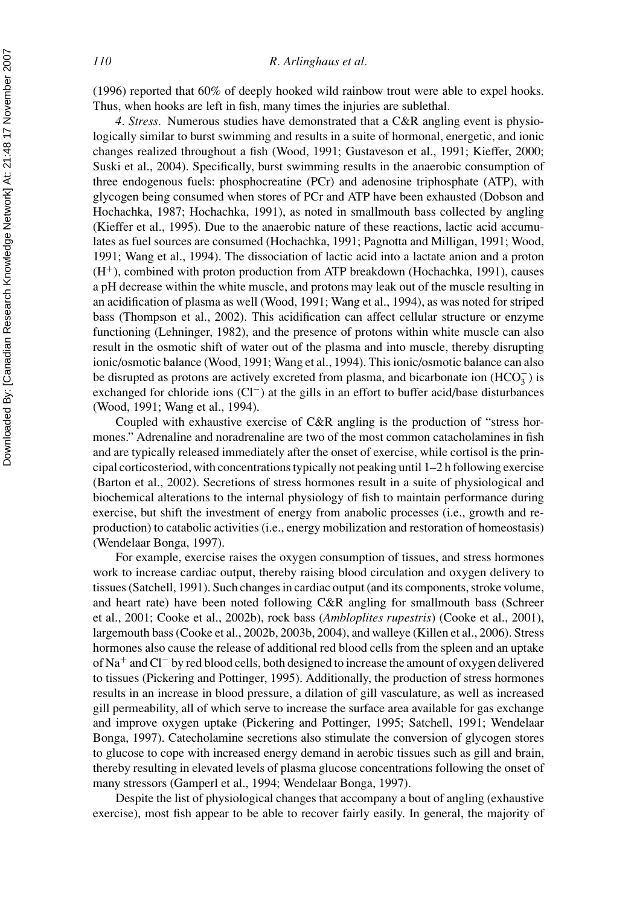(1996) reported that 60% of deeply hooked wild rainbow trout were able to expel hooks. Thus, when hooks are left in fish, many times the injuries are sublethal.

*4. Stress.* Numerous studies have demonstrated that a C&R angling event is physiologically similar to burst swimming and results in a suite of hormonal, energetic, and ionic changes realized throughout a fish (Wood, 1991; Gustaveson et al., 1991; Kieffer, 2000; Suski et al., 2004). Specifically, burst swimming results in the anaerobic consumption of three endogenous fuels: phosphocreatine (PCr) and adenosine triphosphate (ATP), with glycogen being consumed when stores of PCr and ATP have been exhausted (Dobson and Hochachka, 1987; Hochachka, 1991), as noted in smallmouth bass collected by angling (Kieffer et al., 1995). Due to the anaerobic nature of these reactions, lactic acid accumulates as fuel sources are consumed (Hochachka, 1991; Pagnotta and Milligan, 1991; Wood, 1991; Wang et al., 1994). The dissociation of lactic acid into a lactate anion and a proton ($H^+$), combined with proton production from ATP breakdown (Hochachka, 1991), causes a pH decrease within the white muscle, and protons may leak out of the muscle resulting in an acidification of plasma as well (Wood, 1991; Wang et al., 1994), as was noted for striped bass (Thompson et al., 2002). This acidification can affect cellular structure or enzyme functioning (Lehninger, 1982), and the presence of protons within white muscle can also result in the osmotic shift of water out of the plasma and into muscle, thereby disrupting ionic/osmotic balance (Wood, 1991; Wang et al., 1994). This ionic/osmotic balance can also be disrupted as protons are actively excreted from plasma, and bicarbonate ion ($HCO_3^-$) is exchanged for chloride ions ($Cl^-$) at the gills in an effort to buffer acid/base disturbances (Wood, 1991; Wang et al., 1994).

Coupled with exhaustive exercise of C&R angling is the production of "stress hormones." Adrenaline and noradrenaline are two of the most common catacholamines in fish and are typically released immediately after the onset of exercise, while cortisol is the principal corticosteriod, with concentrations typically not peaking until 1–2 h following exercise (Barton et al., 2002). Secretions of stress hormones result in a suite of physiological and biochemical alterations to the internal physiology of fish to maintain performance during exercise, but shift the investment of energy from anabolic processes (i.e., growth and reproduction) to catabolic activities (i.e., energy mobilization and restoration of homeostasis) (Wendelaar Bonga, 1997).

For example, exercise raises the oxygen consumption of tissues, and stress hormones work to increase cardiac output, thereby raising blood circulation and oxygen delivery to tissues (Satchell, 1991). Such changes in cardiac output (and its components, stroke volume, and heart rate) have been noted following C&R angling for smallmouth bass (Schreer et al., 2001; Cooke et al., 2002b), rock bass (*Ambloplites rupestris*) (Cooke et al., 2001), largemouth bass (Cooke et al., 2002b, 2003b, 2004), and walleye (Killen et al., 2006). Stress hormones also cause the release of additional red blood cells from the spleen and an uptake of $Na^+$ and $Cl^-$ by red blood cells, both designed to increase the amount of oxygen delivered to tissues (Pickering and Pottinger, 1995). Additionally, the production of stress hormones results in an increase in blood pressure, a dilation of gill vasculature, as well as increased gill permeability, all of which serve to increase the surface area available for gas exchange and improve oxygen uptake (Pickering and Pottinger, 1995; Satchell, 1991; Wendelaar Bonga, 1997). Catecholamine secretions also stimulate the conversion of glycogen stores to glucose to cope with increased energy demand in aerobic tissues such as gill and brain, thereby resulting in elevated levels of plasma glucose concentrations following the onset of many stressors (Gamperl et al., 1994; Wendelaar Bonga, 1997).

Despite the list of physiological changes that accompany a bout of angling (exhaustive exercise), most fish appear to be able to recover fairly easily. In general, the majority of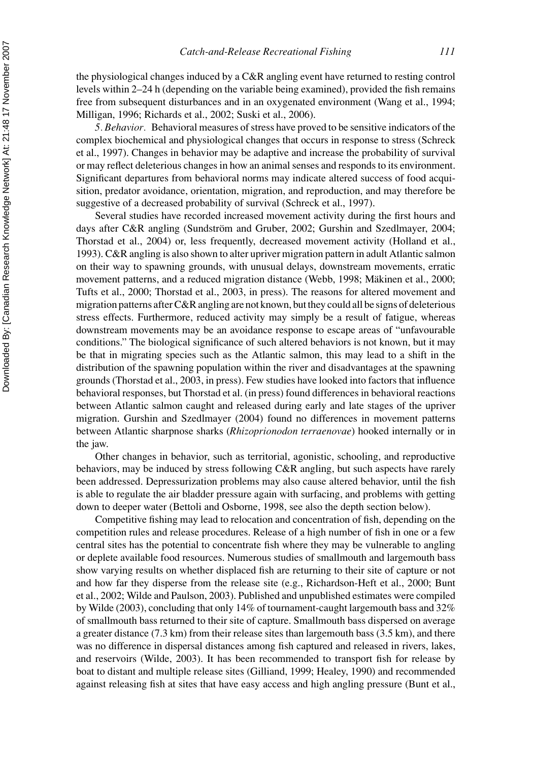the physiological changes induced by a C&R angling event have returned to resting control levels within 2–24 h (depending on the variable being examined), provided the fish remains free from subsequent disturbances and in an oxygenated environment (Wang et al., 1994; Milligan, 1996; Richards et al., 2002; Suski et al., 2006).

*5. Behavior.* Behavioral measures of stress have proved to be sensitive indicators of the complex biochemical and physiological changes that occurs in response to stress (Schreck et al., 1997). Changes in behavior may be adaptive and increase the probability of survival or may reflect deleterious changes in how an animal senses and responds to its environment. Significant departures from behavioral norms may indicate altered success of food acquisition, predator avoidance, orientation, migration, and reproduction, and may therefore be suggestive of a decreased probability of survival (Schreck et al., 1997).

Several studies have recorded increased movement activity during the first hours and days after C&R angling (Sundström and Gruber, 2002; Gurshin and Szedlmayer, 2004; Thorstad et al., 2004) or, less frequently, decreased movement activity (Holland et al., 1993). C&R angling is also shown to alter upriver migration pattern in adult Atlantic salmon on their way to spawning grounds, with unusual delays, downstream movements, erratic movement patterns, and a reduced migration distance (Webb, 1998; Mäkinen et al., 2000; Tufts et al., 2000; Thorstad et al., 2003, in press). The reasons for altered movement and migration patterns after C&R angling are not known, but they could all be signs of deleterious stress effects. Furthermore, reduced activity may simply be a result of fatigue, whereas downstream movements may be an avoidance response to escape areas of "unfavourable conditions." The biological significance of such altered behaviors is not known, but it may be that in migrating species such as the Atlantic salmon, this may lead to a shift in the distribution of the spawning population within the river and disadvantages at the spawning grounds (Thorstad et al., 2003, in press). Few studies have looked into factors that influence behavioral responses, but Thorstad et al. (in press) found differences in behavioral reactions between Atlantic salmon caught and released during early and late stages of the upriver migration. Gurshin and Szedlmayer (2004) found no differences in movement patterns between Atlantic sharpnose sharks (*Rhizoprionodon terraenovae*) hooked internally or in the jaw.

Other changes in behavior, such as territorial, agonistic, schooling, and reproductive behaviors, may be induced by stress following C&R angling, but such aspects have rarely been addressed. Depressurization problems may also cause altered behavior, until the fish is able to regulate the air bladder pressure again with surfacing, and problems with getting down to deeper water (Bettoli and Osborne, 1998, see also the depth section below).

Competitive fishing may lead to relocation and concentration of fish, depending on the competition rules and release procedures. Release of a high number of fish in one or a few central sites has the potential to concentrate fish where they may be vulnerable to angling or deplete available food resources. Numerous studies of smallmouth and largemouth bass show varying results on whether displaced fish are returning to their site of capture or not and how far they disperse from the release site (e.g., Richardson-Heft et al., 2000; Bunt et al., 2002; Wilde and Paulson, 2003). Published and unpublished estimates were compiled by Wilde (2003), concluding that only 14% of tournament-caught largemouth bass and 32% of smallmouth bass returned to their site of capture. Smallmouth bass dispersed on average a greater distance (7.3 km) from their release sites than largemouth bass (3.5 km), and there was no difference in dispersal distances among fish captured and released in rivers, lakes, and reservoirs (Wilde, 2003). It has been recommended to transport fish for release by boat to distant and multiple release sites (Gilliand, 1999; Healey, 1990) and recommended against releasing fish at sites that have easy access and high angling pressure (Bunt et al.,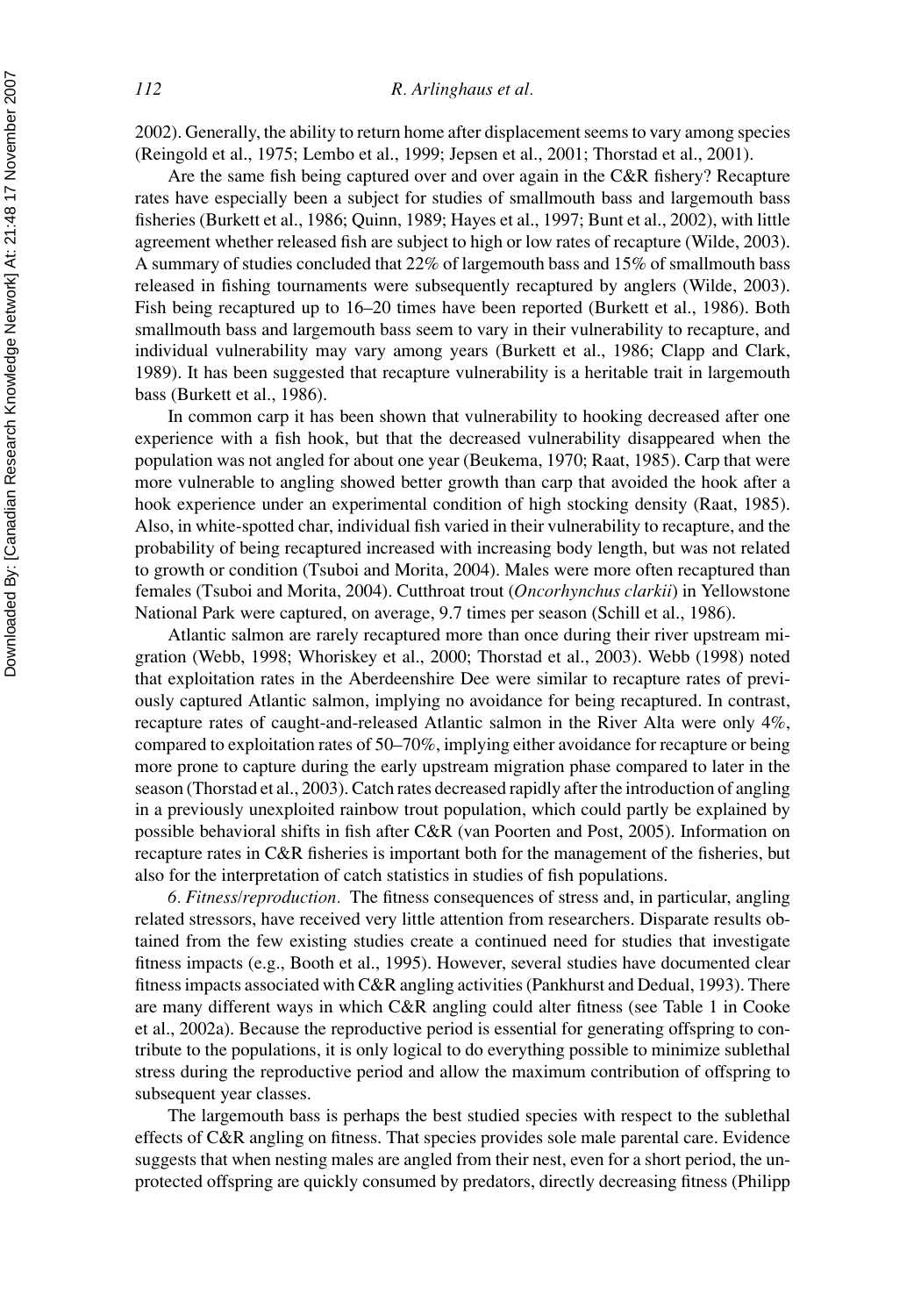2002). Generally, the ability to return home after displacement seems to vary among species (Reingold et al., 1975; Lembo et al., 1999; Jepsen et al., 2001; Thorstad et al., 2001).

Are the same fish being captured over and over again in the C&R fishery? Recapture rates have especially been a subject for studies of smallmouth bass and largemouth bass fisheries (Burkett et al., 1986; Quinn, 1989; Hayes et al., 1997; Bunt et al., 2002), with little agreement whether released fish are subject to high or low rates of recapture (Wilde, 2003). A summary of studies concluded that 22% of largemouth bass and 15% of smallmouth bass released in fishing tournaments were subsequently recaptured by anglers (Wilde, 2003). Fish being recaptured up to 16–20 times have been reported (Burkett et al., 1986). Both smallmouth bass and largemouth bass seem to vary in their vulnerability to recapture, and individual vulnerability may vary among years (Burkett et al., 1986; Clapp and Clark, 1989). It has been suggested that recapture vulnerability is a heritable trait in largemouth bass (Burkett et al., 1986).

In common carp it has been shown that vulnerability to hooking decreased after one experience with a fish hook, but that the decreased vulnerability disappeared when the population was not angled for about one year (Beukema, 1970; Raat, 1985). Carp that were more vulnerable to angling showed better growth than carp that avoided the hook after a hook experience under an experimental condition of high stocking density (Raat, 1985). Also, in white-spotted char, individual fish varied in their vulnerability to recapture, and the probability of being recaptured increased with increasing body length, but was not related to growth or condition (Tsuboi and Morita, 2004). Males were more often recaptured than females (Tsuboi and Morita, 2004). Cutthroat trout (*Oncorhynchus clarkii*) in Yellowstone National Park were captured, on average, 9.7 times per season (Schill et al., 1986).

Atlantic salmon are rarely recaptured more than once during their river upstream migration (Webb, 1998; Whoriskey et al., 2000; Thorstad et al., 2003). Webb (1998) noted that exploitation rates in the Aberdeenshire Dee were similar to recapture rates of previously captured Atlantic salmon, implying no avoidance for being recaptured. In contrast, recapture rates of caught-and-released Atlantic salmon in the River Alta were only 4%, compared to exploitation rates of 50–70%, implying either avoidance for recapture or being more prone to capture during the early upstream migration phase compared to later in the season (Thorstad et al., 2003). Catch rates decreased rapidly after the introduction of angling in a previously unexploited rainbow trout population, which could partly be explained by possible behavioral shifts in fish after C&R (van Poorten and Post, 2005). Information on recapture rates in C&R fisheries is important both for the management of the fisheries, but also for the interpretation of catch statistics in studies of fish populations.

*6. Fitness/reproduction.* The fitness consequences of stress and, in particular, angling related stressors, have received very little attention from researchers. Disparate results obtained from the few existing studies create a continued need for studies that investigate fitness impacts (e.g., Booth et al., 1995). However, several studies have documented clear fitness impacts associated with C&R angling activities (Pankhurst and Dedual, 1993). There are many different ways in which C&R angling could alter fitness (see Table 1 in Cooke et al., 2002a). Because the reproductive period is essential for generating offspring to contribute to the populations, it is only logical to do everything possible to minimize sublethal stress during the reproductive period and allow the maximum contribution of offspring to subsequent year classes.

The largemouth bass is perhaps the best studied species with respect to the sublethal effects of C&R angling on fitness. That species provides sole male parental care. Evidence suggests that when nesting males are angled from their nest, even for a short period, the unprotected offspring are quickly consumed by predators, directly decreasing fitness (Philipp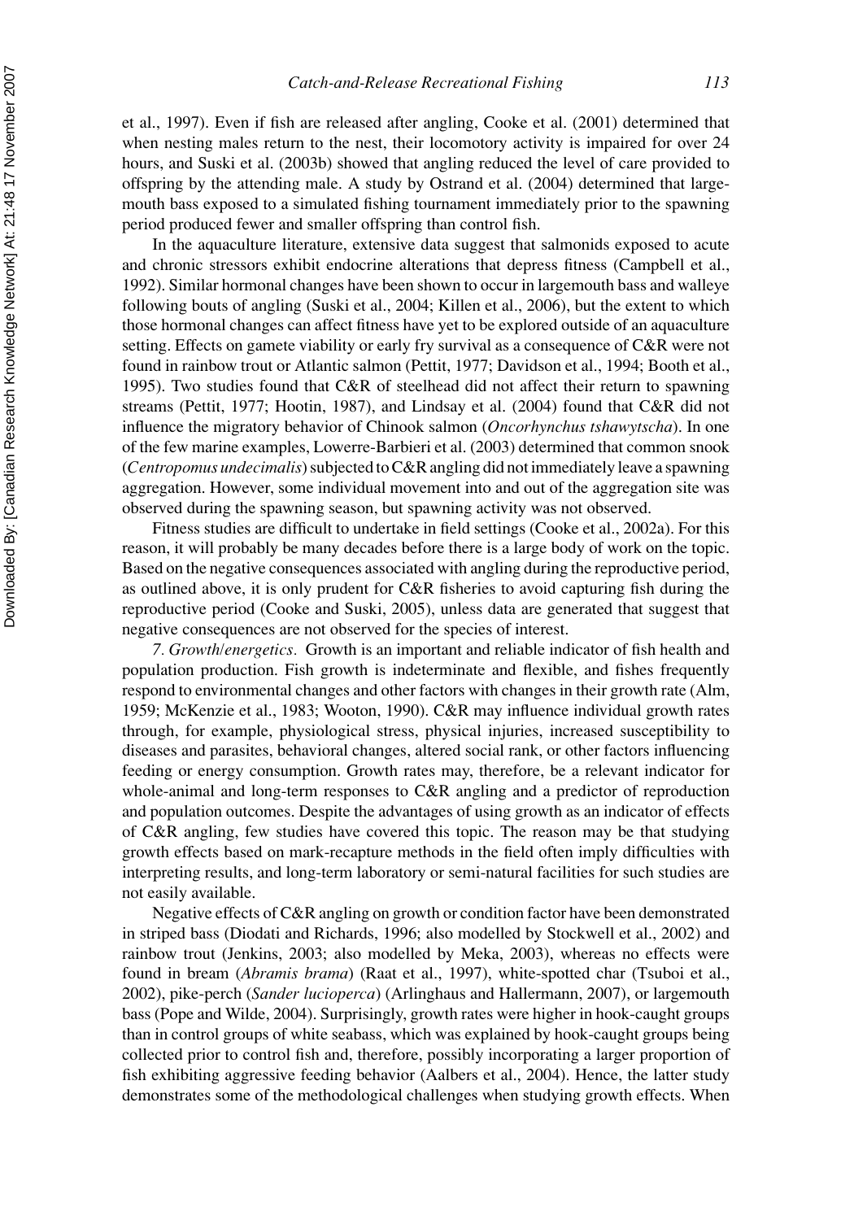et al., 1997). Even if fish are released after angling, Cooke et al. (2001) determined that when nesting males return to the nest, their locomotory activity is impaired for over 24 hours, and Suski et al. (2003b) showed that angling reduced the level of care provided to offspring by the attending male. A study by Ostrand et al. (2004) determined that largemouth bass exposed to a simulated fishing tournament immediately prior to the spawning period produced fewer and smaller offspring than control fish.

In the aquaculture literature, extensive data suggest that salmonids exposed to acute and chronic stressors exhibit endocrine alterations that depress fitness (Campbell et al., 1992). Similar hormonal changes have been shown to occur in largemouth bass and walleye following bouts of angling (Suski et al., 2004; Killen et al., 2006), but the extent to which those hormonal changes can affect fitness have yet to be explored outside of an aquaculture setting. Effects on gamete viability or early fry survival as a consequence of C&R were not found in rainbow trout or Atlantic salmon (Pettit, 1977; Davidson et al., 1994; Booth et al., 1995). Two studies found that C&R of steelhead did not affect their return to spawning streams (Pettit, 1977; Hootin, 1987), and Lindsay et al. (2004) found that C&R did not influence the migratory behavior of Chinook salmon (*Oncorhynchus tshawytscha*). In one of the few marine examples, Lowerre-Barbieri et al. (2003) determined that common snook (*Centropomus undecimalis*) subjected to C&R angling did not immediately leave a spawning aggregation. However, some individual movement into and out of the aggregation site was observed during the spawning season, but spawning activity was not observed.

Fitness studies are difficult to undertake in field settings (Cooke et al., 2002a). For this reason, it will probably be many decades before there is a large body of work on the topic. Based on the negative consequences associated with angling during the reproductive period, as outlined above, it is only prudent for C&R fisheries to avoid capturing fish during the reproductive period (Cooke and Suski, 2005), unless data are generated that suggest that negative consequences are not observed for the species of interest.

*7. Growth/energetics*. Growth is an important and reliable indicator of fish health and population production. Fish growth is indeterminate and flexible, and fishes frequently respond to environmental changes and other factors with changes in their growth rate (Alm, 1959; McKenzie et al., 1983; Wooton, 1990). C&R may influence individual growth rates through, for example, physiological stress, physical injuries, increased susceptibility to diseases and parasites, behavioral changes, altered social rank, or other factors influencing feeding or energy consumption. Growth rates may, therefore, be a relevant indicator for whole-animal and long-term responses to C&R angling and a predictor of reproduction and population outcomes. Despite the advantages of using growth as an indicator of effects of C&R angling, few studies have covered this topic. The reason may be that studying growth effects based on mark-recapture methods in the field often imply difficulties with interpreting results, and long-term laboratory or semi-natural facilities for such studies are not easily available.

Negative effects of C&R angling on growth or condition factor have been demonstrated in striped bass (Diodati and Richards, 1996; also modelled by Stockwell et al., 2002) and rainbow trout (Jenkins, 2003; also modelled by Meka, 2003), whereas no effects were found in bream (*Abramis brama*) (Raat et al., 1997), white-spotted char (Tsuboi et al., 2002), pike-perch (*Sander lucioperca*) (Arlinghaus and Hallermann, 2007), or largemouth bass (Pope and Wilde, 2004). Surprisingly, growth rates were higher in hook-caught groups than in control groups of white seabass, which was explained by hook-caught groups being collected prior to control fish and, therefore, possibly incorporating a larger proportion of fish exhibiting aggressive feeding behavior (Aalbers et al., 2004). Hence, the latter study demonstrates some of the methodological challenges when studying growth effects. When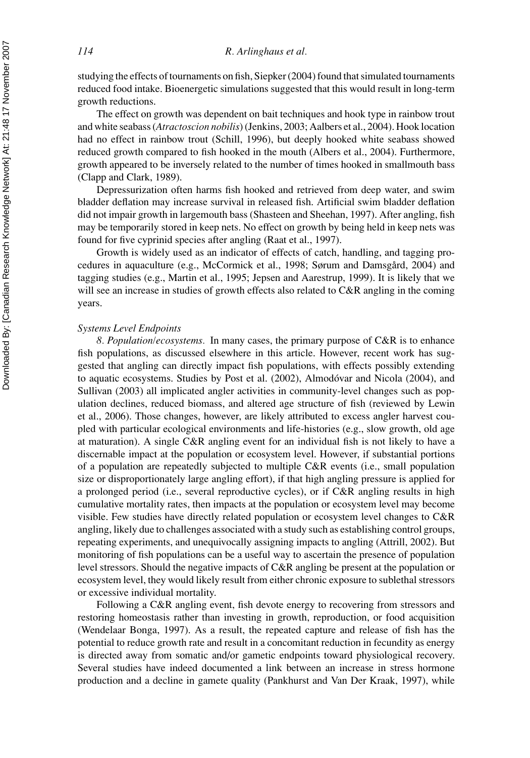studying the effects of tournaments on fish, Siepker (2004) found that simulated tournaments reduced food intake. Bioenergetic simulations suggested that this would result in long-term growth reductions.

The effect on growth was dependent on bait techniques and hook type in rainbow trout and white seabass (*Atractoscion nobilis*) (Jenkins, 2003; Aalbers et al., 2004). Hook location had no effect in rainbow trout (Schill, 1996), but deeply hooked white seabass showed reduced growth compared to fish hooked in the mouth (Albers et al., 2004). Furthermore, growth appeared to be inversely related to the number of times hooked in smallmouth bass (Clapp and Clark, 1989).

Depressurization often harms fish hooked and retrieved from deep water, and swim bladder deflation may increase survival in released fish. Artificial swim bladder deflation did not impair growth in largemouth bass (Shasteen and Sheehan, 1997). After angling, fish may be temporarily stored in keep nets. No effect on growth by being held in keep nets was found for five cyprinid species after angling (Raat et al., 1997).

Growth is widely used as an indicator of effects of catch, handling, and tagging procedures in aquaculture (e.g., McCormick et al., 1998; Sørum and Damsgård, 2004) and tagging studies (e.g., Martin et al., 1995; Jepsen and Aarestrup, 1999). It is likely that we will see an increase in studies of growth effects also related to C&R angling in the coming years.

*Systems Level Endpoints*

*8. Population/ecosystems.* In many cases, the primary purpose of C&R is to enhance fish populations, as discussed elsewhere in this article. However, recent work has suggested that angling can directly impact fish populations, with effects possibly extending to aquatic ecosystems. Studies by Post et al. (2002), Almodóvar and Nicola (2004), and Sullivan (2003) all implicated angler activities in community-level changes such as population declines, reduced biomass, and altered age structure of fish (reviewed by Lewin et al., 2006). Those changes, however, are likely attributed to excess angler harvest coupled with particular ecological environments and life-histories (e.g., slow growth, old age at maturation). A single C&R angling event for an individual fish is not likely to have a discernable impact at the population or ecosystem level. However, if substantial portions of a population are repeatedly subjected to multiple C&R events (i.e., small population size or disproportionately large angling effort), if that high angling pressure is applied for a prolonged period (i.e., several reproductive cycles), or if C&R angling results in high cumulative mortality rates, then impacts at the population or ecosystem level may become visible. Few studies have directly related population or ecosystem level changes to C&R angling, likely due to challenges associated with a study such as establishing control groups, repeating experiments, and unequivocally assigning impacts to angling (Attrill, 2002). But monitoring of fish populations can be a useful way to ascertain the presence of population level stressors. Should the negative impacts of C&R angling be present at the population or ecosystem level, they would likely result from either chronic exposure to sublethal stressors or excessive individual mortality.

Following a C&R angling event, fish devote energy to recovering from stressors and restoring homeostasis rather than investing in growth, reproduction, or food acquisition (Wendelaar Bonga, 1997). As a result, the repeated capture and release of fish has the potential to reduce growth rate and result in a concomitant reduction in fecundity as energy is directed away from somatic and/or gametic endpoints toward physiological recovery. Several studies have indeed documented a link between an increase in stress hormone production and a decline in gamete quality (Pankhurst and Van Der Kraak, 1997), while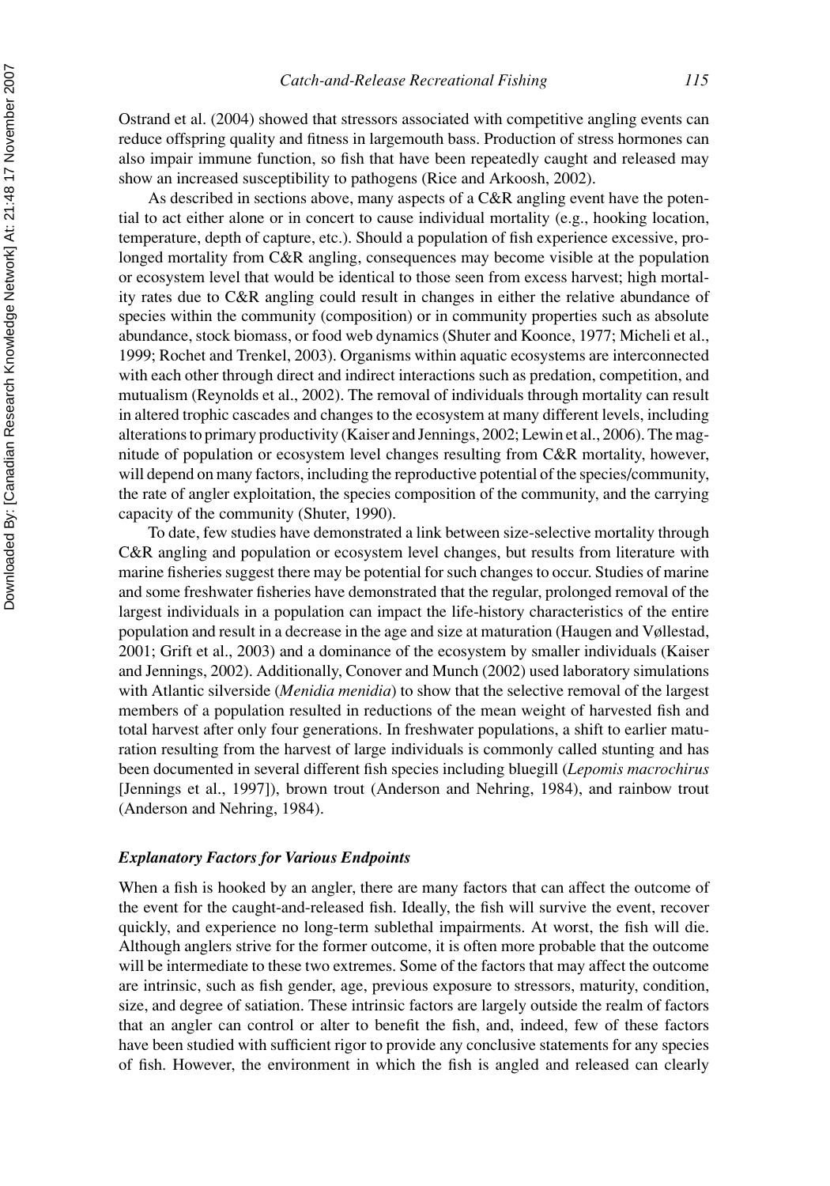Ostrand et al. (2004) showed that stressors associated with competitive angling events can reduce offspring quality and fitness in largemouth bass. Production of stress hormones can also impair immune function, so fish that have been repeatedly caught and released may show an increased susceptibility to pathogens (Rice and Arkoosh, 2002).

As described in sections above, many aspects of a C&R angling event have the potential to act either alone or in concert to cause individual mortality (e.g., hooking location, temperature, depth of capture, etc.). Should a population of fish experience excessive, prolonged mortality from C&R angling, consequences may become visible at the population or ecosystem level that would be identical to those seen from excess harvest; high mortality rates due to C&R angling could result in changes in either the relative abundance of species within the community (composition) or in community properties such as absolute abundance, stock biomass, or food web dynamics (Shuter and Koonce, 1977; Micheli et al., 1999; Rochet and Trenkel, 2003). Organisms within aquatic ecosystems are interconnected with each other through direct and indirect interactions such as predation, competition, and mutualism (Reynolds et al., 2002). The removal of individuals through mortality can result in altered trophic cascades and changes to the ecosystem at many different levels, including alterations to primary productivity (Kaiser and Jennings, 2002; Lewin et al., 2006). The magnitude of population or ecosystem level changes resulting from C&R mortality, however, will depend on many factors, including the reproductive potential of the species/community, the rate of angler exploitation, the species composition of the community, and the carrying capacity of the community (Shuter, 1990).

To date, few studies have demonstrated a link between size-selective mortality through C&R angling and population or ecosystem level changes, but results from literature with marine fisheries suggest there may be potential for such changes to occur. Studies of marine and some freshwater fisheries have demonstrated that the regular, prolonged removal of the largest individuals in a population can impact the life-history characteristics of the entire population and result in a decrease in the age and size at maturation (Haugen and Vøllestad, 2001; Grift et al., 2003) and a dominance of the ecosystem by smaller individuals (Kaiser and Jennings, 2002). Additionally, Conover and Munch (2002) used laboratory simulations with Atlantic silverside (*Menidia menidia*) to show that the selective removal of the largest members of a population resulted in reductions of the mean weight of harvested fish and total harvest after only four generations. In freshwater populations, a shift to earlier maturation resulting from the harvest of large individuals is commonly called stunting and has been documented in several different fish species including bluegill (*Lepomis macrochirus* [Jennings et al., 1997]), brown trout (Anderson and Nehring, 1984), and rainbow trout (Anderson and Nehring, 1984).

### *Explanatory Factors for Various Endpoints*

When a fish is hooked by an angler, there are many factors that can affect the outcome of the event for the caught-and-released fish. Ideally, the fish will survive the event, recover quickly, and experience no long-term sublethal impairments. At worst, the fish will die. Although anglers strive for the former outcome, it is often more probable that the outcome will be intermediate to these two extremes. Some of the factors that may affect the outcome are intrinsic, such as fish gender, age, previous exposure to stressors, maturity, condition, size, and degree of satiation. These intrinsic factors are largely outside the realm of factors that an angler can control or alter to benefit the fish, and, indeed, few of these factors have been studied with sufficient rigor to provide any conclusive statements for any species of fish. However, the environment in which the fish is angled and released can clearly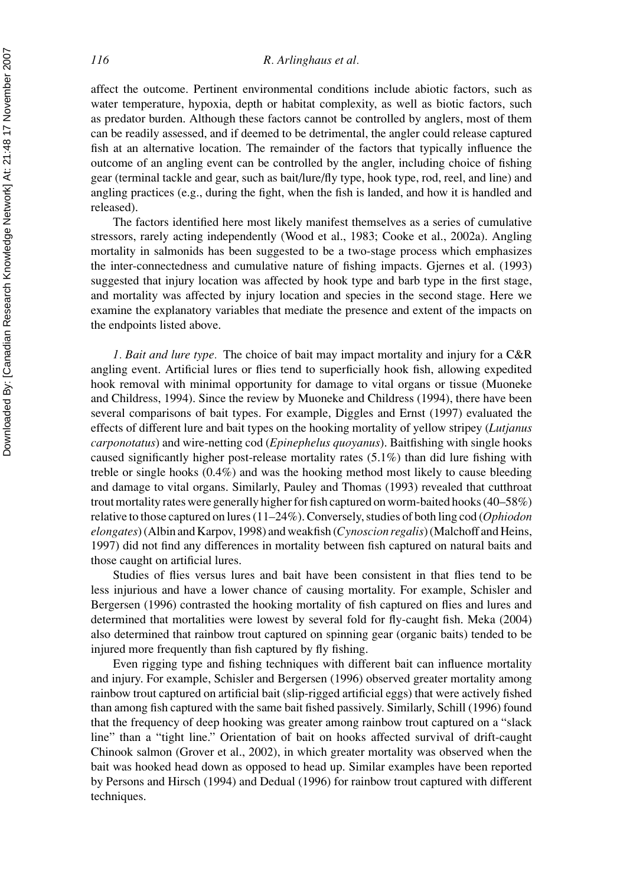affect the outcome. Pertinent environmental conditions include abiotic factors, such as water temperature, hypoxia, depth or habitat complexity, as well as biotic factors, such as predator burden. Although these factors cannot be controlled by anglers, most of them can be readily assessed, and if deemed to be detrimental, the angler could release captured fish at an alternative location. The remainder of the factors that typically influence the outcome of an angling event can be controlled by the angler, including choice of fishing gear (terminal tackle and gear, such as bait/lure/fly type, hook type, rod, reel, and line) and angling practices (e.g., during the fight, when the fish is landed, and how it is handled and released).

The factors identified here most likely manifest themselves as a series of cumulative stressors, rarely acting independently (Wood et al., 1983; Cooke et al., 2002a). Angling mortality in salmonids has been suggested to be a two-stage process which emphasizes the inter-connectedness and cumulative nature of fishing impacts. Gjernes et al. (1993) suggested that injury location was affected by hook type and barb type in the first stage, and mortality was affected by injury location and species in the second stage. Here we examine the explanatory variables that mediate the presence and extent of the impacts on the endpoints listed above.

*1. Bait and lure type.* The choice of bait may impact mortality and injury for a C&R angling event. Artificial lures or flies tend to superficially hook fish, allowing expedited hook removal with minimal opportunity for damage to vital organs or tissue (Muoneke and Childress, 1994). Since the review by Muoneke and Childress (1994), there have been several comparisons of bait types. For example, Diggles and Ernst (1997) evaluated the effects of different lure and bait types on the hooking mortality of yellow stripey (*Lutjanus carponotatus*) and wire-netting cod (*Epinephelus quoyanus*). Baitfishing with single hooks caused significantly higher post-release mortality rates (5.1%) than did lure fishing with treble or single hooks (0.4%) and was the hooking method most likely to cause bleeding and damage to vital organs. Similarly, Pauley and Thomas (1993) revealed that cutthroat trout mortality rates were generally higher for fish captured on worm-baited hooks (40–58%) relative to those captured on lures (11–24%). Conversely, studies of both ling cod (*Ophiodon elongates*) (Albin and Karpov, 1998) and weakfish (*Cynoscion regalis*) (Malchoff and Heins, 1997) did not find any differences in mortality between fish captured on natural baits and those caught on artificial lures.

Studies of flies versus lures and bait have been consistent in that flies tend to be less injurious and have a lower chance of causing mortality. For example, Schisler and Bergersen (1996) contrasted the hooking mortality of fish captured on flies and lures and determined that mortalities were lowest by several fold for fly-caught fish. Meka (2004) also determined that rainbow trout captured on spinning gear (organic baits) tended to be injured more frequently than fish captured by fly fishing.

Even rigging type and fishing techniques with different bait can influence mortality and injury. For example, Schisler and Bergersen (1996) observed greater mortality among rainbow trout captured on artificial bait (slip-rigged artificial eggs) that were actively fished than among fish captured with the same bait fished passively. Similarly, Schill (1996) found that the frequency of deep hooking was greater among rainbow trout captured on a "slack line" than a "tight line." Orientation of bait on hooks affected survival of drift-caught Chinook salmon (Grover et al., 2002), in which greater mortality was observed when the bait was hooked head down as opposed to head up. Similar examples have been reported by Persons and Hirsch (1994) and Dedual (1996) for rainbow trout captured with different techniques.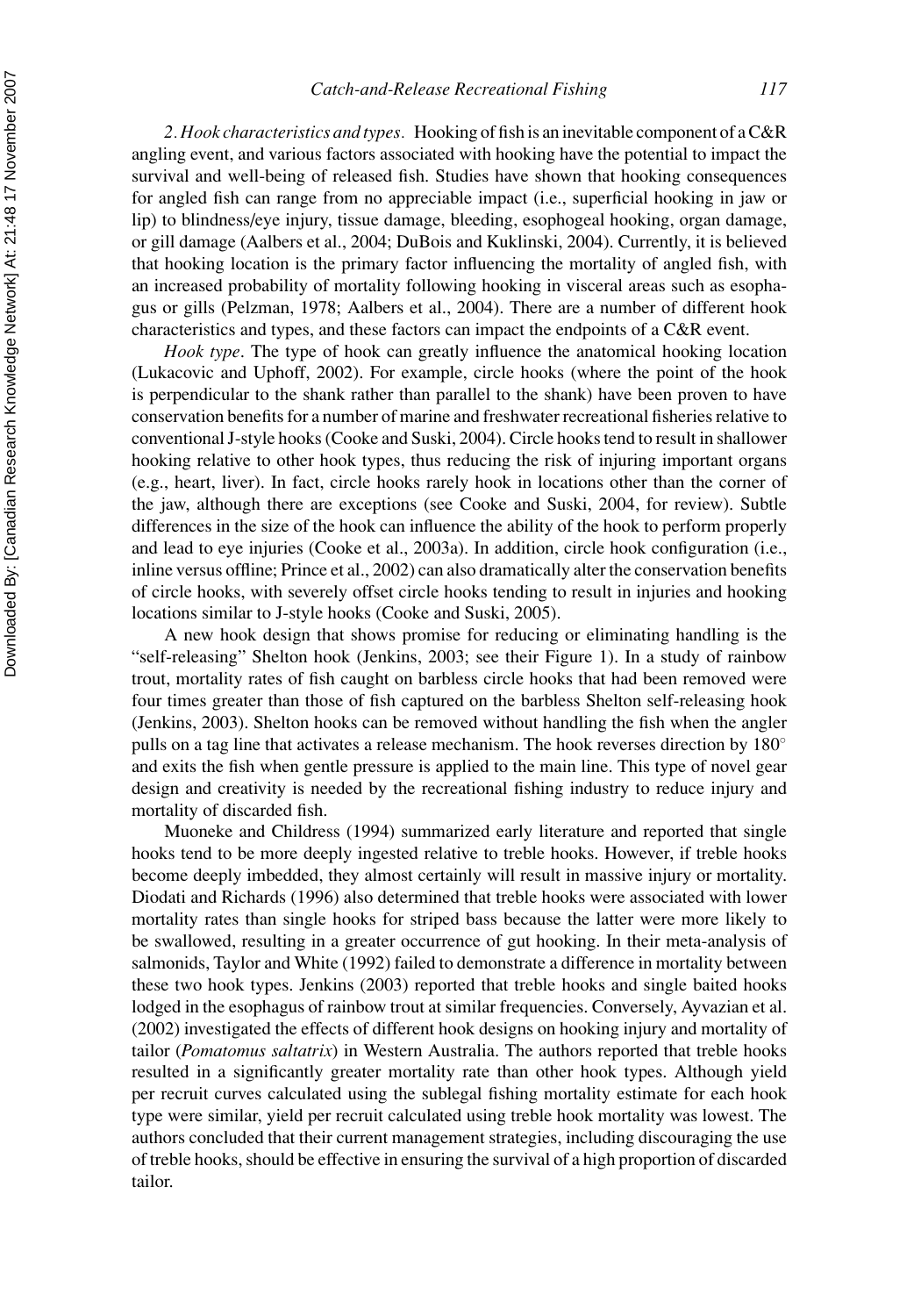*2. Hook characteristics and types.* Hooking of fish is an inevitable component of a C&R angling event, and various factors associated with hooking have the potential to impact the survival and well-being of released fish. Studies have shown that hooking consequences for angled fish can range from no appreciable impact (i.e., superficial hooking in jaw or lip) to blindness/eye injury, tissue damage, bleeding, esophogeal hooking, organ damage, or gill damage (Aalbers et al., 2004; DuBois and Kuklinski, 2004). Currently, it is believed that hooking location is the primary factor influencing the mortality of angled fish, with an increased probability of mortality following hooking in visceral areas such as esophagus or gills (Pelzman, 1978; Aalbers et al., 2004). There are a number of different hook characteristics and types, and these factors can impact the endpoints of a C&R event.

*Hook type*. The type of hook can greatly influence the anatomical hooking location (Lukacovic and Uphoff, 2002). For example, circle hooks (where the point of the hook is perpendicular to the shank rather than parallel to the shank) have been proven to have conservation benefits for a number of marine and freshwater recreational fisheries relative to conventional J-style hooks (Cooke and Suski, 2004). Circle hooks tend to result in shallower hooking relative to other hook types, thus reducing the risk of injuring important organs (e.g., heart, liver). In fact, circle hooks rarely hook in locations other than the corner of the jaw, although there are exceptions (see Cooke and Suski, 2004, for review). Subtle differences in the size of the hook can influence the ability of the hook to perform properly and lead to eye injuries (Cooke et al., 2003a). In addition, circle hook configuration (i.e., inline versus offline; Prince et al., 2002) can also dramatically alter the conservation benefits of circle hooks, with severely offset circle hooks tending to result in injuries and hooking locations similar to J-style hooks (Cooke and Suski, 2005).

A new hook design that shows promise for reducing or eliminating handling is the "self-releasing" Shelton hook (Jenkins, 2003; see their Figure 1). In a study of rainbow trout, mortality rates of fish caught on barbless circle hooks that had been removed were four times greater than those of fish captured on the barbless Shelton self-releasing hook (Jenkins, 2003). Shelton hooks can be removed without handling the fish when the angler pulls on a tag line that activates a release mechanism. The hook reverses direction by 180° and exits the fish when gentle pressure is applied to the main line. This type of novel gear design and creativity is needed by the recreational fishing industry to reduce injury and mortality of discarded fish.

Muoneke and Childress (1994) summarized early literature and reported that single hooks tend to be more deeply ingested relative to treble hooks. However, if treble hooks become deeply imbedded, they almost certainly will result in massive injury or mortality. Diodati and Richards (1996) also determined that treble hooks were associated with lower mortality rates than single hooks for striped bass because the latter were more likely to be swallowed, resulting in a greater occurrence of gut hooking. In their meta-analysis of salmonids, Taylor and White (1992) failed to demonstrate a difference in mortality between these two hook types. Jenkins (2003) reported that treble hooks and single baited hooks lodged in the esophagus of rainbow trout at similar frequencies. Conversely, Ayvazian et al. (2002) investigated the effects of different hook designs on hooking injury and mortality of tailor (*Pomatomus saltatrix*) in Western Australia. The authors reported that treble hooks resulted in a significantly greater mortality rate than other hook types. Although yield per recruit curves calculated using the sublegal fishing mortality estimate for each hook type were similar, yield per recruit calculated using treble hook mortality was lowest. The authors concluded that their current management strategies, including discouraging the use of treble hooks, should be effective in ensuring the survival of a high proportion of discarded tailor.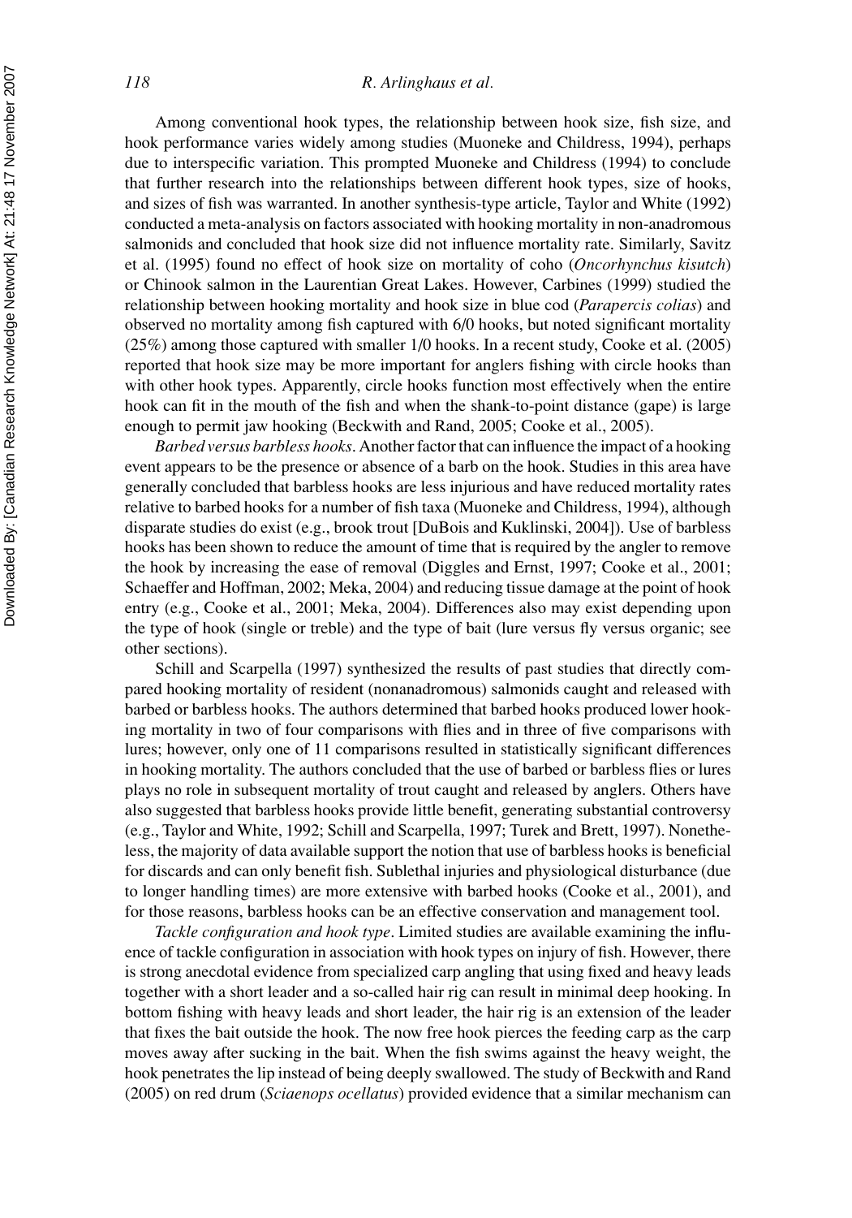Among conventional hook types, the relationship between hook size, fish size, and hook performance varies widely among studies (Muoneke and Childress, 1994), perhaps due to interspecific variation. This prompted Muoneke and Childress (1994) to conclude that further research into the relationships between different hook types, size of hooks, and sizes of fish was warranted. In another synthesis-type article, Taylor and White (1992) conducted a meta-analysis on factors associated with hooking mortality in non-anadromous salmonids and concluded that hook size did not influence mortality rate. Similarly, Savitz et al. (1995) found no effect of hook size on mortality of coho (*Oncorhynchus kisutch*) or Chinook salmon in the Laurentian Great Lakes. However, Carbines (1999) studied the relationship between hooking mortality and hook size in blue cod (*Parapercis colias*) and observed no mortality among fish captured with 6/0 hooks, but noted significant mortality (25%) among those captured with smaller 1/0 hooks. In a recent study, Cooke et al. (2005) reported that hook size may be more important for anglers fishing with circle hooks than with other hook types. Apparently, circle hooks function most effectively when the entire hook can fit in the mouth of the fish and when the shank-to-point distance (gape) is large enough to permit jaw hooking (Beckwith and Rand, 2005; Cooke et al., 2005).

*Barbed versus barbless hooks*. Another factor that can influence the impact of a hooking event appears to be the presence or absence of a barb on the hook. Studies in this area have generally concluded that barbless hooks are less injurious and have reduced mortality rates relative to barbed hooks for a number of fish taxa (Muoneke and Childress, 1994), although disparate studies do exist (e.g., brook trout [DuBois and Kuklinski, 2004]). Use of barbless hooks has been shown to reduce the amount of time that is required by the angler to remove the hook by increasing the ease of removal (Diggles and Ernst, 1997; Cooke et al., 2001; Schaeffer and Hoffman, 2002; Meka, 2004) and reducing tissue damage at the point of hook entry (e.g., Cooke et al., 2001; Meka, 2004). Differences also may exist depending upon the type of hook (single or treble) and the type of bait (lure versus fly versus organic; see other sections).

Schill and Scarpella (1997) synthesized the results of past studies that directly compared hooking mortality of resident (nonanadromous) salmonids caught and released with barbed or barbless hooks. The authors determined that barbed hooks produced lower hooking mortality in two of four comparisons with flies and in three of five comparisons with lures; however, only one of 11 comparisons resulted in statistically significant differences in hooking mortality. The authors concluded that the use of barbed or barbless flies or lures plays no role in subsequent mortality of trout caught and released by anglers. Others have also suggested that barbless hooks provide little benefit, generating substantial controversy (e.g., Taylor and White, 1992; Schill and Scarpella, 1997; Turek and Brett, 1997). Nonetheless, the majority of data available support the notion that use of barbless hooks is beneficial for discards and can only benefit fish. Sublethal injuries and physiological disturbance (due to longer handling times) are more extensive with barbed hooks (Cooke et al., 2001), and for those reasons, barbless hooks can be an effective conservation and management tool.

*Tackle configuration and hook type*. Limited studies are available examining the influence of tackle configuration in association with hook types on injury of fish. However, there is strong anecdotal evidence from specialized carp angling that using fixed and heavy leads together with a short leader and a so-called hair rig can result in minimal deep hooking. In bottom fishing with heavy leads and short leader, the hair rig is an extension of the leader that fixes the bait outside the hook. The now free hook pierces the feeding carp as the carp moves away after sucking in the bait. When the fish swims against the heavy weight, the hook penetrates the lip instead of being deeply swallowed. The study of Beckwith and Rand (2005) on red drum (*Sciaenops ocellatus*) provided evidence that a similar mechanism can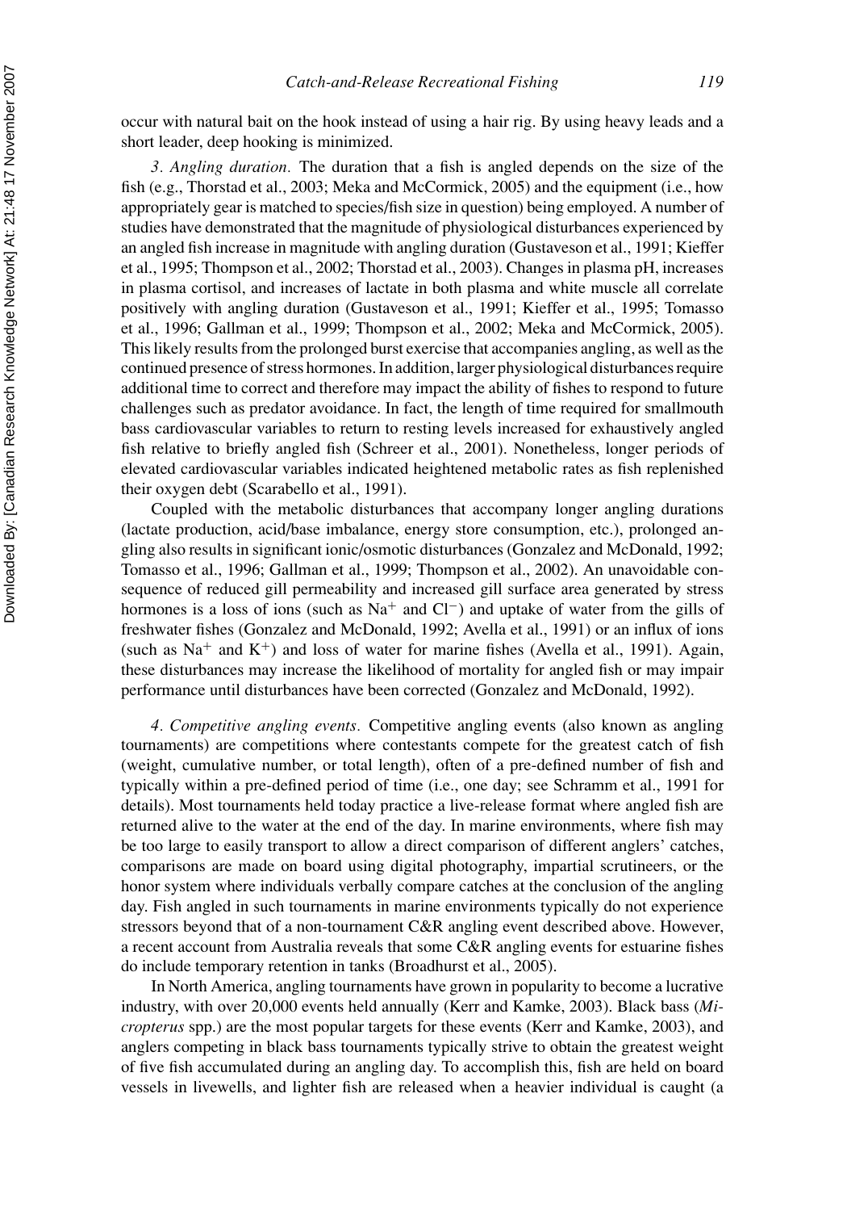occur with natural bait on the hook instead of using a hair rig. By using heavy leads and a short leader, deep hooking is minimized.

*3. Angling duration.* The duration that a fish is angled depends on the size of the fish (e.g., Thorstad et al., 2003; Meka and McCormick, 2005) and the equipment (i.e., how appropriately gear is matched to species/fish size in question) being employed. A number of studies have demonstrated that the magnitude of physiological disturbances experienced by an angled fish increase in magnitude with angling duration (Gustaveson et al., 1991; Kieffer et al., 1995; Thompson et al., 2002; Thorstad et al., 2003). Changes in plasma pH, increases in plasma cortisol, and increases of lactate in both plasma and white muscle all correlate positively with angling duration (Gustaveson et al., 1991; Kieffer et al., 1995; Tomasso et al., 1996; Gallman et al., 1999; Thompson et al., 2002; Meka and McCormick, 2005). This likely results from the prolonged burst exercise that accompanies angling, as well as the continued presence of stress hormones. In addition, larger physiological disturbances require additional time to correct and therefore may impact the ability of fishes to respond to future challenges such as predator avoidance. In fact, the length of time required for smallmouth bass cardiovascular variables to return to resting levels increased for exhaustively angled fish relative to briefly angled fish (Schreer et al., 2001). Nonetheless, longer periods of elevated cardiovascular variables indicated heightened metabolic rates as fish replenished their oxygen debt (Scarabello et al., 1991).

Coupled with the metabolic disturbances that accompany longer angling durations (lactate production, acid/base imbalance, energy store consumption, etc.), prolonged angling also results in significant ionic/osmotic disturbances (Gonzalez and McDonald, 1992; Tomasso et al., 1996; Gallman et al., 1999; Thompson et al., 2002). An unavoidable consequence of reduced gill permeability and increased gill surface area generated by stress hormones is a loss of ions (such as $Na^+$ and $Cl^-$) and uptake of water from the gills of freshwater fishes (Gonzalez and McDonald, 1992; Avella et al., 1991) or an influx of ions (such as $Na^+$ and $K^+$) and loss of water for marine fishes (Avella et al., 1991). Again, these disturbances may increase the likelihood of mortality for angled fish or may impair performance until disturbances have been corrected (Gonzalez and McDonald, 1992).

*4. Competitive angling events.* Competitive angling events (also known as angling tournaments) are competitions where contestants compete for the greatest catch of fish (weight, cumulative number, or total length), often of a pre-defined number of fish and typically within a pre-defined period of time (i.e., one day; see Schramm et al., 1991 for details). Most tournaments held today practice a live-release format where angled fish are returned alive to the water at the end of the day. In marine environments, where fish may be too large to easily transport to allow a direct comparison of different anglers' catches, comparisons are made on board using digital photography, impartial scrutineers, or the honor system where individuals verbally compare catches at the conclusion of the angling day. Fish angled in such tournaments in marine environments typically do not experience stressors beyond that of a non-tournament C&R angling event described above. However, a recent account from Australia reveals that some C&R angling events for estuarine fishes do include temporary retention in tanks (Broadhurst et al., 2005).

In North America, angling tournaments have grown in popularity to become a lucrative industry, with over 20,000 events held annually (Kerr and Kamke, 2003). Black bass (*Micropterus* spp.) are the most popular targets for these events (Kerr and Kamke, 2003), and anglers competing in black bass tournaments typically strive to obtain the greatest weight of five fish accumulated during an angling day. To accomplish this, fish are held on board vessels in livewells, and lighter fish are released when a heavier individual is caught (a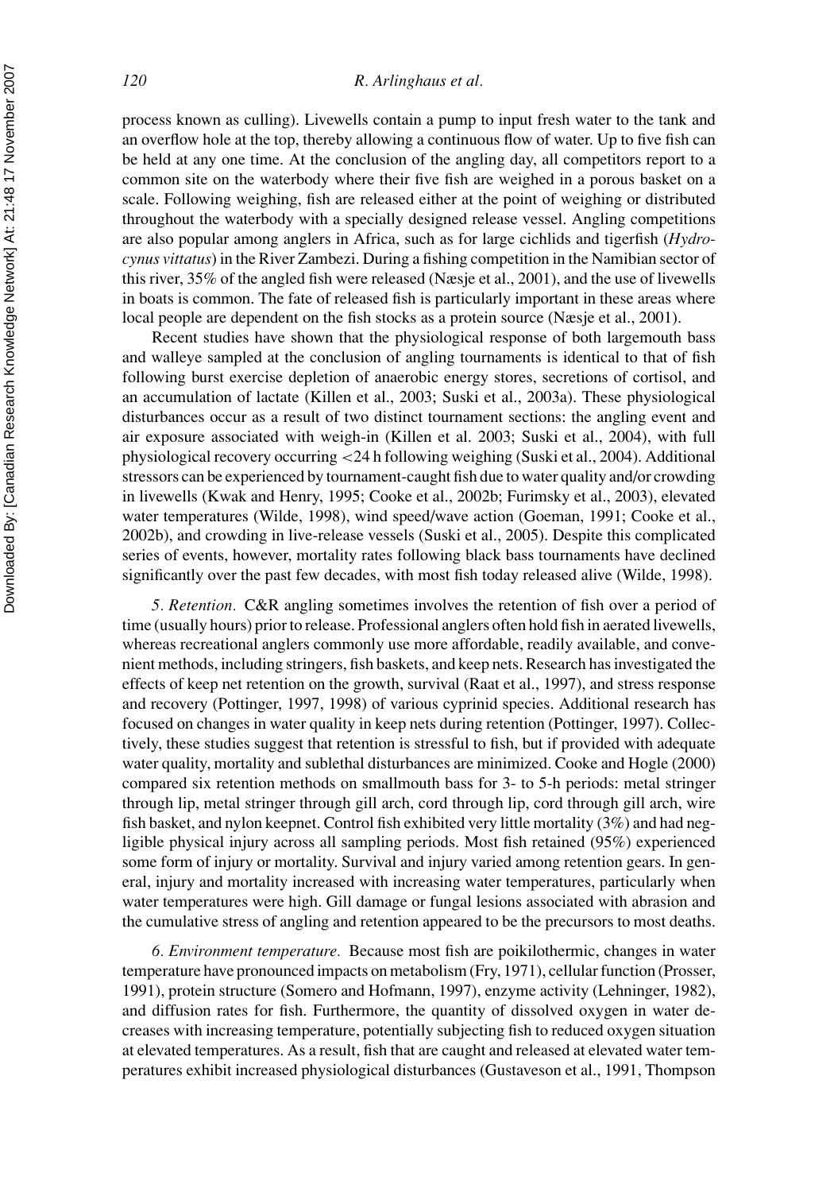process known as culling). Livewells contain a pump to input fresh water to the tank and an overflow hole at the top, thereby allowing a continuous flow of water. Up to five fish can be held at any one time. At the conclusion of the angling day, all competitors report to a common site on the waterbody where their five fish are weighed in a porous basket on a scale. Following weighing, fish are released either at the point of weighing or distributed throughout the waterbody with a specially designed release vessel. Angling competitions are also popular among anglers in Africa, such as for large cichlids and tigerfish (*Hydrocynus vittatus*) in the River Zambezi. During a fishing competition in the Namibian sector of this river, 35% of the angled fish were released (Næsje et al., 2001), and the use of livewells in boats is common. The fate of released fish is particularly important in these areas where local people are dependent on the fish stocks as a protein source (Næsje et al., 2001).

Recent studies have shown that the physiological response of both largemouth bass and walleye sampled at the conclusion of angling tournaments is identical to that of fish following burst exercise depletion of anaerobic energy stores, secretions of cortisol, and an accumulation of lactate (Killen et al., 2003; Suski et al., 2003a). These physiological disturbances occur as a result of two distinct tournament sections: the angling event and air exposure associated with weigh-in (Killen et al. 2003; Suski et al., 2004), with full physiological recovery occurring <24 h following weighing (Suski et al., 2004). Additional stressors can be experienced by tournament-caught fish due to water quality and/or crowding in livewells (Kwak and Henry, 1995; Cooke et al., 2002b; Furimsky et al., 2003), elevated water temperatures (Wilde, 1998), wind speed/wave action (Goeman, 1991; Cooke et al., 2002b), and crowding in live-release vessels (Suski et al., 2005). Despite this complicated series of events, however, mortality rates following black bass tournaments have declined significantly over the past few decades, with most fish today released alive (Wilde, 1998).

*5. Retention.* C&R angling sometimes involves the retention of fish over a period of time (usually hours) prior to release. Professional anglers often hold fish in aerated livewells, whereas recreational anglers commonly use more affordable, readily available, and convenient methods, including stringers, fish baskets, and keep nets. Research has investigated the effects of keep net retention on the growth, survival (Raat et al., 1997), and stress response and recovery (Pottinger, 1997, 1998) of various cyprinid species. Additional research has focused on changes in water quality in keep nets during retention (Pottinger, 1997). Collectively, these studies suggest that retention is stressful to fish, but if provided with adequate water quality, mortality and sublethal disturbances are minimized. Cooke and Hogle (2000) compared six retention methods on smallmouth bass for 3- to 5-h periods: metal stringer through lip, metal stringer through gill arch, cord through lip, cord through gill arch, wire fish basket, and nylon keepnet. Control fish exhibited very little mortality (3%) and had negligible physical injury across all sampling periods. Most fish retained (95%) experienced some form of injury or mortality. Survival and injury varied among retention gears. In general, injury and mortality increased with increasing water temperatures, particularly when water temperatures were high. Gill damage or fungal lesions associated with abrasion and the cumulative stress of angling and retention appeared to be the precursors to most deaths.

*6. Environment temperature.* Because most fish are poikilothermic, changes in water temperature have pronounced impacts on metabolism (Fry, 1971), cellular function (Prosser, 1991), protein structure (Somero and Hofmann, 1997), enzyme activity (Lehninger, 1982), and diffusion rates for fish. Furthermore, the quantity of dissolved oxygen in water decreases with increasing temperature, potentially subjecting fish to reduced oxygen situation at elevated temperatures. As a result, fish that are caught and released at elevated water temperatures exhibit increased physiological disturbances (Gustaveson et al., 1991, Thompson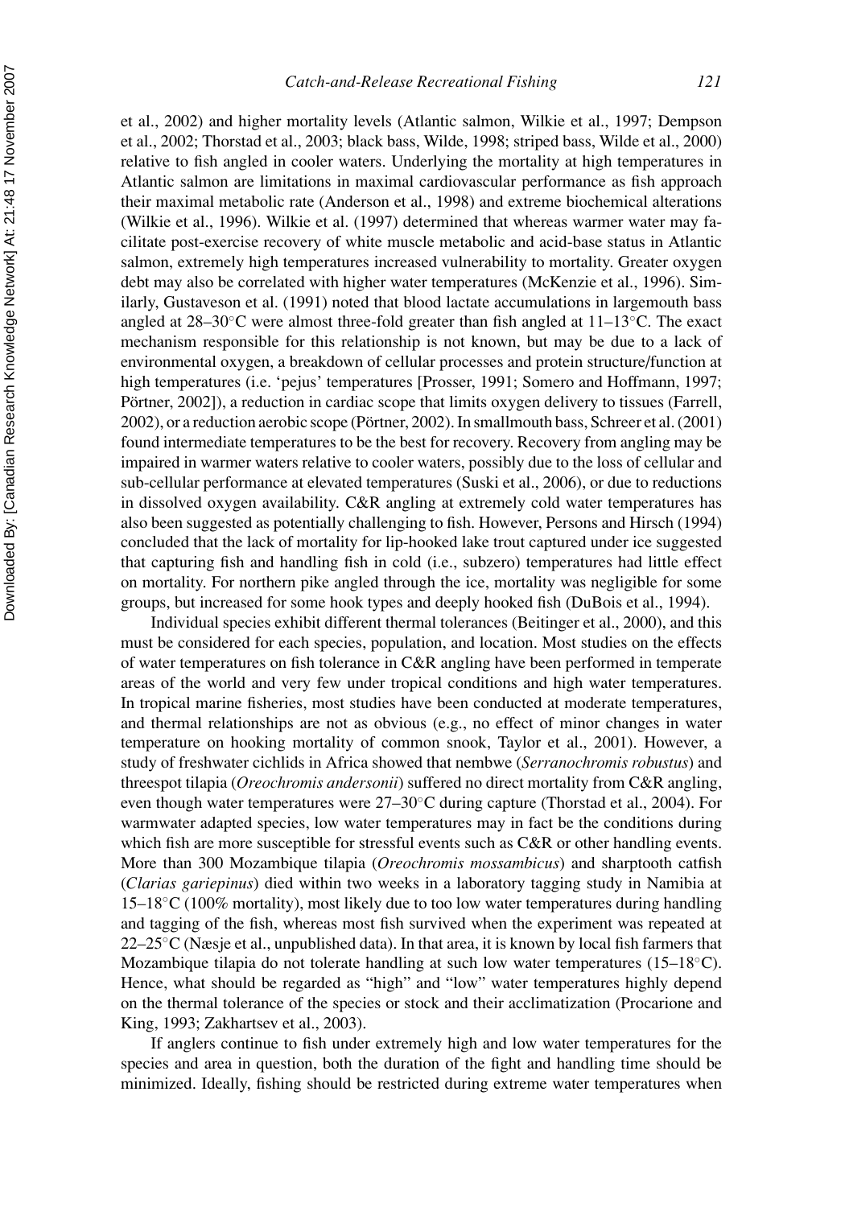et al., 2002) and higher mortality levels (Atlantic salmon, Wilkie et al., 1997; Dempson et al., 2002; Thorstad et al., 2003; black bass, Wilde, 1998; striped bass, Wilde et al., 2000) relative to fish angled in cooler waters. Underlying the mortality at high temperatures in Atlantic salmon are limitations in maximal cardiovascular performance as fish approach their maximal metabolic rate (Anderson et al., 1998) and extreme biochemical alterations (Wilkie et al., 1996). Wilkie et al. (1997) determined that whereas warmer water may facilitate post-exercise recovery of white muscle metabolic and acid-base status in Atlantic salmon, extremely high temperatures increased vulnerability to mortality. Greater oxygen debt may also be correlated with higher water temperatures (McKenzie et al., 1996). Similarly, Gustaveson et al. (1991) noted that blood lactate accumulations in largemouth bass angled at 28–30°C were almost three-fold greater than fish angled at 11–13°C. The exact mechanism responsible for this relationship is not known, but may be due to a lack of environmental oxygen, a breakdown of cellular processes and protein structure/function at high temperatures (i.e. 'pejus' temperatures [Prosser, 1991; Somero and Hoffmann, 1997; Pörtner, 2002]), a reduction in cardiac scope that limits oxygen delivery to tissues (Farrell, 2002), or a reduction aerobic scope (Pörtner, 2002). In smallmouth bass, Schreer et al. (2001) found intermediate temperatures to be the best for recovery. Recovery from angling may be impaired in warmer waters relative to cooler waters, possibly due to the loss of cellular and sub-cellular performance at elevated temperatures (Suski et al., 2006), or due to reductions in dissolved oxygen availability. C&R angling at extremely cold water temperatures has also been suggested as potentially challenging to fish. However, Persons and Hirsch (1994) concluded that the lack of mortality for lip-hooked lake trout captured under ice suggested that capturing fish and handling fish in cold (i.e., subzero) temperatures had little effect on mortality. For northern pike angled through the ice, mortality was negligible for some groups, but increased for some hook types and deeply hooked fish (DuBois et al., 1994).

Individual species exhibit different thermal tolerances (Beitinger et al., 2000), and this must be considered for each species, population, and location. Most studies on the effects of water temperatures on fish tolerance in C&R angling have been performed in temperate areas of the world and very few under tropical conditions and high water temperatures. In tropical marine fisheries, most studies have been conducted at moderate temperatures, and thermal relationships are not as obvious (e.g., no effect of minor changes in water temperature on hooking mortality of common snook, Taylor et al., 2001). However, a study of freshwater cichlids in Africa showed that nembwe (*Serranochromis robustus*) and threespot tilapia (*Oreochromis andersonii*) suffered no direct mortality from C&R angling, even though water temperatures were 27–30°C during capture (Thorstad et al., 2004). For warmwater adapted species, low water temperatures may in fact be the conditions during which fish are more susceptible for stressful events such as C&R or other handling events. More than 300 Mozambique tilapia (*Oreochromis mossambicus*) and sharptooth catfish (*Clarias gariepinus*) died within two weeks in a laboratory tagging study in Namibia at 15–18°C (100% mortality), most likely due to too low water temperatures during handling and tagging of the fish, whereas most fish survived when the experiment was repeated at 22–25°C (Næsje et al., unpublished data). In that area, it is known by local fish farmers that Mozambique tilapia do not tolerate handling at such low water temperatures (15–18°C). Hence, what should be regarded as "high" and "low" water temperatures highly depend on the thermal tolerance of the species or stock and their acclimatization (Procarione and King, 1993; Zakhartsev et al., 2003).

If anglers continue to fish under extremely high and low water temperatures for the species and area in question, both the duration of the fight and handling time should be minimized. Ideally, fishing should be restricted during extreme water temperatures when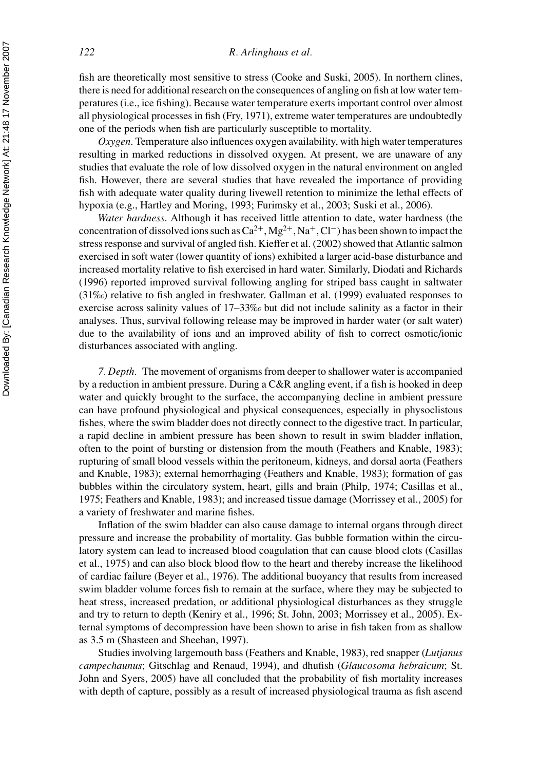fish are theoretically most sensitive to stress (Cooke and Suski, 2005). In northern clines, there is need for additional research on the consequences of angling on fish at low water temperatures (i.e., ice fishing). Because water temperature exerts important control over almost all physiological processes in fish (Fry, 1971), extreme water temperatures are undoubtedly one of the periods when fish are particularly susceptible to mortality.

*Oxygen*. Temperature also influences oxygen availability, with high water temperatures resulting in marked reductions in dissolved oxygen. At present, we are unaware of any studies that evaluate the role of low dissolved oxygen in the natural environment on angled fish. However, there are several studies that have revealed the importance of providing fish with adequate water quality during livewell retention to minimize the lethal effects of hypoxia (e.g., Hartley and Moring, 1993; Furimsky et al., 2003; Suski et al., 2006).

*Water hardness*. Although it has received little attention to date, water hardness (the concentration of dissolved ions such as $Ca^{2+}$, $Mg^{2+}$, $Na^{+}$, $Cl^{-}$) has been shown to impact the stress response and survival of angled fish. Kieffer et al. (2002) showed that Atlantic salmon exercised in soft water (lower quantity of ions) exhibited a larger acid-base disturbance and increased mortality relative to fish exercised in hard water. Similarly, Diodati and Richards (1996) reported improved survival following angling for striped bass caught in saltwater (31‰) relative to fish angled in freshwater. Gallman et al. (1999) evaluated responses to exercise across salinity values of 17–33‰ but did not include salinity as a factor in their analyses. Thus, survival following release may be improved in harder water (or salt water) due to the availability of ions and an improved ability of fish to correct osmotic/ionic disturbances associated with angling.

*7. Depth.* The movement of organisms from deeper to shallower water is accompanied by a reduction in ambient pressure. During a C&R angling event, if a fish is hooked in deep water and quickly brought to the surface, the accompanying decline in ambient pressure can have profound physiological and physical consequences, especially in physoclistous fishes, where the swim bladder does not directly connect to the digestive tract. In particular, a rapid decline in ambient pressure has been shown to result in swim bladder inflation, often to the point of bursting or distension from the mouth (Feathers and Knable, 1983); rupturing of small blood vessels within the peritoneum, kidneys, and dorsal aorta (Feathers and Knable, 1983); external hemorrhaging (Feathers and Knable, 1983); formation of gas bubbles within the circulatory system, heart, gills and brain (Philp, 1974; Casillas et al., 1975; Feathers and Knable, 1983); and increased tissue damage (Morrissey et al., 2005) for a variety of freshwater and marine fishes.

Inflation of the swim bladder can also cause damage to internal organs through direct pressure and increase the probability of mortality. Gas bubble formation within the circulatory system can lead to increased blood coagulation that can cause blood clots (Casillas et al., 1975) and can also block blood flow to the heart and thereby increase the likelihood of cardiac failure (Beyer et al., 1976). The additional buoyancy that results from increased swim bladder volume forces fish to remain at the surface, where they may be subjected to heat stress, increased predation, or additional physiological disturbances as they struggle and try to return to depth (Keniry et al., 1996; St. John, 2003; Morrissey et al., 2005). External symptoms of decompression have been shown to arise in fish taken from as shallow as 3.5 m (Shasteen and Sheehan, 1997).

Studies involving largemouth bass (Feathers and Knable, 1983), red snapper (*Lutjanus campechaunus*; Gitschlag and Renaud, 1994), and dhufish (*Glaucosoma hebraicum*; St. John and Syers, 2005) have all concluded that the probability of fish mortality increases with depth of capture, possibly as a result of increased physiological trauma as fish ascend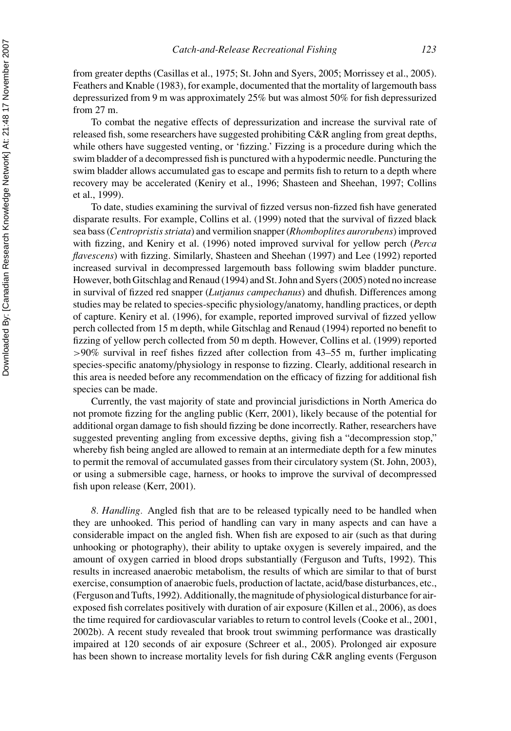from greater depths (Casillas et al., 1975; St. John and Syers, 2005; Morrissey et al., 2005). Feathers and Knable (1983), for example, documented that the mortality of largemouth bass depressurized from 9 m was approximately 25% but was almost 50% for fish depressurized from 27 m.

To combat the negative effects of depressurization and increase the survival rate of released fish, some researchers have suggested prohibiting C&R angling from great depths, while others have suggested venting, or 'fizzing.' Fizzing is a procedure during which the swim bladder of a decompressed fish is punctured with a hypodermic needle. Puncturing the swim bladder allows accumulated gas to escape and permits fish to return to a depth where recovery may be accelerated (Keniry et al., 1996; Shasteen and Sheehan, 1997; Collins et al., 1999).

To date, studies examining the survival of fizzed versus non-fizzed fish have generated disparate results. For example, Collins et al. (1999) noted that the survival of fizzed black sea bass (*Centropristis striata*) and vermilion snapper (*Rhomboplites aurorubens*) improved with fizzing, and Keniry et al. (1996) noted improved survival for yellow perch (*Perca flavescens*) with fizzing. Similarly, Shasteen and Sheehan (1997) and Lee (1992) reported increased survival in decompressed largemouth bass following swim bladder puncture. However, both Gitschlag and Renaud (1994) and St. John and Syers (2005) noted no increase in survival of fizzed red snapper (*Lutjanus campechanus*) and dhufish. Differences among studies may be related to species-specific physiology/anatomy, handling practices, or depth of capture. Keniry et al. (1996), for example, reported improved survival of fizzed yellow perch collected from 15 m depth, while Gitschlag and Renaud (1994) reported no benefit to fizzing of yellow perch collected from 50 m depth. However, Collins et al. (1999) reported >90% survival in reef fishes fizzed after collection from 43–55 m, further implicating species-specific anatomy/physiology in response to fizzing. Clearly, additional research in this area is needed before any recommendation on the efficacy of fizzing for additional fish species can be made.

Currently, the vast majority of state and provincial jurisdictions in North America do not promote fizzing for the angling public (Kerr, 2001), likely because of the potential for additional organ damage to fish should fizzing be done incorrectly. Rather, researchers have suggested preventing angling from excessive depths, giving fish a "decompression stop," whereby fish being angled are allowed to remain at an intermediate depth for a few minutes to permit the removal of accumulated gasses from their circulatory system (St. John, 2003), or using a submersible cage, harness, or hooks to improve the survival of decompressed fish upon release (Kerr, 2001).

*8. Handling.* Angled fish that are to be released typically need to be handled when they are unhooked. This period of handling can vary in many aspects and can have a considerable impact on the angled fish. When fish are exposed to air (such as that during unhooking or photography), their ability to uptake oxygen is severely impaired, and the amount of oxygen carried in blood drops substantially (Ferguson and Tufts, 1992). This results in increased anaerobic metabolism, the results of which are similar to that of burst exercise, consumption of anaerobic fuels, production of lactate, acid/base disturbances, etc., (Ferguson and Tufts, 1992). Additionally, the magnitude of physiological disturbance for air-exposed fish correlates positively with duration of air exposure (Killen et al., 2006), as does the time required for cardiovascular variables to return to control levels (Cooke et al., 2001, 2002b). A recent study revealed that brook trout swimming performance was drastically impaired at 120 seconds of air exposure (Schreer et al., 2005). Prolonged air exposure has been shown to increase mortality levels for fish during C&R angling events (Ferguson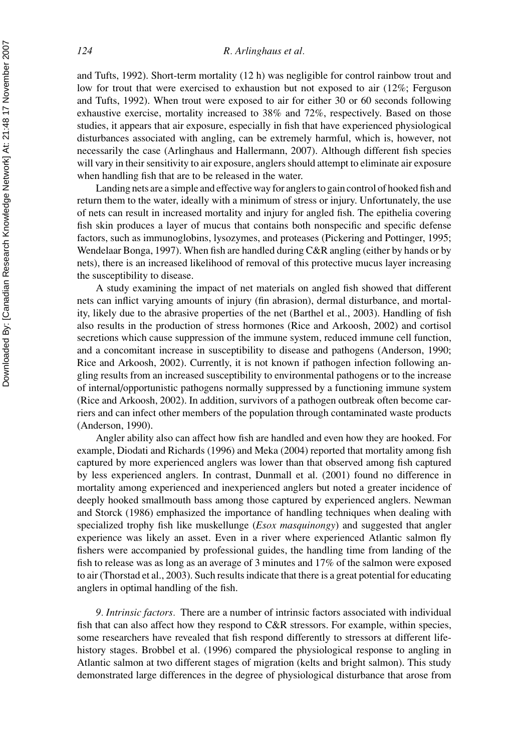and Tufts, 1992). Short-term mortality (12 h) was negligible for control rainbow trout and low for trout that were exercised to exhaustion but not exposed to air (12%; Ferguson and Tufts, 1992). When trout were exposed to air for either 30 or 60 seconds following exhaustive exercise, mortality increased to 38% and 72%, respectively. Based on those studies, it appears that air exposure, especially in fish that have experienced physiological disturbances associated with angling, can be extremely harmful, which is, however, not necessarily the case (Arlinghaus and Hallermann, 2007). Although different fish species will vary in their sensitivity to air exposure, anglers should attempt to eliminate air exposure when handling fish that are to be released in the water.

Landing nets are a simple and effective way for anglers to gain control of hooked fish and return them to the water, ideally with a minimum of stress or injury. Unfortunately, the use of nets can result in increased mortality and injury for angled fish. The epithelia covering fish skin produces a layer of mucus that contains both nonspecific and specific defense factors, such as immunoglobins, lysozymes, and proteases (Pickering and Pottinger, 1995; Wendelaar Bonga, 1997). When fish are handled during C&R angling (either by hands or by nets), there is an increased likelihood of removal of this protective mucus layer increasing the susceptibility to disease.

A study examining the impact of net materials on angled fish showed that different nets can inflict varying amounts of injury (fin abrasion), dermal disturbance, and mortality, likely due to the abrasive properties of the net (Barthel et al., 2003). Handling of fish also results in the production of stress hormones (Rice and Arkoosh, 2002) and cortisol secretions which cause suppression of the immune system, reduced immune cell function, and a concomitant increase in susceptibility to disease and pathogens (Anderson, 1990; Rice and Arkoosh, 2002). Currently, it is not known if pathogen infection following angling results from an increased susceptibility to environmental pathogens or to the increase of internal/opportunistic pathogens normally suppressed by a functioning immune system (Rice and Arkoosh, 2002). In addition, survivors of a pathogen outbreak often become carriers and can infect other members of the population through contaminated waste products (Anderson, 1990).

Angler ability also can affect how fish are handled and even how they are hooked. For example, Diodati and Richards (1996) and Meka (2004) reported that mortality among fish captured by more experienced anglers was lower than that observed among fish captured by less experienced anglers. In contrast, Dunmall et al. (2001) found no difference in mortality among experienced and inexperienced anglers but noted a greater incidence of deeply hooked smallmouth bass among those captured by experienced anglers. Newman and Storck (1986) emphasized the importance of handling techniques when dealing with specialized trophy fish like muskellunge (*Esox masquinongy*) and suggested that angler experience was likely an asset. Even in a river where experienced Atlantic salmon fly fishers were accompanied by professional guides, the handling time from landing of the fish to release was as long as an average of 3 minutes and 17% of the salmon were exposed to air (Thorstad et al., 2003). Such results indicate that there is a great potential for educating anglers in optimal handling of the fish.

*9. Intrinsic factors*. There are a number of intrinsic factors associated with individual fish that can also affect how they respond to C&R stressors. For example, within species, some researchers have revealed that fish respond differently to stressors at different life-history stages. Brobbel et al. (1996) compared the physiological response to angling in Atlantic salmon at two different stages of migration (kelts and bright salmon). This study demonstrated large differences in the degree of physiological disturbance that arose from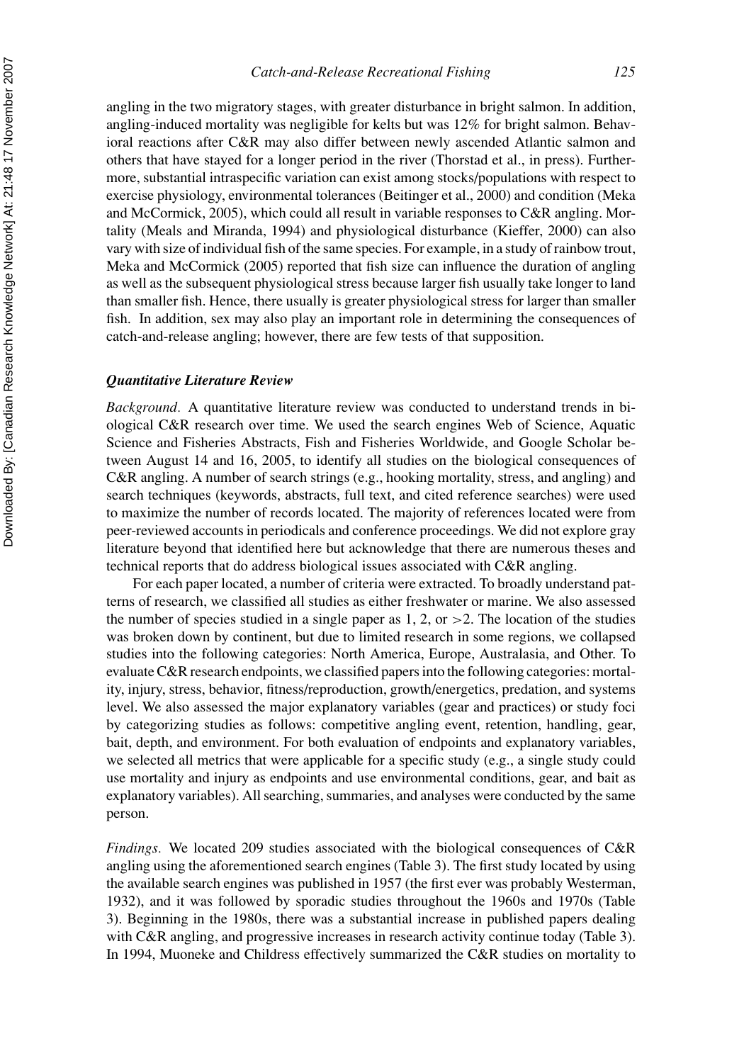angling in the two migratory stages, with greater disturbance in bright salmon. In addition, angling-induced mortality was negligible for kelts but was 12% for bright salmon. Behavioral reactions after C&R may also differ between newly ascended Atlantic salmon and others that have stayed for a longer period in the river (Thorstad et al., in press). Furthermore, substantial intraspecific variation can exist among stocks/populations with respect to exercise physiology, environmental tolerances (Beitinger et al., 2000) and condition (Meka and McCormick, 2005), which could all result in variable responses to C&R angling. Mortality (Meals and Miranda, 1994) and physiological disturbance (Kieffer, 2000) can also vary with size of individual fish of the same species. For example, in a study of rainbow trout, Meka and McCormick (2005) reported that fish size can influence the duration of angling as well as the subsequent physiological stress because larger fish usually take longer to land than smaller fish. Hence, there usually is greater physiological stress for larger than smaller fish. In addition, sex may also play an important role in determining the consequences of catch-and-release angling; however, there are few tests of that supposition.

### *Quantitative Literature Review*

*Background.* A quantitative literature review was conducted to understand trends in biological C&R research over time. We used the search engines Web of Science, Aquatic Science and Fisheries Abstracts, Fish and Fisheries Worldwide, and Google Scholar between August 14 and 16, 2005, to identify all studies on the biological consequences of C&R angling. A number of search strings (e.g., hooking mortality, stress, and angling) and search techniques (keywords, abstracts, full text, and cited reference searches) were used to maximize the number of records located. The majority of references located were from peer-reviewed accounts in periodicals and conference proceedings. We did not explore gray literature beyond that identified here but acknowledge that there are numerous theses and technical reports that do address biological issues associated with C&R angling.

For each paper located, a number of criteria were extracted. To broadly understand patterns of research, we classified all studies as either freshwater or marine. We also assessed the number of species studied in a single paper as 1, 2, or >2. The location of the studies was broken down by continent, but due to limited research in some regions, we collapsed studies into the following categories: North America, Europe, Australasia, and Other. To evaluate C&R research endpoints, we classified papers into the following categories: mortality, injury, stress, behavior, fitness/reproduction, growth/energetics, predation, and systems level. We also assessed the major explanatory variables (gear and practices) or study foci by categorizing studies as follows: competitive angling event, retention, handling, gear, bait, depth, and environment. For both evaluation of endpoints and explanatory variables, we selected all metrics that were applicable for a specific study (e.g., a single study could use mortality and injury as endpoints and use environmental conditions, gear, and bait as explanatory variables). All searching, summaries, and analyses were conducted by the same person.

*Findings.* We located 209 studies associated with the biological consequences of C&R angling using the aforementioned search engines (Table 3). The first study located by using the available search engines was published in 1957 (the first ever was probably Westerman, 1932), and it was followed by sporadic studies throughout the 1960s and 1970s (Table 3). Beginning in the 1980s, there was a substantial increase in published papers dealing with C&R angling, and progressive increases in research activity continue today (Table 3). In 1994, Muoneke and Childress effectively summarized the C&R studies on mortality to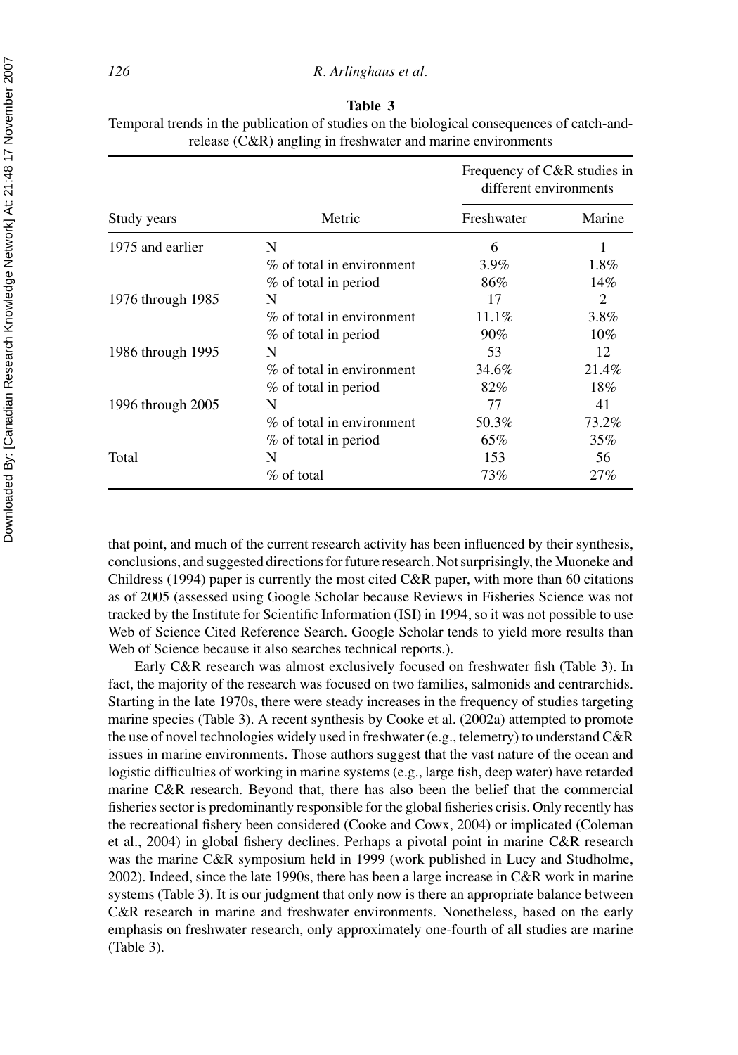**Table 3**

Temporal trends in the publication of studies on the biological consequences of catch-and-release (C&R) angling in freshwater and marine environments

| Study years | Metric | Frequency of C&R studies in different environments | |
|---|---|---|---|
| | | Freshwater | Marine |
| 1975 and earlier | N | 6 | 1 |
| | % of total in environment | 3.9% | 1.8% |
| | % of total in period | 86% | 14% |
| 1976 through 1985 | N | 17 | 2 |
| | % of total in environment | 11.1% | 3.8% |
| | % of total in period | 90% | 10% |
| 1986 through 1995 | N | 53 | 12 |
| | % of total in environment | 34.6% | 21.4% |
| | % of total in period | 82% | 18% |
| 1996 through 2005 | N | 77 | 41 |
| | % of total in environment | 50.3% | 73.2% |
| | % of total in period | 65% | 35% |
| Total | N | 153 | 56 |
| | % of total | 73% | 27% |

that point, and much of the current research activity has been influenced by their synthesis, conclusions, and suggested directions for future research. Not surprisingly, the Muoneke and Childress (1994) paper is currently the most cited C&R paper, with more than 60 citations as of 2005 (assessed using Google Scholar because Reviews in Fisheries Science was not tracked by the Institute for Scientific Information (ISI) in 1994, so it was not possible to use Web of Science Cited Reference Search. Google Scholar tends to yield more results than Web of Science because it also searches technical reports.).

Early C&R research was almost exclusively focused on freshwater fish (Table 3). In fact, the majority of the research was focused on two families, salmonids and centrarchids. Starting in the late 1970s, there were steady increases in the frequency of studies targeting marine species (Table 3). A recent synthesis by Cooke et al. (2002a) attempted to promote the use of novel technologies widely used in freshwater (e.g., telemetry) to understand C&R issues in marine environments. Those authors suggest that the vast nature of the ocean and logistic difficulties of working in marine systems (e.g., large fish, deep water) have retarded marine C&R research. Beyond that, there has also been the belief that the commercial fisheries sector is predominantly responsible for the global fisheries crisis. Only recently has the recreational fishery been considered (Cooke and Cowx, 2004) or implicated (Coleman et al., 2004) in global fishery declines. Perhaps a pivotal point in marine C&R research was the marine C&R symposium held in 1999 (work published in Lucy and Studholme, 2002). Indeed, since the late 1990s, there has been a large increase in C&R work in marine systems (Table 3). It is our judgment that only now is there an appropriate balance between C&R research in marine and freshwater environments. Nonetheless, based on the early emphasis on freshwater research, only approximately one-fourth of all studies are marine (Table 3).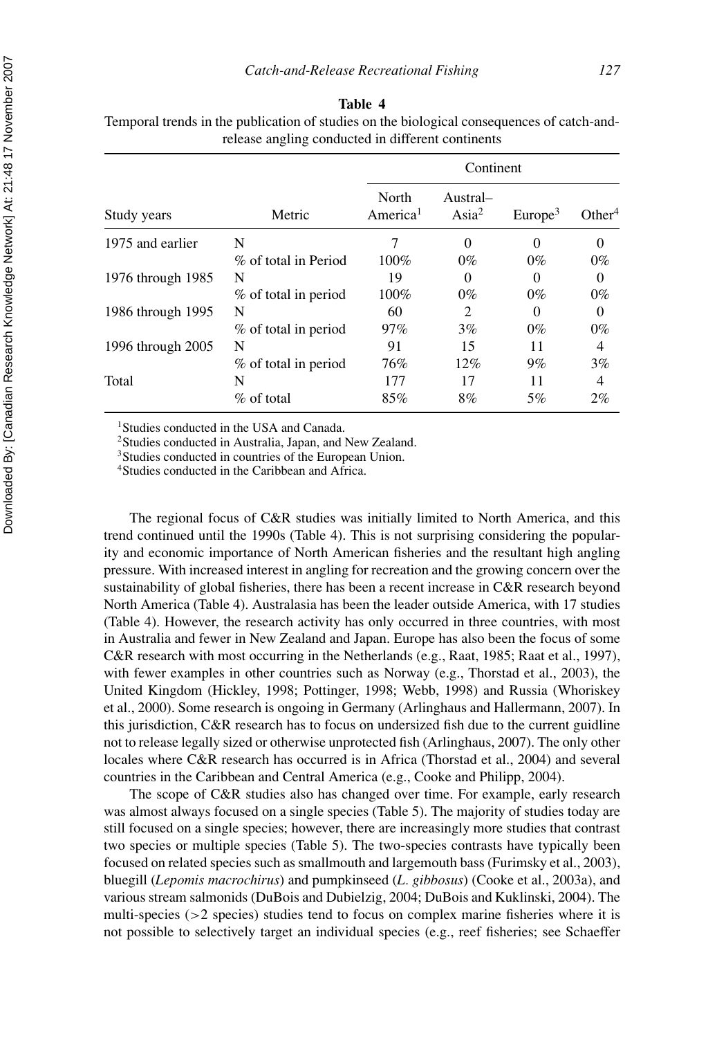**Table 4**

Temporal trends in the publication of studies on the biological consequences of catch-and-release angling conducted in different continents

| Study years | Metric | Continent | | | |
|---|---|---|---|---|---|
| | | North America[1] | Austral–Asia[2] | Europe[3] | Other[4] |
| 1975 and earlier | N | 7 | 0 | 0 | 0 |
| | % of total in Period | 100% | 0% | 0% | 0% |
| 1976 through 1985 | N | 19 | 0 | 0 | 0 |
| | % of total in period | 100% | 0% | 0% | 0% |
| 1986 through 1995 | N | 60 | 2 | 0 | 0 |
| | % of total in period | 97% | 3% | 0% | 0% |
| 1996 through 2005 | N | 91 | 15 | 11 | 4 |
| | % of total in period | 76% | 12% | 9% | 3% |
| Total | N | 177 | 17 | 11 | 4 |
| | % of total | 85% | 8% | 5% | 2% |

[1]Studies conducted in the USA and Canada.
[2]Studies conducted in Australia, Japan, and New Zealand.
[3]Studies conducted in countries of the European Union.
[4]Studies conducted in the Caribbean and Africa.

The regional focus of C&R studies was initially limited to North America, and this trend continued until the 1990s (Table 4). This is not surprising considering the popularity and economic importance of North American fisheries and the resultant high angling pressure. With increased interest in angling for recreation and the growing concern over the sustainability of global fisheries, there has been a recent increase in C&R research beyond North America (Table 4). Australasia has been the leader outside America, with 17 studies (Table 4). However, the research activity has only occurred in three countries, with most in Australia and fewer in New Zealand and Japan. Europe has also been the focus of some C&R research with most occurring in the Netherlands (e.g., Raat, 1985; Raat et al., 1997), with fewer examples in other countries such as Norway (e.g., Thorstad et al., 2003), the United Kingdom (Hickley, 1998; Pottinger, 1998; Webb, 1998) and Russia (Whoriskey et al., 2000). Some research is ongoing in Germany (Arlinghaus and Hallermann, 2007). In this jurisdiction, C&R research has to focus on undersized fish due to the current guidline not to release legally sized or otherwise unprotected fish (Arlinghaus, 2007). The only other locales where C&R research has occurred is in Africa (Thorstad et al., 2004) and several countries in the Caribbean and Central America (e.g., Cooke and Philipp, 2004).

The scope of C&R studies also has changed over time. For example, early research was almost always focused on a single species (Table 5). The majority of studies today are still focused on a single species; however, there are increasingly more studies that contrast two species or multiple species (Table 5). The two-species contrasts have typically been focused on related species such as smallmouth and largemouth bass (Furimsky et al., 2003), bluegill (*Lepomis macrochirus*) and pumpkinseed (*L. gibbosus*) (Cooke et al., 2003a), and various stream salmonids (DuBois and Dubielzig, 2004; DuBois and Kuklinski, 2004). The multi-species (>2 species) studies tend to focus on complex marine fisheries where it is not possible to selectively target an individual species (e.g., reef fisheries; see Schaeffer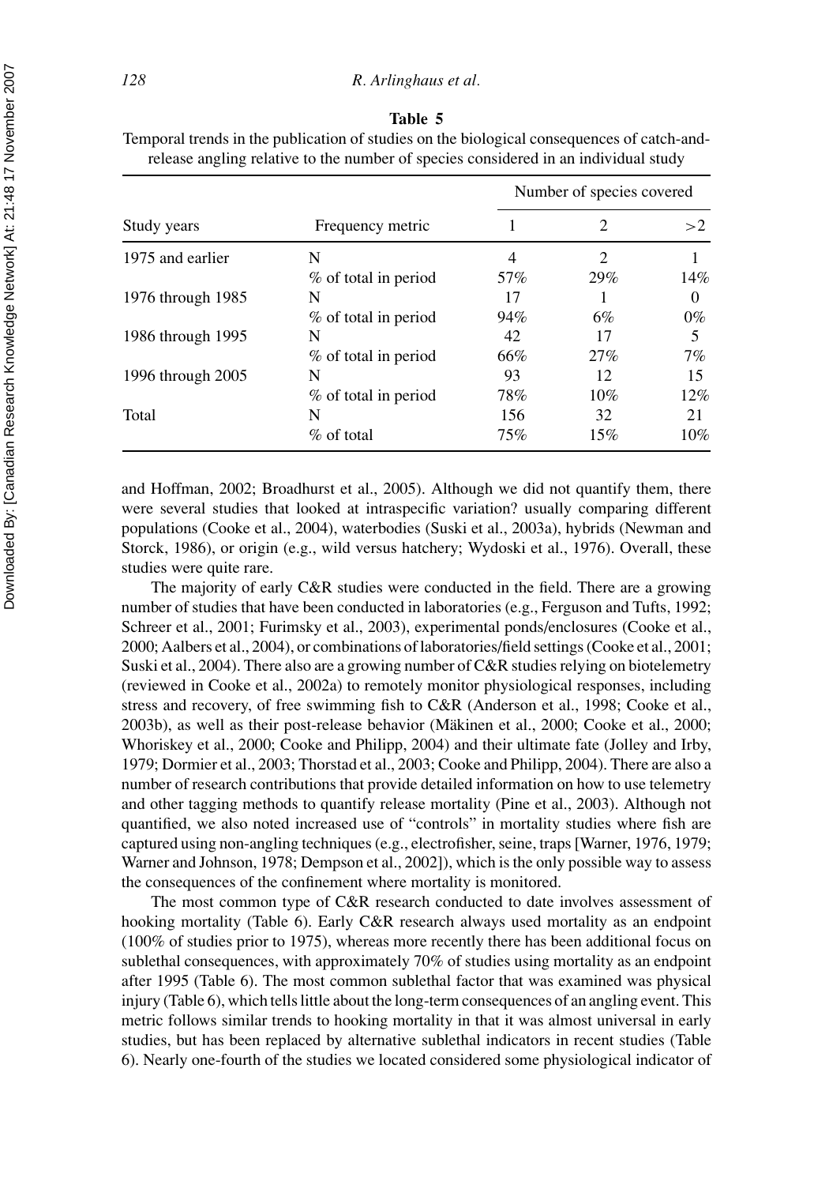**Table 5**

Temporal trends in the publication of studies on the biological consequences of catch-and-release angling relative to the number of species considered in an individual study

| Study years | Frequency metric | Number of species covered | | |
|---|---|---|---|---|
| | | 1 | 2 | >2 |
| 1975 and earlier | N | 4 | 2 | 1 |
| | % of total in period | 57% | 29% | 14% |
| 1976 through 1985 | N | 17 | 1 | 0 |
| | % of total in period | 94% | 6% | 0% |
| 1986 through 1995 | N | 42 | 17 | 5 |
| | % of total in period | 66% | 27% | 7% |
| 1996 through 2005 | N | 93 | 12 | 15 |
| | % of total in period | 78% | 10% | 12% |
| Total | N | 156 | 32 | 21 |
| | % of total | 75% | 15% | 10% |

and Hoffman, 2002; Broadhurst et al., 2005). Although we did not quantify them, there were several studies that looked at intraspecific variation? usually comparing different populations (Cooke et al., 2004), waterbodies (Suski et al., 2003a), hybrids (Newman and Storck, 1986), or origin (e.g., wild versus hatchery; Wydoski et al., 1976). Overall, these studies were quite rare.

The majority of early C&R studies were conducted in the field. There are a growing number of studies that have been conducted in laboratories (e.g., Ferguson and Tufts, 1992; Schreer et al., 2001; Furimsky et al., 2003), experimental ponds/enclosures (Cooke et al., 2000; Aalbers et al., 2004), or combinations of laboratories/field settings (Cooke et al., 2001; Suski et al., 2004). There also are a growing number of C&R studies relying on biotelemetry (reviewed in Cooke et al., 2002a) to remotely monitor physiological responses, including stress and recovery, of free swimming fish to C&R (Anderson et al., 1998; Cooke et al., 2003b), as well as their post-release behavior (Mäkinen et al., 2000; Cooke et al., 2000; Whoriskey et al., 2000; Cooke and Philipp, 2004) and their ultimate fate (Jolley and Irby, 1979; Dormier et al., 2003; Thorstad et al., 2003; Cooke and Philipp, 2004). There are also a number of research contributions that provide detailed information on how to use telemetry and other tagging methods to quantify release mortality (Pine et al., 2003). Although not quantified, we also noted increased use of "controls" in mortality studies where fish are captured using non-angling techniques (e.g., electrofisher, seine, traps [Warner, 1976, 1979; Warner and Johnson, 1978; Dempson et al., 2002]), which is the only possible way to assess the consequences of the confinement where mortality is monitored.

The most common type of C&R research conducted to date involves assessment of hooking mortality (Table 6). Early C&R research always used mortality as an endpoint (100% of studies prior to 1975), whereas more recently there has been additional focus on sublethal consequences, with approximately 70% of studies using mortality as an endpoint after 1995 (Table 6). The most common sublethal factor that was examined was physical injury (Table 6), which tells little about the long-term consequences of an angling event. This metric follows similar trends to hooking mortality in that it was almost universal in early studies, but has been replaced by alternative sublethal indicators in recent studies (Table 6). Nearly one-fourth of the studies we located considered some physiological indicator of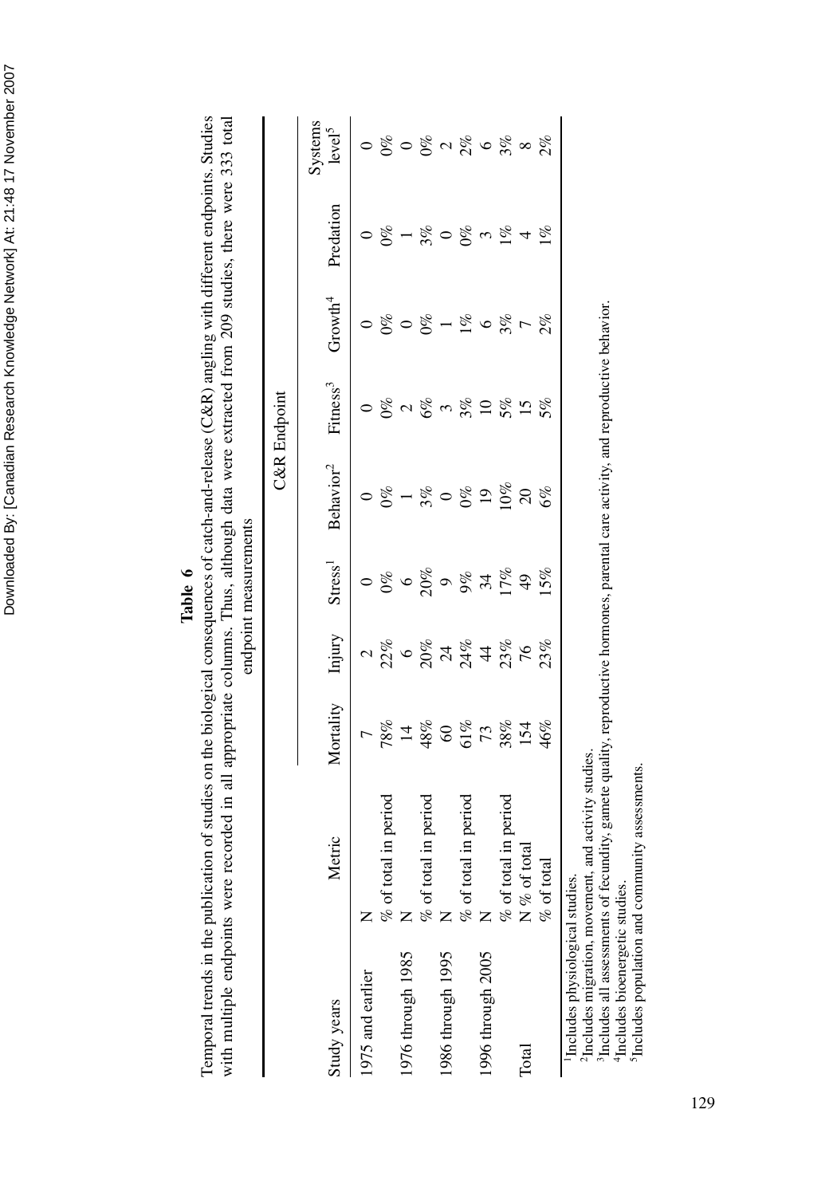**Table 6**

Temporal trends in the publication of studies on the biological consequences of catch-and-release (C&R) angling with different endpoints. Studies with multiple endpoints were recorded in all appropriate columns. Thus, although data were extracted from 209 studies, there were 333 total endpoint measurements

| Study years | Metric | C&R Endpoint | | | | | | | |
|---|---|---|---|---|---|---|---|---|---|
| | | Mortality | Injury | Stress[1] | Behavior[2] | Fitness[3] | Growth[4] | Predation | Systems level[5] |
| 1975 and earlier | N | 7 | 2 | 0 | 0 | 0 | 0 | 0 | 0 |
| | % of total in period | 78% | 22% | 0% | 0% | 0% | 0% | 0% | 0% |
| 1976 through 1985 | N | 14 | 6 | 6 | 1 | 2 | 0 | 1 | 0 |
| | % of total in period | 48% | 20% | 20% | 3% | 6% | 0% | 3% | 0% |
| 1986 through 1995 | N | 60 | 24 | 9 | 0 | 3 | 1 | 0 | 2 |
| | % of total in period | 61% | 24% | 9% | 0% | 3% | 1% | 0% | 2% |
| 1996 through 2005 | N | 73 | 44 | 34 | 19 | 10 | 6 | 3 | 6 |
| | % of total in period | 38% | 23% | 17% | 10% | 5% | 3% | 1% | 3% |
| Total | N % of total | 154 | 76 | 49 | 20 | 15 | 7 | 4 | 8 |
| | % of total | 46% | 23% | 15% | 6% | 5% | 2% | 1% | 2% |

[1]Includes physiological studies.
[2]Includes migration, movement, and activity studies.
[3]Includes all assessments of fecundity, gamete quality, reproductive hormones, parental care activity, and reproductive behavior.
[4]Includes bioenergetic studies.
[5]Includes population and community assessments.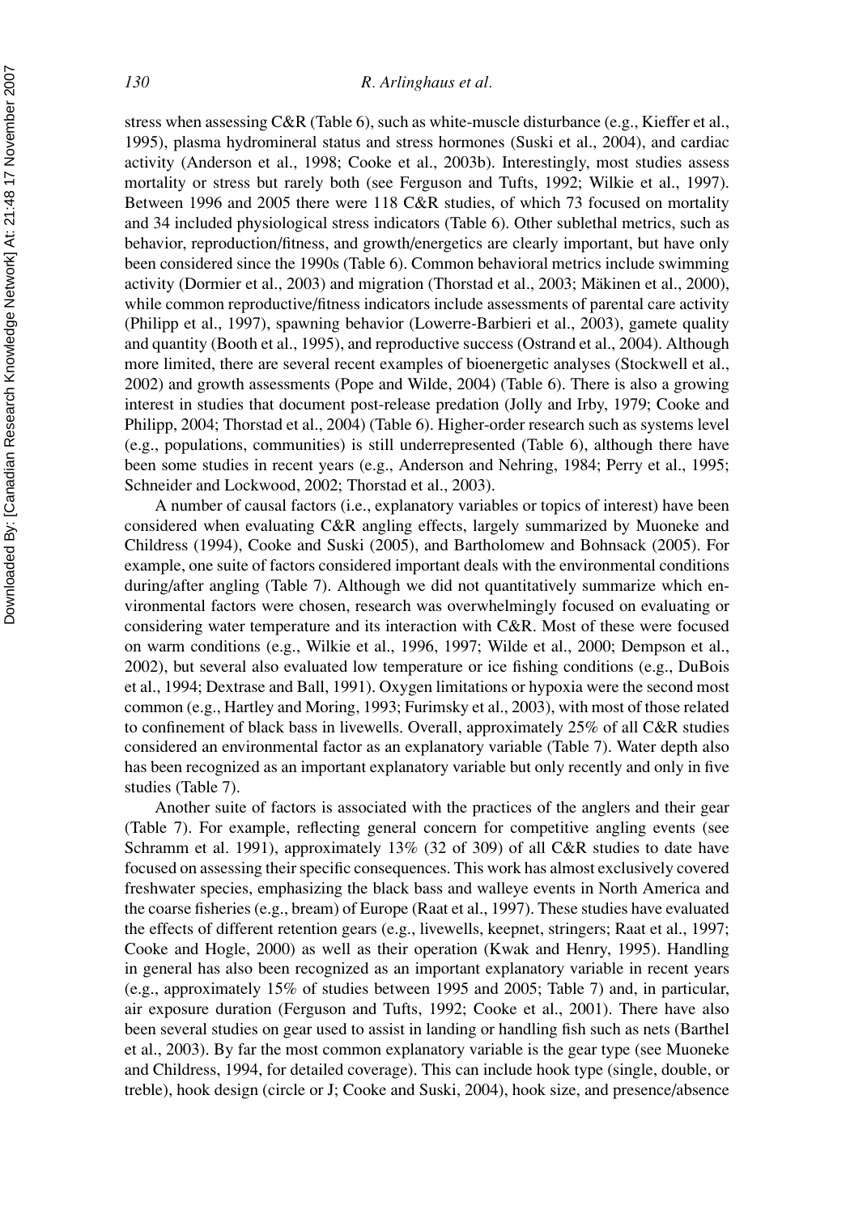stress when assessing C&R (Table 6), such as white-muscle disturbance (e.g., Kieffer et al., 1995), plasma hydromineral status and stress hormones (Suski et al., 2004), and cardiac activity (Anderson et al., 1998; Cooke et al., 2003b). Interestingly, most studies assess mortality or stress but rarely both (see Ferguson and Tufts, 1992; Wilkie et al., 1997). Between 1996 and 2005 there were 118 C&R studies, of which 73 focused on mortality and 34 included physiological stress indicators (Table 6). Other sublethal metrics, such as behavior, reproduction/fitness, and growth/energetics are clearly important, but have only been considered since the 1990s (Table 6). Common behavioral metrics include swimming activity (Dormier et al., 2003) and migration (Thorstad et al., 2003; Mäkinen et al., 2000), while common reproductive/fitness indicators include assessments of parental care activity (Philipp et al., 1997), spawning behavior (Lowerre-Barbieri et al., 2003), gamete quality and quantity (Booth et al., 1995), and reproductive success (Ostrand et al., 2004). Although more limited, there are several recent examples of bioenergetic analyses (Stockwell et al., 2002) and growth assessments (Pope and Wilde, 2004) (Table 6). There is also a growing interest in studies that document post-release predation (Jolly and Irby, 1979; Cooke and Philipp, 2004; Thorstad et al., 2004) (Table 6). Higher-order research such as systems level (e.g., populations, communities) is still underrepresented (Table 6), although there have been some studies in recent years (e.g., Anderson and Nehring, 1984; Perry et al., 1995; Schneider and Lockwood, 2002; Thorstad et al., 2003).

A number of causal factors (i.e., explanatory variables or topics of interest) have been considered when evaluating C&R angling effects, largely summarized by Muoneke and Childress (1994), Cooke and Suski (2005), and Bartholomew and Bohnsack (2005). For example, one suite of factors considered important deals with the environmental conditions during/after angling (Table 7). Although we did not quantitatively summarize which environmental factors were chosen, research was overwhelmingly focused on evaluating or considering water temperature and its interaction with C&R. Most of these were focused on warm conditions (e.g., Wilkie et al., 1996, 1997; Wilde et al., 2000; Dempson et al., 2002), but several also evaluated low temperature or ice fishing conditions (e.g., DuBois et al., 1994; Dextrase and Ball, 1991). Oxygen limitations or hypoxia were the second most common (e.g., Hartley and Moring, 1993; Furimsky et al., 2003), with most of those related to confinement of black bass in livewells. Overall, approximately 25% of all C&R studies considered an environmental factor as an explanatory variable (Table 7). Water depth also has been recognized as an important explanatory variable but only recently and only in five studies (Table 7).

Another suite of factors is associated with the practices of the anglers and their gear (Table 7). For example, reflecting general concern for competitive angling events (see Schramm et al. 1991), approximately 13% (32 of 309) of all C&R studies to date have focused on assessing their specific consequences. This work has almost exclusively covered freshwater species, emphasizing the black bass and walleye events in North America and the coarse fisheries (e.g., bream) of Europe (Raat et al., 1997). These studies have evaluated the effects of different retention gears (e.g., livewells, keepnet, stringers; Raat et al., 1997; Cooke and Hogle, 2000) as well as their operation (Kwak and Henry, 1995). Handling in general has also been recognized as an important explanatory variable in recent years (e.g., approximately 15% of studies between 1995 and 2005; Table 7) and, in particular, air exposure duration (Ferguson and Tufts, 1992; Cooke et al., 2001). There have also been several studies on gear used to assist in landing or handling fish such as nets (Barthel et al., 2003). By far the most common explanatory variable is the gear type (see Muoneke and Childress, 1994, for detailed coverage). This can include hook type (single, double, or treble), hook design (circle or J; Cooke and Suski, 2004), hook size, and presence/absence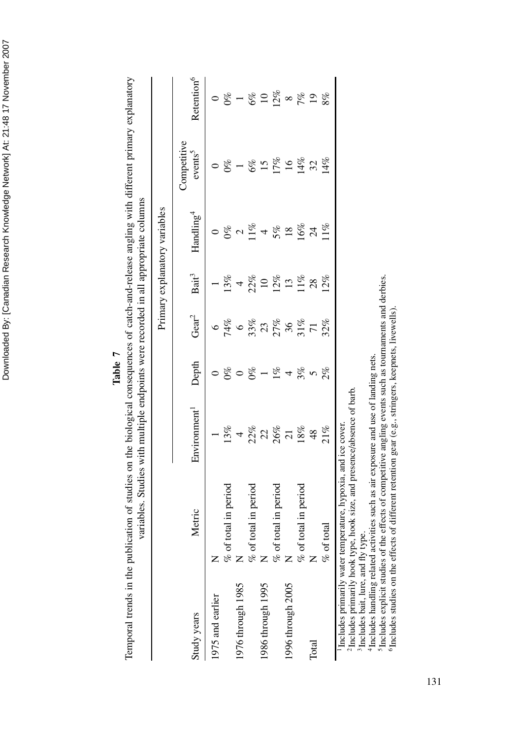**Table 7**

Temporal trends in the publication of studies on the biological consequences of catch-and-release angling with different primary explanatory variables. Studies with multiple endpoints were recorded in all appropriate columns

| Study years | Metric | Primary explanatory variables | | | | | | |
|---|---|---|---|---|---|---|---|---|
| | | Environment[1] | Depth | Gear[2] | Bait[3] | Handling[4] | Competitive events[5] | Retention[6] |
| 1975 and earlier | N | 1 | 0 | 6 | 1 | 0 | 0 | 0 |
| | % of total in period | 13% | 0% | 74% | 13% | 0% | 0% | 0% |
| 1976 through 1985 | N | 4 | 0 | 6 | 4 | 2 | 1 | 1 |
| | % of total in period | 22% | 0% | 33% | 22% | 11% | 6% | 6% |
| 1986 through 1995 | N | 22 | 1 | 23 | 10 | 4 | 15 | 10 |
| | % of total in period | 26% | 1% | 27% | 12% | 5% | 17% | 12% |
| 1996 through 2005 | N | 21 | 4 | 36 | 13 | 18 | 16 | 8 |
| | % of total in period | 18% | 3% | 31% | 11% | 16% | 14% | 7% |
| Total | N | 48 | 5 | 71 | 28 | 24 | 32 | 19 |
| | % of total | 21% | 2% | 32% | 12% | 11% | 14% | 8% |

[1] Includes primarily water temperature, hypoxia, and ice cover.
[2] Includes primarily hook type, hook size, and presence/absence of barb.
[3] Includes bait, lure, and fly type.
[4] Includes handling related activities such as air exposure and use of landing nets.
[5] Includes explicit studies of the effects of competitive angling events such as tournaments and derbies.
[6] Includes studies on the effects of different retention gear (e.g., stringers, keepnets, livewells).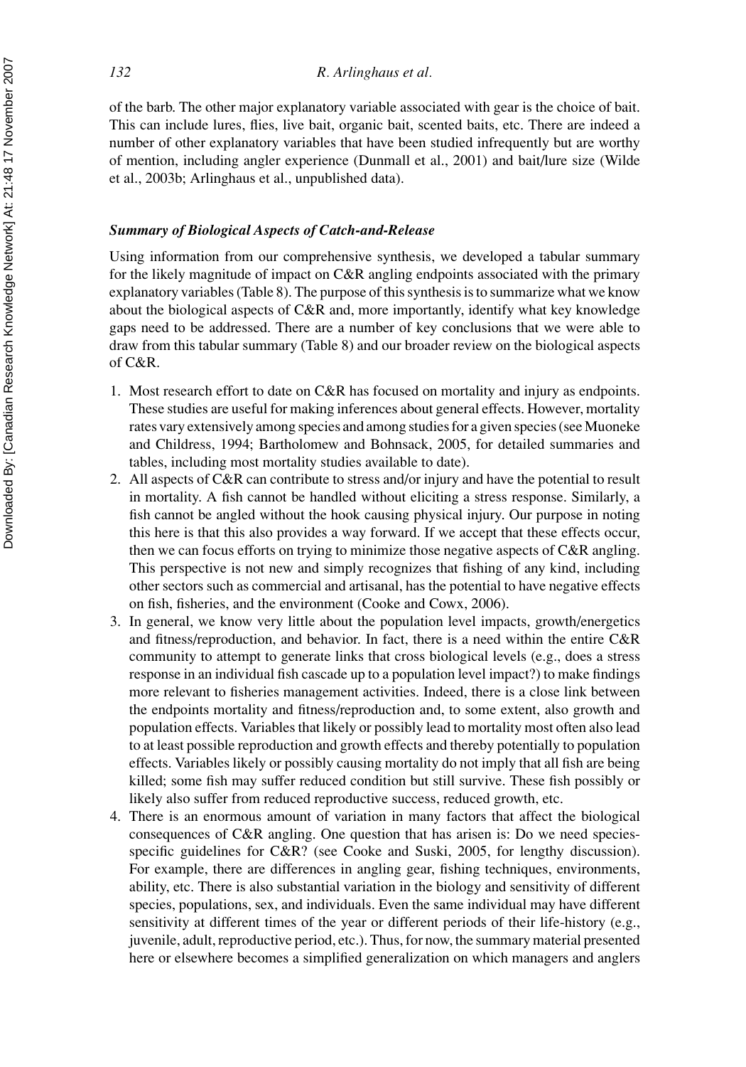of the barb. The other major explanatory variable associated with gear is the choice of bait. This can include lures, flies, live bait, organic bait, scented baits, etc. There are indeed a number of other explanatory variables that have been studied infrequently but are worthy of mention, including angler experience (Dunmall et al., 2001) and bait/lure size (Wilde et al., 2003b; Arlinghaus et al., unpublished data).

### *Summary of Biological Aspects of Catch-and-Release*

Using information from our comprehensive synthesis, we developed a tabular summary for the likely magnitude of impact on C&R angling endpoints associated with the primary explanatory variables (Table 8). The purpose of this synthesis is to summarize what we know about the biological aspects of C&R and, more importantly, identify what key knowledge gaps need to be addressed. There are a number of key conclusions that we were able to draw from this tabular summary (Table 8) and our broader review on the biological aspects of C&R.

1. Most research effort to date on C&R has focused on mortality and injury as endpoints. These studies are useful for making inferences about general effects. However, mortality rates vary extensively among species and among studies for a given species (see Muoneke and Childress, 1994; Bartholomew and Bohnsack, 2005, for detailed summaries and tables, including most mortality studies available to date).
2. All aspects of C&R can contribute to stress and/or injury and have the potential to result in mortality. A fish cannot be handled without eliciting a stress response. Similarly, a fish cannot be angled without the hook causing physical injury. Our purpose in noting this here is that this also provides a way forward. If we accept that these effects occur, then we can focus efforts on trying to minimize those negative aspects of C&R angling. This perspective is not new and simply recognizes that fishing of any kind, including other sectors such as commercial and artisanal, has the potential to have negative effects on fish, fisheries, and the environment (Cooke and Cowx, 2006).
3. In general, we know very little about the population level impacts, growth/energetics and fitness/reproduction, and behavior. In fact, there is a need within the entire C&R community to attempt to generate links that cross biological levels (e.g., does a stress response in an individual fish cascade up to a population level impact?) to make findings more relevant to fisheries management activities. Indeed, there is a close link between the endpoints mortality and fitness/reproduction and, to some extent, also growth and population effects. Variables that likely or possibly lead to mortality most often also lead to at least possible reproduction and growth effects and thereby potentially to population effects. Variables likely or possibly causing mortality do not imply that all fish are being killed; some fish may suffer reduced condition but still survive. These fish possibly or likely also suffer from reduced reproductive success, reduced growth, etc.
4. There is an enormous amount of variation in many factors that affect the biological consequences of C&R angling. One question that has arisen is: Do we need species-specific guidelines for C&R? (see Cooke and Suski, 2005, for lengthy discussion). For example, there are differences in angling gear, fishing techniques, environments, ability, etc. There is also substantial variation in the biology and sensitivity of different species, populations, sex, and individuals. Even the same individual may have different sensitivity at different times of the year or different periods of their life-history (e.g., juvenile, adult, reproductive period, etc.). Thus, for now, the summary material presented here or elsewhere becomes a simplified generalization on which managers and anglers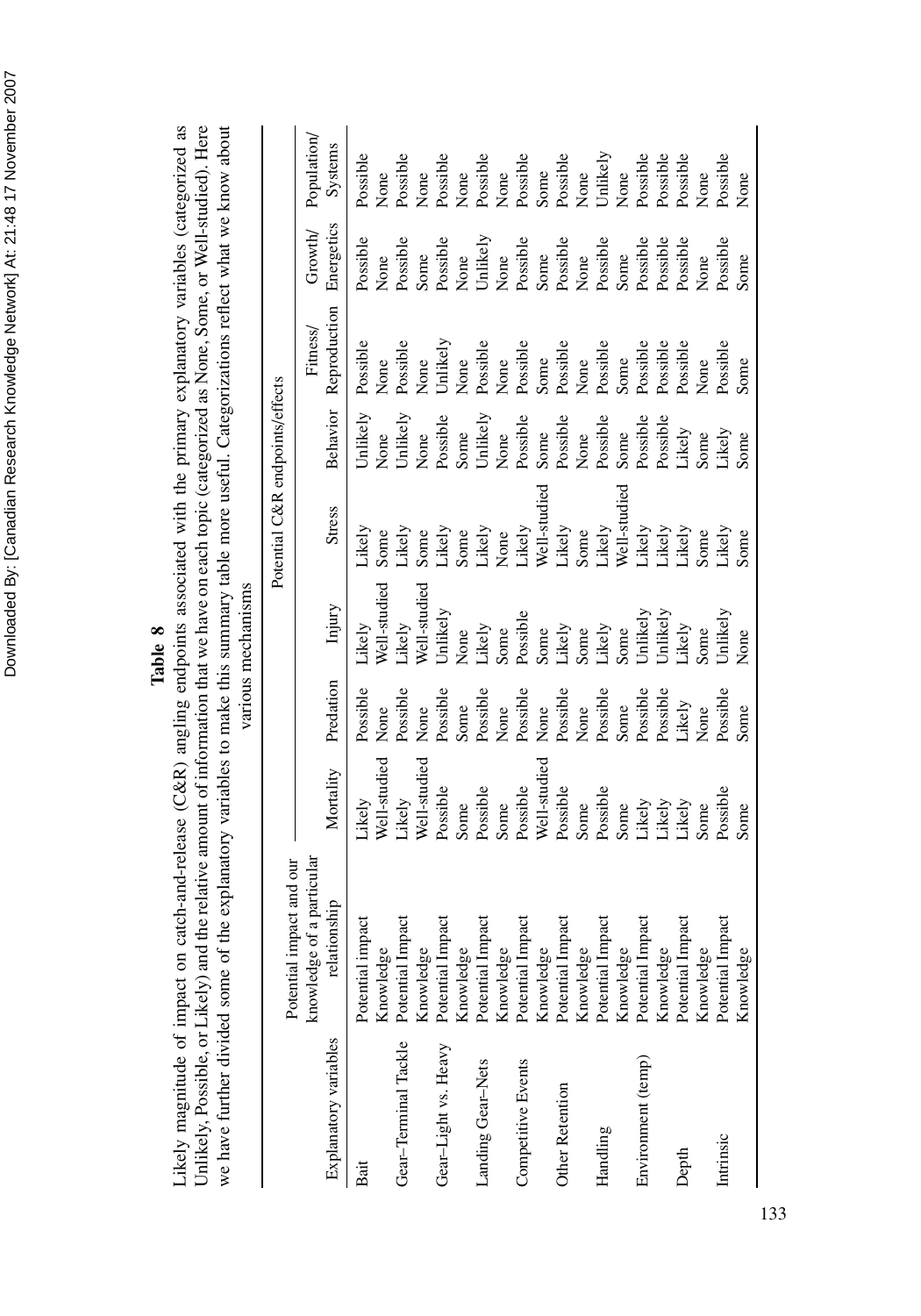**Table 8**

Likely magnitude of impact on catch-and-release (C&R) angling endpoints associated with the primary explanatory variables (categorized as Unlikely, Possible, or Likely) and the relative amount of information that we have on each topic (categorized as None, Some, or Well-studied). Here we have further divided some of the explanatory variables to make this summary table more useful. Categorizations reflect what we know about various mechanisms

| Explanatory variables | Potential impact and our knowledge of a particular relationship | Potential C&R endpoints/effects | | | | | | | |
|---|---|---|---|---|---|---|---|---|---|
| | | Mortality | Predation | Injury | Stress | Behavior | Fitness/ Reproduction | Growth/ Energetics | Population/ Systems |
| Bait | Potential impact | Likely | Possible | Likely | Likely | Unlikely | Possible | Possible | Possible |
| | Knowledge | Well-studied | None | Well-studied | Some | None | None | None | None |
| Gear–Terminal Tackle | Potential Impact | Likely | Possible | Likely | Likely | Unlikely | Possible | Possible | Possible |
| | Knowledge | Well-studied | None | Well-studied | Some | None | None | Some | None |
| Gear–Light vs. Heavy | Potential Impact | Possible | Possible | Unlikely | Likely | Possible | Unlikely | Possible | Possible |
| | Knowledge | Some | Some | None | Some | Some | None | None | None |
| Landing Gear–Nets | Potential Impact | Possible | Possible | Likely | Likely | Unlikely | Possible | Unlikely | Possible |
| | Knowledge | Some | None | Some | None | None | None | None | None |
| Competitive Events | Potential Impact | Possible | Possible | Possible | Likely | Possible | Possible | Possible | Possible |
| | Knowledge | Well-studied | None | Some | Well-studied | Some | Some | Some | Some |
| Other Retention | Potential Impact | Possible | Possible | Likely | Likely | Possible | Possible | Possible | Possible |
| | Knowledge | Some | None | Some | Some | None | None | None | None |
| Handling | Potential Impact | Possible | Possible | Likely | Likely | Possible | Possible | Possible | Unlikely |
| | Knowledge | Some | Some | Some | Well-studied | Some | Some | Some | None |
| Environment (temp) | Potential Impact | Likely | Possible | Unlikely | Likely | Possible | Possible | Possible | Possible |
| | Knowledge | Likely | Possible | Unlikely | Likely | Possible | Possible | Possible | Possible |
| Depth | Potential Impact | Likely | Likely | Likely | Likely | Likely | Possible | Possible | Possible |
| | Knowledge | Some | None | Some | Some | Some | None | None | None |
| Intrinsic | Potential Impact | Possible | Possible | Unlikely | Likely | Likely | Possible | Possible | Possible |
| | Knowledge | Some | Some | None | Some | Some | Some | Some | None |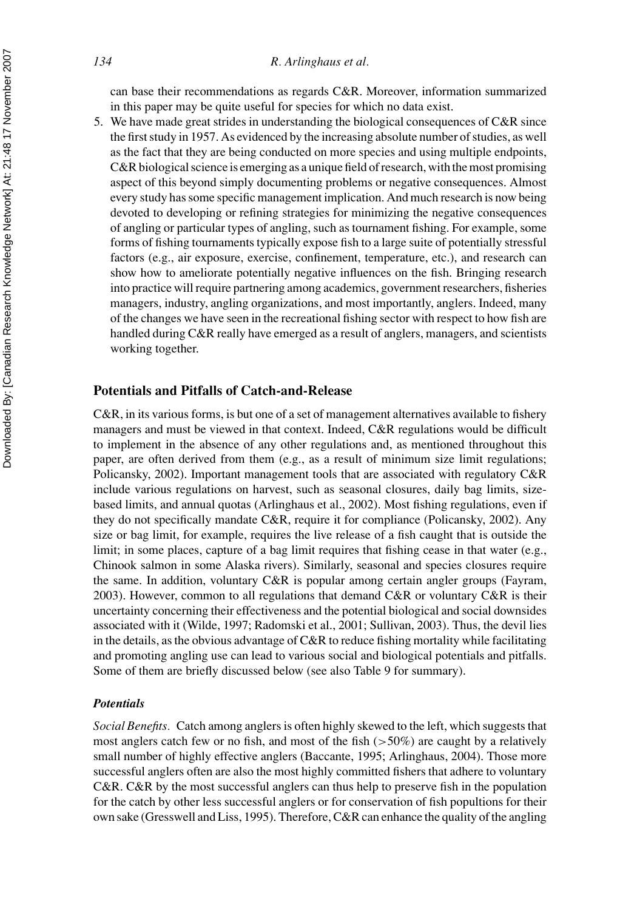can base their recommendations as regards C&R. Moreover, information summarized in this paper may be quite useful for species for which no data exist.

5. We have made great strides in understanding the biological consequences of C&R since the first study in 1957. As evidenced by the increasing absolute number of studies, as well as the fact that they are being conducted on more species and using multiple endpoints, C&R biological science is emerging as a unique field of research, with the most promising aspect of this beyond simply documenting problems or negative consequences. Almost every study has some specific management implication. And much research is now being devoted to developing or refining strategies for minimizing the negative consequences of angling or particular types of angling, such as tournament fishing. For example, some forms of fishing tournaments typically expose fish to a large suite of potentially stressful factors (e.g., air exposure, exercise, confinement, temperature, etc.), and research can show how to ameliorate potentially negative influences on the fish. Bringing research into practice will require partnering among academics, government researchers, fisheries managers, industry, angling organizations, and most importantly, anglers. Indeed, many of the changes we have seen in the recreational fishing sector with respect to how fish are handled during C&R really have emerged as a result of anglers, managers, and scientists working together.

## Potentials and Pitfalls of Catch-and-Release

C&R, in its various forms, is but one of a set of management alternatives available to fishery managers and must be viewed in that context. Indeed, C&R regulations would be difficult to implement in the absence of any other regulations and, as mentioned throughout this paper, are often derived from them (e.g., as a result of minimum size limit regulations; Policansky, 2002). Important management tools that are associated with regulatory C&R include various regulations on harvest, such as seasonal closures, daily bag limits, size-based limits, and annual quotas (Arlinghaus et al., 2002). Most fishing regulations, even if they do not specifically mandate C&R, require it for compliance (Policansky, 2002). Any size or bag limit, for example, requires the live release of a fish caught that is outside the limit; in some places, capture of a bag limit requires that fishing cease in that water (e.g., Chinook salmon in some Alaska rivers). Similarly, seasonal and species closures require the same. In addition, voluntary C&R is popular among certain angler groups (Fayram, 2003). However, common to all regulations that demand C&R or voluntary C&R is their uncertainty concerning their effectiveness and the potential biological and social downsides associated with it (Wilde, 1997; Radomski et al., 2001; Sullivan, 2003). Thus, the devil lies in the details, as the obvious advantage of C&R to reduce fishing mortality while facilitating and promoting angling use can lead to various social and biological potentials and pitfalls. Some of them are briefly discussed below (see also Table 9 for summary).

### *Potentials*

*Social Benefits.* Catch among anglers is often highly skewed to the left, which suggests that most anglers catch few or no fish, and most of the fish (>50%) are caught by a relatively small number of highly effective anglers (Baccante, 1995; Arlinghaus, 2004). Those more successful anglers often are also the most highly committed fishers that adhere to voluntary C&R. C&R by the most successful anglers can thus help to preserve fish in the population for the catch by other less successful anglers or for conservation of fish popultions for their own sake (Gresswell and Liss, 1995). Therefore, C&R can enhance the quality of the angling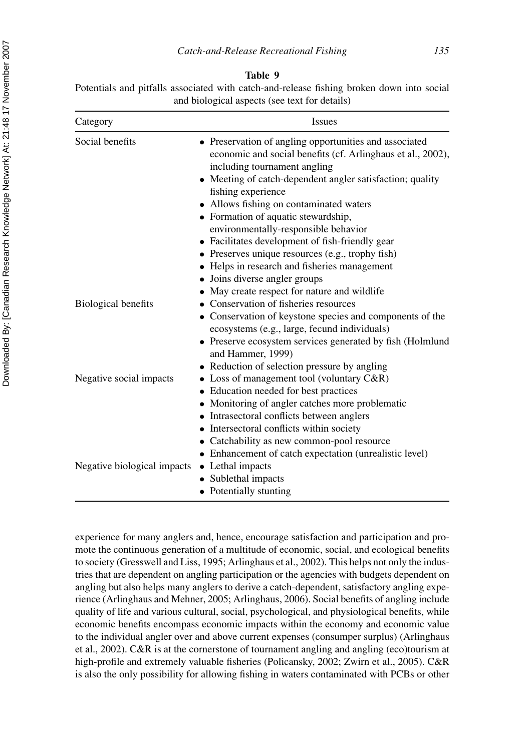**Table 9**

Potentials and pitfalls associated with catch-and-release fishing broken down into social and biological aspects (see text for details)

| Category | Issues |
|---|---|
| Social benefits | • Preservation of angling opportunities and associated economic and social benefits (cf. Arlinghaus et al., 2002), including tournament angling<br>• Meeting of catch-dependent angler satisfaction; quality fishing experience<br>• Allows fishing on contaminated waters<br>• Formation of aquatic stewardship, environmentally-responsible behavior<br>• Facilitates development of fish-friendly gear<br>• Preserves unique resources (e.g., trophy fish)<br>• Helps in research and fisheries management<br>• Joins diverse angler groups<br>• May create respect for nature and wildlife |
| Biological benefits | • Conservation of fisheries resources<br>• Conservation of keystone species and components of the ecosystems (e.g., large, fecund individuals)<br>• Preserve ecosystem services generated by fish (Holmlund and Hammer, 1999)<br>• Reduction of selection pressure by angling |
| Negative social impacts | • Loss of management tool (voluntary C&R)<br>• Education needed for best practices<br>• Monitoring of angler catches more problematic<br>• Intrasectoral conflicts between anglers<br>• Intersectoral conflicts within society<br>• Catchability as new common-pool resource<br>• Enhancement of catch expectation (unrealistic level) |
| Negative biological impacts | • Lethal impacts<br>• Sublethal impacts<br>• Potentially stunting |

experience for many anglers and, hence, encourage satisfaction and participation and promote the continuous generation of a multitude of economic, social, and ecological benefits to society (Gresswell and Liss, 1995; Arlinghaus et al., 2002). This helps not only the industries that are dependent on angling participation or the agencies with budgets dependent on angling but also helps many anglers to derive a catch-dependent, satisfactory angling experience (Arlinghaus and Mehner, 2005; Arlinghaus, 2006). Social benefits of angling include quality of life and various cultural, social, psychological, and physiological benefits, while economic benefits encompass economic impacts within the economy and economic value to the individual angler over and above current expenses (consumer surplus) (Arlinghaus et al., 2002). C&R is at the cornerstone of tournament angling and angling (eco)tourism at high-profile and extremely valuable fisheries (Policansky, 2002; Zwirn et al., 2005). C&R is also the only possibility for allowing fishing in waters contaminated with PCBs or other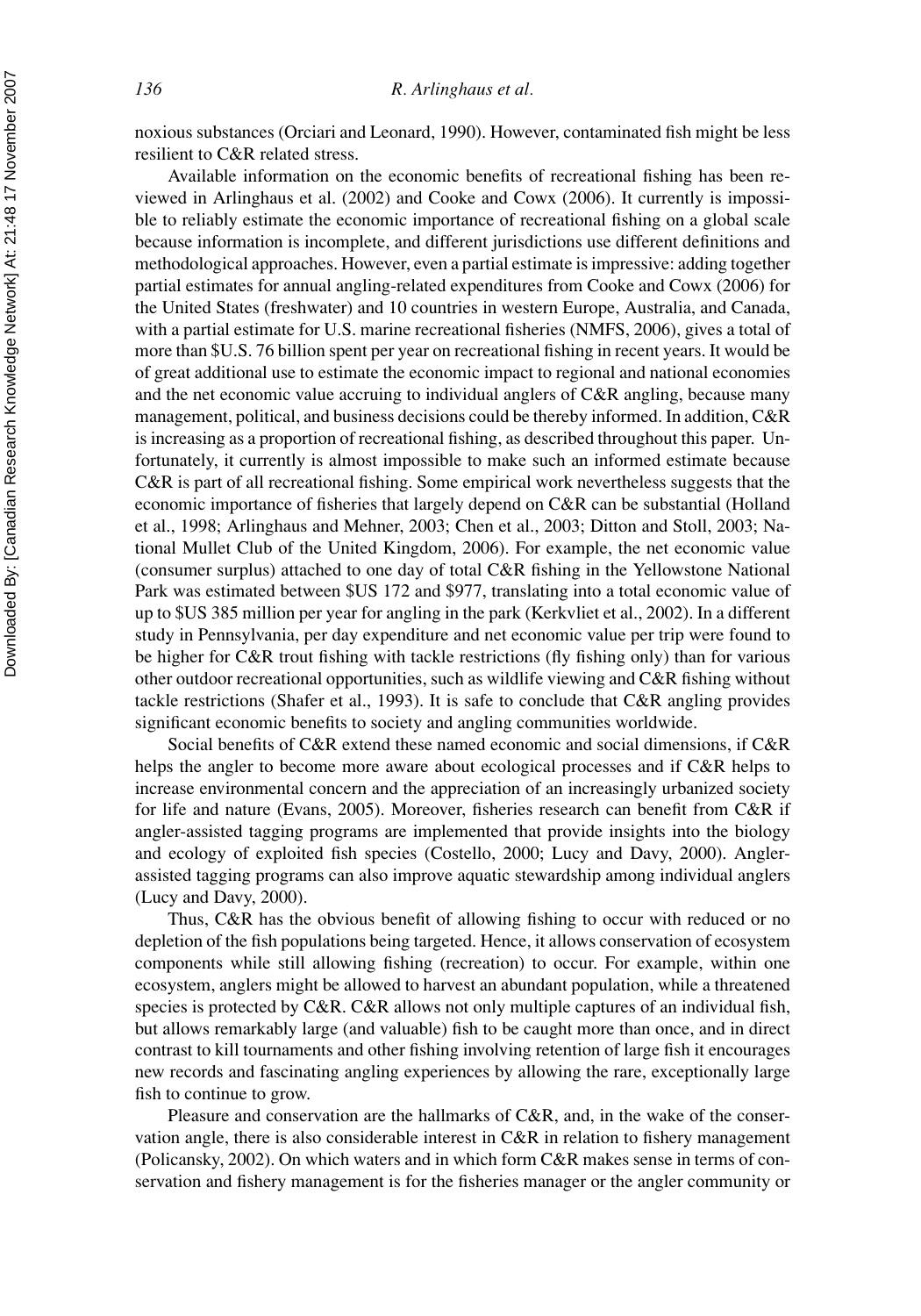noxious substances (Orciari and Leonard, 1990). However, contaminated fish might be less resilient to C&R related stress.

Available information on the economic benefits of recreational fishing has been reviewed in Arlinghaus et al. (2002) and Cooke and Cowx (2006). It currently is impossible to reliably estimate the economic importance of recreational fishing on a global scale because information is incomplete, and different jurisdictions use different definitions and methodological approaches. However, even a partial estimate is impressive: adding together partial estimates for annual angling-related expenditures from Cooke and Cowx (2006) for the United States (freshwater) and 10 countries in western Europe, Australia, and Canada, with a partial estimate for U.S. marine recreational fisheries (NMFS, 2006), gives a total of more than $U.S. 76 billion spent per year on recreational fishing in recent years. It would be of great additional use to estimate the economic impact to regional and national economies and the net economic value accruing to individual anglers of C&R angling, because many management, political, and business decisions could be thereby informed. In addition, C&R is increasing as a proportion of recreational fishing, as described throughout this paper. Unfortunately, it currently is almost impossible to make such an informed estimate because C&R is part of all recreational fishing. Some empirical work nevertheless suggests that the economic importance of fisheries that largely depend on C&R can be substantial (Holland et al., 1998; Arlinghaus and Mehner, 2003; Chen et al., 2003; Ditton and Stoll, 2003; National Mullet Club of the United Kingdom, 2006). For example, the net economic value (consumer surplus) attached to one day of total C&R fishing in the Yellowstone National Park was estimated between $US 172 and $977, translating into a total economic value of up to $US 385 million per year for angling in the park (Kerkvliet et al., 2002). In a different study in Pennsylvania, per day expenditure and net economic value per trip were found to be higher for C&R trout fishing with tackle restrictions (fly fishing only) than for various other outdoor recreational opportunities, such as wildlife viewing and C&R fishing without tackle restrictions (Shafer et al., 1993). It is safe to conclude that C&R angling provides significant economic benefits to society and angling communities worldwide.

Social benefits of C&R extend these named economic and social dimensions, if C&R helps the angler to become more aware about ecological processes and if C&R helps to increase environmental concern and the appreciation of an increasingly urbanized society for life and nature (Evans, 2005). Moreover, fisheries research can benefit from C&R if angler-assisted tagging programs are implemented that provide insights into the biology and ecology of exploited fish species (Costello, 2000; Lucy and Davy, 2000). Angler-assisted tagging programs can also improve aquatic stewardship among individual anglers (Lucy and Davy, 2000).

Thus, C&R has the obvious benefit of allowing fishing to occur with reduced or no depletion of the fish populations being targeted. Hence, it allows conservation of ecosystem components while still allowing fishing (recreation) to occur. For example, within one ecosystem, anglers might be allowed to harvest an abundant population, while a threatened species is protected by C&R. C&R allows not only multiple captures of an individual fish, but allows remarkably large (and valuable) fish to be caught more than once, and in direct contrast to kill tournaments and other fishing involving retention of large fish it encourages new records and fascinating angling experiences by allowing the rare, exceptionally large fish to continue to grow.

Pleasure and conservation are the hallmarks of C&R, and, in the wake of the conservation angle, there is also considerable interest in C&R in relation to fishery management (Policansky, 2002). On which waters and in which form C&R makes sense in terms of conservation and fishery management is for the fisheries manager or the angler community or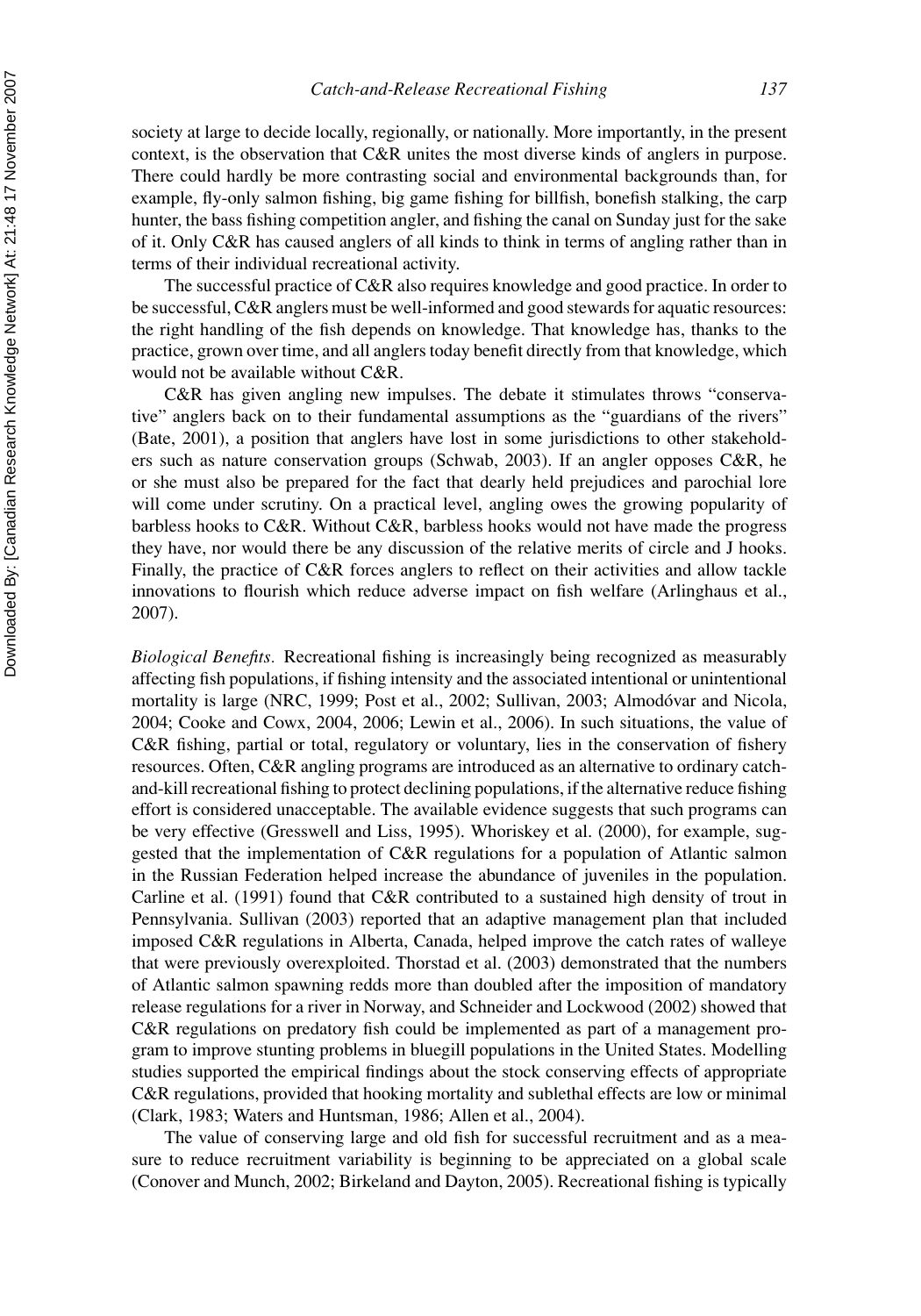society at large to decide locally, regionally, or nationally. More importantly, in the present context, is the observation that C&R unites the most diverse kinds of anglers in purpose. There could hardly be more contrasting social and environmental backgrounds than, for example, fly-only salmon fishing, big game fishing for billfish, bonefish stalking, the carp hunter, the bass fishing competition angler, and fishing the canal on Sunday just for the sake of it. Only C&R has caused anglers of all kinds to think in terms of angling rather than in terms of their individual recreational activity.

The successful practice of C&R also requires knowledge and good practice. In order to be successful, C&R anglers must be well-informed and good stewards for aquatic resources: the right handling of the fish depends on knowledge. That knowledge has, thanks to the practice, grown over time, and all anglers today benefit directly from that knowledge, which would not be available without C&R.

C&R has given angling new impulses. The debate it stimulates throws "conservative" anglers back on to their fundamental assumptions as the "guardians of the rivers" (Bate, 2001), a position that anglers have lost in some jurisdictions to other stakeholders such as nature conservation groups (Schwab, 2003). If an angler opposes C&R, he or she must also be prepared for the fact that dearly held prejudices and parochial lore will come under scrutiny. On a practical level, angling owes the growing popularity of barbless hooks to C&R. Without C&R, barbless hooks would not have made the progress they have, nor would there be any discussion of the relative merits of circle and J hooks. Finally, the practice of C&R forces anglers to reflect on their activities and allow tackle innovations to flourish which reduce adverse impact on fish welfare (Arlinghaus et al., 2007).

*Biological Benefits.* Recreational fishing is increasingly being recognized as measurably affecting fish populations, if fishing intensity and the associated intentional or unintentional mortality is large (NRC, 1999; Post et al., 2002; Sullivan, 2003; Almodóvar and Nicola, 2004; Cooke and Cowx, 2004, 2006; Lewin et al., 2006). In such situations, the value of C&R fishing, partial or total, regulatory or voluntary, lies in the conservation of fishery resources. Often, C&R angling programs are introduced as an alternative to ordinary catch-and-kill recreational fishing to protect declining populations, if the alternative reduce fishing effort is considered unacceptable. The available evidence suggests that such programs can be very effective (Gresswell and Liss, 1995). Whoriskey et al. (2000), for example, suggested that the implementation of C&R regulations for a population of Atlantic salmon in the Russian Federation helped increase the abundance of juveniles in the population. Carline et al. (1991) found that C&R contributed to a sustained high density of trout in Pennsylvania. Sullivan (2003) reported that an adaptive management plan that included imposed C&R regulations in Alberta, Canada, helped improve the catch rates of walleye that were previously overexploited. Thorstad et al. (2003) demonstrated that the numbers of Atlantic salmon spawning redds more than doubled after the imposition of mandatory release regulations for a river in Norway, and Schneider and Lockwood (2002) showed that C&R regulations on predatory fish could be implemented as part of a management program to improve stunting problems in bluegill populations in the United States. Modelling studies supported the empirical findings about the stock conserving effects of appropriate C&R regulations, provided that hooking mortality and sublethal effects are low or minimal (Clark, 1983; Waters and Huntsman, 1986; Allen et al., 2004).

The value of conserving large and old fish for successful recruitment and as a measure to reduce recruitment variability is beginning to be appreciated on a global scale (Conover and Munch, 2002; Birkeland and Dayton, 2005). Recreational fishing is typically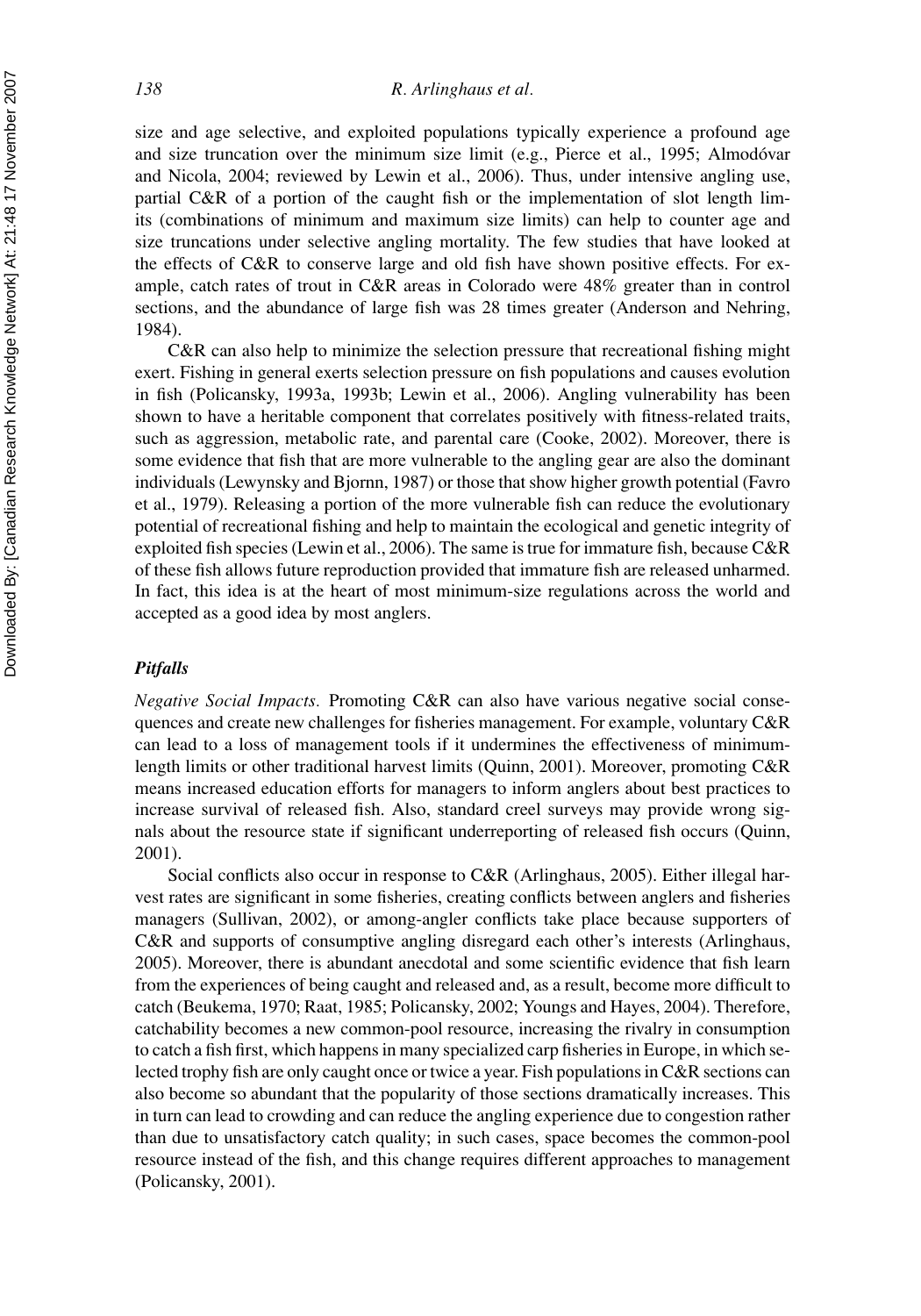size and age selective, and exploited populations typically experience a profound age and size truncation over the minimum size limit (e.g., Pierce et al., 1995; Almodóvar and Nicola, 2004; reviewed by Lewin et al., 2006). Thus, under intensive angling use, partial C&R of a portion of the caught fish or the implementation of slot length limits (combinations of minimum and maximum size limits) can help to counter age and size truncations under selective angling mortality. The few studies that have looked at the effects of C&R to conserve large and old fish have shown positive effects. For example, catch rates of trout in C&R areas in Colorado were 48% greater than in control sections, and the abundance of large fish was 28 times greater (Anderson and Nehring, 1984).

C&R can also help to minimize the selection pressure that recreational fishing might exert. Fishing in general exerts selection pressure on fish populations and causes evolution in fish (Policansky, 1993a, 1993b; Lewin et al., 2006). Angling vulnerability has been shown to have a heritable component that correlates positively with fitness-related traits, such as aggression, metabolic rate, and parental care (Cooke, 2002). Moreover, there is some evidence that fish that are more vulnerable to the angling gear are also the dominant individuals (Lewynsky and Bjornn, 1987) or those that show higher growth potential (Favro et al., 1979). Releasing a portion of the more vulnerable fish can reduce the evolutionary potential of recreational fishing and help to maintain the ecological and genetic integrity of exploited fish species (Lewin et al., 2006). The same is true for immature fish, because C&R of these fish allows future reproduction provided that immature fish are released unharmed. In fact, this idea is at the heart of most minimum-size regulations across the world and accepted as a good idea by most anglers.

### *Pitfalls*

*Negative Social Impacts.* Promoting C&R can also have various negative social consequences and create new challenges for fisheries management. For example, voluntary C&R can lead to a loss of management tools if it undermines the effectiveness of minimum-length limits or other traditional harvest limits (Quinn, 2001). Moreover, promoting C&R means increased education efforts for managers to inform anglers about best practices to increase survival of released fish. Also, standard creel surveys may provide wrong signals about the resource state if significant underreporting of released fish occurs (Quinn, 2001).

Social conflicts also occur in response to C&R (Arlinghaus, 2005). Either illegal harvest rates are significant in some fisheries, creating conflicts between anglers and fisheries managers (Sullivan, 2002), or among-angler conflicts take place because supporters of C&R and supports of consumptive angling disregard each other's interests (Arlinghaus, 2005). Moreover, there is abundant anecdotal and some scientific evidence that fish learn from the experiences of being caught and released and, as a result, become more difficult to catch (Beukema, 1970; Raat, 1985; Policansky, 2002; Youngs and Hayes, 2004). Therefore, catchability becomes a new common-pool resource, increasing the rivalry in consumption to catch a fish first, which happens in many specialized carp fisheries in Europe, in which selected trophy fish are only caught once or twice a year. Fish populations in C&R sections can also become so abundant that the popularity of those sections dramatically increases. This in turn can lead to crowding and can reduce the angling experience due to congestion rather than due to unsatisfactory catch quality; in such cases, space becomes the common-pool resource instead of the fish, and this change requires different approaches to management (Policansky, 2001).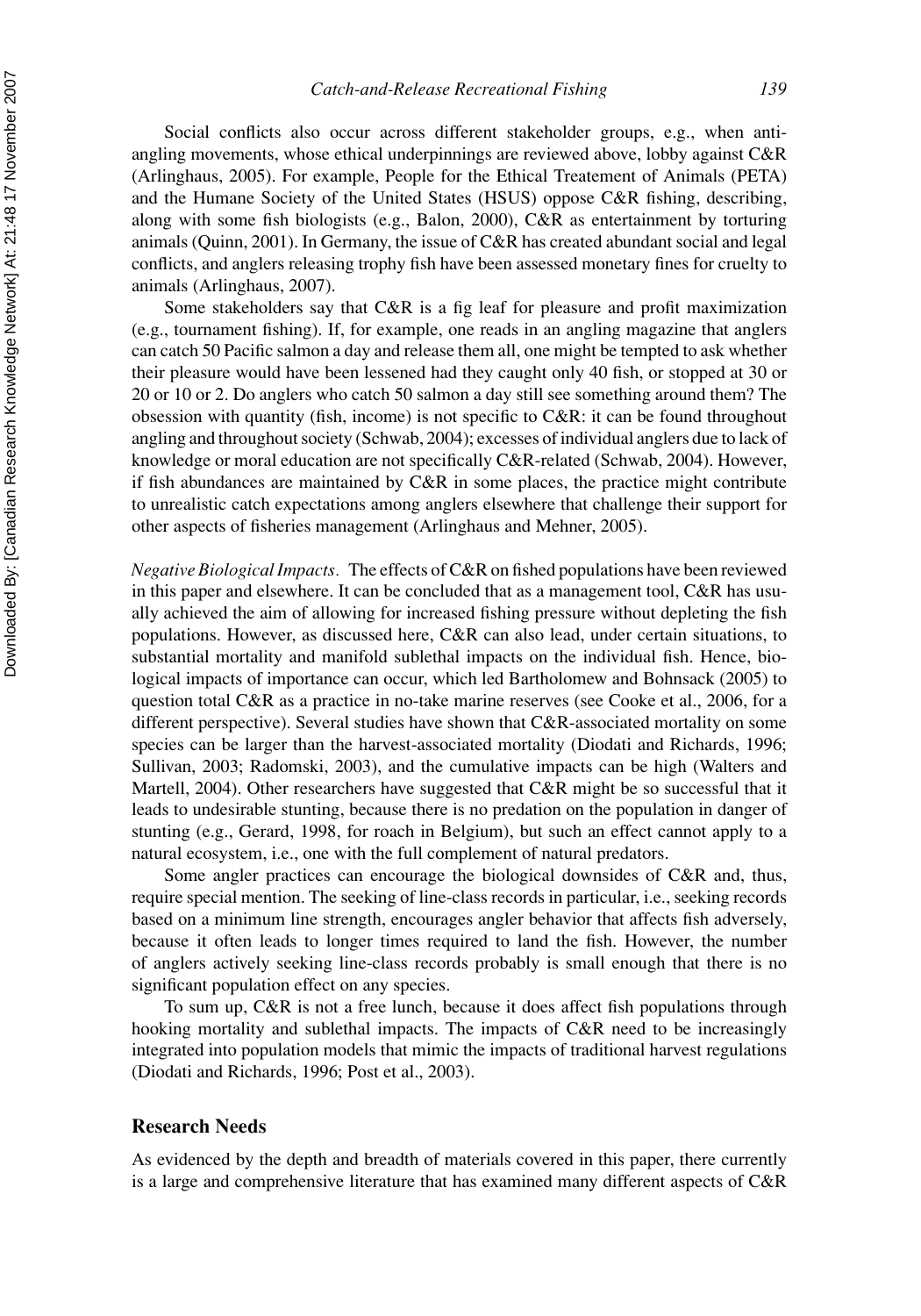Social conflicts also occur across different stakeholder groups, e.g., when anti-angling movements, whose ethical underpinnings are reviewed above, lobby against C&R (Arlinghaus, 2005). For example, People for the Ethical Treatement of Animals (PETA) and the Humane Society of the United States (HSUS) oppose C&R fishing, describing, along with some fish biologists (e.g., Balon, 2000), C&R as entertainment by torturing animals (Quinn, 2001). In Germany, the issue of C&R has created abundant social and legal conflicts, and anglers releasing trophy fish have been assessed monetary fines for cruelty to animals (Arlinghaus, 2007).

Some stakeholders say that C&R is a fig leaf for pleasure and profit maximization (e.g., tournament fishing). If, for example, one reads in an angling magazine that anglers can catch 50 Pacific salmon a day and release them all, one might be tempted to ask whether their pleasure would have been lessened had they caught only 40 fish, or stopped at 30 or 20 or 10 or 2. Do anglers who catch 50 salmon a day still see something around them? The obsession with quantity (fish, income) is not specific to C&R: it can be found throughout angling and throughout society (Schwab, 2004); excesses of individual anglers due to lack of knowledge or moral education are not specifically C&R-related (Schwab, 2004). However, if fish abundances are maintained by C&R in some places, the practice might contribute to unrealistic catch expectations among anglers elsewhere that challenge their support for other aspects of fisheries management (Arlinghaus and Mehner, 2005).

*Negative Biological Impacts.* The effects of C&R on fished populations have been reviewed in this paper and elsewhere. It can be concluded that as a management tool, C&R has usually achieved the aim of allowing for increased fishing pressure without depleting the fish populations. However, as discussed here, C&R can also lead, under certain situations, to substantial mortality and manifold sublethal impacts on the individual fish. Hence, biological impacts of importance can occur, which led Bartholomew and Bohnsack (2005) to question total C&R as a practice in no-take marine reserves (see Cooke et al., 2006, for a different perspective). Several studies have shown that C&R-associated mortality on some species can be larger than the harvest-associated mortality (Diodati and Richards, 1996; Sullivan, 2003; Radomski, 2003), and the cumulative impacts can be high (Walters and Martell, 2004). Other researchers have suggested that C&R might be so successful that it leads to undesirable stunting, because there is no predation on the population in danger of stunting (e.g., Gerard, 1998, for roach in Belgium), but such an effect cannot apply to a natural ecosystem, i.e., one with the full complement of natural predators.

Some angler practices can encourage the biological downsides of C&R and, thus, require special mention. The seeking of line-class records in particular, i.e., seeking records based on a minimum line strength, encourages angler behavior that affects fish adversely, because it often leads to longer times required to land the fish. However, the number of anglers actively seeking line-class records probably is small enough that there is no significant population effect on any species.

To sum up, C&R is not a free lunch, because it does affect fish populations through hooking mortality and sublethal impacts. The impacts of C&R need to be increasingly integrated into population models that mimic the impacts of traditional harvest regulations (Diodati and Richards, 1996; Post et al., 2003).

## Research Needs

As evidenced by the depth and breadth of materials covered in this paper, there currently is a large and comprehensive literature that has examined many different aspects of C&R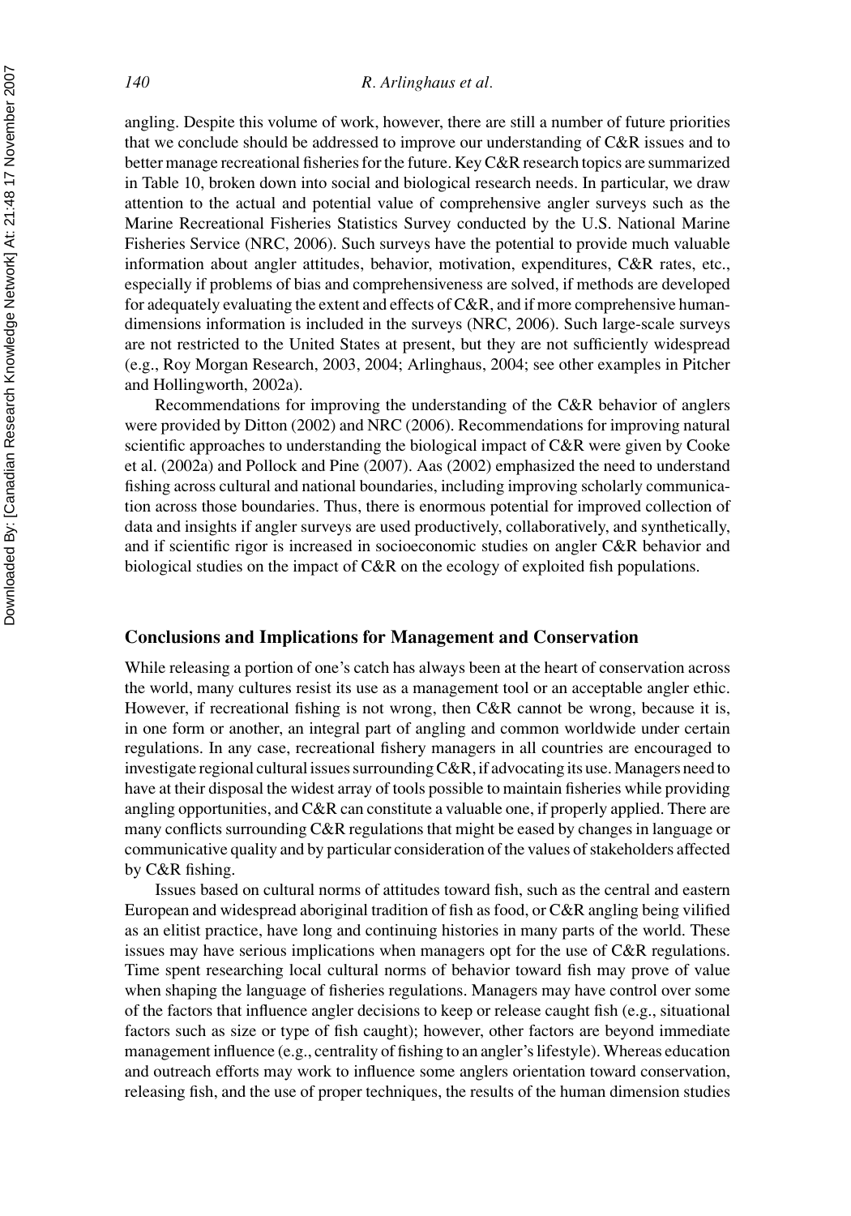angling. Despite this volume of work, however, there are still a number of future priorities that we conclude should be addressed to improve our understanding of C&R issues and to better manage recreational fisheries for the future. Key C&R research topics are summarized in Table 10, broken down into social and biological research needs. In particular, we draw attention to the actual and potential value of comprehensive angler surveys such as the Marine Recreational Fisheries Statistics Survey conducted by the U.S. National Marine Fisheries Service (NRC, 2006). Such surveys have the potential to provide much valuable information about angler attitudes, behavior, motivation, expenditures, C&R rates, etc., especially if problems of bias and comprehensiveness are solved, if methods are developed for adequately evaluating the extent and effects of C&R, and if more comprehensive human-dimensions information is included in the surveys (NRC, 2006). Such large-scale surveys are not restricted to the United States at present, but they are not sufficiently widespread (e.g., Roy Morgan Research, 2003, 2004; Arlinghaus, 2004; see other examples in Pitcher and Hollingworth, 2002a).

Recommendations for improving the understanding of the C&R behavior of anglers were provided by Ditton (2002) and NRC (2006). Recommendations for improving natural scientific approaches to understanding the biological impact of C&R were given by Cooke et al. (2002a) and Pollock and Pine (2007). Aas (2002) emphasized the need to understand fishing across cultural and national boundaries, including improving scholarly communication across those boundaries. Thus, there is enormous potential for improved collection of data and insights if angler surveys are used productively, collaboratively, and synthetically, and if scientific rigor is increased in socioeconomic studies on angler C&R behavior and biological studies on the impact of C&R on the ecology of exploited fish populations.

## Conclusions and Implications for Management and Conservation

While releasing a portion of one's catch has always been at the heart of conservation across the world, many cultures resist its use as a management tool or an acceptable angler ethic. However, if recreational fishing is not wrong, then C&R cannot be wrong, because it is, in one form or another, an integral part of angling and common worldwide under certain regulations. In any case, recreational fishery managers in all countries are encouraged to investigate regional cultural issues surrounding C&R, if advocating its use. Managers need to have at their disposal the widest array of tools possible to maintain fisheries while providing angling opportunities, and C&R can constitute a valuable one, if properly applied. There are many conflicts surrounding C&R regulations that might be eased by changes in language or communicative quality and by particular consideration of the values of stakeholders affected by C&R fishing.

Issues based on cultural norms of attitudes toward fish, such as the central and eastern European and widespread aboriginal tradition of fish as food, or C&R angling being vilified as an elitist practice, have long and continuing histories in many parts of the world. These issues may have serious implications when managers opt for the use of C&R regulations. Time spent researching local cultural norms of behavior toward fish may prove of value when shaping the language of fisheries regulations. Managers may have control over some of the factors that influence angler decisions to keep or release caught fish (e.g., situational factors such as size or type of fish caught); however, other factors are beyond immediate management influence (e.g., centrality of fishing to an angler's lifestyle). Whereas education and outreach efforts may work to influence some anglers orientation toward conservation, releasing fish, and the use of proper techniques, the results of the human dimension studies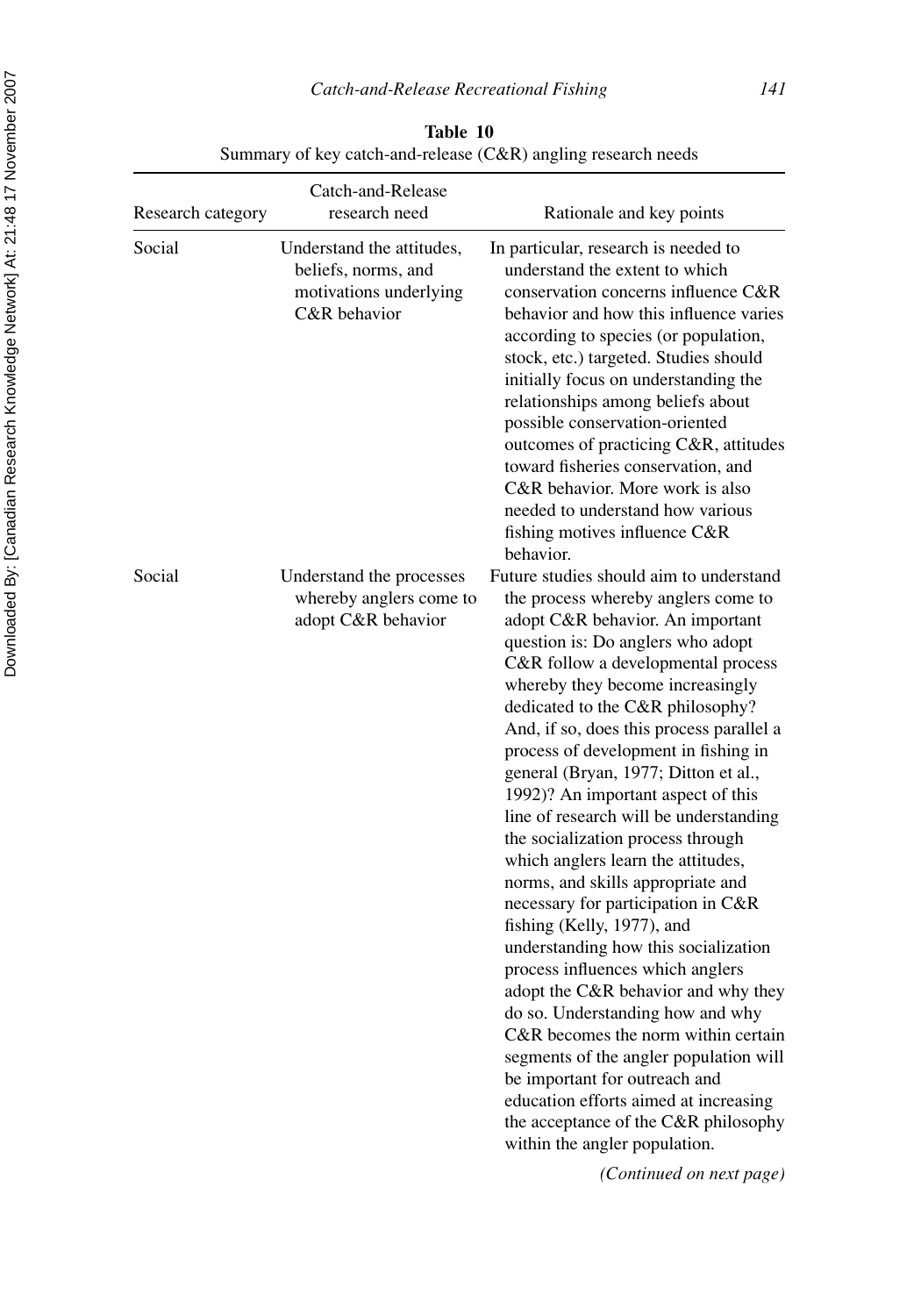**Table 10**
Summary of key catch-and-release (C&R) angling research needs

| Research category | Catch-and-Release research need | Rationale and key points |
|---|---|---|
| Social | Understand the attitudes, beliefs, norms, and motivations underlying C&R behavior | In particular, research is needed to understand the extent to which conservation concerns influence C&R behavior and how this influence varies according to species (or population, stock, etc.) targeted. Studies should initially focus on understanding the relationships among beliefs about possible conservation-oriented outcomes of practicing C&R, attitudes toward fisheries conservation, and C&R behavior. More work is also needed to understand how various fishing motives influence C&R behavior. |
| Social | Understand the processes whereby anglers come to adopt C&R behavior | Future studies should aim to understand the process whereby anglers come to adopt C&R behavior. An important question is: Do anglers who adopt C&R follow a developmental process whereby they become increasingly dedicated to the C&R philosophy? And, if so, does this process parallel a process of development in fishing in general (Bryan, 1977; Ditton et al., 1992)? An important aspect of this line of research will be understanding the socialization process through which anglers learn the attitudes, norms, and skills appropriate and necessary for participation in C&R fishing (Kelly, 1977), and understanding how this socialization process influences which anglers adopt the C&R behavior and why they do so. Understanding how and why C&R becomes the norm within certain segments of the angler population will be important for outreach and education efforts aimed at increasing the acceptance of the C&R philosophy within the angler population. |

*(Continued on next page)*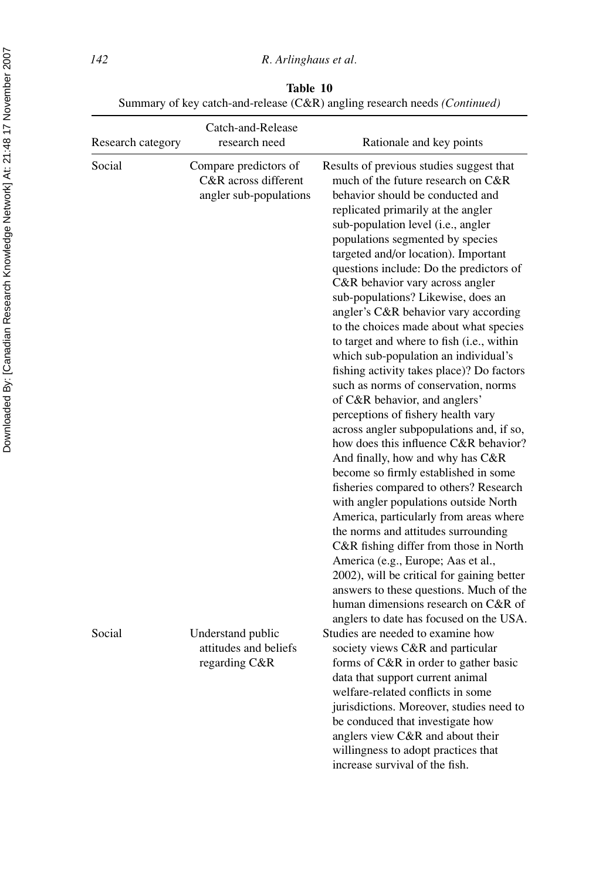**Table 10**
Summary of key catch-and-release (C&R) angling research needs *(Continued)*

| Research category | Catch-and-Release research need | Rationale and key points |
|---|---|---|
| Social | Compare predictors of C&R across different angler sub-populations | Results of previous studies suggest that much of the future research on C&R behavior should be conducted and replicated primarily at the angler sub-population level (i.e., angler populations segmented by species targeted and/or location). Important questions include: Do the predictors of C&R behavior vary across angler sub-populations? Likewise, does an angler's C&R behavior vary according to the choices made about what species to target and where to fish (i.e., within which sub-population an individual's fishing activity takes place)? Do factors such as norms of conservation, norms of C&R behavior, and anglers' perceptions of fishery health vary across angler subpopulations and, if so, how does this influence C&R behavior? And finally, how and why has C&R become so firmly established in some fisheries compared to others? Research with angler populations outside North America, particularly from areas where the norms and attitudes surrounding C&R fishing differ from those in North America (e.g., Europe; Aas et al., 2002), will be critical for gaining better answers to these questions. Much of the human dimensions research on C&R of anglers to date has focused on the USA. |
| Social | Understand public attitudes and beliefs regarding C&R | Studies are needed to examine how society views C&R and particular forms of C&R in order to gather basic data that support current animal welfare-related conflicts in some jurisdictions. Moreover, studies need to be conduced that investigate how anglers view C&R and about their willingness to adopt practices that increase survival of the fish. |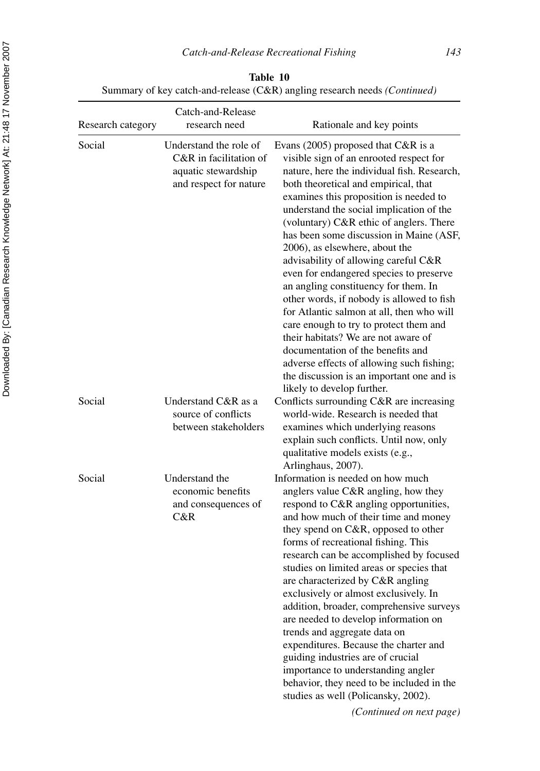**Table 10**
Summary of key catch-and-release (C&R) angling research needs *(Continued)*

| Research category | Catch-and-Release research need | Rationale and key points |
|---|---|---|
| Social | Understand the role of C&R in facilitation of aquatic stewardship and respect for nature | Evans (2005) proposed that C&R is a visible sign of an enrooted respect for nature, here the individual fish. Research, both theoretical and empirical, that examines this proposition is needed to understand the social implication of the (voluntary) C&R ethic of anglers. There has been some discussion in Maine (ASF, 2006), as elsewhere, about the advisability of allowing careful C&R even for endangered species to preserve an angling constituency for them. In other words, if nobody is allowed to fish for Atlantic salmon at all, then who will care enough to try to protect them and their habitats? We are not aware of documentation of the benefits and adverse effects of allowing such fishing; the discussion is an important one and is likely to develop further. |
| Social | Understand C&R as a source of conflicts between stakeholders | Conflicts surrounding C&R are increasing world-wide. Research is needed that examines which underlying reasons explain such conflicts. Until now, only qualitative models exists (e.g., Arlinghaus, 2007). |
| Social | Understand the economic benefits and consequences of C&R | Information is needed on how much anglers value C&R angling, how they respond to C&R angling opportunities, and how much of their time and money they spend on C&R, opposed to other forms of recreational fishing. This research can be accomplished by focused studies on limited areas or species that are characterized by C&R angling exclusively or almost exclusively. In addition, broader, comprehensive surveys are needed to develop information on trends and aggregate data on expenditures. Because the charter and guiding industries are of crucial importance to understanding angler behavior, they need to be included in the studies as well (Policansky, 2002). |

*(Continued on next page)*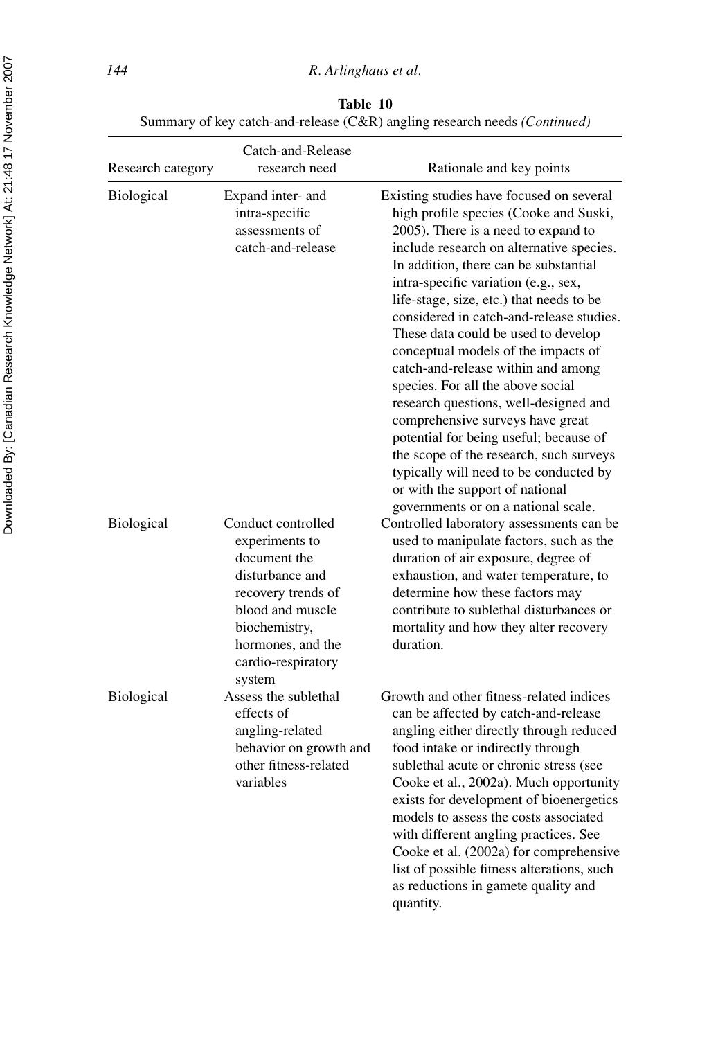**Table 10**

Summary of key catch-and-release (C&R) angling research needs *(Continued)*

| Research category | Catch-and-Release research need | Rationale and key points |
|---|---|---|
| Biological | Expand inter- and intra-specific assessments of catch-and-release | Existing studies have focused on several high profile species (Cooke and Suski, 2005). There is a need to expand to include research on alternative species. In addition, there can be substantial intra-specific variation (e.g., sex, life-stage, size, etc.) that needs to be considered in catch-and-release studies. These data could be used to develop conceptual models of the impacts of catch-and-release within and among species. For all the above social research questions, well-designed and comprehensive surveys have great potential for being useful; because of the scope of the research, such surveys typically will need to be conducted by or with the support of national governments or on a national scale. |
| Biological | Conduct controlled experiments to document the disturbance and recovery trends of blood and muscle biochemistry, hormones, and the cardio-respiratory system | Controlled laboratory assessments can be used to manipulate factors, such as the duration of air exposure, degree of exhaustion, and water temperature, to determine how these factors may contribute to sublethal disturbances or mortality and how they alter recovery duration. |
| Biological | Assess the sublethal effects of angling-related behavior on growth and other fitness-related variables | Growth and other fitness-related indices can be affected by catch-and-release angling either directly through reduced food intake or indirectly through sublethal acute or chronic stress (see Cooke et al., 2002a). Much opportunity exists for development of bioenergetics models to assess the costs associated with different angling practices. See Cooke et al. (2002a) for comprehensive list of possible fitness alterations, such as reductions in gamete quality and quantity. |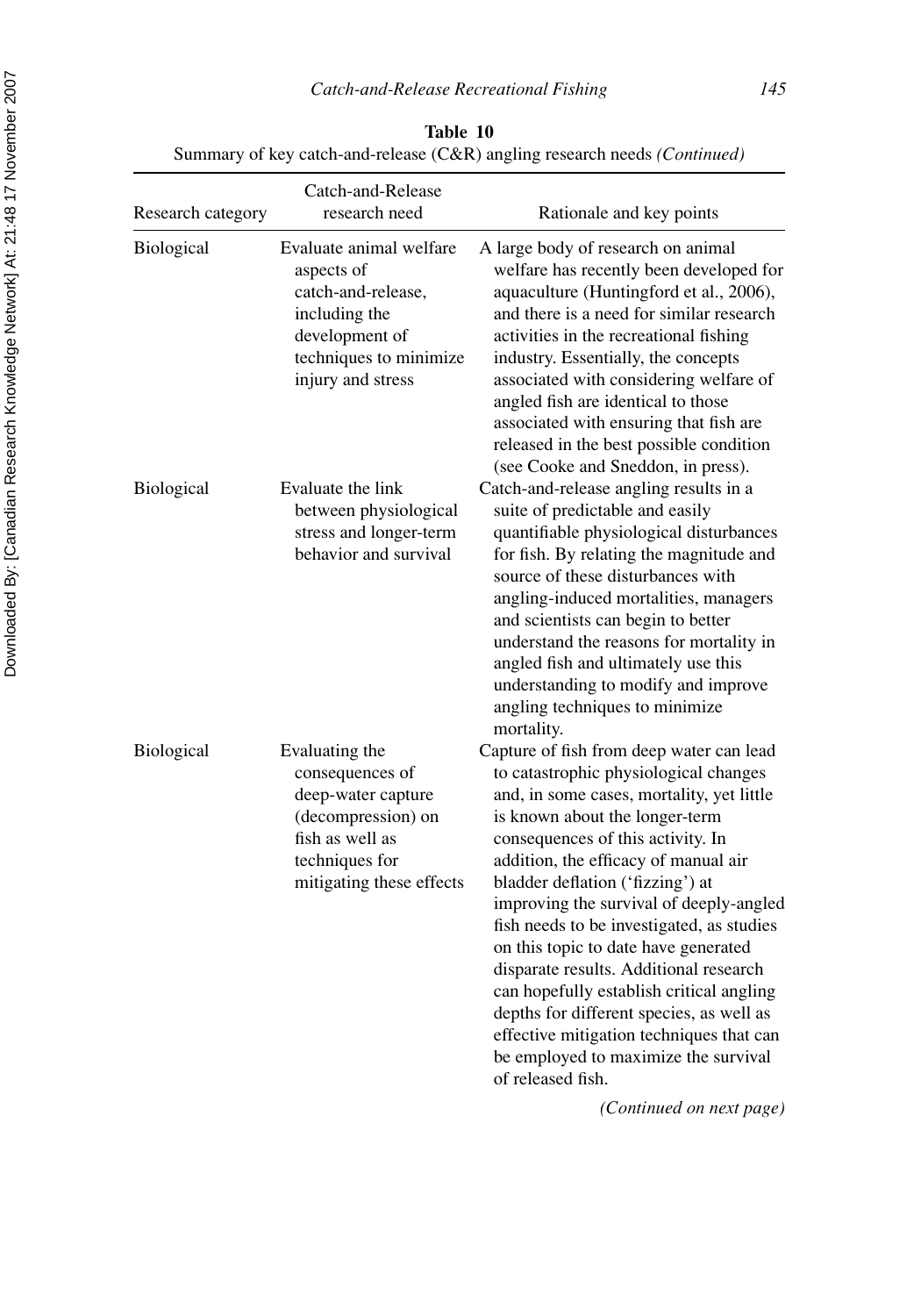**Table 10**
Summary of key catch-and-release (C&R) angling research needs *(Continued)*

| Research category | Catch-and-Release research need | Rationale and key points |
|---|---|---|
| Biological | Evaluate animal welfare aspects of catch-and-release, including the development of techniques to minimize injury and stress | A large body of research on animal welfare has recently been developed for aquaculture (Huntingford et al., 2006), and there is a need for similar research activities in the recreational fishing industry. Essentially, the concepts associated with considering welfare of angled fish are identical to those associated with ensuring that fish are released in the best possible condition (see Cooke and Sneddon, in press). |
| Biological | Evaluate the link between physiological stress and longer-term behavior and survival | Catch-and-release angling results in a suite of predictable and easily quantifiable physiological disturbances for fish. By relating the magnitude and source of these disturbances with angling-induced mortalities, managers and scientists can begin to better understand the reasons for mortality in angled fish and ultimately use this understanding to modify and improve angling techniques to minimize mortality. |
| Biological | Evaluating the consequences of deep-water capture (decompression) on fish as well as techniques for mitigating these effects | Capture of fish from deep water can lead to catastrophic physiological changes and, in some cases, mortality, yet little is known about the longer-term consequences of this activity. In addition, the efficacy of manual air bladder deflation ('fizzing') at improving the survival of deeply-angled fish needs to be investigated, as studies on this topic to date have generated disparate results. Additional research can hopefully establish critical angling depths for different species, as well as effective mitigation techniques that can be employed to maximize the survival of released fish. |

*(Continued on next page)*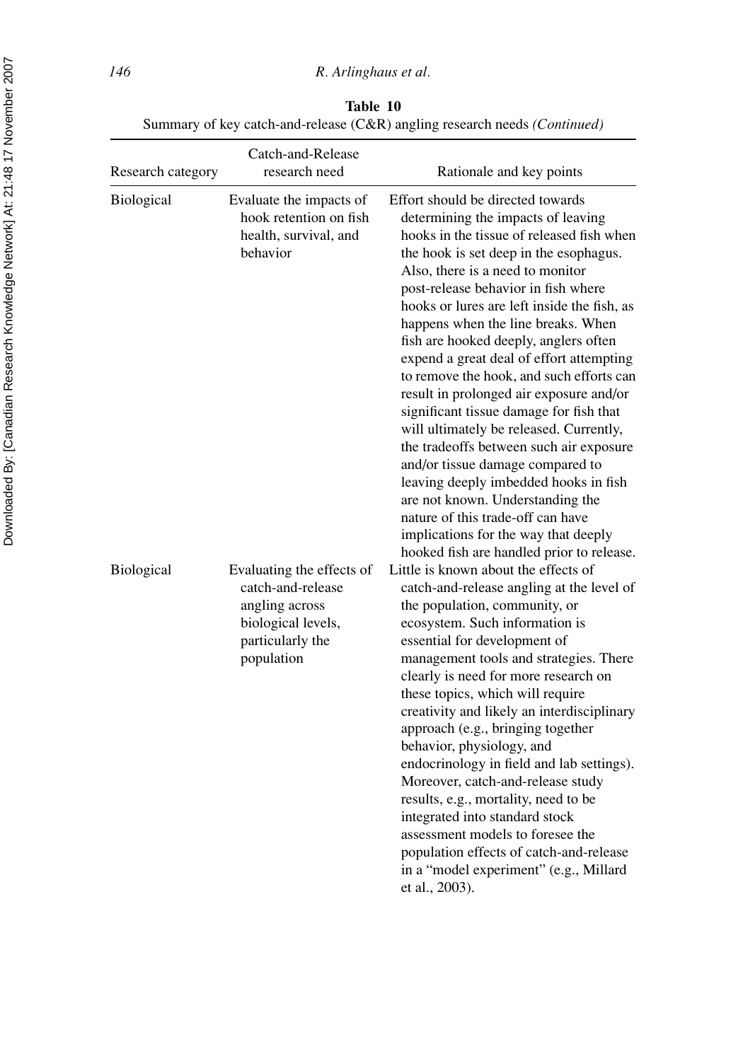**Table 10**
Summary of key catch-and-release (C&R) angling research needs *(Continued)*

| Research category | Catch-and-Release research need | Rationale and key points |
|---|---|---|
| Biological | Evaluate the impacts of hook retention on fish health, survival, and behavior | Effort should be directed towards determining the impacts of leaving hooks in the tissue of released fish when the hook is set deep in the esophagus. Also, there is a need to monitor post-release behavior in fish where hooks or lures are left inside the fish, as happens when the line breaks. When fish are hooked deeply, anglers often expend a great deal of effort attempting to remove the hook, and such efforts can result in prolonged air exposure and/or significant tissue damage for fish that will ultimately be released. Currently, the tradeoffs between such air exposure and/or tissue damage compared to leaving deeply imbedded hooks in fish are not known. Understanding the nature of this trade-off can have implications for the way that deeply hooked fish are handled prior to release. |
| Biological | Evaluating the effects of catch-and-release angling across biological levels, particularly the population | Little is known about the effects of catch-and-release angling at the level of the population, community, or ecosystem. Such information is essential for development of management tools and strategies. There clearly is need for more research on these topics, which will require creativity and likely an interdisciplinary approach (e.g., bringing together behavior, physiology, and endocrinology in field and lab settings). Moreover, catch-and-release study results, e.g., mortality, need to be integrated into standard stock assessment models to foresee the population effects of catch-and-release in a "model experiment" (e.g., Millard et al., 2003). |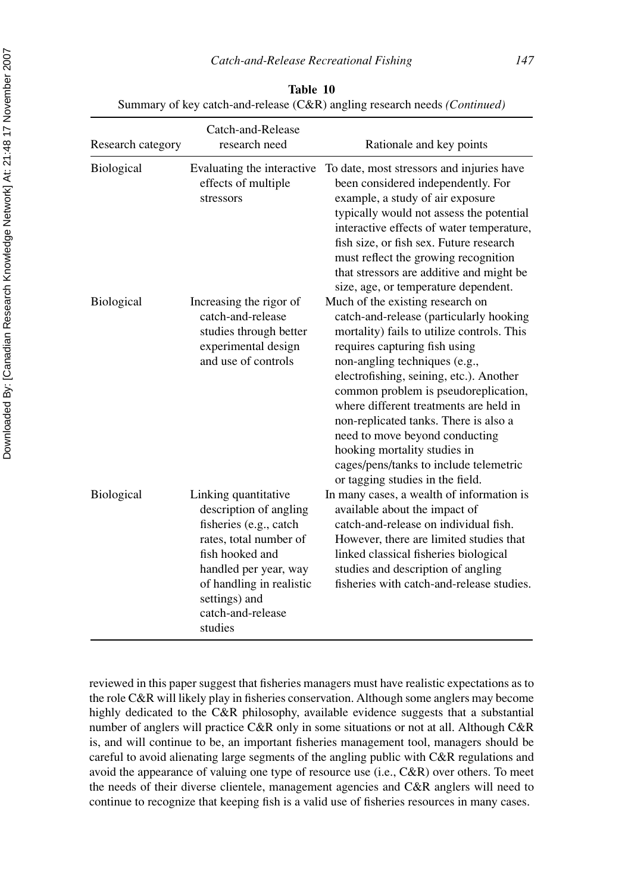**Table 10**

Summary of key catch-and-release (C&R) angling research needs *(Continued)*

| Research category | Catch-and-Release research need | Rationale and key points |
|---|---|---|
| Biological | Evaluating the interactive effects of multiple stressors | To date, most stressors and injuries have been considered independently. For example, a study of air exposure typically would not assess the potential interactive effects of water temperature, fish size, or fish sex. Future research must reflect the growing recognition that stressors are additive and might be size, age, or temperature dependent. |
| Biological | Increasing the rigor of catch-and-release studies through better experimental design and use of controls | Much of the existing research on catch-and-release (particularly hooking mortality) fails to utilize controls. This requires capturing fish using non-angling techniques (e.g., electrofishing, seining, etc.). Another common problem is pseudoreplication, where different treatments are held in non-replicated tanks. There is also a need to move beyond conducting hooking mortality studies in cages/pens/tanks to include telemetric or tagging studies in the field. |
| Biological | Linking quantitative description of angling fisheries (e.g., catch rates, total number of fish hooked and handled per year, way of handling in realistic settings) and catch-and-release studies | In many cases, a wealth of information is available about the impact of catch-and-release on individual fish. However, there are limited studies that linked classical fisheries biological studies and description of angling fisheries with catch-and-release studies. |

reviewed in this paper suggest that fisheries managers must have realistic expectations as to the role C&R will likely play in fisheries conservation. Although some anglers may become highly dedicated to the C&R philosophy, available evidence suggests that a substantial number of anglers will practice C&R only in some situations or not at all. Although C&R is, and will continue to be, an important fisheries management tool, managers should be careful to avoid alienating large segments of the angling public with C&R regulations and avoid the appearance of valuing one type of resource use (i.e., C&R) over others. To meet the needs of their diverse clientele, management agencies and C&R anglers will need to continue to recognize that keeping fish is a valid use of fisheries resources in many cases.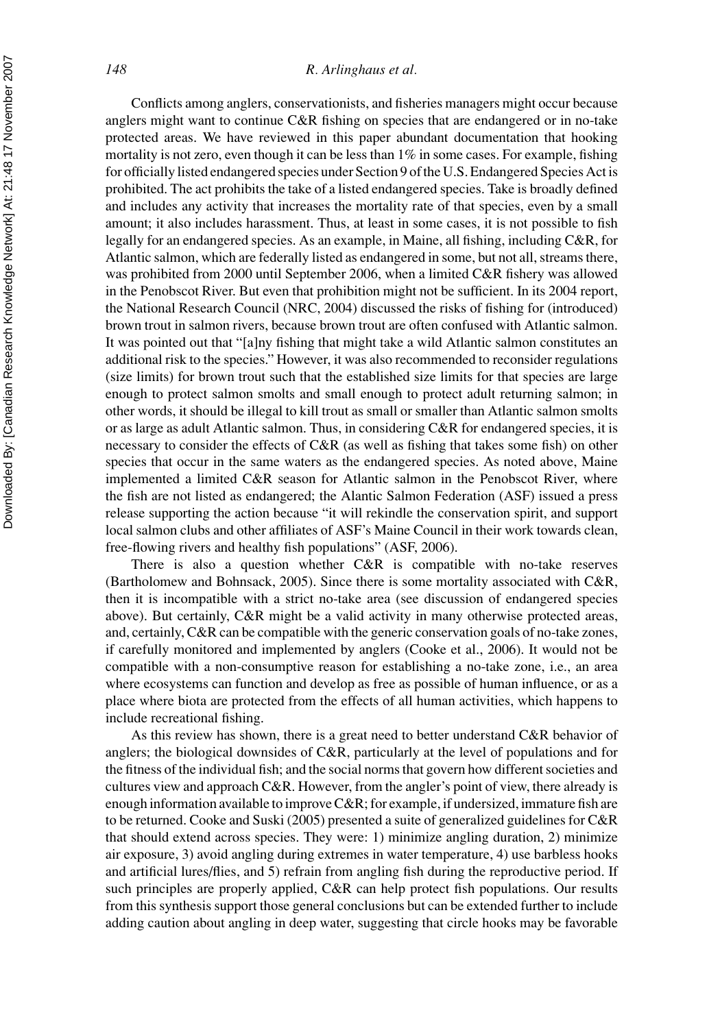Conflicts among anglers, conservationists, and fisheries managers might occur because anglers might want to continue C&R fishing on species that are endangered or in no-take protected areas. We have reviewed in this paper abundant documentation that hooking mortality is not zero, even though it can be less than 1% in some cases. For example, fishing for officially listed endangered species under Section 9 of the U.S. Endangered Species Act is prohibited. The act prohibits the take of a listed endangered species. Take is broadly defined and includes any activity that increases the mortality rate of that species, even by a small amount; it also includes harassment. Thus, at least in some cases, it is not possible to fish legally for an endangered species. As an example, in Maine, all fishing, including C&R, for Atlantic salmon, which are federally listed as endangered in some, but not all, streams there, was prohibited from 2000 until September 2006, when a limited C&R fishery was allowed in the Penobscot River. But even that prohibition might not be sufficient. In its 2004 report, the National Research Council (NRC, 2004) discussed the risks of fishing for (introduced) brown trout in salmon rivers, because brown trout are often confused with Atlantic salmon. It was pointed out that "[a]ny fishing that might take a wild Atlantic salmon constitutes an additional risk to the species." However, it was also recommended to reconsider regulations (size limits) for brown trout such that the established size limits for that species are large enough to protect salmon smolts and small enough to protect adult returning salmon; in other words, it should be illegal to kill trout as small or smaller than Atlantic salmon smolts or as large as adult Atlantic salmon. Thus, in considering C&R for endangered species, it is necessary to consider the effects of C&R (as well as fishing that takes some fish) on other species that occur in the same waters as the endangered species. As noted above, Maine implemented a limited C&R season for Atlantic salmon in the Penobscot River, where the fish are not listed as endangered; the Alantic Salmon Federation (ASF) issued a press release supporting the action because "it will rekindle the conservation spirit, and support local salmon clubs and other affiliates of ASF's Maine Council in their work towards clean, free-flowing rivers and healthy fish populations" (ASF, 2006).

There is also a question whether C&R is compatible with no-take reserves (Bartholomew and Bohnsack, 2005). Since there is some mortality associated with C&R, then it is incompatible with a strict no-take area (see discussion of endangered species above). But certainly, C&R might be a valid activity in many otherwise protected areas, and, certainly, C&R can be compatible with the generic conservation goals of no-take zones, if carefully monitored and implemented by anglers (Cooke et al., 2006). It would not be compatible with a non-consumptive reason for establishing a no-take zone, i.e., an area where ecosystems can function and develop as free as possible of human influence, or as a place where biota are protected from the effects of all human activities, which happens to include recreational fishing.

As this review has shown, there is a great need to better understand C&R behavior of anglers; the biological downsides of C&R, particularly at the level of populations and for the fitness of the individual fish; and the social norms that govern how different societies and cultures view and approach C&R. However, from the angler's point of view, there already is enough information available to improve C&R; for example, if undersized, immature fish are to be returned. Cooke and Suski (2005) presented a suite of generalized guidelines for C&R that should extend across species. They were: 1) minimize angling duration, 2) minimize air exposure, 3) avoid angling during extremes in water temperature, 4) use barbless hooks and artificial lures/flies, and 5) refrain from angling fish during the reproductive period. If such principles are properly applied, C&R can help protect fish populations. Our results from this synthesis support those general conclusions but can be extended further to include adding caution about angling in deep water, suggesting that circle hooks may be favorable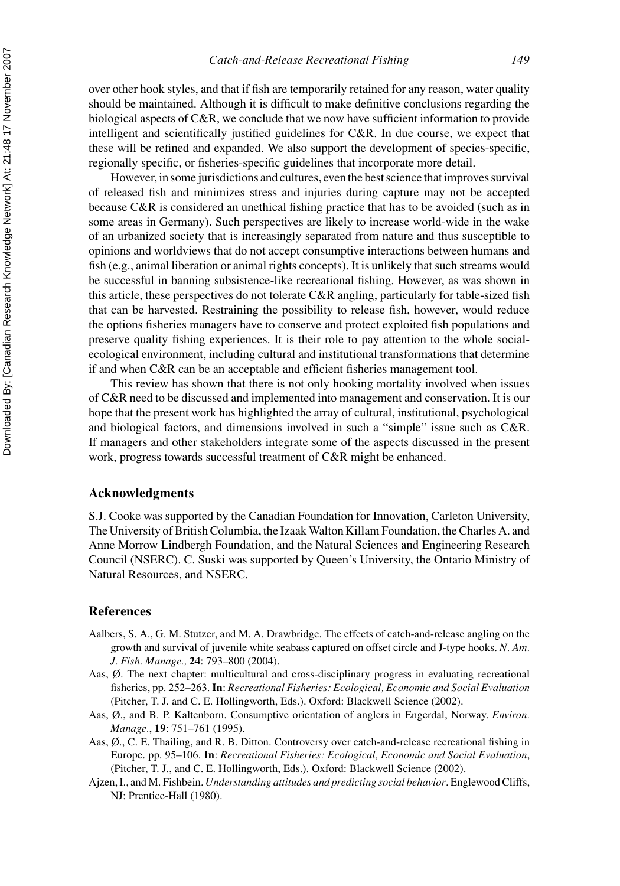over other hook styles, and that if fish are temporarily retained for any reason, water quality should be maintained. Although it is difficult to make definitive conclusions regarding the biological aspects of C&R, we conclude that we now have sufficient information to provide intelligent and scientifically justified guidelines for C&R. In due course, we expect that these will be refined and expanded. We also support the development of species-specific, regionally specific, or fisheries-specific guidelines that incorporate more detail.

However, in some jurisdictions and cultures, even the best science that improves survival of released fish and minimizes stress and injuries during capture may not be accepted because C&R is considered an unethical fishing practice that has to be avoided (such as in some areas in Germany). Such perspectives are likely to increase world-wide in the wake of an urbanized society that is increasingly separated from nature and thus susceptible to opinions and worldviews that do not accept consumptive interactions between humans and fish (e.g., animal liberation or animal rights concepts). It is unlikely that such streams would be successful in banning subsistence-like recreational fishing. However, as was shown in this article, these perspectives do not tolerate C&R angling, particularly for table-sized fish that can be harvested. Restraining the possibility to release fish, however, would reduce the options fisheries managers have to conserve and protect exploited fish populations and preserve quality fishing experiences. It is their role to pay attention to the whole social-ecological environment, including cultural and institutional transformations that determine if and when C&R can be an acceptable and efficient fisheries management tool.

This review has shown that there is not only hooking mortality involved when issues of C&R need to be discussed and implemented into management and conservation. It is our hope that the present work has highlighted the array of cultural, institutional, psychological and biological factors, and dimensions involved in such a "simple" issue such as C&R. If managers and other stakeholders integrate some of the aspects discussed in the present work, progress towards successful treatment of C&R might be enhanced.

## Acknowledgments

S.J. Cooke was supported by the Canadian Foundation for Innovation, Carleton University, The University of British Columbia, the Izaak Walton Killam Foundation, the Charles A. and Anne Morrow Lindbergh Foundation, and the Natural Sciences and Engineering Research Council (NSERC). C. Suski was supported by Queen's University, the Ontario Ministry of Natural Resources, and NSERC.

## References

Aalbers, S. A., G. M. Stutzer, and M. A. Drawbridge. The effects of catch-and-release angling on the growth and survival of juvenile white seabass captured on offset circle and J-type hooks. *N. Am. J. Fish. Manage.,* **24**: 793–800 (2004).

Aas, Ø. The next chapter: multicultural and cross-disciplinary progress in evaluating recreational fisheries, pp. 252–263. **In**: *Recreational Fisheries: Ecological, Economic and Social Evaluation* (Pitcher, T. J. and C. E. Hollingworth, Eds.). Oxford: Blackwell Science (2002).

Aas, Ø., and B. P. Kaltenborn. Consumptive orientation of anglers in Engerdal, Norway. *Environ. Manage.*, **19**: 751–761 (1995).

Aas, Ø., C. E. Thailing, and R. B. Ditton. Controversy over catch-and-release recreational fishing in Europe. pp. 95–106. **In**: *Recreational Fisheries: Ecological, Economic and Social Evaluation*, (Pitcher, T. J., and C. E. Hollingworth, Eds.). Oxford: Blackwell Science (2002).

Ajzen, I., and M. Fishbein. *Understanding attitudes and predicting social behavior*. Englewood Cliffs, NJ: Prentice-Hall (1980).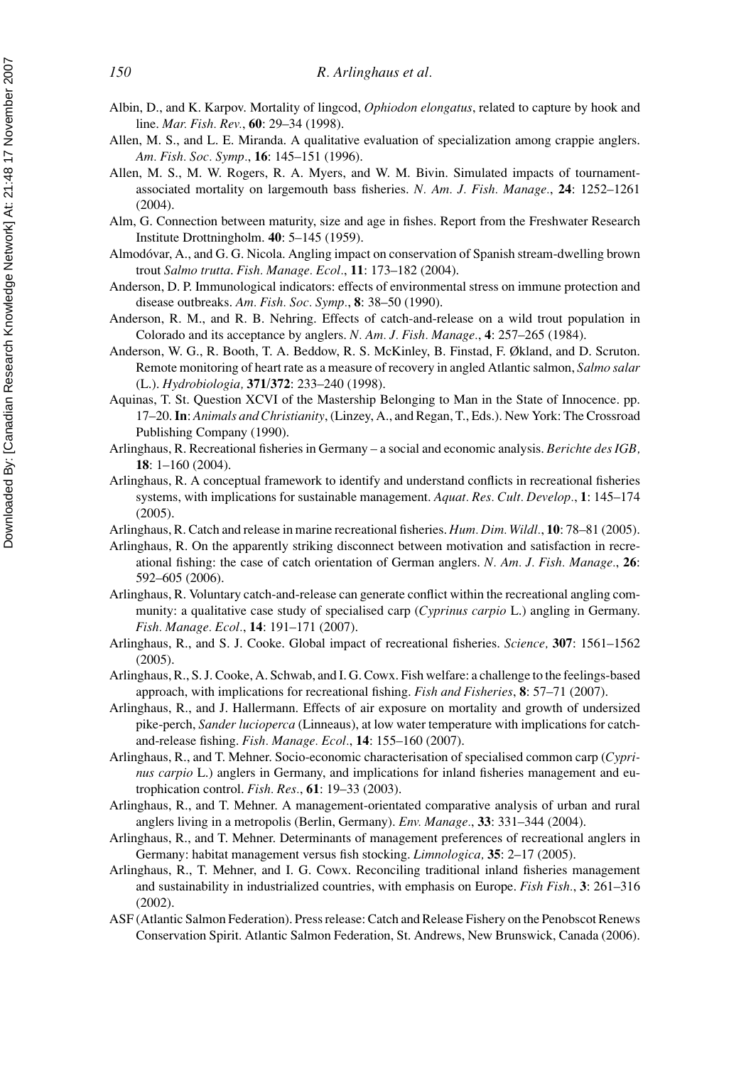Albin, D., and K. Karpov. Mortality of lingcod, *Ophiodon elongatus*, related to capture by hook and line. *Mar. Fish. Rev.*, **60**: 29–34 (1998).

Allen, M. S., and L. E. Miranda. A qualitative evaluation of specialization among crappie anglers. *Am. Fish. Soc. Symp.*, **16**: 145–151 (1996).

Allen, M. S., M. W. Rogers, R. A. Myers, and W. M. Bivin. Simulated impacts of tournament-associated mortality on largemouth bass fisheries. *N. Am. J. Fish. Manage.*, **24**: 1252–1261 (2004).

Alm, G. Connection between maturity, size and age in fishes. Report from the Freshwater Research Institute Drottningholm. **40**: 5–145 (1959).

Almodóvar, A., and G. G. Nicola. Angling impact on conservation of Spanish stream-dwelling brown trout *Salmo trutta*. *Fish. Manage. Ecol.*, **11**: 173–182 (2004).

Anderson, D. P. Immunological indicators: effects of environmental stress on immune protection and disease outbreaks. *Am. Fish. Soc. Symp.*, **8**: 38–50 (1990).

Anderson, R. M., and R. B. Nehring. Effects of catch-and-release on a wild trout population in Colorado and its acceptance by anglers. *N. Am. J. Fish. Manage.*, **4**: 257–265 (1984).

Anderson, W. G., R. Booth, T. A. Beddow, R. S. McKinley, B. Finstad, F. Økland, and D. Scruton. Remote monitoring of heart rate as a measure of recovery in angled Atlantic salmon, *Salmo salar* (L.). *Hydrobiologia,* **371/372**: 233–240 (1998).

Aquinas, T. St. Question XCVI of the Mastership Belonging to Man in the State of Innocence. pp. 17–20. **In**: *Animals and Christianity*, (Linzey, A., and Regan, T., Eds.). New York: The Crossroad Publishing Company (1990).

Arlinghaus, R. Recreational fisheries in Germany – a social and economic analysis. *Berichte des IGB,* **18**: 1–160 (2004).

Arlinghaus, R. A conceptual framework to identify and understand conflicts in recreational fisheries systems, with implications for sustainable management. *Aquat. Res. Cult. Develop.*, **1**: 145–174 (2005).

Arlinghaus, R. Catch and release in marine recreational fisheries. *Hum. Dim. Wildl.*, **10**: 78–81 (2005).

Arlinghaus, R. On the apparently striking disconnect between motivation and satisfaction in recreational fishing: the case of catch orientation of German anglers. *N. Am. J. Fish. Manage.*, **26**: 592–605 (2006).

Arlinghaus, R. Voluntary catch-and-release can generate conflict within the recreational angling community: a qualitative case study of specialised carp (*Cyprinus carpio* L.) angling in Germany. *Fish. Manage. Ecol.*, **14**: 191–171 (2007).

Arlinghaus, R., and S. J. Cooke. Global impact of recreational fisheries. *Science,* **307**: 1561–1562 (2005).

Arlinghaus, R., S. J. Cooke, A. Schwab, and I. G. Cowx. Fish welfare: a challenge to the feelings-based approach, with implications for recreational fishing. *Fish and Fisheries*, **8**: 57–71 (2007).

Arlinghaus, R., and J. Hallermann. Effects of air exposure on mortality and growth of undersized pike-perch, *Sander lucioperca* (Linneaus), at low water temperature with implications for catch-and-release fishing. *Fish. Manage. Ecol.*, **14**: 155–160 (2007).

Arlinghaus, R., and T. Mehner. Socio-economic characterisation of specialised common carp (*Cyprinus carpio* L.) anglers in Germany, and implications for inland fisheries management and eutrophication control. *Fish. Res.*, **61**: 19–33 (2003).

Arlinghaus, R., and T. Mehner. A management-orientated comparative analysis of urban and rural anglers living in a metropolis (Berlin, Germany). *Env. Manage.*, **33**: 331–344 (2004).

Arlinghaus, R., and T. Mehner. Determinants of management preferences of recreational anglers in Germany: habitat management versus fish stocking. *Limnologica,* **35**: 2–17 (2005).

Arlinghaus, R., T. Mehner, and I. G. Cowx. Reconciling traditional inland fisheries management and sustainability in industrialized countries, with emphasis on Europe. *Fish Fish.*, **3**: 261–316 (2002).

ASF (Atlantic Salmon Federation). Press release: Catch and Release Fishery on the Penobscot Renews Conservation Spirit. Atlantic Salmon Federation, St. Andrews, New Brunswick, Canada (2006).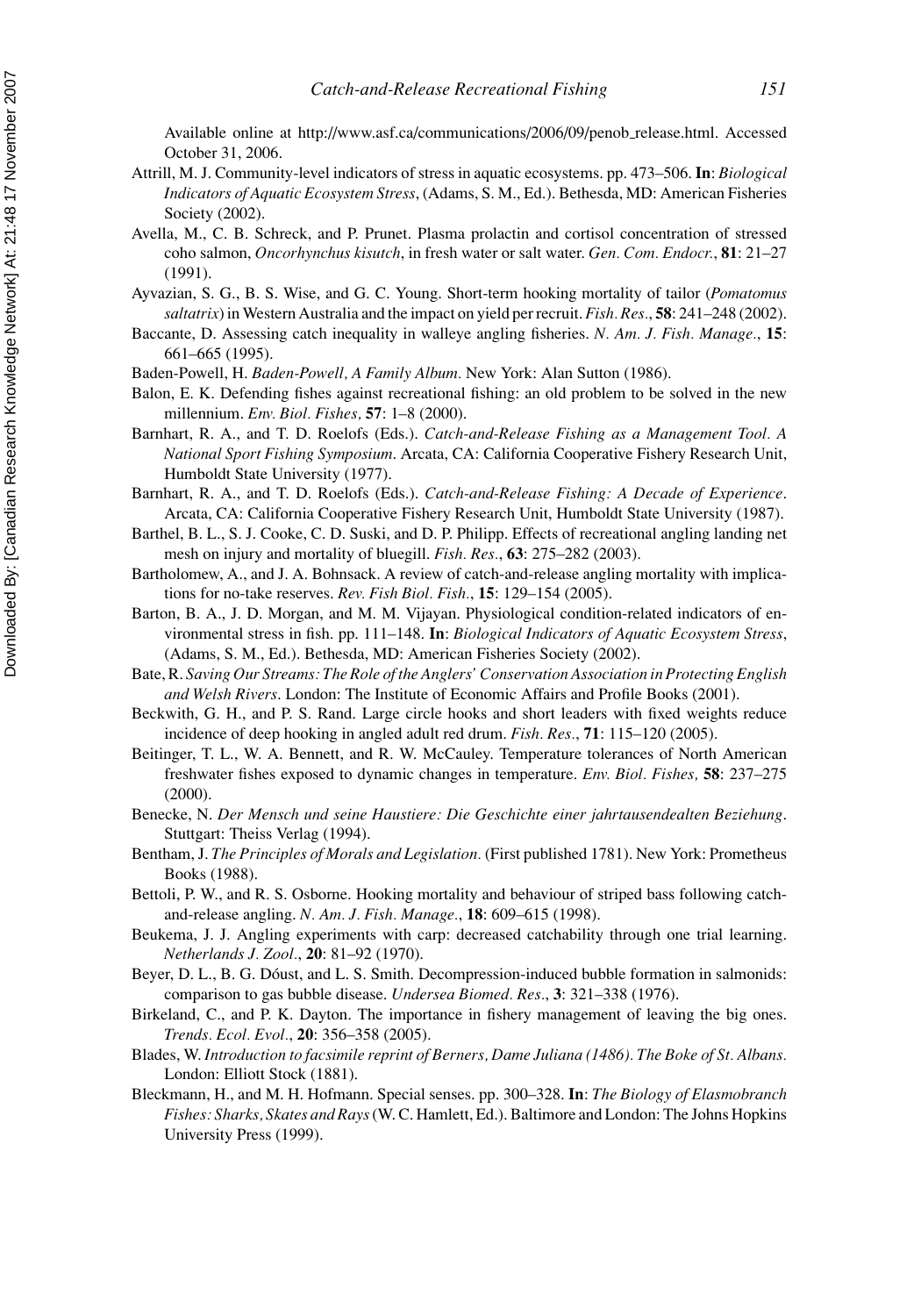Available online at http://www.asf.ca/communications/2006/09/penob_release.html. Accessed October 31, 2006.

Attrill, M. J. Community-level indicators of stress in aquatic ecosystems. pp. 473–506. **In**: *Biological Indicators of Aquatic Ecosystem Stress*, (Adams, S. M., Ed.). Bethesda, MD: American Fisheries Society (2002).

Avella, M., C. B. Schreck, and P. Prunet. Plasma prolactin and cortisol concentration of stressed coho salmon, *Oncorhynchus kisutch*, in fresh water or salt water. *Gen. Com. Endocr.*, **81**: 21–27 (1991).

Ayvazian, S. G., B. S. Wise, and G. C. Young. Short-term hooking mortality of tailor (*Pomatomus saltatrix*) in Western Australia and the impact on yield per recruit. *Fish. Res.*, **58**: 241–248 (2002).

Baccante, D. Assessing catch inequality in walleye angling fisheries. *N. Am. J. Fish. Manage.*, **15**: 661–665 (1995).

Baden-Powell, H. *Baden-Powell, A Family Album*. New York: Alan Sutton (1986).

Balon, E. K. Defending fishes against recreational fishing: an old problem to be solved in the new millennium. *Env. Biol. Fishes*, **57**: 1–8 (2000).

Barnhart, R. A., and T. D. Roelofs (Eds.). *Catch-and-Release Fishing as a Management Tool. A National Sport Fishing Symposium*. Arcata, CA: California Cooperative Fishery Research Unit, Humboldt State University (1977).

Barnhart, R. A., and T. D. Roelofs (Eds.). *Catch-and-Release Fishing: A Decade of Experience*. Arcata, CA: California Cooperative Fishery Research Unit, Humboldt State University (1987).

Barthel, B. L., S. J. Cooke, C. D. Suski, and D. P. Philipp. Effects of recreational angling landing net mesh on injury and mortality of bluegill. *Fish. Res.*, **63**: 275–282 (2003).

Bartholomew, A., and J. A. Bohnsack. A review of catch-and-release angling mortality with implications for no-take reserves. *Rev. Fish Biol. Fish.*, **15**: 129–154 (2005).

Barton, B. A., J. D. Morgan, and M. M. Vijayan. Physiological condition-related indicators of environmental stress in fish. pp. 111–148. **In**: *Biological Indicators of Aquatic Ecosystem Stress*, (Adams, S. M., Ed.). Bethesda, MD: American Fisheries Society (2002).

Bate, R. *Saving Our Streams: The Role of the Anglers' Conservation Association in Protecting English and Welsh Rivers*. London: The Institute of Economic Affairs and Profile Books (2001).

Beckwith, G. H., and P. S. Rand. Large circle hooks and short leaders with fixed weights reduce incidence of deep hooking in angled adult red drum. *Fish. Res.*, **71**: 115–120 (2005).

Beitinger, T. L., W. A. Bennett, and R. W. McCauley. Temperature tolerances of North American freshwater fishes exposed to dynamic changes in temperature. *Env. Biol. Fishes*, **58**: 237–275 (2000).

Benecke, N. *Der Mensch und seine Haustiere: Die Geschichte einer jahrtausendealten Beziehung*. Stuttgart: Theiss Verlag (1994).

Bentham, J. *The Principles of Morals and Legislation*. (First published 1781). New York: Prometheus Books (1988).

Bettoli, P. W., and R. S. Osborne. Hooking mortality and behaviour of striped bass following catch-and-release angling. *N. Am. J. Fish. Manage.*, **18**: 609–615 (1998).

Beukema, J. J. Angling experiments with carp: decreased catchability through one trial learning. *Netherlands J. Zool.*, **20**: 81–92 (1970).

Beyer, D. L., B. G. Dóust, and L. S. Smith. Decompression-induced bubble formation in salmonids: comparison to gas bubble disease. *Undersea Biomed. Res.*, **3**: 321–338 (1976).

Birkeland, C., and P. K. Dayton. The importance in fishery management of leaving the big ones. *Trends. Ecol. Evol.*, **20**: 356–358 (2005).

Blades, W. *Introduction to facsimile reprint of Berners, Dame Juliana (1486). The Boke of St. Albans*. London: Elliott Stock (1881).

Bleckmann, H., and M. H. Hofmann. Special senses. pp. 300–328. **In**: *The Biology of Elasmobranch Fishes: Sharks, Skates and Rays* (W. C. Hamlett, Ed.). Baltimore and London: The Johns Hopkins University Press (1999).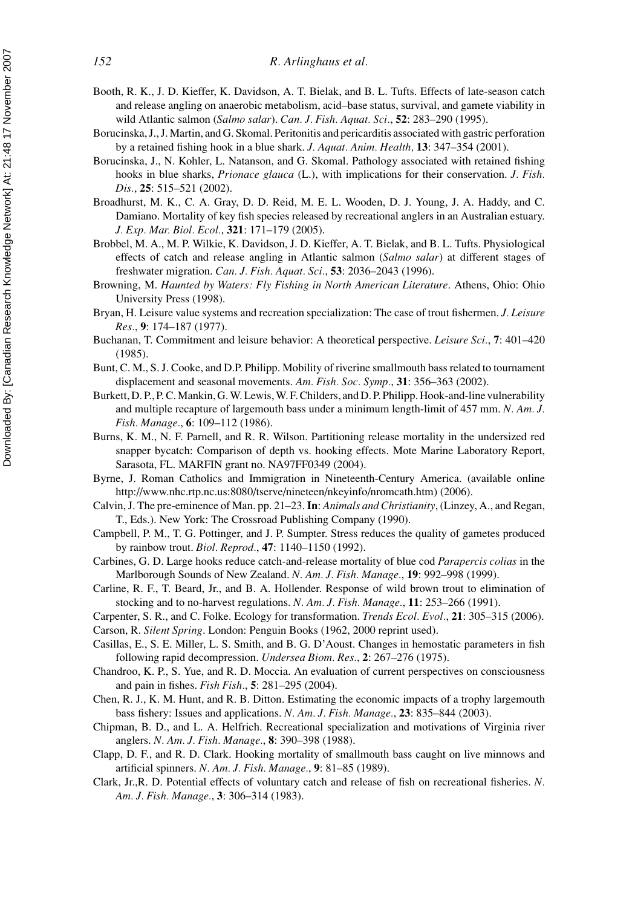Booth, R. K., J. D. Kieffer, K. Davidson, A. T. Bielak, and B. L. Tufts. Effects of late-season catch and release angling on anaerobic metabolism, acid–base status, survival, and gamete viability in wild Atlantic salmon (*Salmo salar*). *Can. J. Fish. Aquat. Sci.*, **52**: 283–290 (1995).

Borucinska, J., J. Martin, and G. Skomal. Peritonitis and pericarditis associated with gastric perforation by a retained fishing hook in a blue shark. *J. Aquat. Anim. Health,* **13**: 347–354 (2001).

Borucinska, J., N. Kohler, L. Natanson, and G. Skomal. Pathology associated with retained fishing hooks in blue sharks, *Prionace glauca* (L.), with implications for their conservation. *J. Fish. Dis.*, **25**: 515–521 (2002).

Broadhurst, M. K., C. A. Gray, D. D. Reid, M. E. L. Wooden, D. J. Young, J. A. Haddy, and C. Damiano. Mortality of key fish species released by recreational anglers in an Australian estuary. *J. Exp. Mar. Biol. Ecol.*, **321**: 171–179 (2005).

Brobbel, M. A., M. P. Wilkie, K. Davidson, J. D. Kieffer, A. T. Bielak, and B. L. Tufts. Physiological effects of catch and release angling in Atlantic salmon (*Salmo salar*) at different stages of freshwater migration. *Can. J. Fish. Aquat. Sci.*, **53**: 2036–2043 (1996).

Browning, M. *Haunted by Waters: Fly Fishing in North American Literature*. Athens, Ohio: Ohio University Press (1998).

Bryan, H. Leisure value systems and recreation specialization: The case of trout fishermen. *J. Leisure Res.*, **9**: 174–187 (1977).

Buchanan, T. Commitment and leisure behavior: A theoretical perspective. *Leisure Sci.*, **7**: 401–420 (1985).

Bunt, C. M., S. J. Cooke, and D.P. Philipp. Mobility of riverine smallmouth bass related to tournament displacement and seasonal movements. *Am. Fish. Soc. Symp.*, **31**: 356–363 (2002).

Burkett, D. P., P. C. Mankin, G. W. Lewis, W. F. Childers, and D. P. Philipp. Hook-and-line vulnerability and multiple recapture of largemouth bass under a minimum length-limit of 457 mm. *N. Am. J. Fish. Manage.*, **6**: 109–112 (1986).

Burns, K. M., N. F. Parnell, and R. R. Wilson. Partitioning release mortality in the undersized red snapper bycatch: Comparison of depth vs. hooking effects. Mote Marine Laboratory Report, Sarasota, FL. MARFIN grant no. NA97FF0349 (2004).

Byrne, J. Roman Catholics and Immigration in Nineteenth-Century America. (available online http://www.nhc.rtp.nc.us:8080/tserve/nineteen/nkeyinfo/nromcath.htm) (2006).

Calvin, J. The pre-eminence of Man. pp. 21–23. **In**: *Animals and Christianity*, (Linzey, A., and Regan, T., Eds.). New York: The Crossroad Publishing Company (1990).

Campbell, P. M., T. G. Pottinger, and J. P. Sumpter. Stress reduces the quality of gametes produced by rainbow trout. *Biol. Reprod.*, **47**: 1140–1150 (1992).

Carbines, G. D. Large hooks reduce catch-and-release mortality of blue cod *Parapercis colias* in the Marlborough Sounds of New Zealand. *N. Am. J. Fish. Manage.*, **19**: 992–998 (1999).

Carline, R. F., T. Beard, Jr., and B. A. Hollender. Response of wild brown trout to elimination of stocking and to no-harvest regulations. *N. Am. J. Fish. Manage.*, **11**: 253–266 (1991).

Carpenter, S. R., and C. Folke. Ecology for transformation. *Trends Ecol. Evol.*, **21**: 305–315 (2006).

Carson, R. *Silent Spring*. London: Penguin Books (1962, 2000 reprint used).

Casillas, E., S. E. Miller, L. S. Smith, and B. G. D'Aoust. Changes in hemostatic parameters in fish following rapid decompression. *Undersea Biom. Res.*, **2**: 267–276 (1975).

Chandroo, K. P., S. Yue, and R. D. Moccia. An evaluation of current perspectives on consciousness and pain in fishes. *Fish Fish.*, **5**: 281–295 (2004).

Chen, R. J., K. M. Hunt, and R. B. Ditton. Estimating the economic impacts of a trophy largemouth bass fishery: Issues and applications. *N. Am. J. Fish. Manage.*, **23**: 835–844 (2003).

Chipman, B. D., and L. A. Helfrich. Recreational specialization and motivations of Virginia river anglers. *N. Am. J. Fish. Manage.*, **8**: 390–398 (1988).

Clapp, D. F., and R. D. Clark. Hooking mortality of smallmouth bass caught on live minnows and artificial spinners. *N. Am. J. Fish. Manage.*, **9**: 81–85 (1989).

Clark, Jr.,R. D. Potential effects of voluntary catch and release of fish on recreational fisheries. *N. Am. J. Fish. Manage.*, **3**: 306–314 (1983).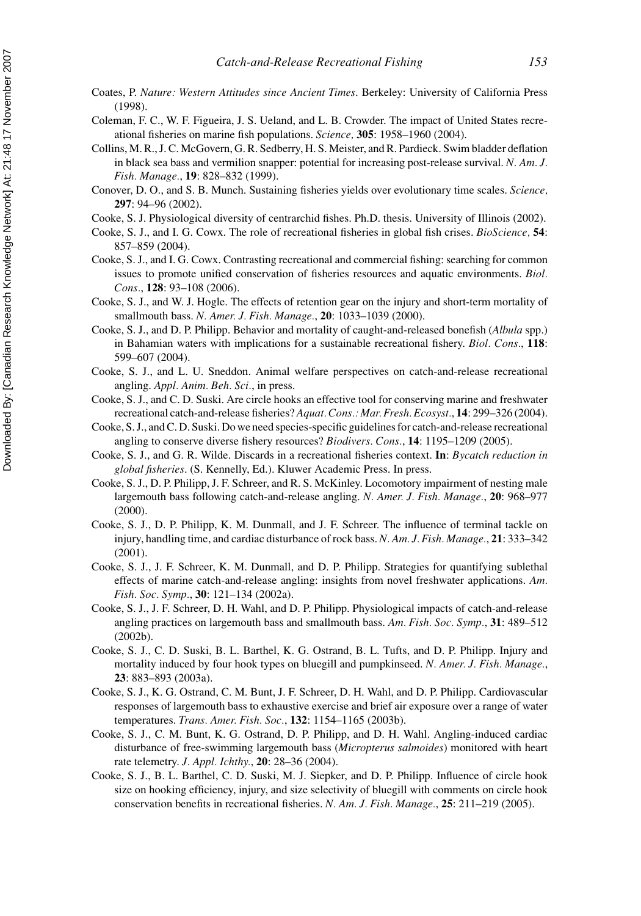Coates, P. *Nature: Western Attitudes since Ancient Times*. Berkeley: University of California Press (1998).

Coleman, F. C., W. F. Figueira, J. S. Ueland, and L. B. Crowder. The impact of United States recreational fisheries on marine fish populations. *Science,* **305**: 1958–1960 (2004).

Collins, M. R., J. C. McGovern, G. R. Sedberry, H. S. Meister, and R. Pardieck. Swim bladder deflation in black sea bass and vermilion snapper: potential for increasing post-release survival. *N. Am. J. Fish. Manage*., **19**: 828–832 (1999).

Conover, D. O., and S. B. Munch. Sustaining fisheries yields over evolutionary time scales. *Science,* **297**: 94–96 (2002).

Cooke, S. J. Physiological diversity of centrarchid fishes. Ph.D. thesis. University of Illinois (2002).

Cooke, S. J., and I. G. Cowx. The role of recreational fisheries in global fish crises. *BioScience,* **54**: 857–859 (2004).

Cooke, S. J., and I. G. Cowx. Contrasting recreational and commercial fishing: searching for common issues to promote unified conservation of fisheries resources and aquatic environments. *Biol. Cons*., **128**: 93–108 (2006).

Cooke, S. J., and W. J. Hogle. The effects of retention gear on the injury and short-term mortality of smallmouth bass. *N. Amer. J. Fish. Manage*., **20**: 1033–1039 (2000).

Cooke, S. J., and D. P. Philipp. Behavior and mortality of caught-and-released bonefish (*Albula* spp.) in Bahamian waters with implications for a sustainable recreational fishery. *Biol. Cons*., **118**: 599–607 (2004).

Cooke, S. J., and L. U. Sneddon. Animal welfare perspectives on catch-and-release recreational angling. *Appl. Anim. Beh. Sci*., in press.

Cooke, S. J., and C. D. Suski. Are circle hooks an effective tool for conserving marine and freshwater recreational catch-and-release fisheries? *Aquat. Cons.: Mar. Fresh. Ecosyst*., **14**: 299–326 (2004).

Cooke, S. J., and C. D. Suski. Do we need species-specific guidelines for catch-and-release recreational angling to conserve diverse fishery resources? *Biodivers. Cons*., **14**: 1195–1209 (2005).

Cooke, S. J., and G. R. Wilde. Discards in a recreational fisheries context. **In**: *Bycatch reduction in global fisheries*. (S. Kennelly, Ed.). Kluwer Academic Press. In press.

Cooke, S. J., D. P. Philipp, J. F. Schreer, and R. S. McKinley. Locomotory impairment of nesting male largemouth bass following catch-and-release angling. *N. Amer. J. Fish. Manage*., **20**: 968–977 (2000).

Cooke, S. J., D. P. Philipp, K. M. Dunmall, and J. F. Schreer. The influence of terminal tackle on injury, handling time, and cardiac disturbance of rock bass. *N. Am. J. Fish. Manage*., **21**: 333–342 (2001).

Cooke, S. J., J. F. Schreer, K. M. Dunmall, and D. P. Philipp. Strategies for quantifying sublethal effects of marine catch-and-release angling: insights from novel freshwater applications. *Am. Fish. Soc. Symp*., **30**: 121–134 (2002a).

Cooke, S. J., J. F. Schreer, D. H. Wahl, and D. P. Philipp. Physiological impacts of catch-and-release angling practices on largemouth bass and smallmouth bass. *Am. Fish. Soc. Symp*., **31**: 489–512 (2002b).

Cooke, S. J., C. D. Suski, B. L. Barthel, K. G. Ostrand, B. L. Tufts, and D. P. Philipp. Injury and mortality induced by four hook types on bluegill and pumpkinseed. *N. Amer. J. Fish. Manage*., **23**: 883–893 (2003a).

Cooke, S. J., K. G. Ostrand, C. M. Bunt, J. F. Schreer, D. H. Wahl, and D. P. Philipp. Cardiovascular responses of largemouth bass to exhaustive exercise and brief air exposure over a range of water temperatures. *Trans. Amer. Fish. Soc*., **132**: 1154–1165 (2003b).

Cooke, S. J., C. M. Bunt, K. G. Ostrand, D. P. Philipp, and D. H. Wahl. Angling-induced cardiac disturbance of free-swimming largemouth bass (*Micropterus salmoides*) monitored with heart rate telemetry. *J. Appl. Ichthy*., **20**: 28–36 (2004).

Cooke, S. J., B. L. Barthel, C. D. Suski, M. J. Siepker, and D. P. Philipp. Influence of circle hook size on hooking efficiency, injury, and size selectivity of bluegill with comments on circle hook conservation benefits in recreational fisheries. *N. Am. J. Fish. Manage*., **25**: 211–219 (2005).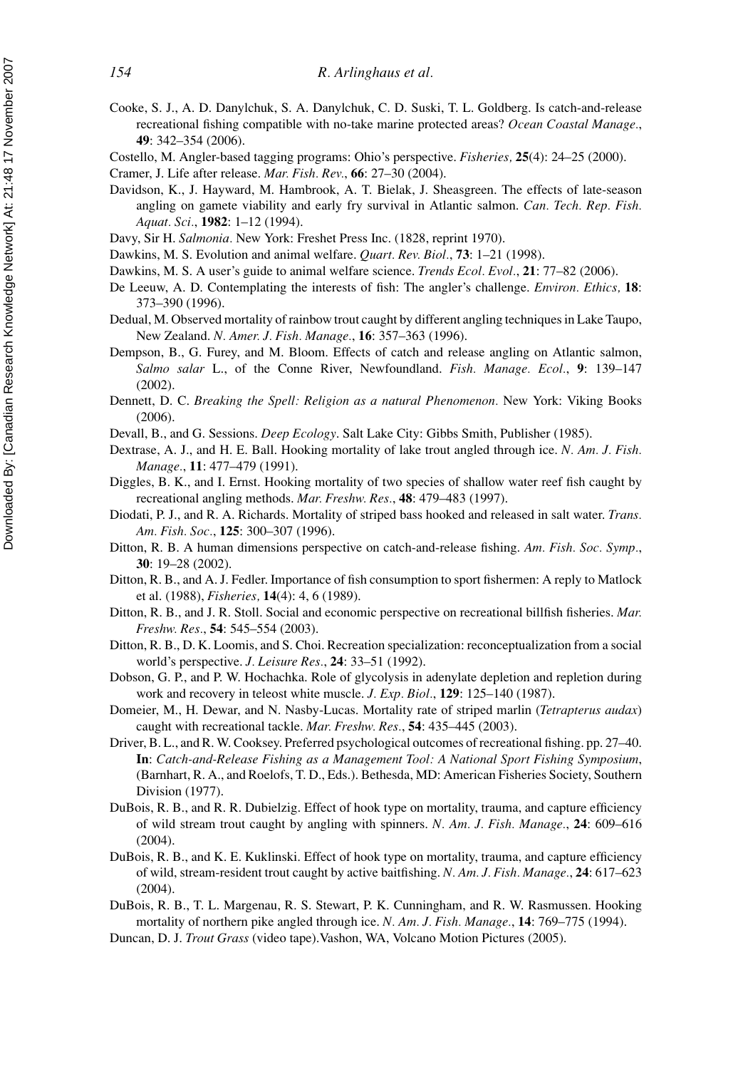Cooke, S. J., A. D. Danylchuk, S. A. Danylchuk, C. D. Suski, T. L. Goldberg. Is catch-and-release recreational fishing compatible with no-take marine protected areas? *Ocean Coastal Manage.*, **49**: 342–354 (2006).

Costello, M. Angler-based tagging programs: Ohio's perspective. *Fisheries,* **25**(4): 24–25 (2000).

Cramer, J. Life after release. *Mar. Fish. Rev.*, **66**: 27–30 (2004).

Davidson, K., J. Hayward, M. Hambrook, A. T. Bielak, J. Sheasgreen. The effects of late-season angling on gamete viability and early fry survival in Atlantic salmon. *Can. Tech. Rep. Fish. Aquat. Sci.*, **1982**: 1–12 (1994).

Davy, Sir H. *Salmonia*. New York: Freshet Press Inc. (1828, reprint 1970).

Dawkins, M. S. Evolution and animal welfare. *Quart. Rev. Biol.*, **73**: 1–21 (1998).

Dawkins, M. S. A user's guide to animal welfare science. *Trends Ecol. Evol.*, **21**: 77–82 (2006).

De Leeuw, A. D. Contemplating the interests of fish: The angler's challenge. *Environ. Ethics,* **18**: 373–390 (1996).

Dedual, M. Observed mortality of rainbow trout caught by different angling techniques in Lake Taupo, New Zealand. *N. Amer. J. Fish. Manage.*, **16**: 357–363 (1996).

Dempson, B., G. Furey, and M. Bloom. Effects of catch and release angling on Atlantic salmon, *Salmo salar* L., of the Conne River, Newfoundland. *Fish. Manage. Ecol.*, **9**: 139–147 (2002).

Dennett, D. C. *Breaking the Spell: Religion as a natural Phenomenon*. New York: Viking Books (2006).

Devall, B., and G. Sessions. *Deep Ecology*. Salt Lake City: Gibbs Smith, Publisher (1985).

Dextrase, A. J., and H. E. Ball. Hooking mortality of lake trout angled through ice. *N. Am. J. Fish. Manage.*, **11**: 477–479 (1991).

Diggles, B. K., and I. Ernst. Hooking mortality of two species of shallow water reef fish caught by recreational angling methods. *Mar. Freshw. Res.*, **48**: 479–483 (1997).

Diodati, P. J., and R. A. Richards. Mortality of striped bass hooked and released in salt water. *Trans. Am. Fish. Soc.*, **125**: 300–307 (1996).

Ditton, R. B. A human dimensions perspective on catch-and-release fishing. *Am. Fish. Soc. Symp.*, **30**: 19–28 (2002).

Ditton, R. B., and A. J. Fedler. Importance of fish consumption to sport fishermen: A reply to Matlock et al. (1988), *Fisheries,* **14**(4): 4, 6 (1989).

Ditton, R. B., and J. R. Stoll. Social and economic perspective on recreational billfish fisheries. *Mar. Freshw. Res.*, **54**: 545–554 (2003).

Ditton, R. B., D. K. Loomis, and S. Choi. Recreation specialization: reconceptualization from a social world's perspective. *J. Leisure Res.*, **24**: 33–51 (1992).

Dobson, G. P., and P. W. Hochachka. Role of glycolysis in adenylate depletion and repletion during work and recovery in teleost white muscle. *J. Exp. Biol.*, **129**: 125–140 (1987).

Domeier, M., H. Dewar, and N. Nasby-Lucas. Mortality rate of striped marlin (*Tetrapterus audax*) caught with recreational tackle. *Mar. Freshw. Res.*, **54**: 435–445 (2003).

Driver, B. L., and R. W. Cooksey. Preferred psychological outcomes of recreational fishing. pp. 27–40. **In**: *Catch-and-Release Fishing as a Management Tool: A National Sport Fishing Symposium*, (Barnhart, R. A., and Roelofs, T. D., Eds.). Bethesda, MD: American Fisheries Society, Southern Division (1977).

DuBois, R. B., and R. R. Dubielzig. Effect of hook type on mortality, trauma, and capture efficiency of wild stream trout caught by angling with spinners. *N. Am. J. Fish. Manage.*, **24**: 609–616 (2004).

DuBois, R. B., and K. E. Kuklinski. Effect of hook type on mortality, trauma, and capture efficiency of wild, stream-resident trout caught by active baitfishing. *N. Am. J. Fish. Manage.*, **24**: 617–623 (2004).

DuBois, R. B., T. L. Margenau, R. S. Stewart, P. K. Cunningham, and R. W. Rasmussen. Hooking mortality of northern pike angled through ice. *N. Am. J. Fish. Manage.*, **14**: 769–775 (1994).

Duncan, D. J. *Trout Grass* (video tape).Vashon, WA, Volcano Motion Pictures (2005).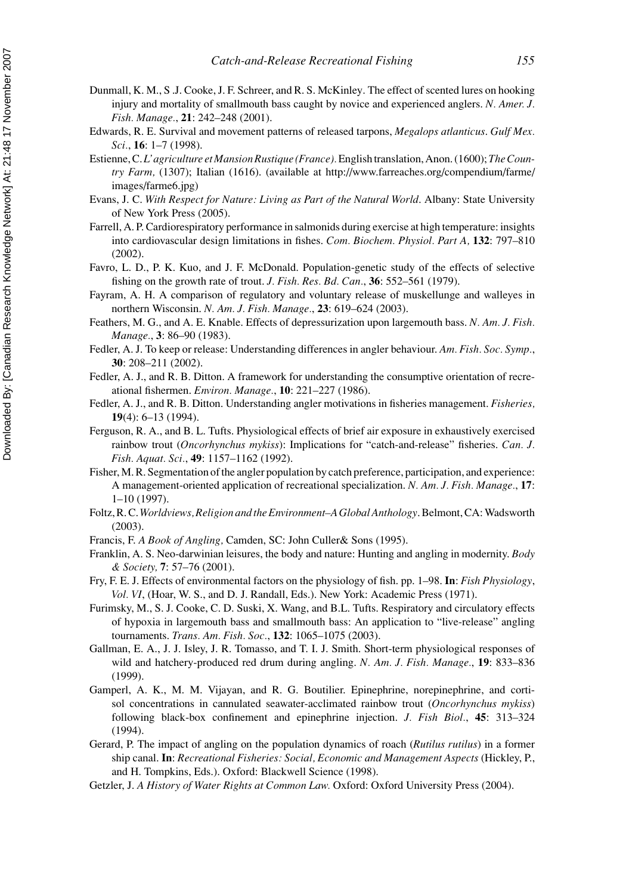Dunmall, K. M., S .J. Cooke, J. F. Schreer, and R. S. McKinley. The effect of scented lures on hooking injury and mortality of smallmouth bass caught by novice and experienced anglers. *N. Amer. J. Fish. Manage.*, **21**: 242–248 (2001).

Edwards, R. E. Survival and movement patterns of released tarpons, *Megalops atlanticus*. *Gulf Mex. Sci.*, **16**: 1–7 (1998).

Estienne, C. *L'agriculture et Mansion Rustique (France)*. English translation, Anon. (1600); *The Country Farm,* (1307); Italian (1616). (available at http://www.farreaches.org/compendium/farme/images/farme6.jpg)

Evans, J. C. *With Respect for Nature: Living as Part of the Natural World*. Albany: State University of New York Press (2005).

Farrell, A. P. Cardiorespiratory performance in salmonids during exercise at high temperature: insights into cardiovascular design limitations in fishes. *Com. Biochem. Physiol. Part A,* **132**: 797–810 (2002).

Favro, L. D., P. K. Kuo, and J. F. McDonald. Population-genetic study of the effects of selective fishing on the growth rate of trout. *J. Fish. Res. Bd. Can.*, **36**: 552–561 (1979).

Fayram, A. H. A comparison of regulatory and voluntary release of muskellunge and walleyes in northern Wisconsin. *N. Am. J. Fish. Manage.*, **23**: 619–624 (2003).

Feathers, M. G., and A. E. Knable. Effects of depressurization upon largemouth bass. *N. Am. J. Fish. Manage.*, **3**: 86–90 (1983).

Fedler, A. J. To keep or release: Understanding differences in angler behaviour. *Am. Fish. Soc. Symp.*, **30**: 208–211 (2002).

Fedler, A. J., and R. B. Ditton. A framework for understanding the consumptive orientation of recreational fishermen. *Environ. Manage.*, **10**: 221–227 (1986).

Fedler, A. J., and R. B. Ditton. Understanding angler motivations in fisheries management. *Fisheries,* **19**(4): 6–13 (1994).

Ferguson, R. A., and B. L. Tufts. Physiological effects of brief air exposure in exhaustively exercised rainbow trout (*Oncorhynchus mykiss*): Implications for "catch-and-release" fisheries. *Can. J. Fish. Aquat. Sci.*, **49**: 1157–1162 (1992).

Fisher, M. R. Segmentation of the angler population by catch preference, participation, and experience: A management-oriented application of recreational specialization. *N. Am. J. Fish. Manage.*, **17**: 1–10 (1997).

Foltz, R. C. *Worldviews, Religion and the Environment–A Global Anthology*. Belmont, CA: Wadsworth (2003).

Francis, F. *A Book of Angling,* Camden, SC: John Culler& Sons (1995).

Franklin, A. S. Neo-darwinian leisures, the body and nature: Hunting and angling in modernity. *Body & Society,* **7**: 57–76 (2001).

Fry, F. E. J. Effects of environmental factors on the physiology of fish. pp. 1–98. **In**: *Fish Physiology*, *Vol. VI*, (Hoar, W. S., and D. J. Randall, Eds.). New York: Academic Press (1971).

Furimsky, M., S. J. Cooke, C. D. Suski, X. Wang, and B.L. Tufts. Respiratory and circulatory effects of hypoxia in largemouth bass and smallmouth bass: An application to "live-release" angling tournaments. *Trans. Am. Fish. Soc.*, **132**: 1065–1075 (2003).

Gallman, E. A., J. J. Isley, J. R. Tomasso, and T. I. J. Smith. Short-term physiological responses of wild and hatchery-produced red drum during angling. *N. Am. J. Fish. Manage.*, **19**: 833–836 (1999).

Gamperl, A. K., M. M. Vijayan, and R. G. Boutilier. Epinephrine, norepinephrine, and cortisol concentrations in cannulated seawater-acclimated rainbow trout (*Oncorhynchus mykiss*) following black-box confinement and epinephrine injection. *J. Fish Biol.*, **45**: 313–324 (1994).

Gerard, P. The impact of angling on the population dynamics of roach (*Rutilus rutilus*) in a former ship canal. **In**: *Recreational Fisheries: Social, Economic and Management Aspects* (Hickley, P., and H. Tompkins, Eds.). Oxford: Blackwell Science (1998).

Getzler, J. *A History of Water Rights at Common Law.* Oxford: Oxford University Press (2004).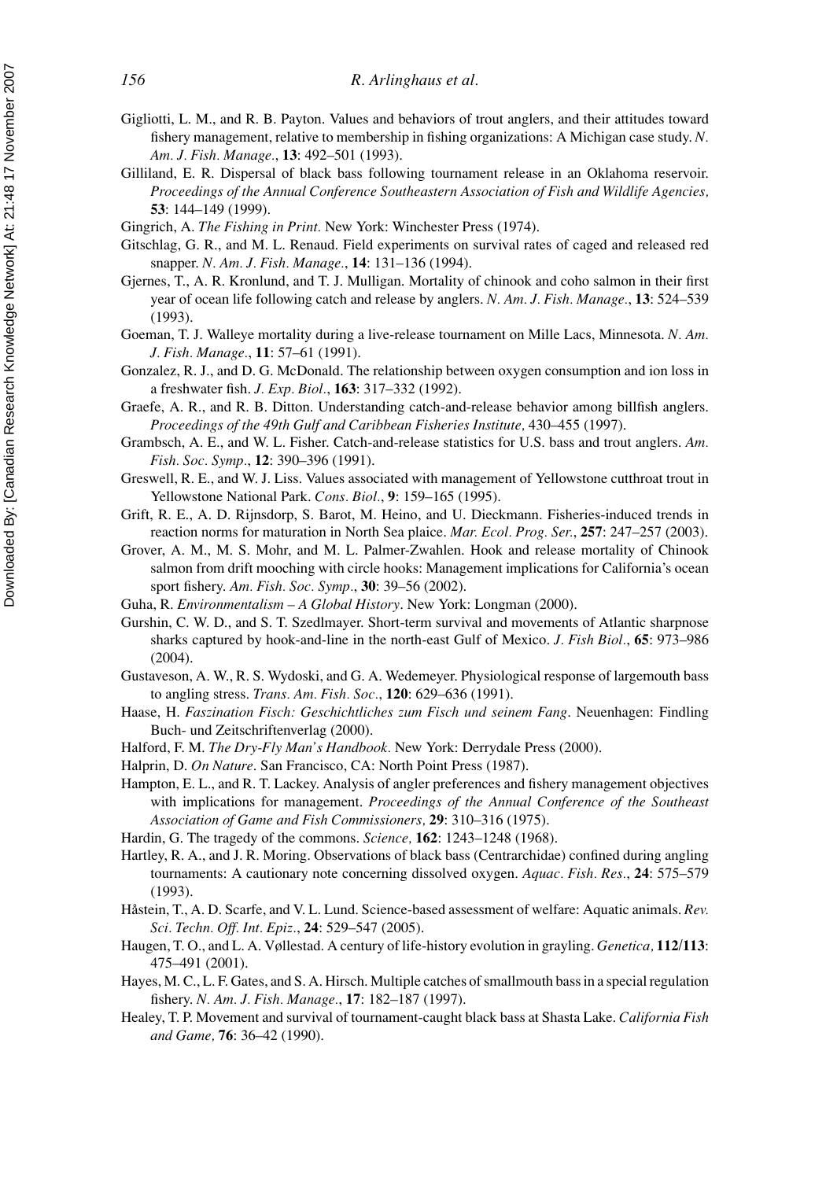Gigliotti, L. M., and R. B. Payton. Values and behaviors of trout anglers, and their attitudes toward fishery management, relative to membership in fishing organizations: A Michigan case study. *N. Am. J. Fish. Manage.*, **13**: 492–501 (1993).

Gilliland, E. R. Dispersal of black bass following tournament release in an Oklahoma reservoir. *Proceedings of the Annual Conference Southeastern Association of Fish and Wildlife Agencies,* **53**: 144–149 (1999).

Gingrich, A. *The Fishing in Print.* New York: Winchester Press (1974).

Gitschlag, G. R., and M. L. Renaud. Field experiments on survival rates of caged and released red snapper. *N. Am. J. Fish. Manage.*, **14**: 131–136 (1994).

Gjernes, T., A. R. Kronlund, and T. J. Mulligan. Mortality of chinook and coho salmon in their first year of ocean life following catch and release by anglers. *N. Am. J. Fish. Manage.*, **13**: 524–539 (1993).

Goeman, T. J. Walleye mortality during a live-release tournament on Mille Lacs, Minnesota. *N. Am. J. Fish. Manage.*, **11**: 57–61 (1991).

Gonzalez, R. J., and D. G. McDonald. The relationship between oxygen consumption and ion loss in a freshwater fish. *J. Exp. Biol.*, **163**: 317–332 (1992).

Graefe, A. R., and R. B. Ditton. Understanding catch-and-release behavior among billfish anglers. *Proceedings of the 49th Gulf and Caribbean Fisheries Institute,* 430–455 (1997).

Grambsch, A. E., and W. L. Fisher. Catch-and-release statistics for U.S. bass and trout anglers. *Am. Fish. Soc. Symp.*, **12**: 390–396 (1991).

Greswell, R. E., and W. J. Liss. Values associated with management of Yellowstone cutthroat trout in Yellowstone National Park. *Cons. Biol.*, **9**: 159–165 (1995).

Grift, R. E., A. D. Rijnsdorp, S. Barot, M. Heino, and U. Dieckmann. Fisheries-induced trends in reaction norms for maturation in North Sea plaice. *Mar. Ecol. Prog. Ser.*, **257**: 247–257 (2003).

Grover, A. M., M. S. Mohr, and M. L. Palmer-Zwahlen. Hook and release mortality of Chinook salmon from drift mooching with circle hooks: Management implications for California's ocean sport fishery. *Am. Fish. Soc. Symp.*, **30**: 39–56 (2002).

Guha, R. *Environmentalism – A Global History*. New York: Longman (2000).

Gurshin, C. W. D., and S. T. Szedlmayer. Short-term survival and movements of Atlantic sharpnose sharks captured by hook-and-line in the north-east Gulf of Mexico. *J. Fish Biol.*, **65**: 973–986 (2004).

Gustaveson, A. W., R. S. Wydoski, and G. A. Wedemeyer. Physiological response of largemouth bass to angling stress. *Trans. Am. Fish. Soc.*, **120**: 629–636 (1991).

Haase, H. *Faszination Fisch: Geschichtliches zum Fisch und seinem Fang*. Neuenhagen: Findling Buch- und Zeitschriftenverlag (2000).

Halford, F. M. *The Dry-Fly Man's Handbook.* New York: Derrydale Press (2000).

Halprin, D. *On Nature*. San Francisco, CA: North Point Press (1987).

Hampton, E. L., and R. T. Lackey. Analysis of angler preferences and fishery management objectives with implications for management. *Proceedings of the Annual Conference of the Southeast Association of Game and Fish Commissioners,* **29**: 310–316 (1975).

Hardin, G. The tragedy of the commons. *Science,* **162**: 1243–1248 (1968).

Hartley, R. A., and J. R. Moring. Observations of black bass (Centrarchidae) confined during angling tournaments: A cautionary note concerning dissolved oxygen. *Aquac. Fish. Res.*, **24**: 575–579 (1993).

Håstein, T., A. D. Scarfe, and V. L. Lund. Science-based assessment of welfare: Aquatic animals. *Rev. Sci. Techn. Off. Int. Epiz.*, **24**: 529–547 (2005).

Haugen, T. O., and L. A. Vøllestad. A century of life-history evolution in grayling. *Genetica,* **112/113**: 475–491 (2001).

Hayes, M. C., L. F. Gates, and S. A. Hirsch. Multiple catches of smallmouth bass in a special regulation fishery. *N. Am. J. Fish. Manage.*, **17**: 182–187 (1997).

Healey, T. P. Movement and survival of tournament-caught black bass at Shasta Lake. *California Fish and Game,* **76**: 36–42 (1990).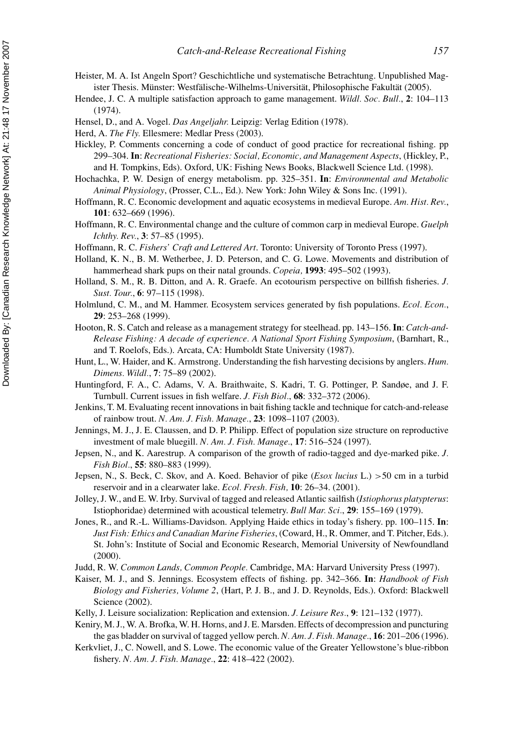Heister, M. A. Ist Angeln Sport? Geschichtliche und systematische Betrachtung. Unpublished Magister Thesis. Münster: Westfälische-Wilhelms-Universität, Philosophische Fakultät (2005).

Hendee, J. C. A multiple satisfaction approach to game management. *Wildl. Soc. Bull.*, **2**: 104–113 (1974).

Hensel, D., and A. Vogel. *Das Angeljahr.* Leipzig: Verlag Edition (1978).

Herd, A. *The Fly.* Ellesmere: Medlar Press (2003).

Hickley, P. Comments concerning a code of conduct of good practice for recreational fishing. pp 299–304. **In**: *Recreational Fisheries: Social, Economic, and Management Aspects*, (Hickley, P., and H. Tompkins, Eds). Oxford, UK: Fishing News Books, Blackwell Science Ltd. (1998).

Hochachka, P. W. Design of energy metabolism. pp. 325–351. **In**: *Environmental and Metabolic Animal Physiology*, (Prosser, C.L., Ed.). New York: John Wiley & Sons Inc. (1991).

Hoffmann, R. C. Economic development and aquatic ecosystems in medieval Europe. *Am. Hist. Rev.*, **101**: 632–669 (1996).

Hoffmann, R. C. Environmental change and the culture of common carp in medieval Europe. *Guelph Ichthy. Rev.*, **3**: 57–85 (1995).

Hoffmann, R. C. *Fishers' Craft and Lettered Art*. Toronto: University of Toronto Press (1997).

Holland, K. N., B. M. Wetherbee, J. D. Peterson, and C. G. Lowe. Movements and distribution of hammerhead shark pups on their natal grounds. *Copeia,* **1993**: 495–502 (1993).

Holland, S. M., R. B. Ditton, and A. R. Graefe. An ecotourism perspective on billfish fisheries. *J. Sust. Tour.*, **6**: 97–115 (1998).

Holmlund, C. M., and M. Hammer. Ecosystem services generated by fish populations. *Ecol. Econ.*, **29**: 253–268 (1999).

Hooton, R. S. Catch and release as a management strategy for steelhead. pp. 143–156. **In**: *Catch-and-Release Fishing: A decade of experience. A National Sport Fishing Symposium*, (Barnhart, R., and T. Roelofs, Eds.). Arcata, CA: Humboldt State University (1987).

Hunt, L., W. Haider, and K. Armstrong. Understanding the fish harvesting decisions by anglers. *Hum. Dimens. Wildl.*, **7**: 75–89 (2002).

Huntingford, F. A., C. Adams, V. A. Braithwaite, S. Kadri, T. G. Pottinger, P. Sandøe, and J. F. Turnbull. Current issues in fish welfare. *J. Fish Biol.*, **68**: 332–372 (2006).

Jenkins, T. M. Evaluating recent innovations in bait fishing tackle and technique for catch-and-release of rainbow trout. *N. Am. J. Fish. Manage.*, **23**: 1098–1107 (2003).

Jennings, M. J., J. E. Claussen, and D. P. Philipp. Effect of population size structure on reproductive investment of male bluegill. *N. Am. J. Fish. Manage.*, **17**: 516–524 (1997).

Jepsen, N., and K. Aarestrup. A comparison of the growth of radio-tagged and dye-marked pike. *J. Fish Biol.*, **55**: 880–883 (1999).

Jepsen, N., S. Beck, C. Skov, and A. Koed. Behavior of pike (*Esox lucius* L.) >50 cm in a turbid reservoir and in a clearwater lake. *Ecol. Fresh. Fish,* **10**: 26–34. (2001).

Jolley, J. W., and E. W. Irby. Survival of tagged and released Atlantic sailfish (*Istiophorus platypterus*: Istiophoridae) determined with acoustical telemetry. *Bull Mar. Sci.*, **29**: 155–169 (1979).

Jones, R., and R.-L. Williams-Davidson. Applying Haide ethics in today's fishery. pp. 100–115. **In**: *Just Fish: Ethics and Canadian Marine Fisheries*, (Coward, H., R. Ommer, and T. Pitcher, Eds.). St. John's: Institute of Social and Economic Research, Memorial University of Newfoundland (2000).

Judd, R. W. *Common Lands, Common People.* Cambridge, MA: Harvard University Press (1997).

Kaiser, M. J., and S. Jennings. Ecosystem effects of fishing. pp. 342–366. **In**: *Handbook of Fish Biology and Fisheries, Volume 2*, (Hart, P. J. B., and J. D. Reynolds, Eds.). Oxford: Blackwell Science (2002).

Kelly, J. Leisure socialization: Replication and extension. *J. Leisure Res.*, **9**: 121–132 (1977).

Keniry, M. J., W. A. Brofka, W. H. Horns, and J. E. Marsden. Effects of decompression and puncturing the gas bladder on survival of tagged yellow perch. *N. Am. J. Fish. Manage.*, **16**: 201–206 (1996).

Kerkvliet, J., C. Nowell, and S. Lowe. The economic value of the Greater Yellowstone's blue-ribbon fishery. *N. Am. J. Fish. Manage.*, **22**: 418–422 (2002).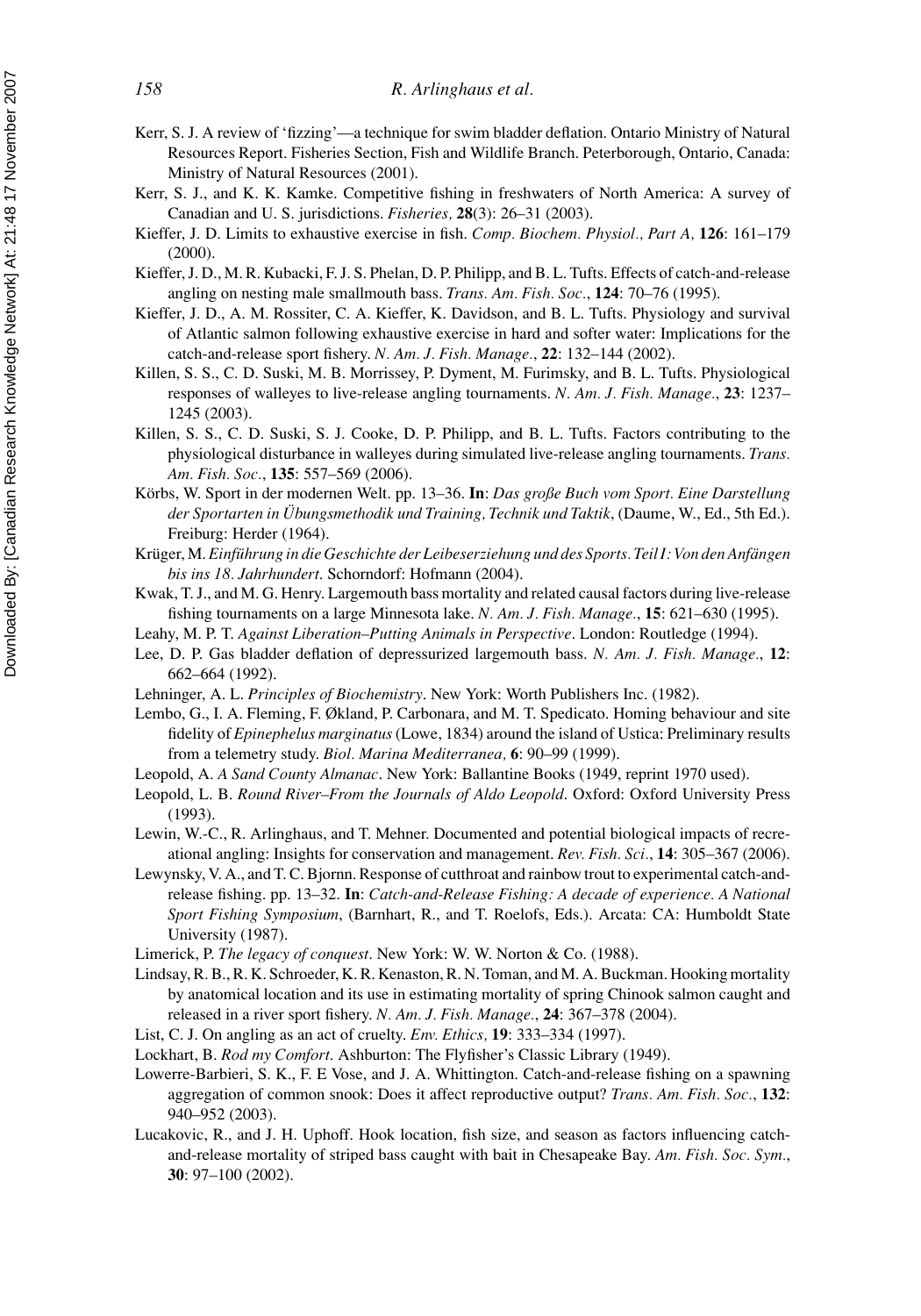Kerr, S. J. A review of 'fizzing'—a technique for swim bladder deflation. Ontario Ministry of Natural Resources Report. Fisheries Section, Fish and Wildlife Branch. Peterborough, Ontario, Canada: Ministry of Natural Resources (2001).

Kerr, S. J., and K. K. Kamke. Competitive fishing in freshwaters of North America: A survey of Canadian and U. S. jurisdictions. *Fisheries,* **28**(3): 26–31 (2003).

Kieffer, J. D. Limits to exhaustive exercise in fish. *Comp. Biochem. Physiol., Part A,* **126**: 161–179 (2000).

Kieffer, J. D., M. R. Kubacki, F. J. S. Phelan, D. P. Philipp, and B. L. Tufts. Effects of catch-and-release angling on nesting male smallmouth bass. *Trans. Am. Fish. Soc.*, **124**: 70–76 (1995).

Kieffer, J. D., A. M. Rossiter, C. A. Kieffer, K. Davidson, and B. L. Tufts. Physiology and survival of Atlantic salmon following exhaustive exercise in hard and softer water: Implications for the catch-and-release sport fishery. *N. Am. J. Fish. Manage.*, **22**: 132–144 (2002).

Killen, S. S., C. D. Suski, M. B. Morrissey, P. Dyment, M. Furimsky, and B. L. Tufts. Physiological responses of walleyes to live-release angling tournaments. *N. Am. J. Fish. Manage.*, **23**: 1237–1245 (2003).

Killen, S. S., C. D. Suski, S. J. Cooke, D. P. Philipp, and B. L. Tufts. Factors contributing to the physiological disturbance in walleyes during simulated live-release angling tournaments. *Trans. Am. Fish. Soc.*, **135**: 557–569 (2006).

Körbs, W. Sport in der modernen Welt. pp. 13–36. **In**: *Das große Buch vom Sport. Eine Darstellung der Sportarten in Übungsmethodik und Training, Technik und Taktik*, (Daume, W., Ed., 5th Ed.). Freiburg: Herder (1964).

Krüger, M. *Einführung in die Geschichte der Leibeserziehung und des Sports. Teil I: Von den Anfängen bis ins 18. Jahrhundert*. Schorndorf: Hofmann (2004).

Kwak, T. J., and M. G. Henry. Largemouth bass mortality and related causal factors during live-release fishing tournaments on a large Minnesota lake. *N. Am. J. Fish. Manage.*, **15**: 621–630 (1995).

Leahy, M. P. T. *Against Liberation–Putting Animals in Perspective*. London: Routledge (1994).

Lee, D. P. Gas bladder deflation of depressurized largemouth bass. *N. Am. J. Fish. Manage.*, **12**: 662–664 (1992).

Lehninger, A. L. *Principles of Biochemistry*. New York: Worth Publishers Inc. (1982).

Lembo, G., I. A. Fleming, F. Økland, P. Carbonara, and M. T. Spedicato. Homing behaviour and site fidelity of *Epinephelus marginatus* (Lowe, 1834) around the island of Ustica: Preliminary results from a telemetry study. *Biol. Marina Mediterranea,* **6**: 90–99 (1999).

Leopold, A. *A Sand County Almanac*. New York: Ballantine Books (1949, reprint 1970 used).

Leopold, L. B. *Round River–From the Journals of Aldo Leopold*. Oxford: Oxford University Press (1993).

Lewin, W.-C., R. Arlinghaus, and T. Mehner. Documented and potential biological impacts of recreational angling: Insights for conservation and management. *Rev. Fish. Sci.*, **14**: 305–367 (2006).

Lewynsky, V. A., and T. C. Bjornn. Response of cutthroat and rainbow trout to experimental catch-and-release fishing. pp. 13–32. **In**: *Catch-and-Release Fishing: A decade of experience. A National Sport Fishing Symposium*, (Barnhart, R., and T. Roelofs, Eds.). Arcata: CA: Humboldt State University (1987).

Limerick, P. *The legacy of conquest*. New York: W. W. Norton & Co. (1988).

Lindsay, R. B., R. K. Schroeder, K. R. Kenaston, R. N. Toman, and M. A. Buckman. Hooking mortality by anatomical location and its use in estimating mortality of spring Chinook salmon caught and released in a river sport fishery. *N. Am. J. Fish. Manage.*, **24**: 367–378 (2004).

List, C. J. On angling as an act of cruelty. *Env. Ethics,* **19**: 333–334 (1997).

Lockhart, B. *Rod my Comfort*. Ashburton: The Flyfisher's Classic Library (1949).

Lowerre-Barbieri, S. K., F. E Vose, and J. A. Whittington. Catch-and-release fishing on a spawning aggregation of common snook: Does it affect reproductive output? *Trans. Am. Fish. Soc.*, **132**: 940–952 (2003).

Lucakovic, R., and J. H. Uphoff. Hook location, fish size, and season as factors influencing catch-and-release mortality of striped bass caught with bait in Chesapeake Bay. *Am. Fish. Soc. Sym.*, **30**: 97–100 (2002).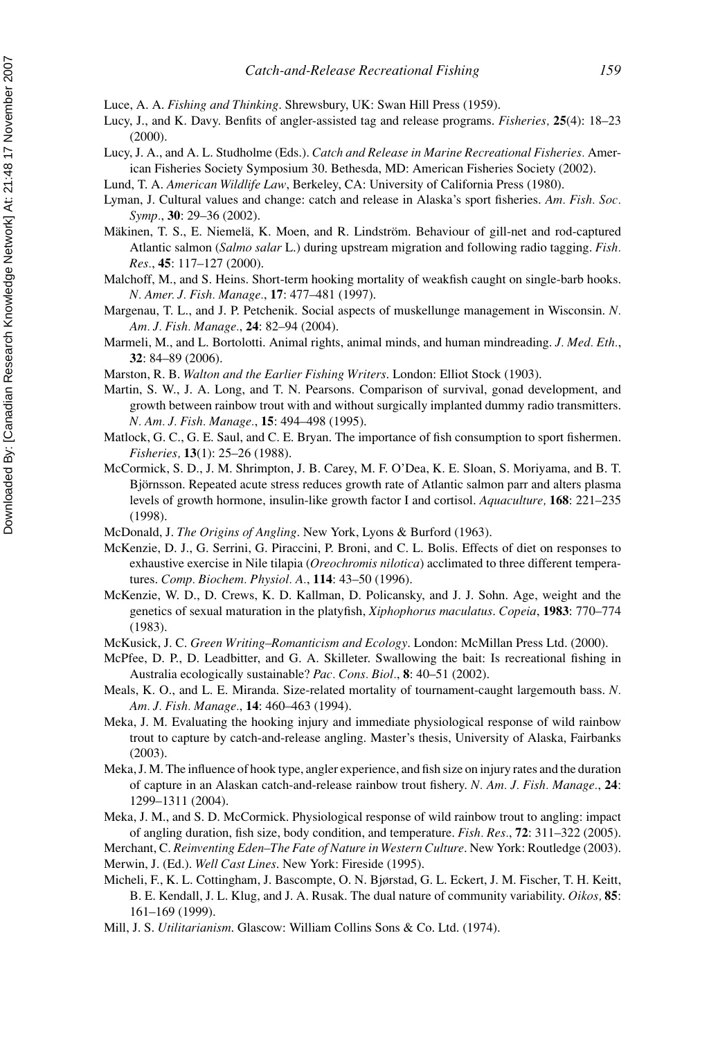Luce, A. A. *Fishing and Thinking*. Shrewsbury, UK: Swan Hill Press (1959).

Lucy, J., and K. Davy. Benfits of angler-assisted tag and release programs. *Fisheries,* **25**(4): 18–23 (2000).

Lucy, J. A., and A. L. Studholme (Eds.). *Catch and Release in Marine Recreational Fisheries*. American Fisheries Society Symposium 30. Bethesda, MD: American Fisheries Society (2002).

Lund, T. A. *American Wildlife Law*, Berkeley, CA: University of California Press (1980).

Lyman, J. Cultural values and change: catch and release in Alaska's sport fisheries. *Am. Fish. Soc. Symp*., **30**: 29–36 (2002).

Mäkinen, T. S., E. Niemelä, K. Moen, and R. Lindström. Behaviour of gill-net and rod-captured Atlantic salmon (*Salmo salar* L.) during upstream migration and following radio tagging. *Fish. Res*., **45**: 117–127 (2000).

Malchoff, M., and S. Heins. Short-term hooking mortality of weakfish caught on single-barb hooks. *N. Amer. J. Fish. Manage*., **17**: 477–481 (1997).

Margenau, T. L., and J. P. Petchenik. Social aspects of muskellunge management in Wisconsin. *N. Am. J. Fish. Manage*., **24**: 82–94 (2004).

Marmeli, M., and L. Bortolotti. Animal rights, animal minds, and human mindreading. *J. Med. Eth*., **32**: 84–89 (2006).

Marston, R. B. *Walton and the Earlier Fishing Writers*. London: Elliot Stock (1903).

Martin, S. W., J. A. Long, and T. N. Pearsons. Comparison of survival, gonad development, and growth between rainbow trout with and without surgically implanted dummy radio transmitters. *N. Am. J. Fish. Manage*., **15**: 494–498 (1995).

Matlock, G. C., G. E. Saul, and C. E. Bryan. The importance of fish consumption to sport fishermen. *Fisheries,* **13**(1): 25–26 (1988).

McCormick, S. D., J. M. Shrimpton, J. B. Carey, M. F. O'Dea, K. E. Sloan, S. Moriyama, and B. T. Björnsson. Repeated acute stress reduces growth rate of Atlantic salmon parr and alters plasma levels of growth hormone, insulin-like growth factor I and cortisol. *Aquaculture,* **168**: 221–235 (1998).

McDonald, J. *The Origins of Angling*. New York, Lyons & Burford (1963).

McKenzie, D. J., G. Serrini, G. Piraccini, P. Broni, and C. L. Bolis. Effects of diet on responses to exhaustive exercise in Nile tilapia (*Oreochromis nilotica*) acclimated to three different temperatures. *Comp. Biochem. Physiol. A*., **114**: 43–50 (1996).

McKenzie, W. D., D. Crews, K. D. Kallman, D. Policansky, and J. J. Sohn. Age, weight and the genetics of sexual maturation in the platyfish, *Xiphophorus maculatus*. *Copeia*, **1983**: 770–774 (1983).

McKusick, J. C. *Green Writing–Romanticism and Ecology*. London: McMillan Press Ltd. (2000).

McPfee, D. P., D. Leadbitter, and G. A. Skilleter. Swallowing the bait: Is recreational fishing in Australia ecologically sustainable? *Pac. Cons. Biol*., **8**: 40–51 (2002).

Meals, K. O., and L. E. Miranda. Size-related mortality of tournament-caught largemouth bass. *N. Am. J. Fish. Manage*., **14**: 460–463 (1994).

Meka, J. M. Evaluating the hooking injury and immediate physiological response of wild rainbow trout to capture by catch-and-release angling. Master's thesis, University of Alaska, Fairbanks (2003).

Meka, J. M. The influence of hook type, angler experience, and fish size on injury rates and the duration of capture in an Alaskan catch-and-release rainbow trout fishery. *N. Am. J. Fish. Manage*., **24**: 1299–1311 (2004).

Meka, J. M., and S. D. McCormick. Physiological response of wild rainbow trout to angling: impact of angling duration, fish size, body condition, and temperature. *Fish. Res*., **72**: 311–322 (2005).

Merchant, C. *Reinventing Eden–The Fate of Nature in Western Culture*. New York: Routledge (2003).

Merwin, J. (Ed.). *Well Cast Lines*. New York: Fireside (1995).

Micheli, F., K. L. Cottingham, J. Bascompte, O. N. Bjørstad, G. L. Eckert, J. M. Fischer, T. H. Keitt, B. E. Kendall, J. L. Klug, and J. A. Rusak. The dual nature of community variability. *Oikos,* **85**: 161–169 (1999).

Mill, J. S. *Utilitarianism*. Glascow: William Collins Sons & Co. Ltd. (1974).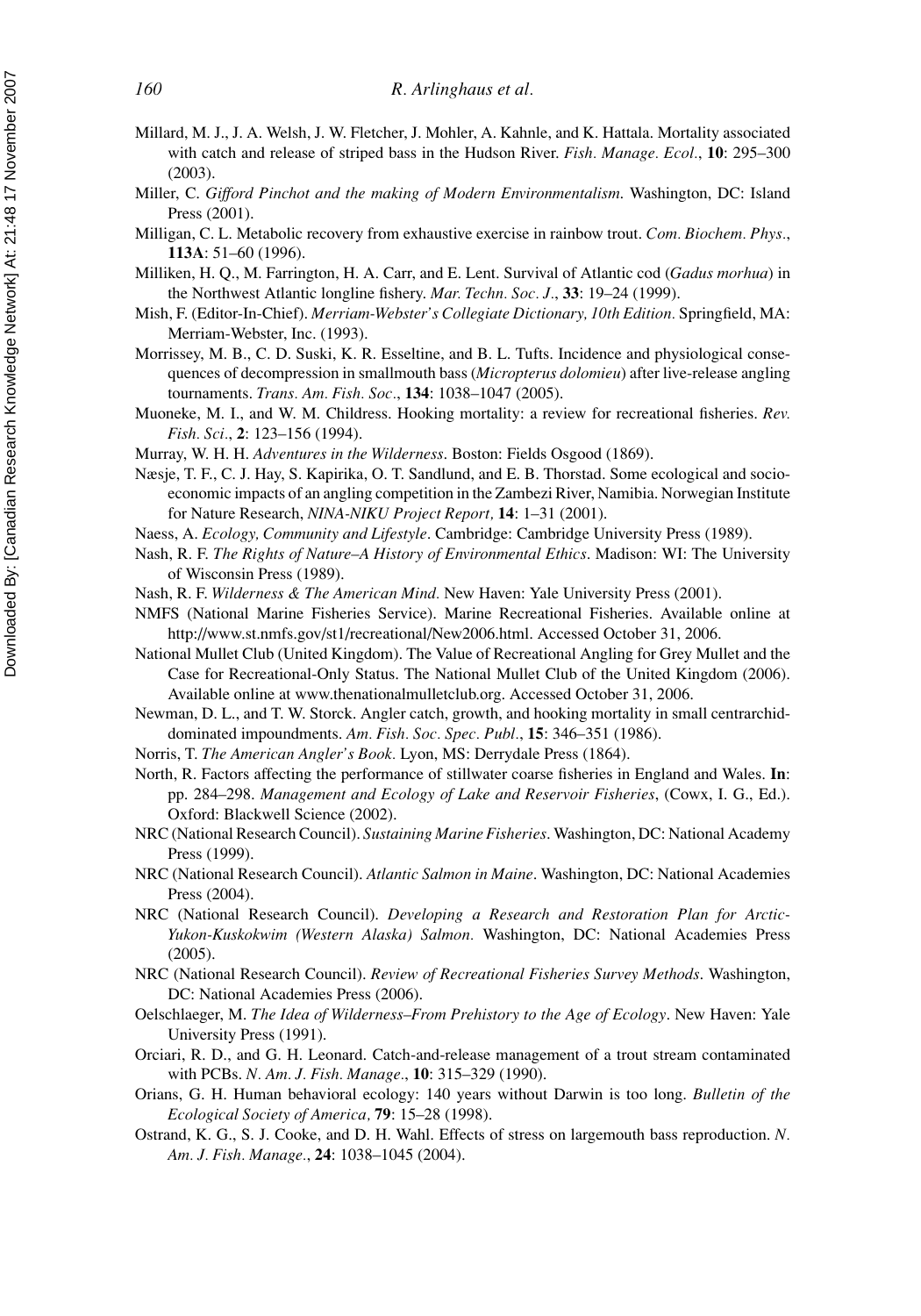Millard, M. J., J. A. Welsh, J. W. Fletcher, J. Mohler, A. Kahnle, and K. Hattala. Mortality associated with catch and release of striped bass in the Hudson River. *Fish. Manage. Ecol*., **10**: 295–300 (2003).

Miller, C. *Gifford Pinchot and the making of Modern Environmentalism.* Washington, DC: Island Press (2001).

Milligan, C. L. Metabolic recovery from exhaustive exercise in rainbow trout. *Com. Biochem. Phys*., **113A**: 51–60 (1996).

Milliken, H. Q., M. Farrington, H. A. Carr, and E. Lent. Survival of Atlantic cod (*Gadus morhua*) in the Northwest Atlantic longline fishery. *Mar. Techn. Soc. J*., **33**: 19–24 (1999).

Mish, F. (Editor-In-Chief). *Merriam-Webster's Collegiate Dictionary, 10th Edition.* Springfield, MA: Merriam-Webster, Inc. (1993).

Morrissey, M. B., C. D. Suski, K. R. Esseltine, and B. L. Tufts. Incidence and physiological consequences of decompression in smallmouth bass (*Micropterus dolomieu*) after live-release angling tournaments. *Trans. Am. Fish. Soc*., **134**: 1038–1047 (2005).

Muoneke, M. I., and W. M. Childress. Hooking mortality: a review for recreational fisheries. *Rev. Fish. Sci*., **2**: 123–156 (1994).

Murray, W. H. H. *Adventures in the Wilderness*. Boston: Fields Osgood (1869).

Næsje, T. F., C. J. Hay, S. Kapirika, O. T. Sandlund, and E. B. Thorstad. Some ecological and socioeconomic impacts of an angling competition in the Zambezi River, Namibia. Norwegian Institute for Nature Research, *NINA-NIKU Project Report,* **14**: 1–31 (2001).

Naess, A. *Ecology, Community and Lifestyle*. Cambridge: Cambridge University Press (1989).

Nash, R. F. *The Rights of Nature–A History of Environmental Ethics*. Madison: WI: The University of Wisconsin Press (1989).

Nash, R. F. *Wilderness & The American Mind.* New Haven: Yale University Press (2001).

NMFS (National Marine Fisheries Service). Marine Recreational Fisheries. Available online at http://www.st.nmfs.gov/st1/recreational/New2006.html. Accessed October 31, 2006.

National Mullet Club (United Kingdom). The Value of Recreational Angling for Grey Mullet and the Case for Recreational-Only Status. The National Mullet Club of the United Kingdom (2006). Available online at www.thenationalmulletclub.org. Accessed October 31, 2006.

Newman, D. L., and T. W. Storck. Angler catch, growth, and hooking mortality in small centrarchid-dominated impoundments. *Am. Fish. Soc. Spec. Publ*., **15**: 346–351 (1986).

Norris, T. *The American Angler's Book.* Lyon, MS: Derrydale Press (1864).

North, R. Factors affecting the performance of stillwater coarse fisheries in England and Wales. **In**: pp. 284–298. *Management and Ecology of Lake and Reservoir Fisheries*, (Cowx, I. G., Ed.). Oxford: Blackwell Science (2002).

NRC (National Research Council). *Sustaining Marine Fisheries*. Washington, DC: National Academy Press (1999).

NRC (National Research Council). *Atlantic Salmon in Maine*. Washington, DC: National Academies Press (2004).

NRC (National Research Council). *Developing a Research and Restoration Plan for Arctic-Yukon-Kuskokwim (Western Alaska) Salmon.* Washington, DC: National Academies Press (2005).

NRC (National Research Council). *Review of Recreational Fisheries Survey Methods*. Washington, DC: National Academies Press (2006).

Oelschlaeger, M. *The Idea of Wilderness–From Prehistory to the Age of Ecology*. New Haven: Yale University Press (1991).

Orciari, R. D., and G. H. Leonard. Catch-and-release management of a trout stream contaminated with PCBs. *N. Am. J. Fish. Manage*., **10**: 315–329 (1990).

Orians, G. H. Human behavioral ecology: 140 years without Darwin is too long. *Bulletin of the Ecological Society of America,* **79**: 15–28 (1998).

Ostrand, K. G., S. J. Cooke, and D. H. Wahl. Effects of stress on largemouth bass reproduction. *N. Am. J. Fish. Manage*., **24**: 1038–1045 (2004).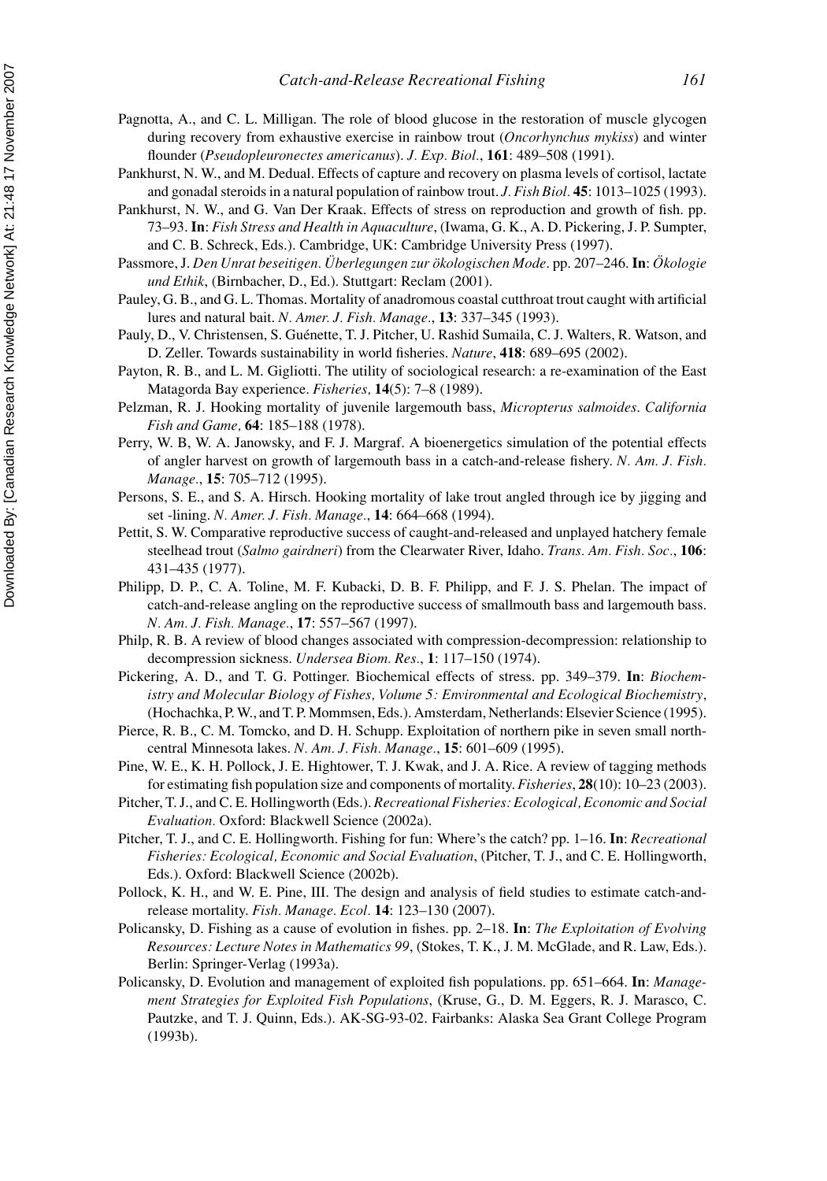Pagnotta, A., and C. L. Milligan. The role of blood glucose in the restoration of muscle glycogen during recovery from exhaustive exercise in rainbow trout (*Oncorhynchus mykiss*) and winter flounder (*Pseudopleuronectes americanus*). *J. Exp. Biol.*, **161**: 489–508 (1991).

Pankhurst, N. W., and M. Dedual. Effects of capture and recovery on plasma levels of cortisol, lactate and gonadal steroids in a natural population of rainbow trout. *J. Fish Biol.* **45**: 1013–1025 (1993).

Pankhurst, N. W., and G. Van Der Kraak. Effects of stress on reproduction and growth of fish. pp. 73–93. **In**: *Fish Stress and Health in Aquaculture*, (Iwama, G. K., A. D. Pickering, J. P. Sumpter, and C. B. Schreck, Eds.). Cambridge, UK: Cambridge University Press (1997).

Passmore, J. *Den Unrat beseitigen. Überlegungen zur ökologischen Mode*. pp. 207–246. **In**: *Ökologie und Ethik*, (Birnbacher, D., Ed.). Stuttgart: Reclam (2001).

Pauley, G. B., and G. L. Thomas. Mortality of anadromous coastal cutthroat trout caught with artificial lures and natural bait. *N. Amer. J. Fish. Manage.*, **13**: 337–345 (1993).

Pauly, D., V. Christensen, S. Guénette, T. J. Pitcher, U. Rashid Sumaila, C. J. Walters, R. Watson, and D. Zeller. Towards sustainability in world fisheries. *Nature*, **418**: 689–695 (2002).

Payton, R. B., and L. M. Gigliotti. The utility of sociological research: a re-examination of the East Matagorda Bay experience. *Fisheries,* **14**(5): 7–8 (1989).

Pelzman, R. J. Hooking mortality of juvenile largemouth bass, *Micropterus salmoides*. *California Fish and Game,* **64**: 185–188 (1978).

Perry, W. B, W. A. Janowsky, and F. J. Margraf. A bioenergetics simulation of the potential effects of angler harvest on growth of largemouth bass in a catch-and-release fishery. *N. Am. J. Fish. Manage.*, **15**: 705–712 (1995).

Persons, S. E., and S. A. Hirsch. Hooking mortality of lake trout angled through ice by jigging and set -lining. *N. Amer. J. Fish. Manage.*, **14**: 664–668 (1994).

Pettit, S. W. Comparative reproductive success of caught-and-released and unplayed hatchery female steelhead trout (*Salmo gairdneri*) from the Clearwater River, Idaho. *Trans. Am. Fish. Soc.*, **106**: 431–435 (1977).

Philipp, D. P., C. A. Toline, M. F. Kubacki, D. B. F. Philipp, and F. J. S. Phelan. The impact of catch-and-release angling on the reproductive success of smallmouth bass and largemouth bass. *N. Am. J. Fish. Manage.*, **17**: 557–567 (1997).

Philp, R. B. A review of blood changes associated with compression-decompression: relationship to decompression sickness. *Undersea Biom. Res.*, **1**: 117–150 (1974).

Pickering, A. D., and T. G. Pottinger. Biochemical effects of stress. pp. 349–379. **In**: *Biochemistry and Molecular Biology of Fishes, Volume 5: Environmental and Ecological Biochemistry*, (Hochachka, P. W., and T. P. Mommsen, Eds.). Amsterdam, Netherlands: Elsevier Science (1995).

Pierce, R. B., C. M. Tomcko, and D. H. Schupp. Exploitation of northern pike in seven small north-central Minnesota lakes. *N. Am. J. Fish. Manage.*, **15**: 601–609 (1995).

Pine, W. E., K. H. Pollock, J. E. Hightower, T. J. Kwak, and J. A. Rice. A review of tagging methods for estimating fish population size and components of mortality. *Fisheries*, **28**(10): 10–23 (2003).

Pitcher, T. J., and C. E. Hollingworth (Eds.). *Recreational Fisheries: Ecological, Economic and Social Evaluation.* Oxford: Blackwell Science (2002a).

Pitcher, T. J., and C. E. Hollingworth. Fishing for fun: Where's the catch? pp. 1–16. **In**: *Recreational Fisheries: Ecological, Economic and Social Evaluation*, (Pitcher, T. J., and C. E. Hollingworth, Eds.). Oxford: Blackwell Science (2002b).

Pollock, K. H., and W. E. Pine, III. The design and analysis of field studies to estimate catch-and-release mortality. *Fish. Manage. Ecol.* **14**: 123–130 (2007).

Policansky, D. Fishing as a cause of evolution in fishes. pp. 2–18. **In**: *The Exploitation of Evolving Resources: Lecture Notes in Mathematics 99*, (Stokes, T. K., J. M. McGlade, and R. Law, Eds.). Berlin: Springer-Verlag (1993a).

Policansky, D. Evolution and management of exploited fish populations. pp. 651–664. **In**: *Management Strategies for Exploited Fish Populations*, (Kruse, G., D. M. Eggers, R. J. Marasco, C. Pautzke, and T. J. Quinn, Eds.). AK-SG-93-02. Fairbanks: Alaska Sea Grant College Program (1993b).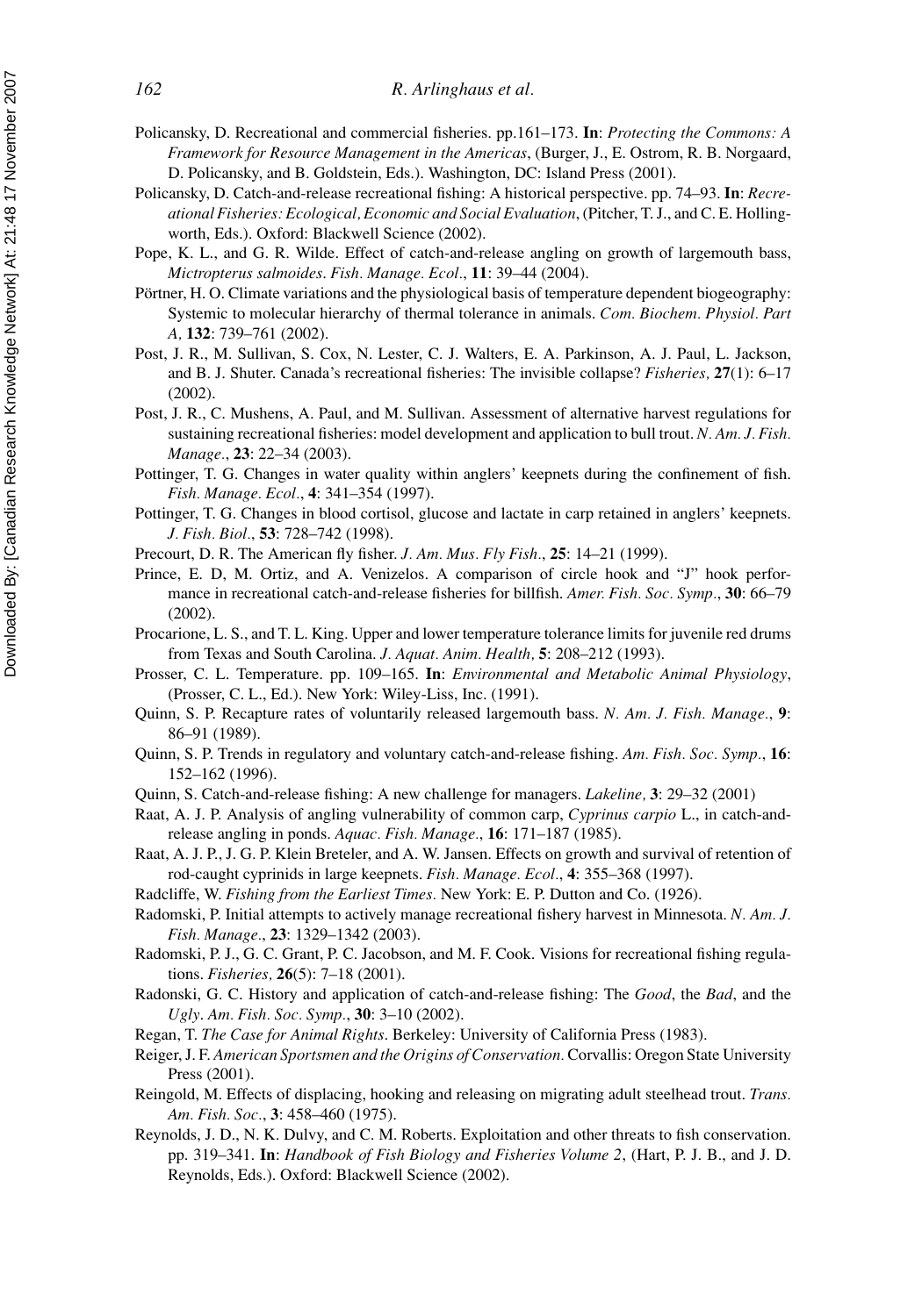Policansky, D. Recreational and commercial fisheries. pp.161–173. **In**: *Protecting the Commons: A Framework for Resource Management in the Americas*, (Burger, J., E. Ostrom, R. B. Norgaard, D. Policansky, and B. Goldstein, Eds.). Washington, DC: Island Press (2001).

Policansky, D. Catch-and-release recreational fishing: A historical perspective. pp. 74–93. **In**: *Recreational Fisheries: Ecological, Economic and Social Evaluation*, (Pitcher, T. J., and C. E. Hollingworth, Eds.). Oxford: Blackwell Science (2002).

Pope, K. L., and G. R. Wilde. Effect of catch-and-release angling on growth of largemouth bass, *Mictropterus salmoides*. *Fish. Manage. Ecol*., **11**: 39–44 (2004).

Pörtner, H. O. Climate variations and the physiological basis of temperature dependent biogeography: Systemic to molecular hierarchy of thermal tolerance in animals. *Com. Biochem. Physiol. Part A,* **132**: 739–761 (2002).

Post, J. R., M. Sullivan, S. Cox, N. Lester, C. J. Walters, E. A. Parkinson, A. J. Paul, L. Jackson, and B. J. Shuter. Canada's recreational fisheries: The invisible collapse? *Fisheries,* **27**(1): 6–17 (2002).

Post, J. R., C. Mushens, A. Paul, and M. Sullivan. Assessment of alternative harvest regulations for sustaining recreational fisheries: model development and application to bull trout. *N. Am. J. Fish. Manage*., **23**: 22–34 (2003).

Pottinger, T. G. Changes in water quality within anglers' keepnets during the confinement of fish. *Fish. Manage. Ecol*., **4**: 341–354 (1997).

Pottinger, T. G. Changes in blood cortisol, glucose and lactate in carp retained in anglers' keepnets. *J. Fish. Biol*., **53**: 728–742 (1998).

Precourt, D. R. The American fly fisher. *J. Am. Mus. Fly Fish*., **25**: 14–21 (1999).

Prince, E. D, M. Ortiz, and A. Venizelos. A comparison of circle hook and "J" hook performance in recreational catch-and-release fisheries for billfish. *Amer. Fish. Soc. Symp*., **30**: 66–79 (2002).

Procarione, L. S., and T. L. King. Upper and lower temperature tolerance limits for juvenile red drums from Texas and South Carolina. *J. Aquat. Anim. Health,* **5**: 208–212 (1993).

Prosser, C. L. Temperature. pp. 109–165. **In**: *Environmental and Metabolic Animal Physiology*, (Prosser, C. L., Ed.). New York: Wiley-Liss, Inc. (1991).

Quinn, S. P. Recapture rates of voluntarily released largemouth bass. *N. Am. J. Fish. Manage*., **9**: 86–91 (1989).

Quinn, S. P. Trends in regulatory and voluntary catch-and-release fishing. *Am. Fish. Soc. Symp*., **16**: 152–162 (1996).

Quinn, S. Catch-and-release fishing: A new challenge for managers. *Lakeline,* **3**: 29–32 (2001)

Raat, A. J. P. Analysis of angling vulnerability of common carp, *Cyprinus carpio* L., in catch-and-release angling in ponds. *Aquac. Fish. Manage*., **16**: 171–187 (1985).

Raat, A. J. P., J. G. P. Klein Breteler, and A. W. Jansen. Effects on growth and survival of retention of rod-caught cyprinids in large keepnets. *Fish. Manage. Ecol*., **4**: 355–368 (1997).

Radcliffe, W. *Fishing from the Earliest Times*. New York: E. P. Dutton and Co. (1926).

Radomski, P. Initial attempts to actively manage recreational fishery harvest in Minnesota. *N. Am. J. Fish. Manage*., **23**: 1329–1342 (2003).

Radomski, P. J., G. C. Grant, P. C. Jacobson, and M. F. Cook. Visions for recreational fishing regulations. *Fisheries,* **26**(5): 7–18 (2001).

Radonski, G. C. History and application of catch-and-release fishing: The *Good*, the *Bad*, and the *Ugly*. *Am. Fish. Soc. Symp*., **30**: 3–10 (2002).

Regan, T. *The Case for Animal Rights*. Berkeley: University of California Press (1983).

Reiger, J. F. *American Sportsmen and the Origins of Conservation*. Corvallis: Oregon State University Press (2001).

Reingold, M. Effects of displacing, hooking and releasing on migrating adult steelhead trout. *Trans. Am. Fish. Soc*., **3**: 458–460 (1975).

Reynolds, J. D., N. K. Dulvy, and C. M. Roberts. Exploitation and other threats to fish conservation. pp. 319–341. **In**: *Handbook of Fish Biology and Fisheries Volume 2*, (Hart, P. J. B., and J. D. Reynolds, Eds.). Oxford: Blackwell Science (2002).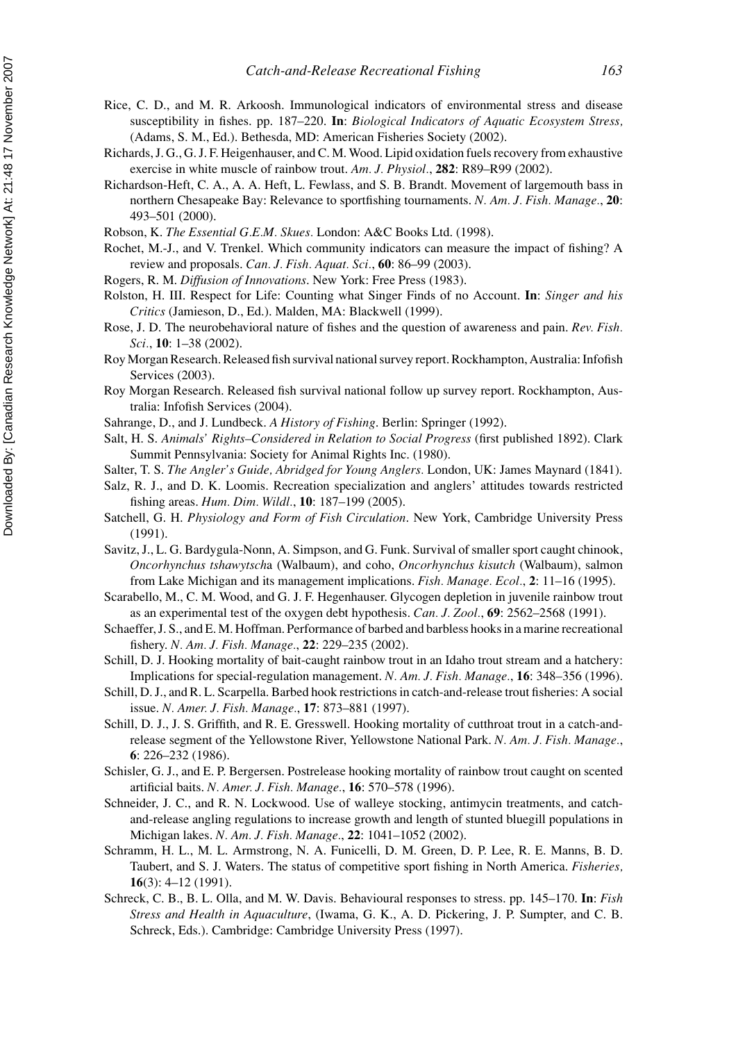Rice, C. D., and M. R. Arkoosh. Immunological indicators of environmental stress and disease susceptibility in fishes. pp. 187–220. **In**: *Biological Indicators of Aquatic Ecosystem Stress,* (Adams, S. M., Ed.). Bethesda, MD: American Fisheries Society (2002).

Richards, J. G., G. J. F. Heigenhauser, and C. M. Wood. Lipid oxidation fuels recovery from exhaustive exercise in white muscle of rainbow trout. *Am. J. Physiol.*, **282**: R89–R99 (2002).

Richardson-Heft, C. A., A. A. Heft, L. Fewlass, and S. B. Brandt. Movement of largemouth bass in northern Chesapeake Bay: Relevance to sportfishing tournaments. *N. Am. J. Fish. Manage.*, **20**: 493–501 (2000).

Robson, K. *The Essential G.E.M. Skues*. London: A&C Books Ltd. (1998).

Rochet, M.-J., and V. Trenkel. Which community indicators can measure the impact of fishing? A review and proposals. *Can. J. Fish. Aquat. Sci.*, **60**: 86–99 (2003).

Rogers, R. M. *Diffusion of Innovations*. New York: Free Press (1983).

Rolston, H. III. Respect for Life: Counting what Singer Finds of no Account. **In**: *Singer and his Critics* (Jamieson, D., Ed.). Malden, MA: Blackwell (1999).

Rose, J. D. The neurobehavioral nature of fishes and the question of awareness and pain. *Rev. Fish. Sci.*, **10**: 1–38 (2002).

Roy Morgan Research. Released fish survival national survey report. Rockhampton, Australia: Infofish Services (2003).

Roy Morgan Research. Released fish survival national follow up survey report. Rockhampton, Australia: Infofish Services (2004).

Sahrange, D., and J. Lundbeck. *A History of Fishing*. Berlin: Springer (1992).

Salt, H. S. *Animals' Rights–Considered in Relation to Social Progress* (first published 1892). Clark Summit Pennsylvania: Society for Animal Rights Inc. (1980).

Salter, T. S. *The Angler's Guide, Abridged for Young Anglers.* London, UK: James Maynard (1841).

Salz, R. J., and D. K. Loomis. Recreation specialization and anglers' attitudes towards restricted fishing areas. *Hum. Dim. Wildl.*, **10**: 187–199 (2005).

Satchell, G. H. *Physiology and Form of Fish Circulation*. New York, Cambridge University Press (1991).

Savitz, J., L. G. Bardygula-Nonn, A. Simpson, and G. Funk. Survival of smaller sport caught chinook, *Oncorhynchus tshawytsch*a (Walbaum), and coho, *Oncorhynchus kisutch* (Walbaum), salmon from Lake Michigan and its management implications. *Fish. Manage. Ecol.*, **2**: 11–16 (1995).

Scarabello, M., C. M. Wood, and G. J. F. Hegenhauser. Glycogen depletion in juvenile rainbow trout as an experimental test of the oxygen debt hypothesis. *Can. J. Zool.*, **69**: 2562–2568 (1991).

Schaeffer, J. S., and E. M. Hoffman. Performance of barbed and barbless hooks in a marine recreational fishery. *N. Am. J. Fish. Manage.*, **22**: 229–235 (2002).

Schill, D. J. Hooking mortality of bait-caught rainbow trout in an Idaho trout stream and a hatchery: Implications for special-regulation management. *N. Am. J. Fish. Manage.*, **16**: 348–356 (1996).

Schill, D. J., and R. L. Scarpella. Barbed hook restrictions in catch-and-release trout fisheries: A social issue. *N. Amer. J. Fish. Manage.*, **17**: 873–881 (1997).

Schill, D. J., J. S. Griffith, and R. E. Gresswell. Hooking mortality of cutthroat trout in a catch-and-release segment of the Yellowstone River, Yellowstone National Park. *N. Am. J. Fish. Manage.*, **6**: 226–232 (1986).

Schisler, G. J., and E. P. Bergersen. Postrelease hooking mortality of rainbow trout caught on scented artificial baits. *N. Amer. J. Fish. Manage.*, **16**: 570–578 (1996).

Schneider, J. C., and R. N. Lockwood. Use of walleye stocking, antimycin treatments, and catch-and-release angling regulations to increase growth and length of stunted bluegill populations in Michigan lakes. *N. Am. J. Fish. Manage.*, **22**: 1041–1052 (2002).

Schramm, H. L., M. L. Armstrong, N. A. Funicelli, D. M. Green, D. P. Lee, R. E. Manns, B. D. Taubert, and S. J. Waters. The status of competitive sport fishing in North America. *Fisheries,* **16**(3): 4–12 (1991).

Schreck, C. B., B. L. Olla, and M. W. Davis. Behavioural responses to stress. pp. 145–170. **In**: *Fish Stress and Health in Aquaculture*, (Iwama, G. K., A. D. Pickering, J. P. Sumpter, and C. B. Schreck, Eds.). Cambridge: Cambridge University Press (1997).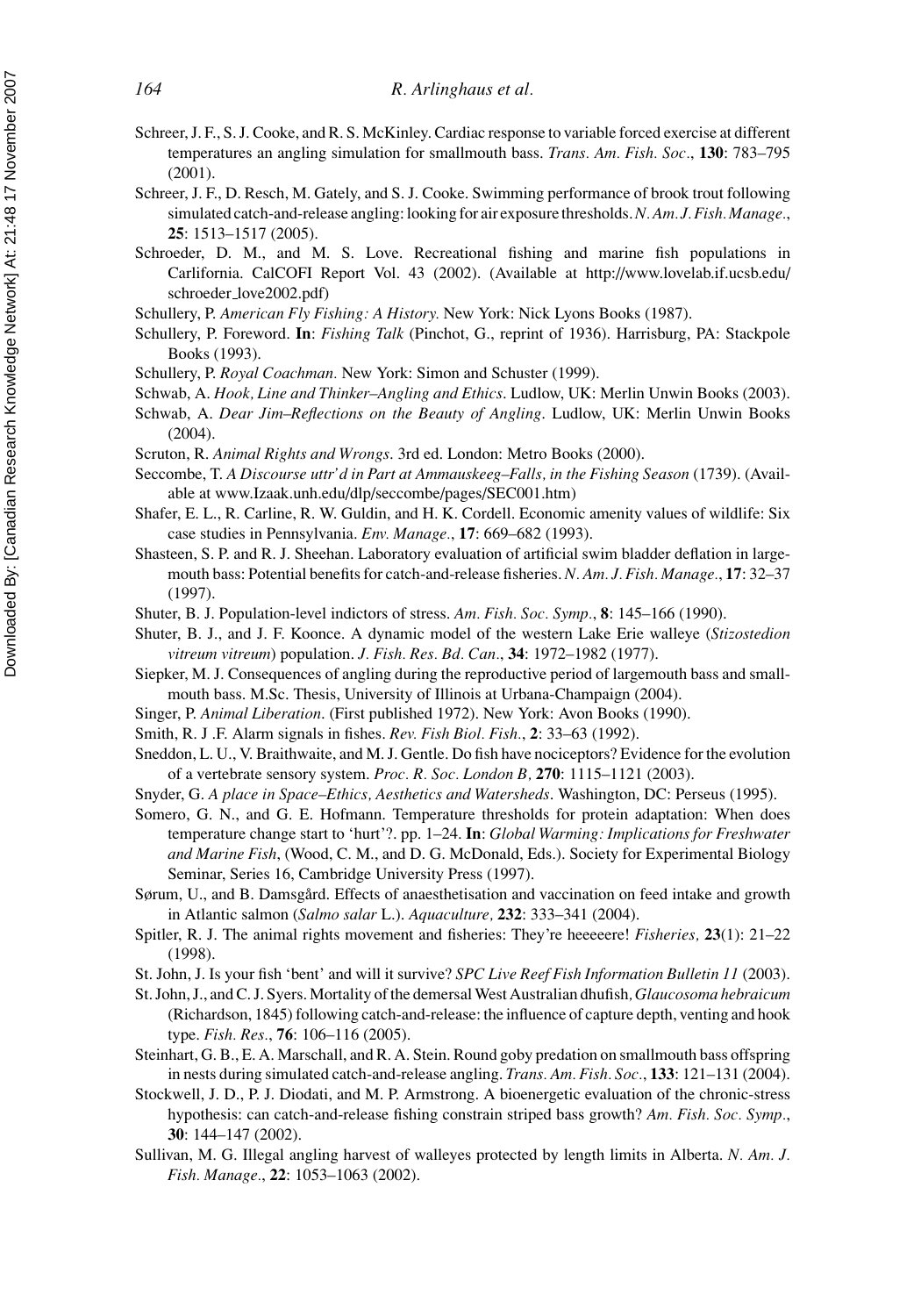Schreer, J. F., S. J. Cooke, and R. S. McKinley. Cardiac response to variable forced exercise at different temperatures an angling simulation for smallmouth bass. *Trans. Am. Fish. Soc.*, **130**: 783–795 (2001).

Schreer, J. F., D. Resch, M. Gately, and S. J. Cooke. Swimming performance of brook trout following simulated catch-and-release angling: looking for air exposure thresholds. *N. Am. J. Fish. Manage.*, **25**: 1513–1517 (2005).

Schroeder, D. M., and M. S. Love. Recreational fishing and marine fish populations in Carlifornia. CalCOFI Report Vol. 43 (2002). (Available at http://www.lovelab.if.ucsb.edu/schroeder_love2002.pdf)

Schullery, P. *American Fly Fishing: A History.* New York: Nick Lyons Books (1987).

Schullery, P. Foreword. **In**: *Fishing Talk* (Pinchot, G., reprint of 1936). Harrisburg, PA: Stackpole Books (1993).

Schullery, P. *Royal Coachman.* New York: Simon and Schuster (1999).

Schwab, A. *Hook, Line and Thinker–Angling and Ethics*. Ludlow, UK: Merlin Unwin Books (2003).

Schwab, A. *Dear Jim–Reflections on the Beauty of Angling*. Ludlow, UK: Merlin Unwin Books (2004).

Scruton, R. *Animal Rights and Wrongs*. 3rd ed. London: Metro Books (2000).

Seccombe, T. *A Discourse uttr'd in Part at Ammauskeeg–Falls, in the Fishing Season* (1739). (Available at www.Izaak.unh.edu/dlp/seccombe/pages/SEC001.htm)

Shafer, E. L., R. Carline, R. W. Guldin, and H. K. Cordell. Economic amenity values of wildlife: Six case studies in Pennsylvania. *Env. Manage.*, **17**: 669–682 (1993).

Shasteen, S. P. and R. J. Sheehan. Laboratory evaluation of artificial swim bladder deflation in largemouth bass: Potential benefits for catch-and-release fisheries. *N. Am. J. Fish. Manage.*, **17**: 32–37 (1997).

Shuter, B. J. Population-level indictors of stress. *Am. Fish. Soc. Symp.*, **8**: 145–166 (1990).

Shuter, B. J., and J. F. Koonce. A dynamic model of the western Lake Erie walleye (*Stizostedion vitreum vitreum*) population. *J. Fish. Res. Bd. Can.*, **34**: 1972–1982 (1977).

Siepker, M. J. Consequences of angling during the reproductive period of largemouth bass and smallmouth bass. M.Sc. Thesis, University of Illinois at Urbana-Champaign (2004).

Singer, P. *Animal Liberation*. (First published 1972). New York: Avon Books (1990).

Smith, R. J .F. Alarm signals in fishes. *Rev. Fish Biol. Fish.*, **2**: 33–63 (1992).

Sneddon, L. U., V. Braithwaite, and M. J. Gentle. Do fish have nociceptors? Evidence for the evolution of a vertebrate sensory system. *Proc. R. Soc. London B,* **270**: 1115–1121 (2003).

Snyder, G. *A place in Space–Ethics, Aesthetics and Watersheds*. Washington, DC: Perseus (1995).

Somero, G. N., and G. E. Hofmann. Temperature thresholds for protein adaptation: When does temperature change start to 'hurt'?. pp. 1–24. **In**: *Global Warming: Implications for Freshwater and Marine Fish*, (Wood, C. M., and D. G. McDonald, Eds.). Society for Experimental Biology Seminar, Series 16, Cambridge University Press (1997).

Sørum, U., and B. Damsgård. Effects of anaesthetisation and vaccination on feed intake and growth in Atlantic salmon (*Salmo salar* L.). *Aquaculture,* **232**: 333–341 (2004).

Spitler, R. J. The animal rights movement and fisheries: They're heeeeere! *Fisheries,* **23**(1): 21–22 (1998).

St. John, J. Is your fish 'bent' and will it survive? *SPC Live Reef Fish Information Bulletin 11* (2003).

St. John, J., and C. J. Syers. Mortality of the demersal West Australian dhufish, *Glaucosoma hebraicum* (Richardson, 1845) following catch-and-release: the influence of capture depth, venting and hook type. *Fish. Res.*, **76**: 106–116 (2005).

Steinhart, G. B., E. A. Marschall, and R. A. Stein. Round goby predation on smallmouth bass offspring in nests during simulated catch-and-release angling. *Trans. Am. Fish. Soc.*, **133**: 121–131 (2004).

Stockwell, J. D., P. J. Diodati, and M. P. Armstrong. A bioenergetic evaluation of the chronic-stress hypothesis: can catch-and-release fishing constrain striped bass growth? *Am. Fish. Soc. Symp.*, **30**: 144–147 (2002).

Sullivan, M. G. Illegal angling harvest of walleyes protected by length limits in Alberta. *N. Am. J. Fish. Manage.*, **22**: 1053–1063 (2002).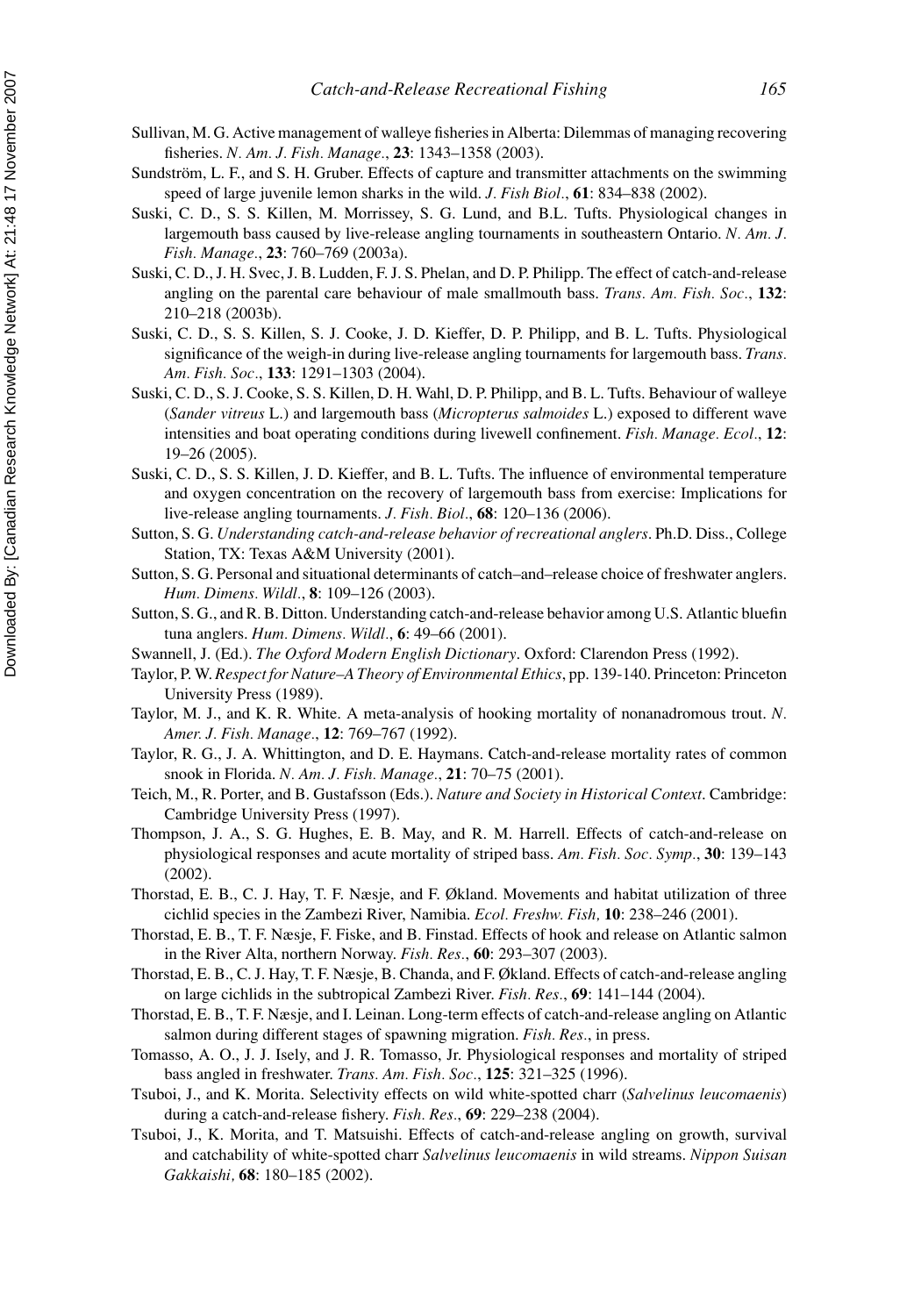Sullivan, M. G. Active management of walleye fisheries in Alberta: Dilemmas of managing recovering fisheries. *N. Am. J. Fish. Manage.*, **23**: 1343–1358 (2003).

Sundström, L. F., and S. H. Gruber. Effects of capture and transmitter attachments on the swimming speed of large juvenile lemon sharks in the wild. *J. Fish Biol.*, **61**: 834–838 (2002).

Suski, C. D., S. S. Killen, M. Morrissey, S. G. Lund, and B.L. Tufts. Physiological changes in largemouth bass caused by live-release angling tournaments in southeastern Ontario. *N. Am. J. Fish. Manage.*, **23**: 760–769 (2003a).

Suski, C. D., J. H. Svec, J. B. Ludden, F. J. S. Phelan, and D. P. Philipp. The effect of catch-and-release angling on the parental care behaviour of male smallmouth bass. *Trans. Am. Fish. Soc.*, **132**: 210–218 (2003b).

Suski, C. D., S. S. Killen, S. J. Cooke, J. D. Kieffer, D. P. Philipp, and B. L. Tufts. Physiological significance of the weigh-in during live-release angling tournaments for largemouth bass. *Trans. Am. Fish. Soc.*, **133**: 1291–1303 (2004).

Suski, C. D., S. J. Cooke, S. S. Killen, D. H. Wahl, D. P. Philipp, and B. L. Tufts. Behaviour of walleye (*Sander vitreus* L.) and largemouth bass (*Micropterus salmoides* L.) exposed to different wave intensities and boat operating conditions during livewell confinement. *Fish. Manage. Ecol.*, **12**: 19–26 (2005).

Suski, C. D., S. S. Killen, J. D. Kieffer, and B. L. Tufts. The influence of environmental temperature and oxygen concentration on the recovery of largemouth bass from exercise: Implications for live-release angling tournaments. *J. Fish. Biol.*, **68**: 120–136 (2006).

Sutton, S. G. *Understanding catch-and-release behavior of recreational anglers*. Ph.D. Diss., College Station, TX: Texas A&M University (2001).

Sutton, S. G. Personal and situational determinants of catch–and–release choice of freshwater anglers. *Hum. Dimens. Wildl.*, **8**: 109–126 (2003).

Sutton, S. G., and R. B. Ditton. Understanding catch-and-release behavior among U.S. Atlantic bluefin tuna anglers. *Hum. Dimens. Wildl.*, **6**: 49–66 (2001).

Swannell, J. (Ed.). *The Oxford Modern English Dictionary*. Oxford: Clarendon Press (1992).

Taylor, P. W. *Respect for Nature–A Theory of Environmental Ethics*, pp. 139-140. Princeton: Princeton University Press (1989).

Taylor, M. J., and K. R. White. A meta-analysis of hooking mortality of nonanadromous trout. *N. Amer. J. Fish. Manage.*, **12**: 769–767 (1992).

Taylor, R. G., J. A. Whittington, and D. E. Haymans. Catch-and-release mortality rates of common snook in Florida. *N. Am. J. Fish. Manage.*, **21**: 70–75 (2001).

Teich, M., R. Porter, and B. Gustafsson (Eds.). *Nature and Society in Historical Context*. Cambridge: Cambridge University Press (1997).

Thompson, J. A., S. G. Hughes, E. B. May, and R. M. Harrell. Effects of catch-and-release on physiological responses and acute mortality of striped bass. *Am. Fish. Soc. Symp.*, **30**: 139–143 (2002).

Thorstad, E. B., C. J. Hay, T. F. Næsje, and F. Økland. Movements and habitat utilization of three cichlid species in the Zambezi River, Namibia. *Ecol. Freshw. Fish,* **10**: 238–246 (2001).

Thorstad, E. B., T. F. Næsje, F. Fiske, and B. Finstad. Effects of hook and release on Atlantic salmon in the River Alta, northern Norway. *Fish. Res.*, **60**: 293–307 (2003).

Thorstad, E. B., C. J. Hay, T. F. Næsje, B. Chanda, and F. Økland. Effects of catch-and-release angling on large cichlids in the subtropical Zambezi River. *Fish. Res.*, **69**: 141–144 (2004).

Thorstad, E. B., T. F. Næsje, and I. Leinan. Long-term effects of catch-and-release angling on Atlantic salmon during different stages of spawning migration. *Fish. Res.*, in press.

Tomasso, A. O., J. J. Isely, and J. R. Tomasso, Jr. Physiological responses and mortality of striped bass angled in freshwater. *Trans. Am. Fish. Soc.*, **125**: 321–325 (1996).

Tsuboi, J., and K. Morita. Selectivity effects on wild white-spotted charr (*Salvelinus leucomaenis*) during a catch-and-release fishery. *Fish. Res.*, **69**: 229–238 (2004).

Tsuboi, J., K. Morita, and T. Matsuishi. Effects of catch-and-release angling on growth, survival and catchability of white-spotted charr *Salvelinus leucomaenis* in wild streams. *Nippon Suisan Gakkaishi,* **68**: 180–185 (2002).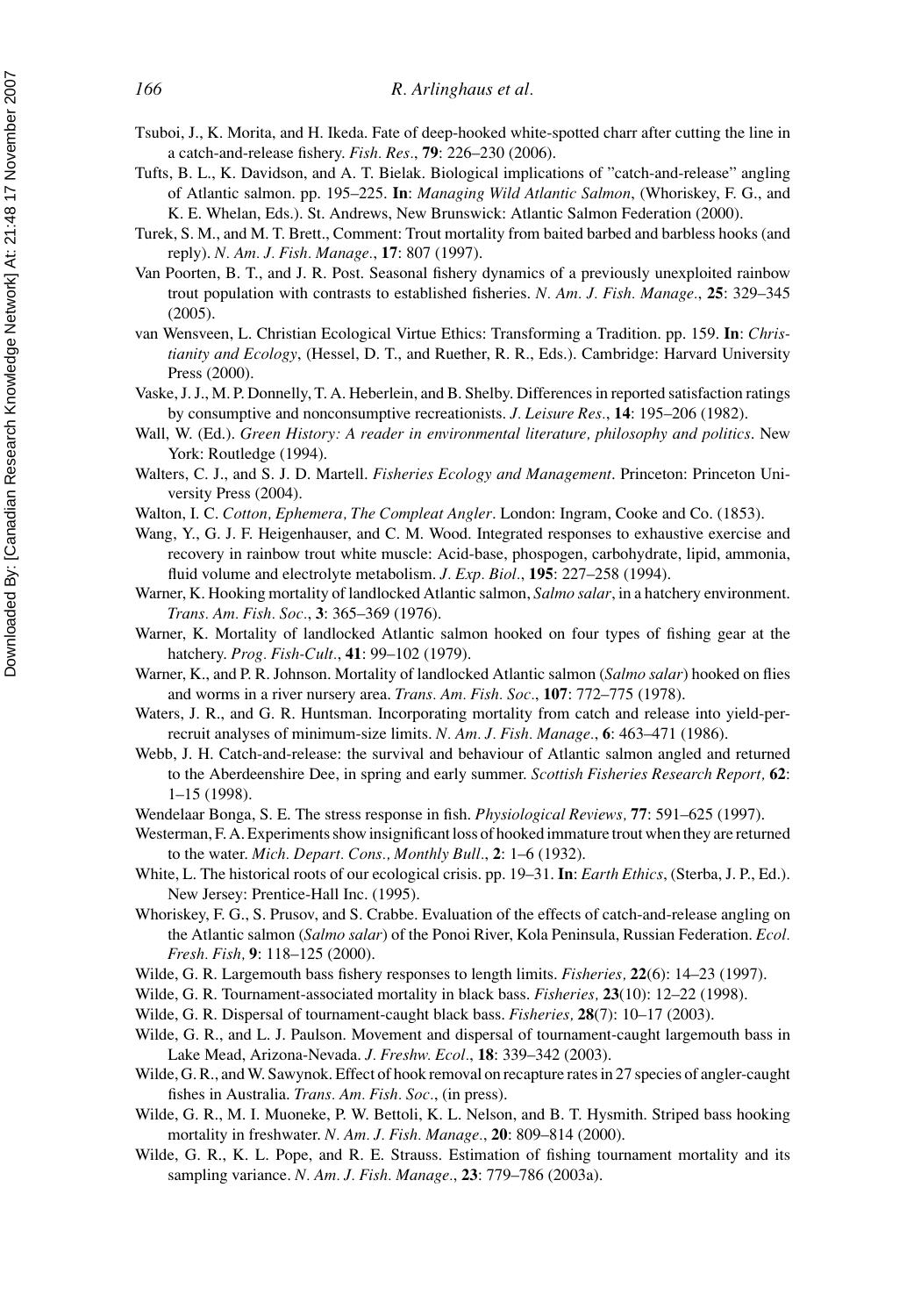Tsuboi, J., K. Morita, and H. Ikeda. Fate of deep-hooked white-spotted charr after cutting the line in a catch-and-release fishery. *Fish. Res.*, **79**: 226–230 (2006).

Tufts, B. L., K. Davidson, and A. T. Bielak. Biological implications of "catch-and-release" angling of Atlantic salmon. pp. 195–225. **In**: *Managing Wild Atlantic Salmon*, (Whoriskey, F. G., and K. E. Whelan, Eds.). St. Andrews, New Brunswick: Atlantic Salmon Federation (2000).

Turek, S. M., and M. T. Brett., Comment: Trout mortality from baited barbed and barbless hooks (and reply). *N. Am. J. Fish. Manage.*, **17**: 807 (1997).

Van Poorten, B. T., and J. R. Post. Seasonal fishery dynamics of a previously unexploited rainbow trout population with contrasts to established fisheries. *N. Am. J. Fish. Manage.*, **25**: 329–345 (2005).

van Wensveen, L. Christian Ecological Virtue Ethics: Transforming a Tradition. pp. 159. **In**: *Christianity and Ecology*, (Hessel, D. T., and Ruether, R. R., Eds.). Cambridge: Harvard University Press (2000).

Vaske, J. J., M. P. Donnelly, T. A. Heberlein, and B. Shelby. Differences in reported satisfaction ratings by consumptive and nonconsumptive recreationists. *J. Leisure Res.*, **14**: 195–206 (1982).

Wall, W. (Ed.). *Green History: A reader in environmental literature, philosophy and politics*. New York: Routledge (1994).

Walters, C. J., and S. J. D. Martell. *Fisheries Ecology and Management*. Princeton: Princeton University Press (2004).

Walton, I. C. *Cotton, Ephemera, The Compleat Angler*. London: Ingram, Cooke and Co. (1853).

Wang, Y., G. J. F. Heigenhauser, and C. M. Wood. Integrated responses to exhaustive exercise and recovery in rainbow trout white muscle: Acid-base, phospogen, carbohydrate, lipid, ammonia, fluid volume and electrolyte metabolism. *J. Exp. Biol.*, **195**: 227–258 (1994).

Warner, K. Hooking mortality of landlocked Atlantic salmon, *Salmo salar*, in a hatchery environment. *Trans. Am. Fish. Soc.*, **3**: 365–369 (1976).

Warner, K. Mortality of landlocked Atlantic salmon hooked on four types of fishing gear at the hatchery. *Prog. Fish-Cult.*, **41**: 99–102 (1979).

Warner, K., and P. R. Johnson. Mortality of landlocked Atlantic salmon (*Salmo salar*) hooked on flies and worms in a river nursery area. *Trans. Am. Fish. Soc.*, **107**: 772–775 (1978).

Waters, J. R., and G. R. Huntsman. Incorporating mortality from catch and release into yield-per-recruit analyses of minimum-size limits. *N. Am. J. Fish. Manage.*, **6**: 463–471 (1986).

Webb, J. H. Catch-and-release: the survival and behaviour of Atlantic salmon angled and returned to the Aberdeenshire Dee, in spring and early summer. *Scottish Fisheries Research Report,* **62**: 1–15 (1998).

Wendelaar Bonga, S. E. The stress response in fish. *Physiological Reviews,* **77**: 591–625 (1997).

Westerman, F. A. Experiments show insignificant loss of hooked immature trout when they are returned to the water. *Mich. Depart. Cons., Monthly Bull.*, **2**: 1–6 (1932).

White, L. The historical roots of our ecological crisis. pp. 19–31. **In**: *Earth Ethics*, (Sterba, J. P., Ed.). New Jersey: Prentice-Hall Inc. (1995).

Whoriskey, F. G., S. Prusov, and S. Crabbe. Evaluation of the effects of catch-and-release angling on the Atlantic salmon (*Salmo salar*) of the Ponoi River, Kola Peninsula, Russian Federation. *Ecol. Fresh. Fish,* **9**: 118–125 (2000).

Wilde, G. R. Largemouth bass fishery responses to length limits. *Fisheries,* **22**(6): 14–23 (1997).

Wilde, G. R. Tournament-associated mortality in black bass. *Fisheries,* **23**(10): 12–22 (1998).

Wilde, G. R. Dispersal of tournament-caught black bass. *Fisheries,* **28**(7): 10–17 (2003).

Wilde, G. R., and L. J. Paulson. Movement and dispersal of tournament-caught largemouth bass in Lake Mead, Arizona-Nevada. *J. Freshw. Ecol.*, **18**: 339–342 (2003).

Wilde, G. R., and W. Sawynok. Effect of hook removal on recapture rates in 27 species of angler-caught fishes in Australia. *Trans. Am. Fish. Soc.*, (in press).

Wilde, G. R., M. I. Muoneke, P. W. Bettoli, K. L. Nelson, and B. T. Hysmith. Striped bass hooking mortality in freshwater. *N. Am. J. Fish. Manage.*, **20**: 809–814 (2000).

Wilde, G. R., K. L. Pope, and R. E. Strauss. Estimation of fishing tournament mortality and its sampling variance. *N. Am. J. Fish. Manage.*, **23**: 779–786 (2003a).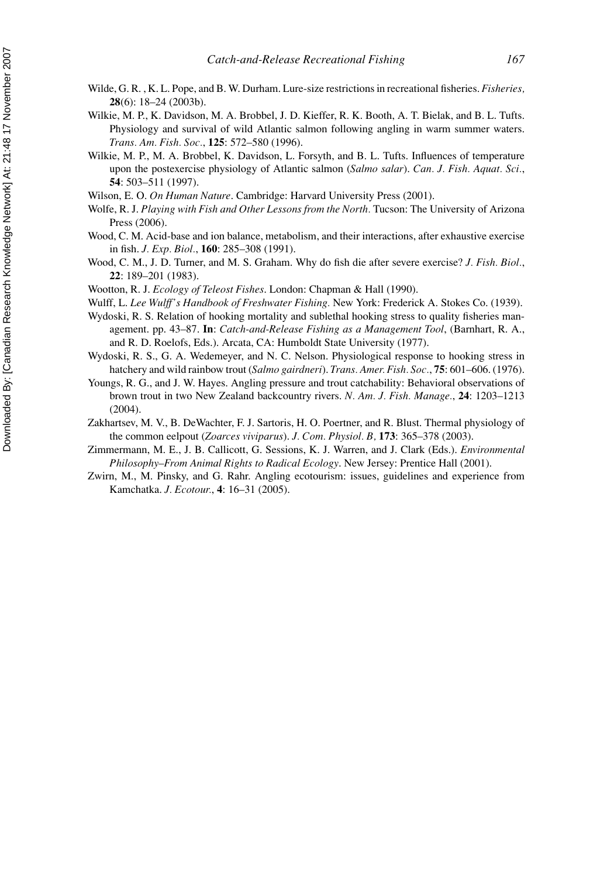Wilde, G. R. , K. L. Pope, and B. W. Durham. Lure-size restrictions in recreational fisheries. *Fisheries,* **28**(6): 18–24 (2003b).

Wilkie, M. P., K. Davidson, M. A. Brobbel, J. D. Kieffer, R. K. Booth, A. T. Bielak, and B. L. Tufts. Physiology and survival of wild Atlantic salmon following angling in warm summer waters. *Trans. Am. Fish. Soc.*, **125**: 572–580 (1996).

Wilkie, M. P., M. A. Brobbel, K. Davidson, L. Forsyth, and B. L. Tufts. Influences of temperature upon the postexercise physiology of Atlantic salmon (*Salmo salar*). *Can. J. Fish. Aquat. Sci.*, **54**: 503–511 (1997).

Wilson, E. O. *On Human Nature*. Cambridge: Harvard University Press (2001).

Wolfe, R. J. *Playing with Fish and Other Lessons from the North.* Tucson: The University of Arizona Press (2006).

Wood, C. M. Acid-base and ion balance, metabolism, and their interactions, after exhaustive exercise in fish. *J. Exp. Biol.*, **160**: 285–308 (1991).

Wood, C. M., J. D. Turner, and M. S. Graham. Why do fish die after severe exercise? *J. Fish. Biol.*, **22**: 189–201 (1983).

Wootton, R. J. *Ecology of Teleost Fishes*. London: Chapman & Hall (1990).

Wulff, L. *Lee Wulff's Handbook of Freshwater Fishing.* New York: Frederick A. Stokes Co. (1939).

Wydoski, R. S. Relation of hooking mortality and sublethal hooking stress to quality fisheries management. pp. 43–87. **In**: *Catch-and-Release Fishing as a Management Tool*, (Barnhart, R. A., and R. D. Roelofs, Eds.). Arcata, CA: Humboldt State University (1977).

Wydoski, R. S., G. A. Wedemeyer, and N. C. Nelson. Physiological response to hooking stress in hatchery and wild rainbow trout (*Salmo gairdneri*). *Trans. Amer. Fish. Soc.*, **75**: 601–606. (1976).

Youngs, R. G., and J. W. Hayes. Angling pressure and trout catchability: Behavioral observations of brown trout in two New Zealand backcountry rivers. *N. Am. J. Fish. Manage.*, **24**: 1203–1213 (2004).

Zakhartsev, M. V., B. DeWachter, F. J. Sartoris, H. O. Poertner, and R. Blust. Thermal physiology of the common eelpout (*Zoarces viviparus*). *J. Com. Physiol. B,* **173**: 365–378 (2003).

Zimmermann, M. E., J. B. Callicott, G. Sessions, K. J. Warren, and J. Clark (Eds.). *Environmental Philosophy–From Animal Rights to Radical Ecology*. New Jersey: Prentice Hall (2001).

Zwirn, M., M. Pinsky, and G. Rahr. Angling ecotourism: issues, guidelines and experience from Kamchatka. *J. Ecotour.*, **4**: 16–31 (2005).